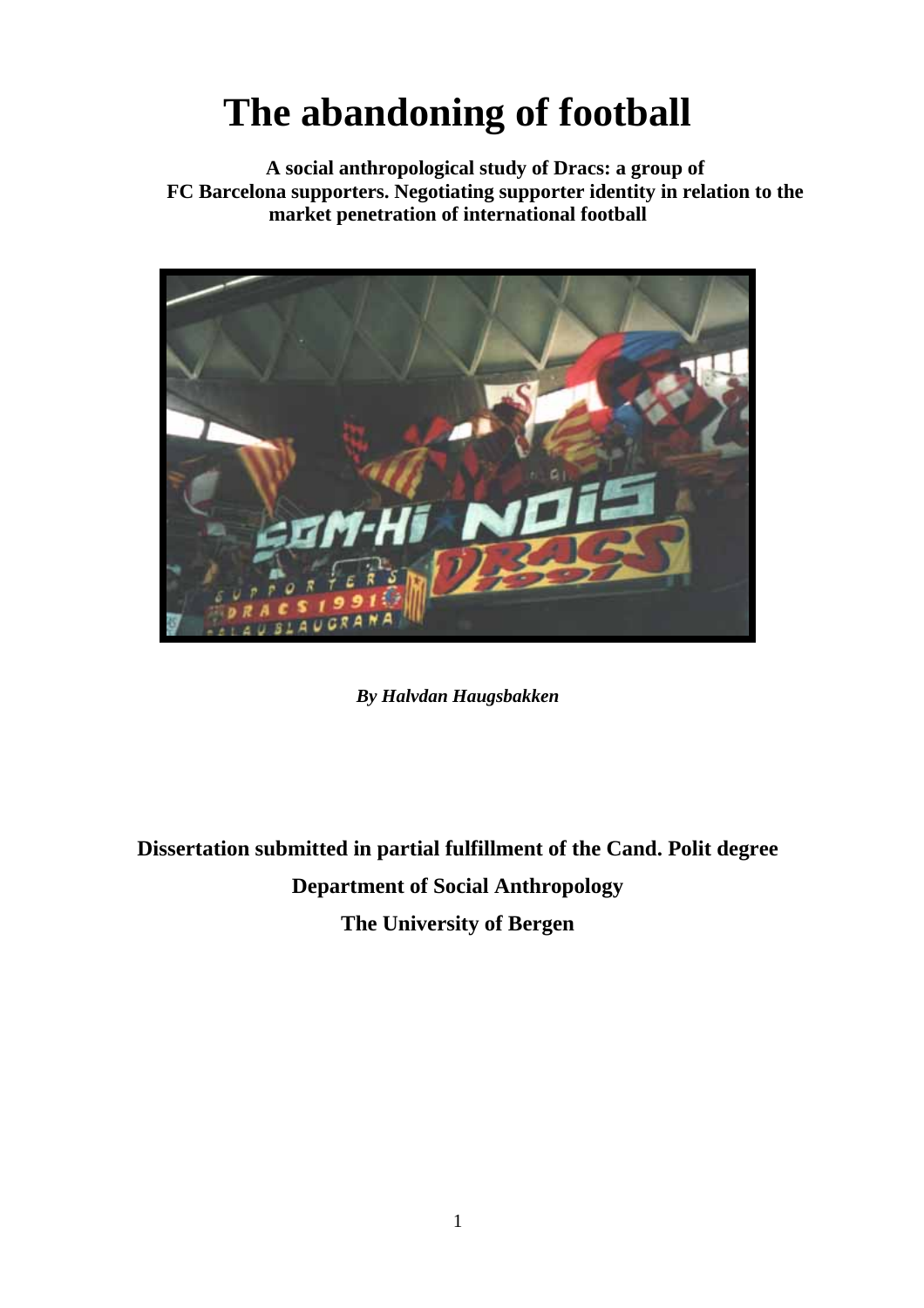# The abandoning of football

**A social anthropological study of Dracs: a group of FC Barcelona supporters. Negotiating supporter identity in relation to the market penetration of international football**

***By Halvdan Haugsbakken***

**Dissertation submitted in partial fulfillment of the Cand. Polit degree**

**Department of Social Anthropology**

**The University of Bergen**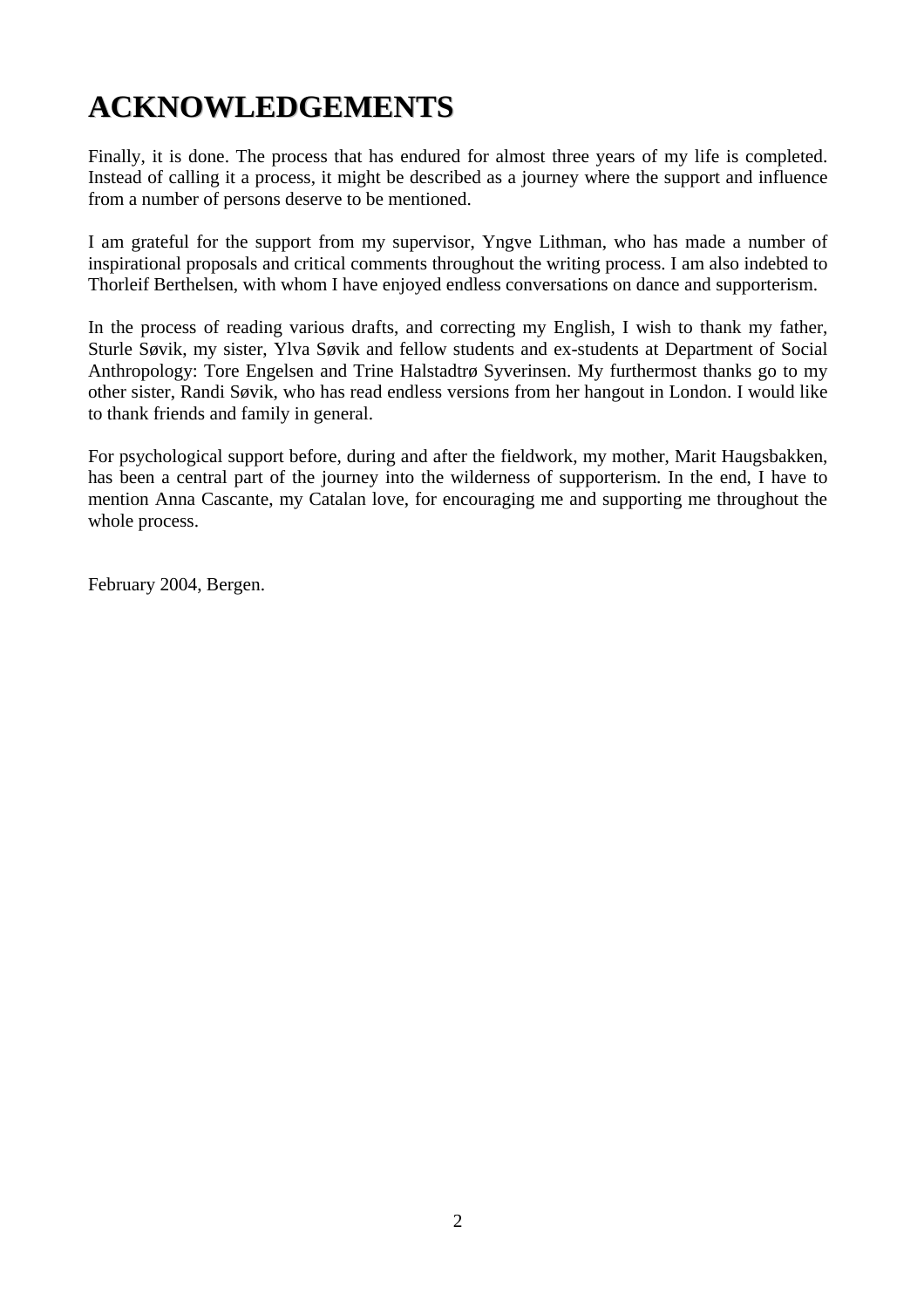# ACKNOWLEDGEMENTS

Finally, it is done. The process that has endured for almost three years of my life is completed. Instead of calling it a process, it might be described as a journey where the support and influence from a number of persons deserve to be mentioned.

I am grateful for the support from my supervisor, Yngve Lithman, who has made a number of inspirational proposals and critical comments throughout the writing process. I am also indebted to Thorleif Berthelsen, with whom I have enjoyed endless conversations on dance and supporterism.

In the process of reading various drafts, and correcting my English, I wish to thank my father, Sturle Søvik, my sister, Ylva Søvik and fellow students and ex-students at Department of Social Anthropology: Tore Engelsen and Trine Halstadtrø Syverinsen. My furthermost thanks go to my other sister, Randi Søvik, who has read endless versions from her hangout in London. I would like to thank friends and family in general.

For psychological support before, during and after the fieldwork, my mother, Marit Haugsbakken, has been a central part of the journey into the wilderness of supporterism. In the end, I have to mention Anna Cascante, my Catalan love, for encouraging me and supporting me throughout the whole process.

February 2004, Bergen.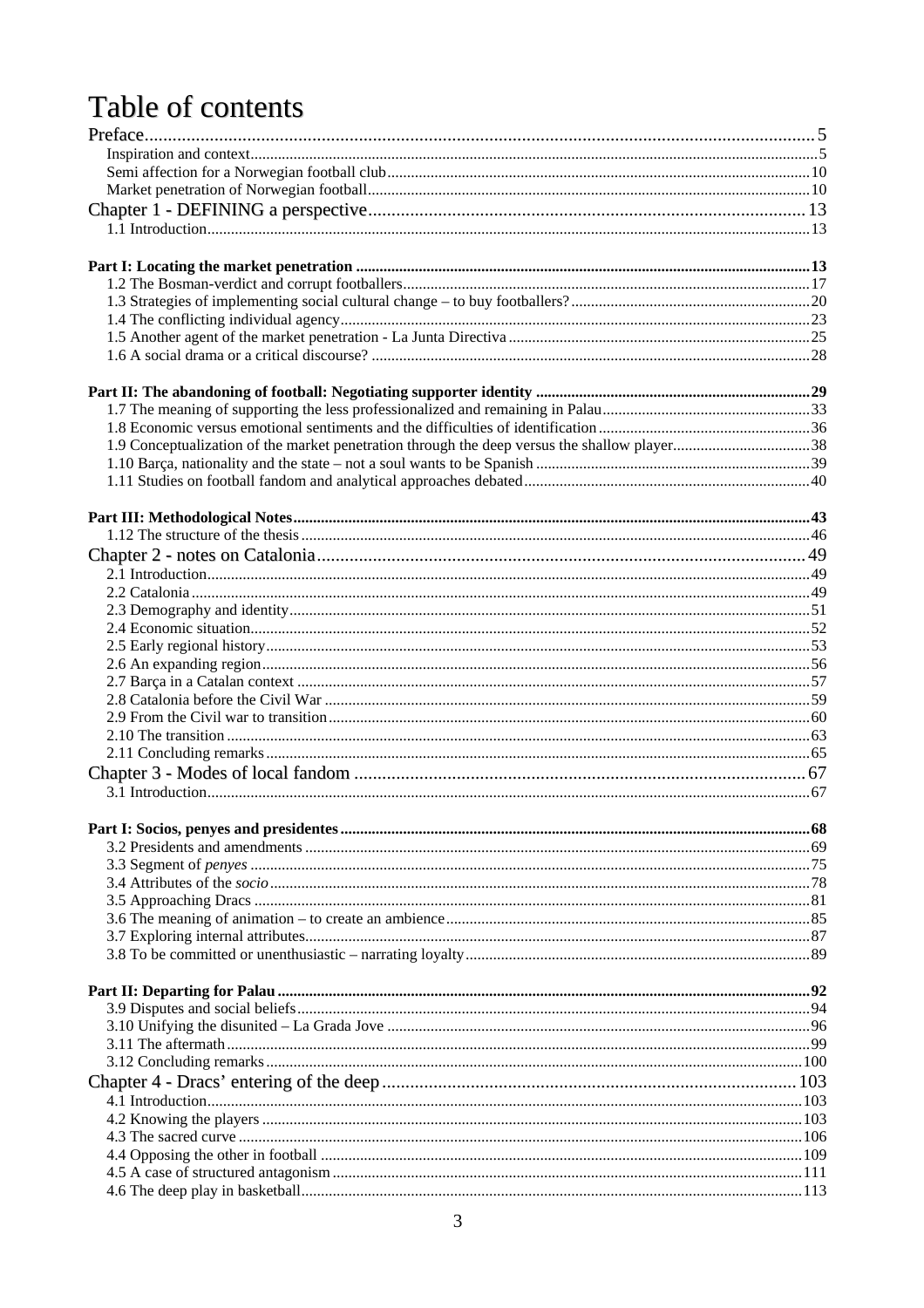# Table of contents

Preface ..... 5
- Inspiration and context ..... 5
- Semi affection for a Norwegian football club ..... 10
- Market penetration of Norwegian football ..... 10

Chapter 1 - DEFINING a perspective ..... 13
- 1.1 Introduction ..... 13

**Part I: Locating the market penetration ..... 13**
- 1.2 The Bosman-verdict and corrupt footballers ..... 17
- 1.3 Strategies of implementing social cultural change – to buy footballers? ..... 20
- 1.4 The conflicting individual agency ..... 23
- 1.5 Another agent of the market penetration - La Junta Directiva ..... 25
- 1.6 A social drama or a critical discourse? ..... 28

**Part II: The abandoning of football: Negotiating supporter identity ..... 29**
- 1.7 The meaning of supporting the less professionalized and remaining in Palau ..... 33
- 1.8 Economic versus emotional sentiments and the difficulties of identification ..... 36
- 1.9 Conceptualization of the market penetration through the deep versus the shallow player ..... 38
- 1.10 Barça, nationality and the state – not a soul wants to be Spanish ..... 39
- 1.11 Studies on football fandom and analytical approaches debated ..... 40

**Part III: Methodological Notes ..... 43**
- 1.12 The structure of the thesis ..... 46

Chapter 2 - notes on Catalonia ..... 49
- 2.1 Introduction ..... 49
- 2.2 Catalonia ..... 49
- 2.3 Demography and identity ..... 51
- 2.4 Economic situation ..... 52
- 2.5 Early regional history ..... 53
- 2.6 An expanding region ..... 56
- 2.7 Barça in a Catalan context ..... 57
- 2.8 Catalonia before the Civil War ..... 59
- 2.9 From the Civil war to transition ..... 60
- 2.10 The transition ..... 63
- 2.11 Concluding remarks ..... 65

Chapter 3 - Modes of local fandom ..... 67
- 3.1 Introduction ..... 67

**Part I: Socios, penyes and presidentes ..... 68**
- 3.2 Presidents and amendments ..... 69
- 3.3 Segment of *penyes* ..... 75
- 3.4 Attributes of the *socio* ..... 78
- 3.5 Approaching Dracs ..... 81
- 3.6 The meaning of animation – to create an ambience ..... 85
- 3.7 Exploring internal attributes ..... 87
- 3.8 To be committed or unenthusiastic – narrating loyalty ..... 89

**Part II: Departing for Palau ..... 92**
- 3.9 Disputes and social beliefs ..... 94
- 3.10 Unifying the disunited – La Grada Jove ..... 96
- 3.11 The aftermath ..... 99
- 3.12 Concluding remarks ..... 100

Chapter 4 - Dracs' entering of the deep ..... 103
- 4.1 Introduction ..... 103
- 4.2 Knowing the players ..... 103
- 4.3 The sacred curve ..... 106
- 4.4 Opposing the other in football ..... 109
- 4.5 A case of structured antagonism ..... 111
- 4.6 The deep play in basketball ..... 113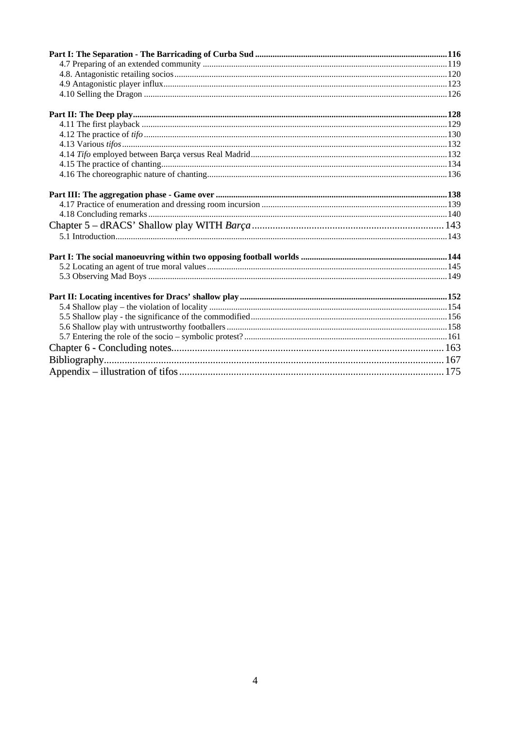**Part I: The Separation - The Barricading of Curba Sud** ... 116
4.7 Preparing of an extended community ... 119
4.8. Antagonistic retailing socios ... 120
4.9 Antagonistic player influx ... 123
4.10 Selling the Dragon ... 126

**Part II: The Deep play** ... 128
4.11 The first playback ... 129
4.12 The practice of *tifo* ... 130
4.13 Various *tifos* ... 132
4.14 *Tifo* employed between Barça versus Real Madrid ... 132
4.15 The practice of chanting ... 134
4.16 The choreographic nature of chanting ... 136

**Part III: The aggregation phase - Game over** ... 138
4.17 Practice of enumeration and dressing room incursion ... 139
4.18 Concluding remarks ... 140

Chapter 5 – dRACS' Shallow play WITH *Barça* ... 143
5.1 Introduction ... 143

**Part I: The social manoeuvring within two opposing football worlds** ... 144
5.2 Locating an agent of true moral values ... 145
5.3 Observing Mad Boys ... 149

**Part II: Locating incentives for Dracs' shallow play** ... 152
5.4 Shallow play – the violation of locality ... 154
5.5 Shallow play - the significance of the commodified ... 156
5.6 Shallow play with untrustworthy footballers ... 158
5.7 Entering the role of the socio – symbolic protest? ... 161

Chapter 6 - Concluding notes ... 163

Bibliography ... 167

Appendix – illustration of tifos ... 175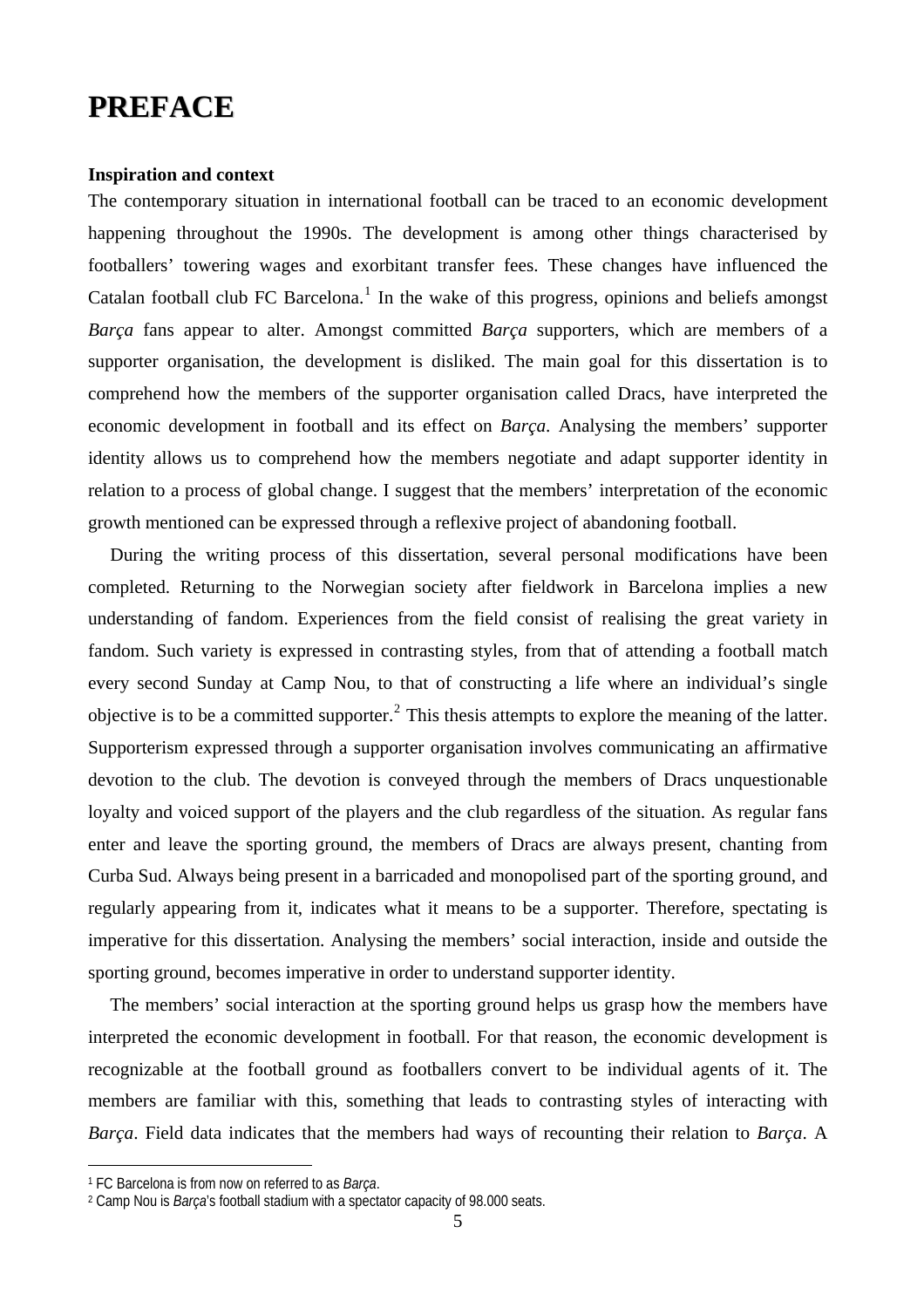# PREFACE

**Inspiration and context**

The contemporary situation in international football can be traced to an economic development happening throughout the 1990s. The development is among other things characterised by footballers' towering wages and exorbitant transfer fees. These changes have influenced the Catalan football club FC Barcelona.[1] In the wake of this progress, opinions and beliefs amongst *Barça* fans appear to alter. Amongst committed *Barça* supporters, which are members of a supporter organisation, the development is disliked. The main goal for this dissertation is to comprehend how the members of the supporter organisation called Dracs, have interpreted the economic development in football and its effect on *Barça*. Analysing the members' supporter identity allows us to comprehend how the members negotiate and adapt supporter identity in relation to a process of global change. I suggest that the members' interpretation of the economic growth mentioned can be expressed through a reflexive project of abandoning football.

During the writing process of this dissertation, several personal modifications have been completed. Returning to the Norwegian society after fieldwork in Barcelona implies a new understanding of fandom. Experiences from the field consist of realising the great variety in fandom. Such variety is expressed in contrasting styles, from that of attending a football match every second Sunday at Camp Nou, to that of constructing a life where an individual's single objective is to be a committed supporter.[2] This thesis attempts to explore the meaning of the latter. Supporterism expressed through a supporter organisation involves communicating an affirmative devotion to the club. The devotion is conveyed through the members of Dracs unquestionable loyalty and voiced support of the players and the club regardless of the situation. As regular fans enter and leave the sporting ground, the members of Dracs are always present, chanting from Curba Sud. Always being present in a barricaded and monopolised part of the sporting ground, and regularly appearing from it, indicates what it means to be a supporter. Therefore, spectating is imperative for this dissertation. Analysing the members' social interaction, inside and outside the sporting ground, becomes imperative in order to understand supporter identity.

The members' social interaction at the sporting ground helps us grasp how the members have interpreted the economic development in football. For that reason, the economic development is recognizable at the football ground as footballers convert to be individual agents of it. The members are familiar with this, something that leads to contrasting styles of interacting with *Barça*. Field data indicates that the members had ways of recounting their relation to *Barça*. A

---

[1] FC Barcelona is from now on referred to as *Barça*.

[2] Camp Nou is *Barça*'s football stadium with a spectator capacity of 98.000 seats.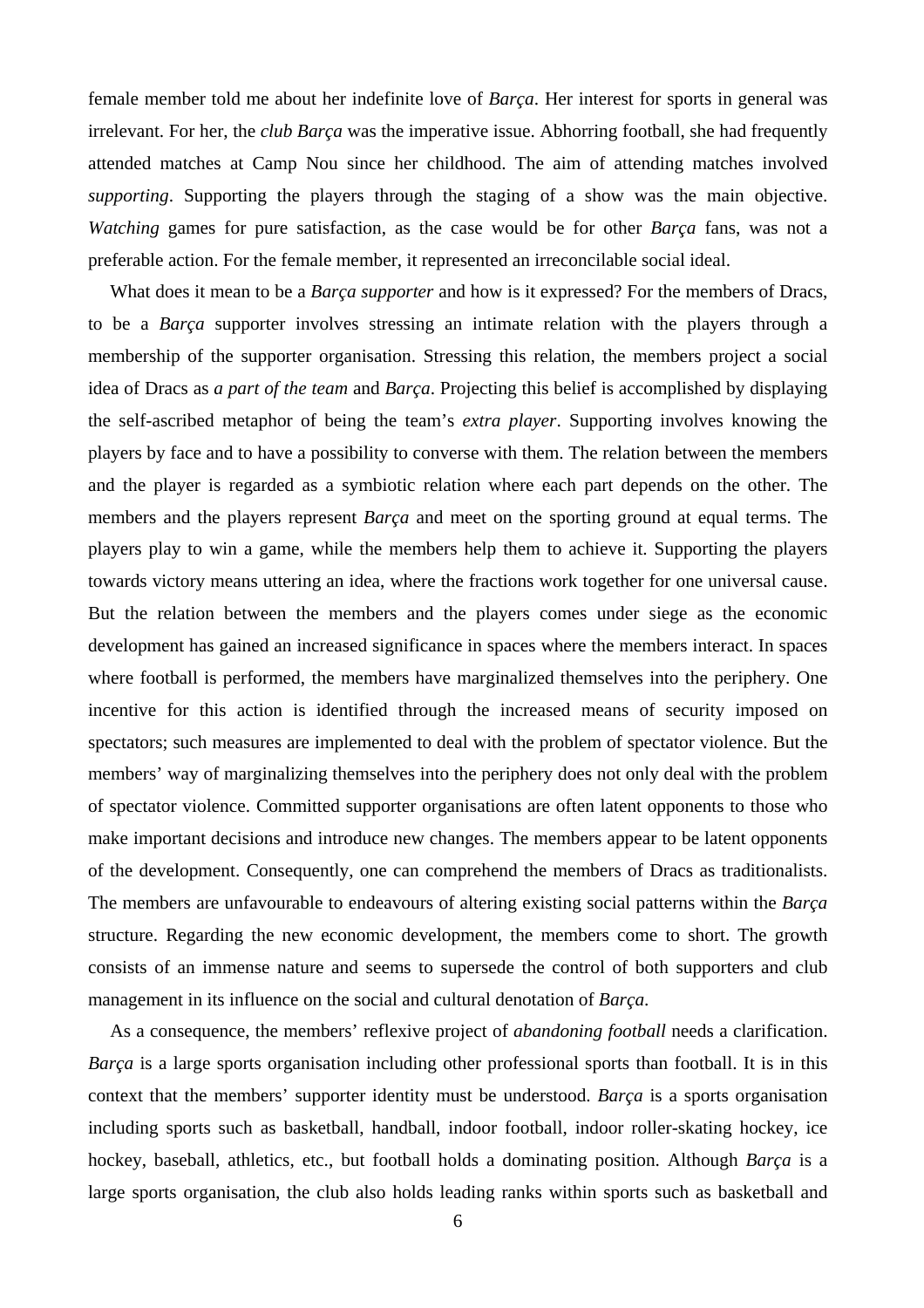female member told me about her indefinite love of *Barça*. Her interest for sports in general was irrelevant. For her, the *club Barça* was the imperative issue. Abhorring football, she had frequently attended matches at Camp Nou since her childhood. The aim of attending matches involved *supporting*. Supporting the players through the staging of a show was the main objective. *Watching* games for pure satisfaction, as the case would be for other *Barça* fans, was not a preferable action. For the female member, it represented an irreconcilable social ideal.

What does it mean to be a *Barça supporter* and how is it expressed? For the members of Dracs, to be a *Barça* supporter involves stressing an intimate relation with the players through a membership of the supporter organisation. Stressing this relation, the members project a social idea of Dracs as *a part of the team* and *Barça*. Projecting this belief is accomplished by displaying the self-ascribed metaphor of being the team's *extra player*. Supporting involves knowing the players by face and to have a possibility to converse with them. The relation between the members and the player is regarded as a symbiotic relation where each part depends on the other. The members and the players represent *Barça* and meet on the sporting ground at equal terms. The players play to win a game, while the members help them to achieve it. Supporting the players towards victory means uttering an idea, where the fractions work together for one universal cause. But the relation between the members and the players comes under siege as the economic development has gained an increased significance in spaces where the members interact. In spaces where football is performed, the members have marginalized themselves into the periphery. One incentive for this action is identified through the increased means of security imposed on spectators; such measures are implemented to deal with the problem of spectator violence. But the members' way of marginalizing themselves into the periphery does not only deal with the problem of spectator violence. Committed supporter organisations are often latent opponents to those who make important decisions and introduce new changes. The members appear to be latent opponents of the development. Consequently, one can comprehend the members of Dracs as traditionalists. The members are unfavourable to endeavours of altering existing social patterns within the *Barça* structure. Regarding the new economic development, the members come to short. The growth consists of an immense nature and seems to supersede the control of both supporters and club management in its influence on the social and cultural denotation of *Barça*.

As a consequence, the members' reflexive project of *abandoning football* needs a clarification. *Barça* is a large sports organisation including other professional sports than football. It is in this context that the members' supporter identity must be understood. *Barça* is a sports organisation including sports such as basketball, handball, indoor football, indoor roller-skating hockey, ice hockey, baseball, athletics, etc., but football holds a dominating position. Although *Barça* is a large sports organisation, the club also holds leading ranks within sports such as basketball and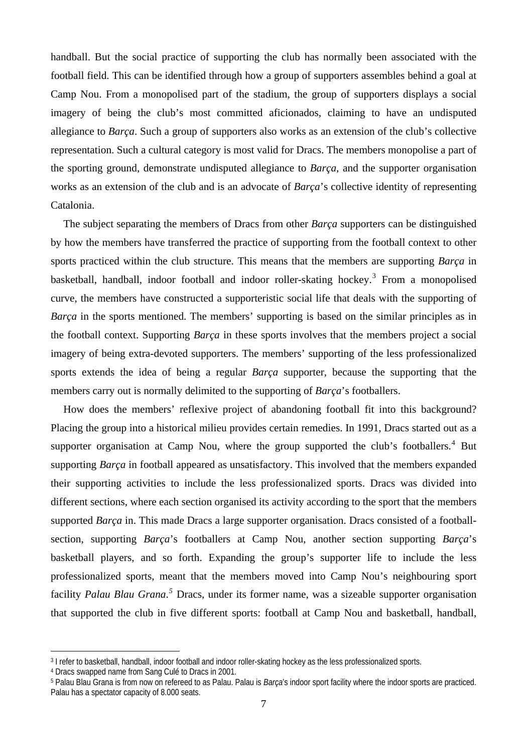handball. But the social practice of supporting the club has normally been associated with the football field. This can be identified through how a group of supporters assembles behind a goal at Camp Nou. From a monopolised part of the stadium, the group of supporters displays a social imagery of being the club's most committed aficionados, claiming to have an undisputed allegiance to *Barça*. Such a group of supporters also works as an extension of the club's collective representation. Such a cultural category is most valid for Dracs. The members monopolise a part of the sporting ground, demonstrate undisputed allegiance to *Barça*, and the supporter organisation works as an extension of the club and is an advocate of *Barça*'s collective identity of representing Catalonia.

The subject separating the members of Dracs from other *Barça* supporters can be distinguished by how the members have transferred the practice of supporting from the football context to other sports practiced within the club structure. This means that the members are supporting *Barça* in basketball, handball, indoor football and indoor roller-skating hockey.[3] From a monopolised curve, the members have constructed a supporteristic social life that deals with the supporting of *Barça* in the sports mentioned. The members' supporting is based on the similar principles as in the football context. Supporting *Barça* in these sports involves that the members project a social imagery of being extra-devoted supporters. The members' supporting of the less professionalized sports extends the idea of being a regular *Barça* supporter, because the supporting that the members carry out is normally delimited to the supporting of *Barça*'s footballers.

How does the members' reflexive project of abandoning football fit into this background? Placing the group into a historical milieu provides certain remedies. In 1991, Dracs started out as a supporter organisation at Camp Nou, where the group supported the club's footballers.[4] But supporting *Barça* in football appeared as unsatisfactory. This involved that the members expanded their supporting activities to include the less professionalized sports. Dracs was divided into different sections, where each section organised its activity according to the sport that the members supported *Barça* in. This made Dracs a large supporter organisation. Dracs consisted of a football-section, supporting *Barça*'s footballers at Camp Nou, another section supporting *Barça*'s basketball players, and so forth. Expanding the group's supporter life to include the less professionalized sports, meant that the members moved into Camp Nou's neighbouring sport facility *Palau Blau Grana*.[5] Dracs, under its former name, was a sizeable supporter organisation that supported the club in five different sports: football at Camp Nou and basketball, handball,

---

[3] I refer to basketball, handball, indoor football and indoor roller-skating hockey as the less professionalized sports.

[4] Dracs swapped name from Sang Culé to Dracs in 2001.

[5] Palau Blau Grana is from now on refereed to as Palau. Palau is *Barça*'s indoor sport facility where the indoor sports are practiced. Palau has a spectator capacity of 8.000 seats.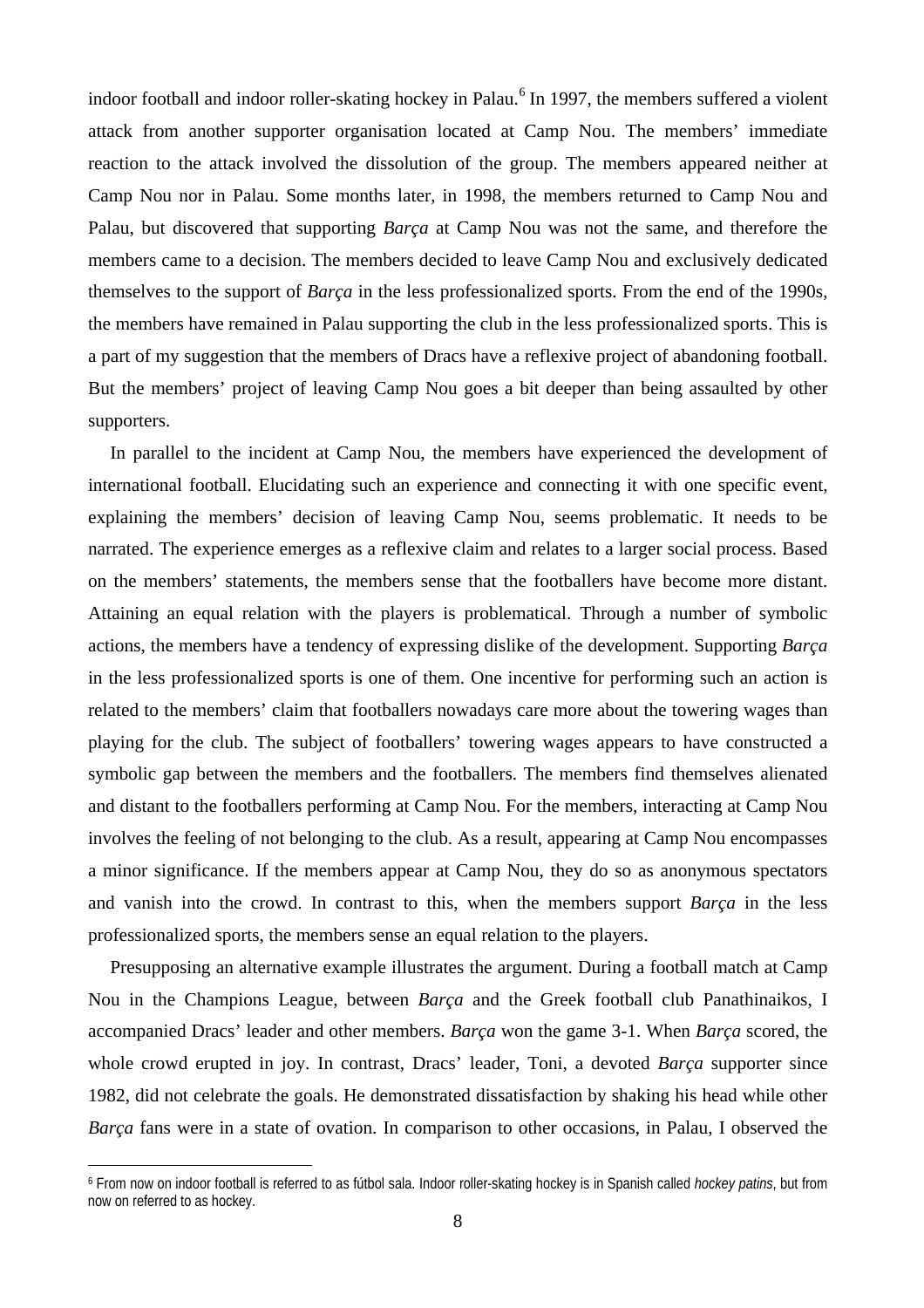indoor football and indoor roller-skating hockey in Palau.[6] In 1997, the members suffered a violent attack from another supporter organisation located at Camp Nou. The members' immediate reaction to the attack involved the dissolution of the group. The members appeared neither at Camp Nou nor in Palau. Some months later, in 1998, the members returned to Camp Nou and Palau, but discovered that supporting *Barça* at Camp Nou was not the same, and therefore the members came to a decision. The members decided to leave Camp Nou and exclusively dedicated themselves to the support of *Barça* in the less professionalized sports. From the end of the 1990s, the members have remained in Palau supporting the club in the less professionalized sports. This is a part of my suggestion that the members of Dracs have a reflexive project of abandoning football. But the members' project of leaving Camp Nou goes a bit deeper than being assaulted by other supporters.

In parallel to the incident at Camp Nou, the members have experienced the development of international football. Elucidating such an experience and connecting it with one specific event, explaining the members' decision of leaving Camp Nou, seems problematic. It needs to be narrated. The experience emerges as a reflexive claim and relates to a larger social process. Based on the members' statements, the members sense that the footballers have become more distant. Attaining an equal relation with the players is problematical. Through a number of symbolic actions, the members have a tendency of expressing dislike of the development. Supporting *Barça* in the less professionalized sports is one of them. One incentive for performing such an action is related to the members' claim that footballers nowadays care more about the towering wages than playing for the club. The subject of footballers' towering wages appears to have constructed a symbolic gap between the members and the footballers. The members find themselves alienated and distant to the footballers performing at Camp Nou. For the members, interacting at Camp Nou involves the feeling of not belonging to the club. As a result, appearing at Camp Nou encompasses a minor significance. If the members appear at Camp Nou, they do so as anonymous spectators and vanish into the crowd. In contrast to this, when the members support *Barça* in the less professionalized sports, the members sense an equal relation to the players.

Presupposing an alternative example illustrates the argument. During a football match at Camp Nou in the Champions League, between *Barça* and the Greek football club Panathinaikos, I accompanied Dracs' leader and other members. *Barça* won the game 3-1. When *Barça* scored, the whole crowd erupted in joy. In contrast, Dracs' leader, Toni, a devoted *Barça* supporter since 1982, did not celebrate the goals. He demonstrated dissatisfaction by shaking his head while other *Barça* fans were in a state of ovation. In comparison to other occasions, in Palau, I observed the

[6] From now on indoor football is referred to as fútbol sala. Indoor roller-skating hockey is in Spanish called *hockey patins*, but from now on referred to as hockey.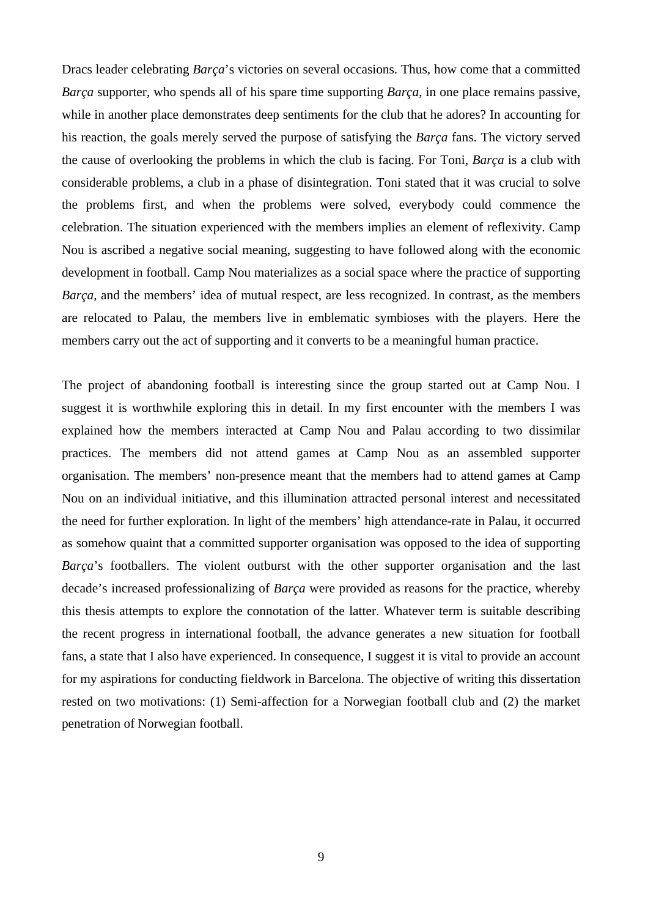Dracs leader celebrating *Barça*'s victories on several occasions. Thus, how come that a committed *Barça* supporter, who spends all of his spare time supporting *Barça*, in one place remains passive, while in another place demonstrates deep sentiments for the club that he adores? In accounting for his reaction, the goals merely served the purpose of satisfying the *Barça* fans. The victory served the cause of overlooking the problems in which the club is facing. For Toni, *Barça* is a club with considerable problems, a club in a phase of disintegration. Toni stated that it was crucial to solve the problems first, and when the problems were solved, everybody could commence the celebration. The situation experienced with the members implies an element of reflexivity. Camp Nou is ascribed a negative social meaning, suggesting to have followed along with the economic development in football. Camp Nou materializes as a social space where the practice of supporting *Barça*, and the members' idea of mutual respect, are less recognized. In contrast, as the members are relocated to Palau, the members live in emblematic symbioses with the players. Here the members carry out the act of supporting and it converts to be a meaningful human practice.

The project of abandoning football is interesting since the group started out at Camp Nou. I suggest it is worthwhile exploring this in detail. In my first encounter with the members I was explained how the members interacted at Camp Nou and Palau according to two dissimilar practices. The members did not attend games at Camp Nou as an assembled supporter organisation. The members' non-presence meant that the members had to attend games at Camp Nou on an individual initiative, and this illumination attracted personal interest and necessitated the need for further exploration. In light of the members' high attendance-rate in Palau, it occurred as somehow quaint that a committed supporter organisation was opposed to the idea of supporting *Barça*'s footballers. The violent outburst with the other supporter organisation and the last decade's increased professionalizing of *Barça* were provided as reasons for the practice, whereby this thesis attempts to explore the connotation of the latter. Whatever term is suitable describing the recent progress in international football, the advance generates a new situation for football fans, a state that I also have experienced. In consequence, I suggest it is vital to provide an account for my aspirations for conducting fieldwork in Barcelona. The objective of writing this dissertation rested on two motivations: (1) Semi-affection for a Norwegian football club and (2) the market penetration of Norwegian football.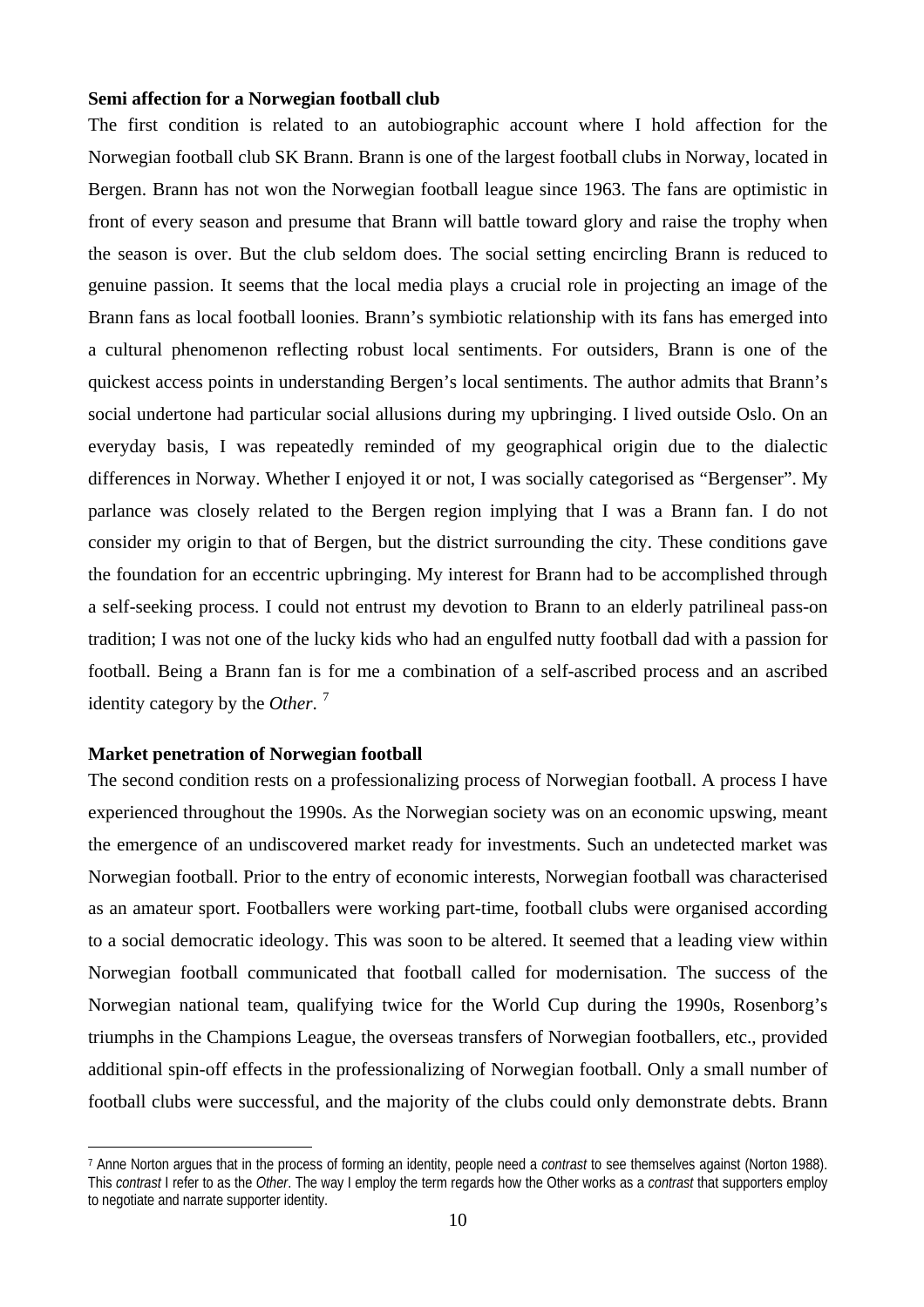**Semi affection for a Norwegian football club**

The first condition is related to an autobiographic account where I hold affection for the Norwegian football club SK Brann. Brann is one of the largest football clubs in Norway, located in Bergen. Brann has not won the Norwegian football league since 1963. The fans are optimistic in front of every season and presume that Brann will battle toward glory and raise the trophy when the season is over. But the club seldom does. The social setting encircling Brann is reduced to genuine passion. It seems that the local media plays a crucial role in projecting an image of the Brann fans as local football loonies. Brann's symbiotic relationship with its fans has emerged into a cultural phenomenon reflecting robust local sentiments. For outsiders, Brann is one of the quickest access points in understanding Bergen's local sentiments. The author admits that Brann's social undertone had particular social allusions during my upbringing. I lived outside Oslo. On an everyday basis, I was repeatedly reminded of my geographical origin due to the dialectic differences in Norway. Whether I enjoyed it or not, I was socially categorised as "Bergenser". My parlance was closely related to the Bergen region implying that I was a Brann fan. I do not consider my origin to that of Bergen, but the district surrounding the city. These conditions gave the foundation for an eccentric upbringing. My interest for Brann had to be accomplished through a self-seeking process. I could not entrust my devotion to Brann to an elderly patrilineal pass-on tradition; I was not one of the lucky kids who had an engulfed nutty football dad with a passion for football. Being a Brann fan is for me a combination of a self-ascribed process and an ascribed identity category by the *Other*. [7]

**Market penetration of Norwegian football**

The second condition rests on a professionalizing process of Norwegian football. A process I have experienced throughout the 1990s. As the Norwegian society was on an economic upswing, meant the emergence of an undiscovered market ready for investments. Such an undetected market was Norwegian football. Prior to the entry of economic interests, Norwegian football was characterised as an amateur sport. Footballers were working part-time, football clubs were organised according to a social democratic ideology. This was soon to be altered. It seemed that a leading view within Norwegian football communicated that football called for modernisation. The success of the Norwegian national team, qualifying twice for the World Cup during the 1990s, Rosenborg's triumphs in the Champions League, the overseas transfers of Norwegian footballers, etc., provided additional spin-off effects in the professionalizing of Norwegian football. Only a small number of football clubs were successful, and the majority of the clubs could only demonstrate debts. Brann

[7] Anne Norton argues that in the process of forming an identity, people need a *contrast* to see themselves against (Norton 1988). This *contrast* I refer to as the *Other*. The way I employ the term regards how the Other works as a *contrast* that supporters employ to negotiate and narrate supporter identity.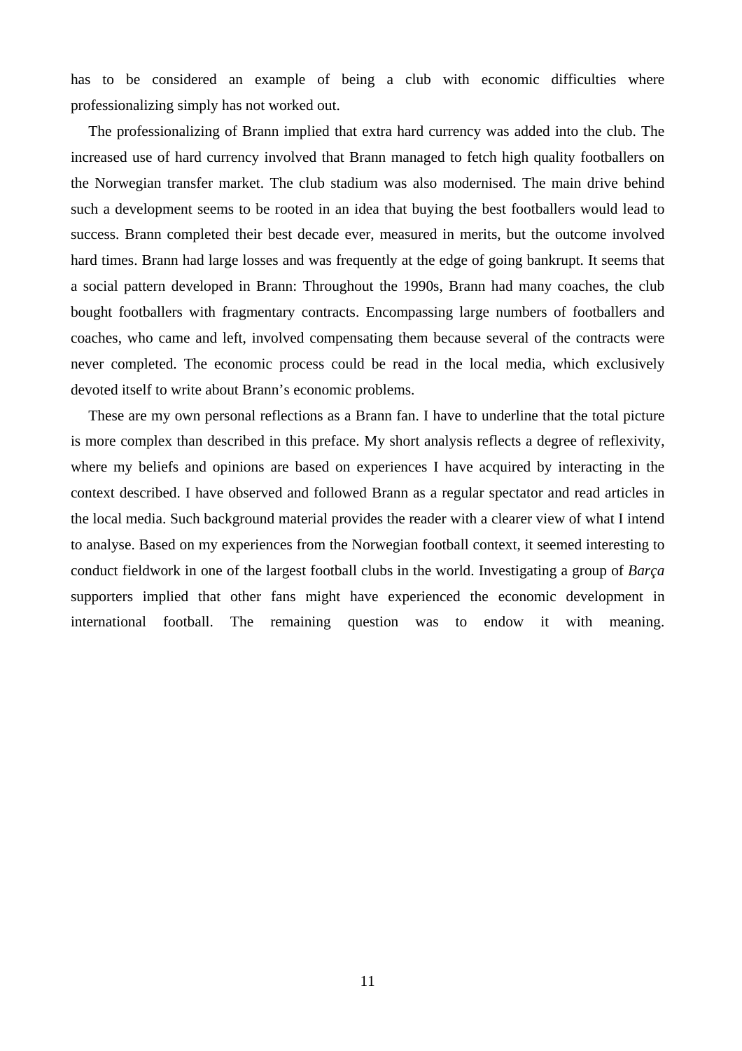has to be considered an example of being a club with economic difficulties where professionalizing simply has not worked out.

The professionalizing of Brann implied that extra hard currency was added into the club. The increased use of hard currency involved that Brann managed to fetch high quality footballers on the Norwegian transfer market. The club stadium was also modernised. The main drive behind such a development seems to be rooted in an idea that buying the best footballers would lead to success. Brann completed their best decade ever, measured in merits, but the outcome involved hard times. Brann had large losses and was frequently at the edge of going bankrupt. It seems that a social pattern developed in Brann: Throughout the 1990s, Brann had many coaches, the club bought footballers with fragmentary contracts. Encompassing large numbers of footballers and coaches, who came and left, involved compensating them because several of the contracts were never completed. The economic process could be read in the local media, which exclusively devoted itself to write about Brann's economic problems.

These are my own personal reflections as a Brann fan. I have to underline that the total picture is more complex than described in this preface. My short analysis reflects a degree of reflexivity, where my beliefs and opinions are based on experiences I have acquired by interacting in the context described. I have observed and followed Brann as a regular spectator and read articles in the local media. Such background material provides the reader with a clearer view of what I intend to analyse. Based on my experiences from the Norwegian football context, it seemed interesting to conduct fieldwork in one of the largest football clubs in the world. Investigating a group of *Barça* supporters implied that other fans might have experienced the economic development in international football. The remaining question was to endow it with meaning.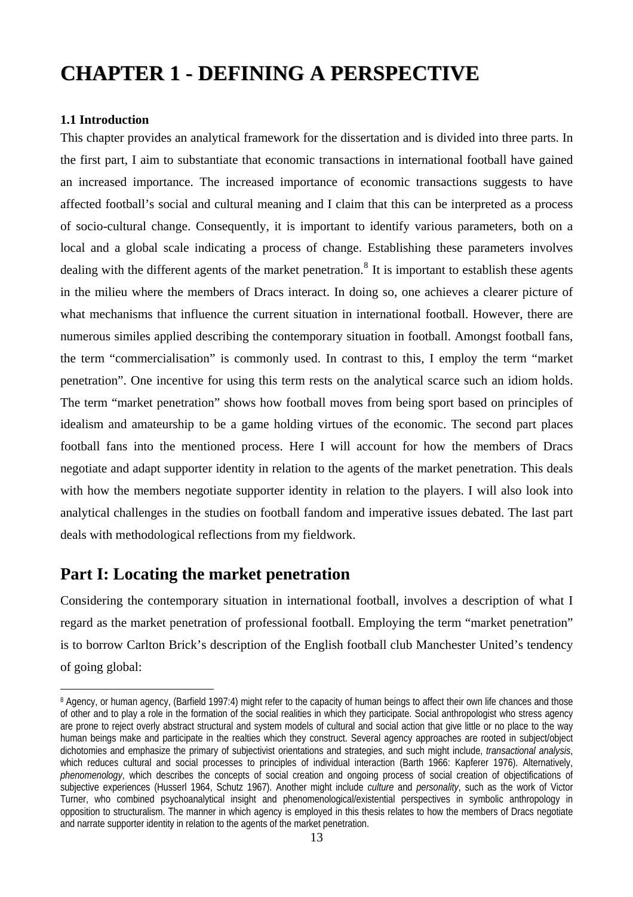# CHAPTER 1 - DEFINING A PERSPECTIVE

### 1.1 Introduction

This chapter provides an analytical framework for the dissertation and is divided into three parts. In the first part, I aim to substantiate that economic transactions in international football have gained an increased importance. The increased importance of economic transactions suggests to have affected football's social and cultural meaning and I claim that this can be interpreted as a process of socio-cultural change. Consequently, it is important to identify various parameters, both on a local and a global scale indicating a process of change. Establishing these parameters involves dealing with the different agents of the market penetration.[8] It is important to establish these agents in the milieu where the members of Dracs interact. In doing so, one achieves a clearer picture of what mechanisms that influence the current situation in international football. However, there are numerous similes applied describing the contemporary situation in football. Amongst football fans, the term "commercialisation" is commonly used. In contrast to this, I employ the term "market penetration". One incentive for using this term rests on the analytical scarce such an idiom holds. The term "market penetration" shows how football moves from being sport based on principles of idealism and amateurship to be a game holding virtues of the economic. The second part places football fans into the mentioned process. Here I will account for how the members of Dracs negotiate and adapt supporter identity in relation to the agents of the market penetration. This deals with how the members negotiate supporter identity in relation to the players. I will also look into analytical challenges in the studies on football fandom and imperative issues debated. The last part deals with methodological reflections from my fieldwork.

## Part I: Locating the market penetration

Considering the contemporary situation in international football, involves a description of what I regard as the market penetration of professional football. Employing the term "market penetration" is to borrow Carlton Brick's description of the English football club Manchester United's tendency of going global:

---

[8] Agency, or human agency, (Barfield 1997:4) might refer to the capacity of human beings to affect their own life chances and those of other and to play a role in the formation of the social realities in which they participate. Social anthropologist who stress agency are prone to reject overly abstract structural and system models of cultural and social action that give little or no place to the way human beings make and participate in the realties which they construct. Several agency approaches are rooted in subject/object dichotomies and emphasize the primary of subjectivist orientations and strategies, and such might include, *transactional analysis*, which reduces cultural and social processes to principles of individual interaction (Barth 1966: Kapferer 1976). Alternatively, *phenomenology*, which describes the concepts of social creation and ongoing process of social creation of objectifications of subjective experiences (Husserl 1964, Schutz 1967). Another might include *culture* and *personality*, such as the work of Victor Turner, who combined psychoanalytical insight and phenomenological/existential perspectives in symbolic anthropology in opposition to structuralism. The manner in which agency is employed in this thesis relates to how the members of Dracs negotiate and narrate supporter identity in relation to the agents of the market penetration.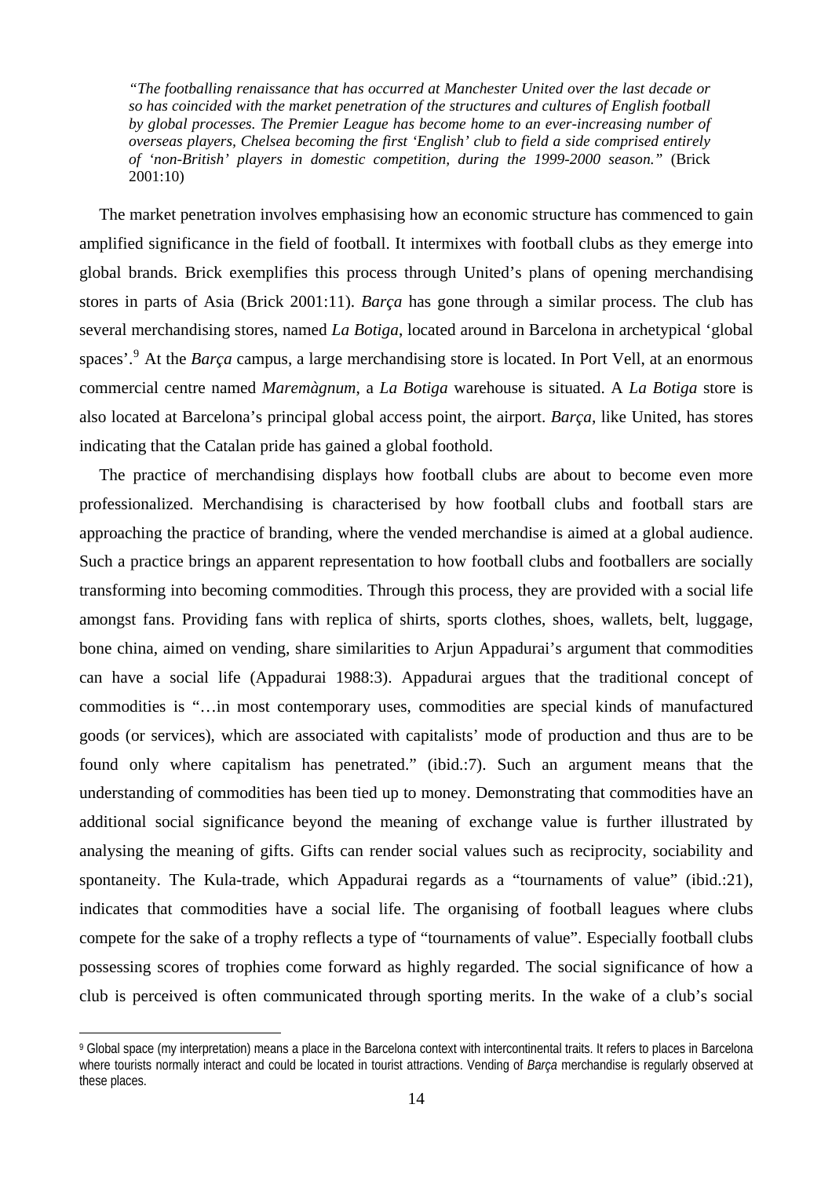> *"The footballing renaissance that has occurred at Manchester United over the last decade or so has coincided with the market penetration of the structures and cultures of English football by global processes. The Premier League has become home to an ever-increasing number of overseas players, Chelsea becoming the first 'English' club to field a side comprised entirely of 'non-British' players in domestic competition, during the 1999-2000 season."* (Brick 2001:10)

The market penetration involves emphasising how an economic structure has commenced to gain amplified significance in the field of football. It intermixes with football clubs as they emerge into global brands. Brick exemplifies this process through United's plans of opening merchandising stores in parts of Asia (Brick 2001:11). *Barça* has gone through a similar process. The club has several merchandising stores, named *La Botiga*, located around in Barcelona in archetypical 'global spaces'.[9] At the *Barça* campus, a large merchandising store is located. In Port Vell, at an enormous commercial centre named *Maremàgnum*, a *La Botiga* warehouse is situated. A *La Botiga* store is also located at Barcelona's principal global access point, the airport. *Barça*, like United, has stores indicating that the Catalan pride has gained a global foothold.

The practice of merchandising displays how football clubs are about to become even more professionalized. Merchandising is characterised by how football clubs and football stars are approaching the practice of branding, where the vended merchandise is aimed at a global audience. Such a practice brings an apparent representation to how football clubs and footballers are socially transforming into becoming commodities. Through this process, they are provided with a social life amongst fans. Providing fans with replica of shirts, sports clothes, shoes, wallets, belt, luggage, bone china, aimed on vending, share similarities to Arjun Appadurai's argument that commodities can have a social life (Appadurai 1988:3). Appadurai argues that the traditional concept of commodities is "…in most contemporary uses, commodities are special kinds of manufactured goods (or services), which are associated with capitalists' mode of production and thus are to be found only where capitalism has penetrated." (ibid.:7). Such an argument means that the understanding of commodities has been tied up to money. Demonstrating that commodities have an additional social significance beyond the meaning of exchange value is further illustrated by analysing the meaning of gifts. Gifts can render social values such as reciprocity, sociability and spontaneity. The Kula-trade, which Appadurai regards as a "tournaments of value" (ibid.:21), indicates that commodities have a social life. The organising of football leagues where clubs compete for the sake of a trophy reflects a type of "tournaments of value". Especially football clubs possessing scores of trophies come forward as highly regarded. The social significance of how a club is perceived is often communicated through sporting merits. In the wake of a club's social

---

[9] Global space (my interpretation) means a place in the Barcelona context with intercontinental traits. It refers to places in Barcelona where tourists normally interact and could be located in tourist attractions. Vending of *Barça* merchandise is regularly observed at these places.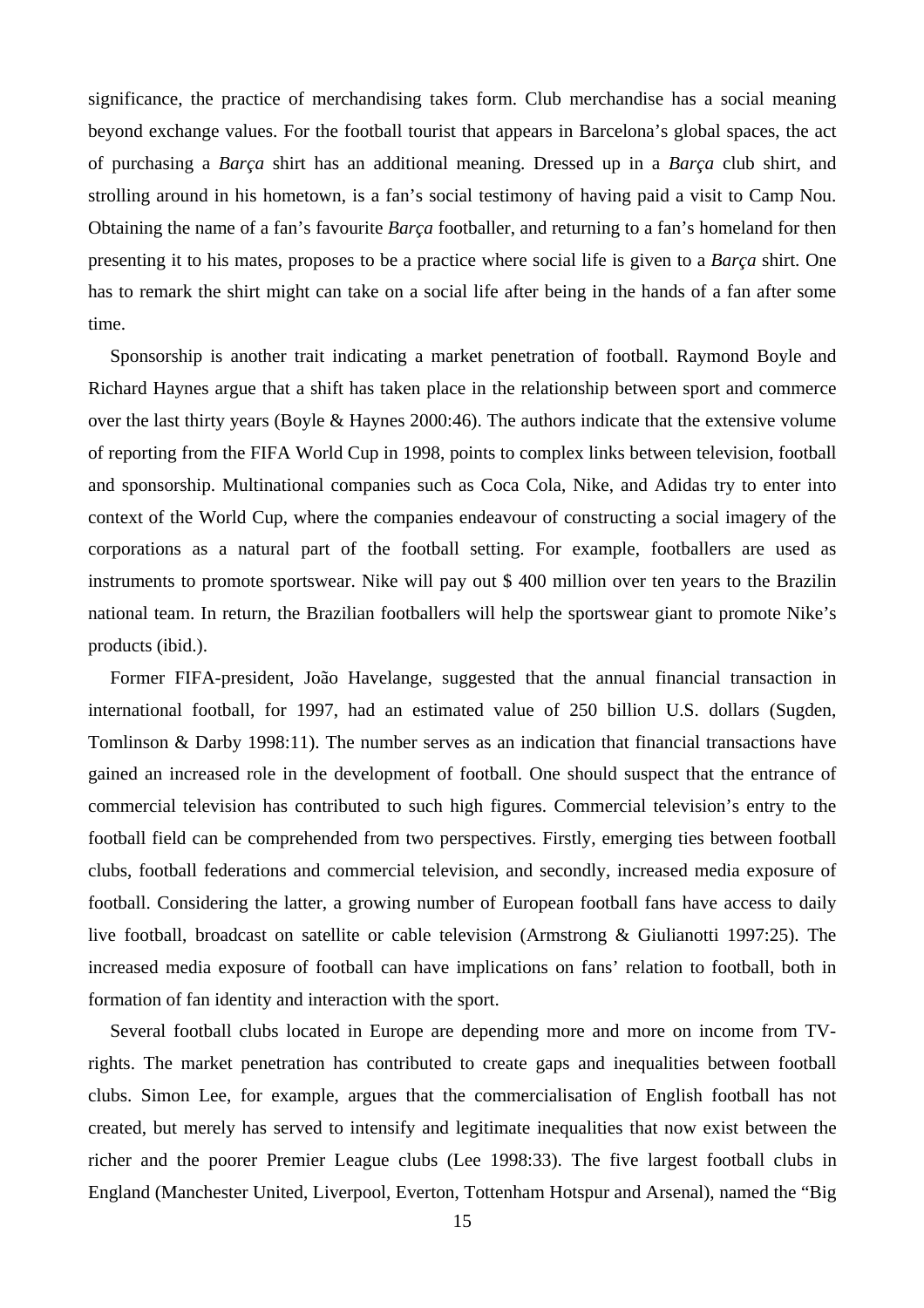significance, the practice of merchandising takes form. Club merchandise has a social meaning beyond exchange values. For the football tourist that appears in Barcelona's global spaces, the act of purchasing a *Barça* shirt has an additional meaning. Dressed up in a *Barça* club shirt, and strolling around in his hometown, is a fan's social testimony of having paid a visit to Camp Nou. Obtaining the name of a fan's favourite *Barça* footballer, and returning to a fan's homeland for then presenting it to his mates, proposes to be a practice where social life is given to a *Barça* shirt. One has to remark the shirt might can take on a social life after being in the hands of a fan after some time.

Sponsorship is another trait indicating a market penetration of football. Raymond Boyle and Richard Haynes argue that a shift has taken place in the relationship between sport and commerce over the last thirty years (Boyle & Haynes 2000:46). The authors indicate that the extensive volume of reporting from the FIFA World Cup in 1998, points to complex links between television, football and sponsorship. Multinational companies such as Coca Cola, Nike, and Adidas try to enter into context of the World Cup, where the companies endeavour of constructing a social imagery of the corporations as a natural part of the football setting. For example, footballers are used as instruments to promote sportswear. Nike will pay out $ 400 million over ten years to the Brazilin national team. In return, the Brazilian footballers will help the sportswear giant to promote Nike's products (ibid.).

Former FIFA-president, João Havelange, suggested that the annual financial transaction in international football, for 1997, had an estimated value of 250 billion U.S. dollars (Sugden, Tomlinson & Darby 1998:11). The number serves as an indication that financial transactions have gained an increased role in the development of football. One should suspect that the entrance of commercial television has contributed to such high figures. Commercial television's entry to the football field can be comprehended from two perspectives. Firstly, emerging ties between football clubs, football federations and commercial television, and secondly, increased media exposure of football. Considering the latter, a growing number of European football fans have access to daily live football, broadcast on satellite or cable television (Armstrong & Giulianotti 1997:25). The increased media exposure of football can have implications on fans' relation to football, both in formation of fan identity and interaction with the sport.

Several football clubs located in Europe are depending more and more on income from TV-rights. The market penetration has contributed to create gaps and inequalities between football clubs. Simon Lee, for example, argues that the commercialisation of English football has not created, but merely has served to intensify and legitimate inequalities that now exist between the richer and the poorer Premier League clubs (Lee 1998:33). The five largest football clubs in England (Manchester United, Liverpool, Everton, Tottenham Hotspur and Arsenal), named the "Big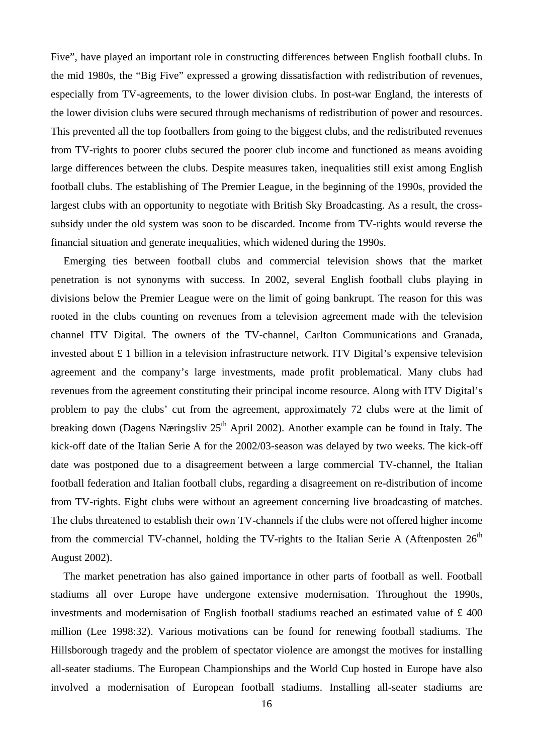Five", have played an important role in constructing differences between English football clubs. In the mid 1980s, the "Big Five" expressed a growing dissatisfaction with redistribution of revenues, especially from TV-agreements, to the lower division clubs. In post-war England, the interests of the lower division clubs were secured through mechanisms of redistribution of power and resources. This prevented all the top footballers from going to the biggest clubs, and the redistributed revenues from TV-rights to poorer clubs secured the poorer club income and functioned as means avoiding large differences between the clubs. Despite measures taken, inequalities still exist among English football clubs. The establishing of The Premier League, in the beginning of the 1990s, provided the largest clubs with an opportunity to negotiate with British Sky Broadcasting. As a result, the cross-subsidy under the old system was soon to be discarded. Income from TV-rights would reverse the financial situation and generate inequalities, which widened during the 1990s.

Emerging ties between football clubs and commercial television shows that the market penetration is not synonyms with success. In 2002, several English football clubs playing in divisions below the Premier League were on the limit of going bankrupt. The reason for this was rooted in the clubs counting on revenues from a television agreement made with the television channel ITV Digital. The owners of the TV-channel, Carlton Communications and Granada, invested about £ 1 billion in a television infrastructure network. ITV Digital's expensive television agreement and the company's large investments, made profit problematical. Many clubs had revenues from the agreement constituting their principal income resource. Along with ITV Digital's problem to pay the clubs' cut from the agreement, approximately 72 clubs were at the limit of breaking down (Dagens Næringsliv 25th April 2002). Another example can be found in Italy. The kick-off date of the Italian Serie A for the 2002/03-season was delayed by two weeks. The kick-off date was postponed due to a disagreement between a large commercial TV-channel, the Italian football federation and Italian football clubs, regarding a disagreement on re-distribution of income from TV-rights. Eight clubs were without an agreement concerning live broadcasting of matches. The clubs threatened to establish their own TV-channels if the clubs were not offered higher income from the commercial TV-channel, holding the TV-rights to the Italian Serie A (Aftenposten 26th August 2002).

The market penetration has also gained importance in other parts of football as well. Football stadiums all over Europe have undergone extensive modernisation. Throughout the 1990s, investments and modernisation of English football stadiums reached an estimated value of £ 400 million (Lee 1998:32). Various motivations can be found for renewing football stadiums. The Hillsborough tragedy and the problem of spectator violence are amongst the motives for installing all-seater stadiums. The European Championships and the World Cup hosted in Europe have also involved a modernisation of European football stadiums. Installing all-seater stadiums are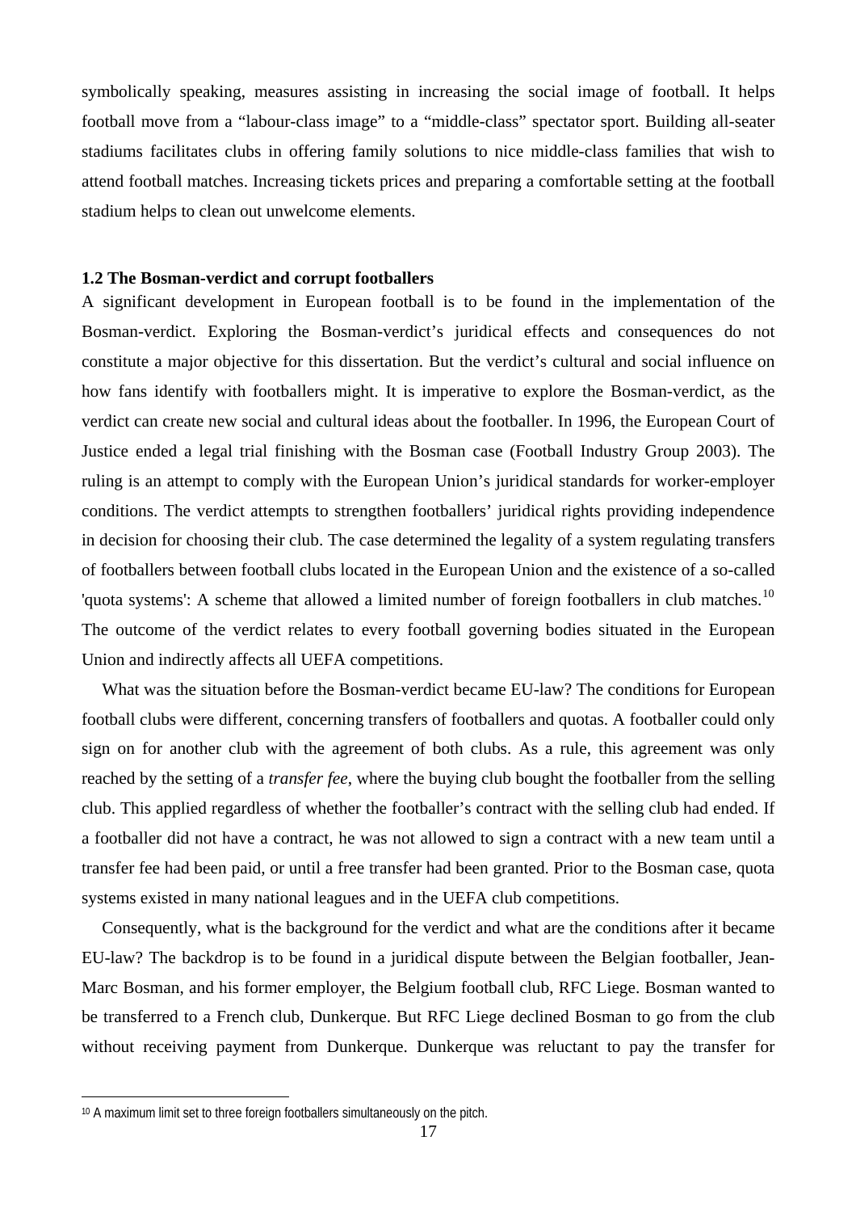symbolically speaking, measures assisting in increasing the social image of football. It helps football move from a "labour-class image" to a "middle-class" spectator sport. Building all-seater stadiums facilitates clubs in offering family solutions to nice middle-class families that wish to attend football matches. Increasing tickets prices and preparing a comfortable setting at the football stadium helps to clean out unwelcome elements.

### 1.2 The Bosman-verdict and corrupt footballers

A significant development in European football is to be found in the implementation of the Bosman-verdict. Exploring the Bosman-verdict's juridical effects and consequences do not constitute a major objective for this dissertation. But the verdict's cultural and social influence on how fans identify with footballers might. It is imperative to explore the Bosman-verdict, as the verdict can create new social and cultural ideas about the footballer. In 1996, the European Court of Justice ended a legal trial finishing with the Bosman case (Football Industry Group 2003). The ruling is an attempt to comply with the European Union's juridical standards for worker-employer conditions. The verdict attempts to strengthen footballers' juridical rights providing independence in decision for choosing their club. The case determined the legality of a system regulating transfers of footballers between football clubs located in the European Union and the existence of a so-called 'quota systems': A scheme that allowed a limited number of foreign footballers in club matches.[10] The outcome of the verdict relates to every football governing bodies situated in the European Union and indirectly affects all UEFA competitions.

What was the situation before the Bosman-verdict became EU-law? The conditions for European football clubs were different, concerning transfers of footballers and quotas. A footballer could only sign on for another club with the agreement of both clubs. As a rule, this agreement was only reached by the setting of a *transfer fee*, where the buying club bought the footballer from the selling club. This applied regardless of whether the footballer's contract with the selling club had ended. If a footballer did not have a contract, he was not allowed to sign a contract with a new team until a transfer fee had been paid, or until a free transfer had been granted. Prior to the Bosman case, quota systems existed in many national leagues and in the UEFA club competitions.

Consequently, what is the background for the verdict and what are the conditions after it became EU-law? The backdrop is to be found in a juridical dispute between the Belgian footballer, Jean-Marc Bosman, and his former employer, the Belgium football club, RFC Liege. Bosman wanted to be transferred to a French club, Dunkerque. But RFC Liege declined Bosman to go from the club without receiving payment from Dunkerque. Dunkerque was reluctant to pay the transfer for

---

[10] A maximum limit set to three foreign footballers simultaneously on the pitch.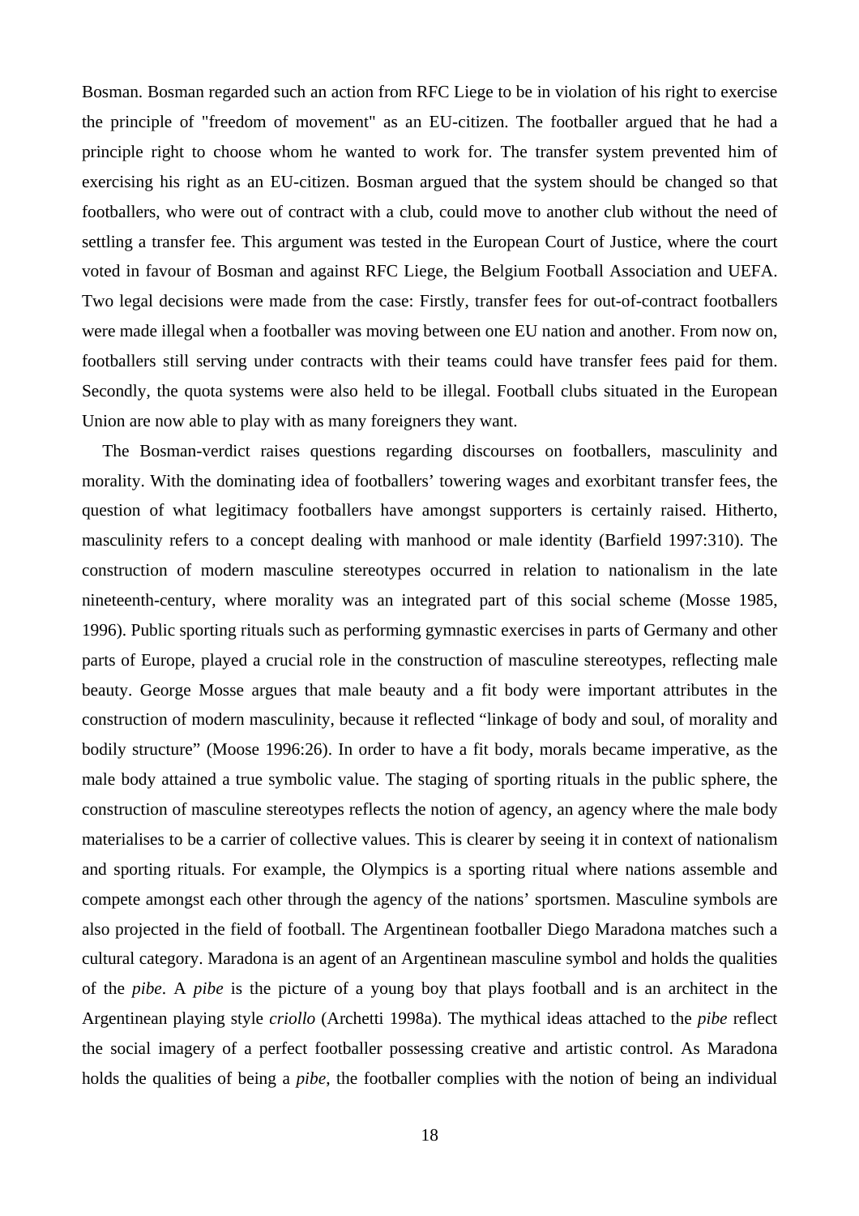Bosman. Bosman regarded such an action from RFC Liege to be in violation of his right to exercise the principle of "freedom of movement" as an EU-citizen. The footballer argued that he had a principle right to choose whom he wanted to work for. The transfer system prevented him of exercising his right as an EU-citizen. Bosman argued that the system should be changed so that footballers, who were out of contract with a club, could move to another club without the need of settling a transfer fee. This argument was tested in the European Court of Justice, where the court voted in favour of Bosman and against RFC Liege, the Belgium Football Association and UEFA. Two legal decisions were made from the case: Firstly, transfer fees for out-of-contract footballers were made illegal when a footballer was moving between one EU nation and another. From now on, footballers still serving under contracts with their teams could have transfer fees paid for them. Secondly, the quota systems were also held to be illegal. Football clubs situated in the European Union are now able to play with as many foreigners they want.

The Bosman-verdict raises questions regarding discourses on footballers, masculinity and morality. With the dominating idea of footballers' towering wages and exorbitant transfer fees, the question of what legitimacy footballers have amongst supporters is certainly raised. Hitherto, masculinity refers to a concept dealing with manhood or male identity (Barfield 1997:310). The construction of modern masculine stereotypes occurred in relation to nationalism in the late nineteenth-century, where morality was an integrated part of this social scheme (Mosse 1985, 1996). Public sporting rituals such as performing gymnastic exercises in parts of Germany and other parts of Europe, played a crucial role in the construction of masculine stereotypes, reflecting male beauty. George Mosse argues that male beauty and a fit body were important attributes in the construction of modern masculinity, because it reflected "linkage of body and soul, of morality and bodily structure" (Moose 1996:26). In order to have a fit body, morals became imperative, as the male body attained a true symbolic value. The staging of sporting rituals in the public sphere, the construction of masculine stereotypes reflects the notion of agency, an agency where the male body materialises to be a carrier of collective values. This is clearer by seeing it in context of nationalism and sporting rituals. For example, the Olympics is a sporting ritual where nations assemble and compete amongst each other through the agency of the nations' sportsmen. Masculine symbols are also projected in the field of football. The Argentinean footballer Diego Maradona matches such a cultural category. Maradona is an agent of an Argentinean masculine symbol and holds the qualities of the *pibe*. A *pibe* is the picture of a young boy that plays football and is an architect in the Argentinean playing style *criollo* (Archetti 1998a). The mythical ideas attached to the *pibe* reflect the social imagery of a perfect footballer possessing creative and artistic control. As Maradona holds the qualities of being a *pibe*, the footballer complies with the notion of being an individual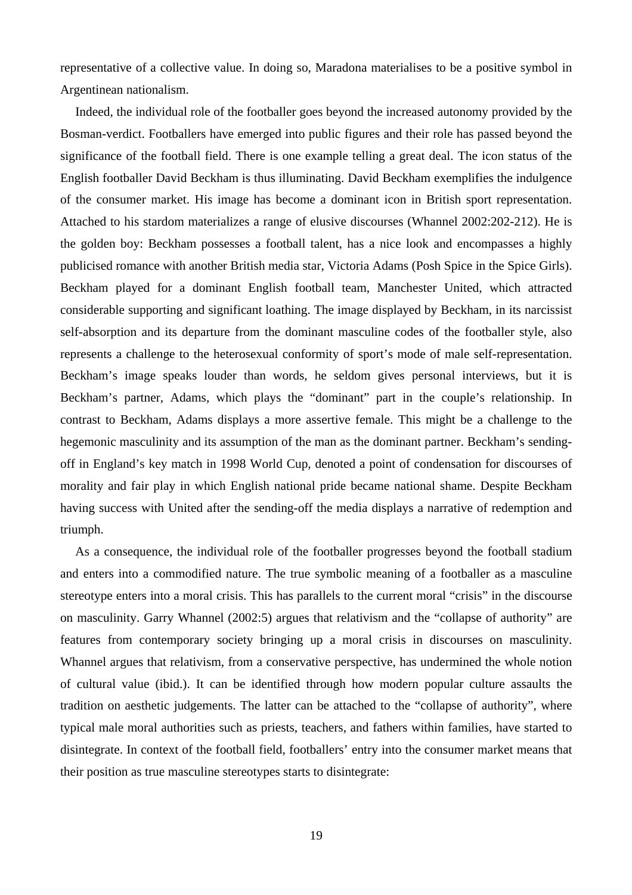representative of a collective value. In doing so, Maradona materialises to be a positive symbol in Argentinean nationalism.

Indeed, the individual role of the footballer goes beyond the increased autonomy provided by the Bosman-verdict. Footballers have emerged into public figures and their role has passed beyond the significance of the football field. There is one example telling a great deal. The icon status of the English footballer David Beckham is thus illuminating. David Beckham exemplifies the indulgence of the consumer market. His image has become a dominant icon in British sport representation. Attached to his stardom materializes a range of elusive discourses (Whannel 2002:202-212). He is the golden boy: Beckham possesses a football talent, has a nice look and encompasses a highly publicised romance with another British media star, Victoria Adams (Posh Spice in the Spice Girls). Beckham played for a dominant English football team, Manchester United, which attracted considerable supporting and significant loathing. The image displayed by Beckham, in its narcissist self-absorption and its departure from the dominant masculine codes of the footballer style, also represents a challenge to the heterosexual conformity of sport's mode of male self-representation. Beckham's image speaks louder than words, he seldom gives personal interviews, but it is Beckham's partner, Adams, which plays the "dominant" part in the couple's relationship. In contrast to Beckham, Adams displays a more assertive female. This might be a challenge to the hegemonic masculinity and its assumption of the man as the dominant partner. Beckham's sending-off in England's key match in 1998 World Cup, denoted a point of condensation for discourses of morality and fair play in which English national pride became national shame. Despite Beckham having success with United after the sending-off the media displays a narrative of redemption and triumph.

As a consequence, the individual role of the footballer progresses beyond the football stadium and enters into a commodified nature. The true symbolic meaning of a footballer as a masculine stereotype enters into a moral crisis. This has parallels to the current moral "crisis" in the discourse on masculinity. Garry Whannel (2002:5) argues that relativism and the "collapse of authority" are features from contemporary society bringing up a moral crisis in discourses on masculinity. Whannel argues that relativism, from a conservative perspective, has undermined the whole notion of cultural value (ibid.). It can be identified through how modern popular culture assaults the tradition on aesthetic judgements. The latter can be attached to the "collapse of authority", where typical male moral authorities such as priests, teachers, and fathers within families, have started to disintegrate. In context of the football field, footballers' entry into the consumer market means that their position as true masculine stereotypes starts to disintegrate: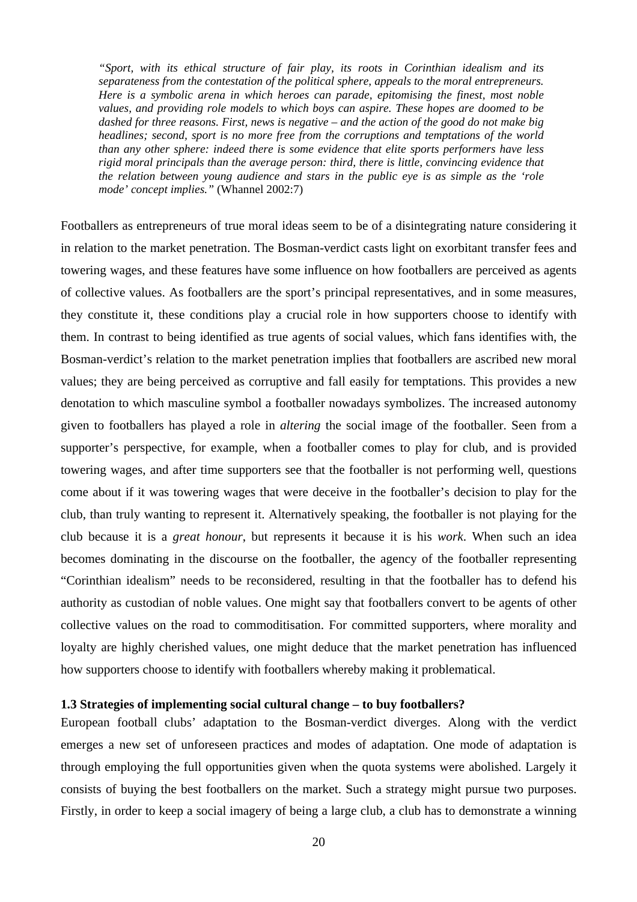> *"Sport, with its ethical structure of fair play, its roots in Corinthian idealism and its separateness from the contestation of the political sphere, appeals to the moral entrepreneurs. Here is a symbolic arena in which heroes can parade, epitomising the finest, most noble values, and providing role models to which boys can aspire. These hopes are doomed to be dashed for three reasons. First, news is negative – and the action of the good do not make big headlines; second, sport is no more free from the corruptions and temptations of the world than any other sphere: indeed there is some evidence that elite sports performers have less rigid moral principals than the average person: third, there is little, convincing evidence that the relation between young audience and stars in the public eye is as simple as the 'role mode' concept implies."* (Whannel 2002:7)

Footballers as entrepreneurs of true moral ideas seem to be of a disintegrating nature considering it in relation to the market penetration. The Bosman-verdict casts light on exorbitant transfer fees and towering wages, and these features have some influence on how footballers are perceived as agents of collective values. As footballers are the sport's principal representatives, and in some measures, they constitute it, these conditions play a crucial role in how supporters choose to identify with them. In contrast to being identified as true agents of social values, which fans identifies with, the Bosman-verdict's relation to the market penetration implies that footballers are ascribed new moral values; they are being perceived as corruptive and fall easily for temptations. This provides a new denotation to which masculine symbol a footballer nowadays symbolizes. The increased autonomy given to footballers has played a role in *altering* the social image of the footballer. Seen from a supporter's perspective, for example, when a footballer comes to play for club, and is provided towering wages, and after time supporters see that the footballer is not performing well, questions come about if it was towering wages that were deceive in the footballer's decision to play for the club, than truly wanting to represent it. Alternatively speaking, the footballer is not playing for the club because it is a *great honour*, but represents it because it is his *work*. When such an idea becomes dominating in the discourse on the footballer, the agency of the footballer representing "Corinthian idealism" needs to be reconsidered, resulting in that the footballer has to defend his authority as custodian of noble values. One might say that footballers convert to be agents of other collective values on the road to commoditisation. For committed supporters, where morality and loyalty are highly cherished values, one might deduce that the market penetration has influenced how supporters choose to identify with footballers whereby making it problematical.

### 1.3 Strategies of implementing social cultural change – to buy footballers?

European football clubs' adaptation to the Bosman-verdict diverges. Along with the verdict emerges a new set of unforeseen practices and modes of adaptation. One mode of adaptation is through employing the full opportunities given when the quota systems were abolished. Largely it consists of buying the best footballers on the market. Such a strategy might pursue two purposes. Firstly, in order to keep a social imagery of being a large club, a club has to demonstrate a winning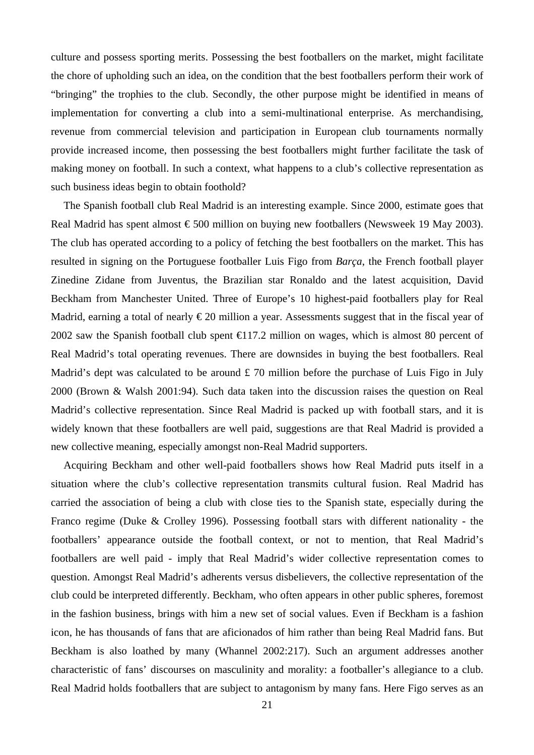culture and possess sporting merits. Possessing the best footballers on the market, might facilitate the chore of upholding such an idea, on the condition that the best footballers perform their work of "bringing" the trophies to the club. Secondly, the other purpose might be identified in means of implementation for converting a club into a semi-multinational enterprise. As merchandising, revenue from commercial television and participation in European club tournaments normally provide increased income, then possessing the best footballers might further facilitate the task of making money on football. In such a context, what happens to a club's collective representation as such business ideas begin to obtain foothold?

The Spanish football club Real Madrid is an interesting example. Since 2000, estimate goes that Real Madrid has spent almost € 500 million on buying new footballers (Newsweek 19 May 2003). The club has operated according to a policy of fetching the best footballers on the market. This has resulted in signing on the Portuguese footballer Luis Figo from *Barça*, the French football player Zinedine Zidane from Juventus, the Brazilian star Ronaldo and the latest acquisition, David Beckham from Manchester United. Three of Europe's 10 highest-paid footballers play for Real Madrid, earning a total of nearly € 20 million a year. Assessments suggest that in the fiscal year of 2002 saw the Spanish football club spent €117.2 million on wages, which is almost 80 percent of Real Madrid's total operating revenues. There are downsides in buying the best footballers. Real Madrid's dept was calculated to be around £ 70 million before the purchase of Luis Figo in July 2000 (Brown & Walsh 2001:94). Such data taken into the discussion raises the question on Real Madrid's collective representation. Since Real Madrid is packed up with football stars, and it is widely known that these footballers are well paid, suggestions are that Real Madrid is provided a new collective meaning, especially amongst non-Real Madrid supporters.

Acquiring Beckham and other well-paid footballers shows how Real Madrid puts itself in a situation where the club's collective representation transmits cultural fusion. Real Madrid has carried the association of being a club with close ties to the Spanish state, especially during the Franco regime (Duke & Crolley 1996). Possessing football stars with different nationality - the footballers' appearance outside the football context, or not to mention, that Real Madrid's footballers are well paid - imply that Real Madrid's wider collective representation comes to question. Amongst Real Madrid's adherents versus disbelievers, the collective representation of the club could be interpreted differently. Beckham, who often appears in other public spheres, foremost in the fashion business, brings with him a new set of social values. Even if Beckham is a fashion icon, he has thousands of fans that are aficionados of him rather than being Real Madrid fans. But Beckham is also loathed by many (Whannel 2002:217). Such an argument addresses another characteristic of fans' discourses on masculinity and morality: a footballer's allegiance to a club. Real Madrid holds footballers that are subject to antagonism by many fans. Here Figo serves as an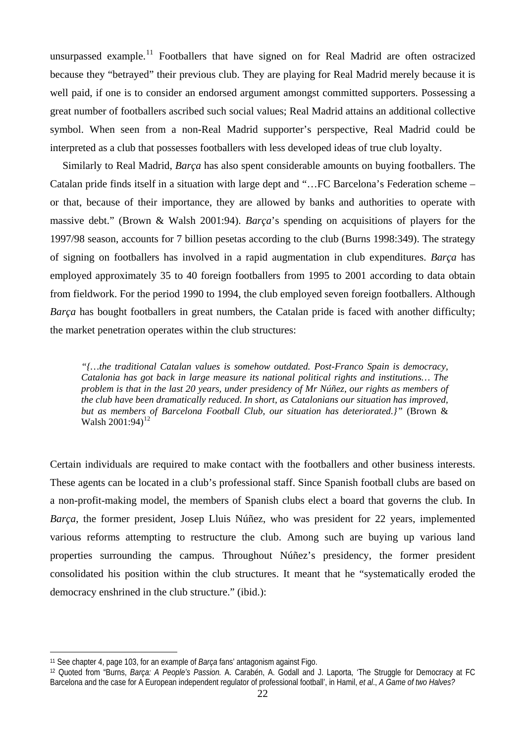unsurpassed example.[11] Footballers that have signed on for Real Madrid are often ostracized because they "betrayed" their previous club. They are playing for Real Madrid merely because it is well paid, if one is to consider an endorsed argument amongst committed supporters. Possessing a great number of footballers ascribed such social values; Real Madrid attains an additional collective symbol. When seen from a non-Real Madrid supporter's perspective, Real Madrid could be interpreted as a club that possesses footballers with less developed ideas of true club loyalty.

Similarly to Real Madrid, *Barça* has also spent considerable amounts on buying footballers. The Catalan pride finds itself in a situation with large dept and "…FC Barcelona's Federation scheme – or that, because of their importance, they are allowed by banks and authorities to operate with massive debt." (Brown & Walsh 2001:94). *Barça*'s spending on acquisitions of players for the 1997/98 season, accounts for 7 billion pesetas according to the club (Burns 1998:349). The strategy of signing on footballers has involved in a rapid augmentation in club expenditures. *Barça* has employed approximately 35 to 40 foreign footballers from 1995 to 2001 according to data obtain from fieldwork. For the period 1990 to 1994, the club employed seven foreign footballers. Although *Barça* has bought footballers in great numbers, the Catalan pride is faced with another difficulty; the market penetration operates within the club structures:

> *"{…the traditional Catalan values is somehow outdated. Post-Franco Spain is democracy, Catalonia has got back in large measure its national political rights and institutions… The problem is that in the last 20 years, under presidency of Mr Núñez, our rights as members of the club have been dramatically reduced. In short, as Catalonians our situation has improved, but as members of Barcelona Football Club, our situation has deteriorated.}"* (Brown & Walsh 2001:94)[12]

Certain individuals are required to make contact with the footballers and other business interests. These agents can be located in a club's professional staff. Since Spanish football clubs are based on a non-profit-making model, the members of Spanish clubs elect a board that governs the club. In *Barça*, the former president, Josep Lluis Núñez, who was president for 22 years, implemented various reforms attempting to restructure the club. Among such are buying up various land properties surrounding the campus. Throughout Núñez's presidency, the former president consolidated his position within the club structures. It meant that he "systematically eroded the democracy enshrined in the club structure." (ibid.):

---

[11] See chapter 4, page 103, for an example of *Barça* fans' antagonism against Figo.

[12] Quoted from "Burns, *Barça: A People's Passion.* A. Carabén, A. Godall and J. Laporta, 'The Struggle for Democracy at FC Barcelona and the case for A European independent regulator of professional football', in Hamil, *et al*., *A Game of two Halves?*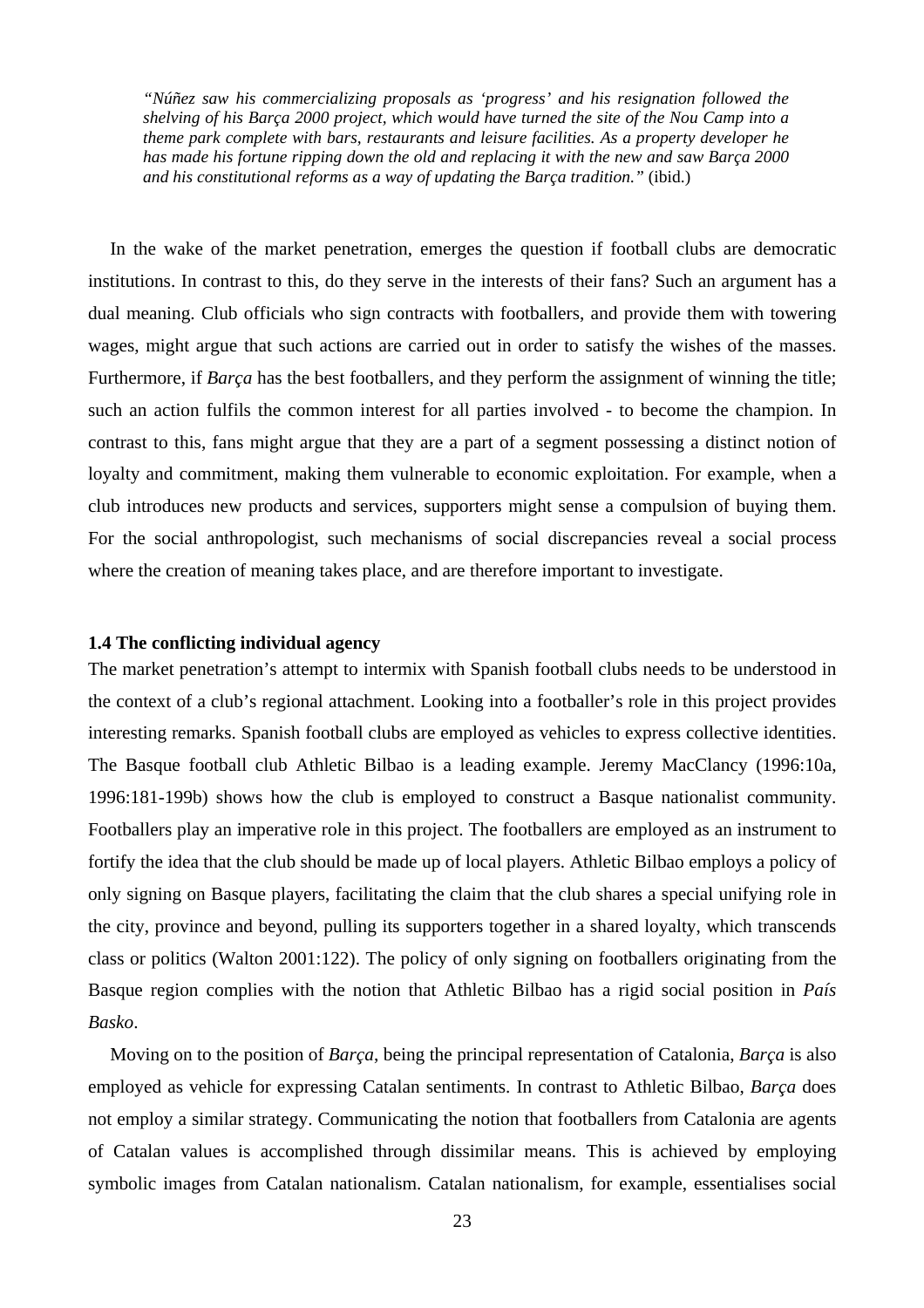> *"Núñez saw his commercializing proposals as 'progress' and his resignation followed the shelving of his Barça 2000 project, which would have turned the site of the Nou Camp into a theme park complete with bars, restaurants and leisure facilities. As a property developer he has made his fortune ripping down the old and replacing it with the new and saw Barça 2000 and his constitutional reforms as a way of updating the Barça tradition."* (ibid.)

In the wake of the market penetration, emerges the question if football clubs are democratic institutions. In contrast to this, do they serve in the interests of their fans? Such an argument has a dual meaning. Club officials who sign contracts with footballers, and provide them with towering wages, might argue that such actions are carried out in order to satisfy the wishes of the masses. Furthermore, if *Barça* has the best footballers, and they perform the assignment of winning the title; such an action fulfils the common interest for all parties involved - to become the champion. In contrast to this, fans might argue that they are a part of a segment possessing a distinct notion of loyalty and commitment, making them vulnerable to economic exploitation. For example, when a club introduces new products and services, supporters might sense a compulsion of buying them. For the social anthropologist, such mechanisms of social discrepancies reveal a social process where the creation of meaning takes place, and are therefore important to investigate.

### 1.4 The conflicting individual agency

The market penetration's attempt to intermix with Spanish football clubs needs to be understood in the context of a club's regional attachment. Looking into a footballer's role in this project provides interesting remarks. Spanish football clubs are employed as vehicles to express collective identities. The Basque football club Athletic Bilbao is a leading example. Jeremy MacClancy (1996:10a, 1996:181-199b) shows how the club is employed to construct a Basque nationalist community. Footballers play an imperative role in this project. The footballers are employed as an instrument to fortify the idea that the club should be made up of local players. Athletic Bilbao employs a policy of only signing on Basque players, facilitating the claim that the club shares a special unifying role in the city, province and beyond, pulling its supporters together in a shared loyalty, which transcends class or politics (Walton 2001:122). The policy of only signing on footballers originating from the Basque region complies with the notion that Athletic Bilbao has a rigid social position in *País Basko*.

Moving on to the position of *Barça*, being the principal representation of Catalonia, *Barça* is also employed as vehicle for expressing Catalan sentiments. In contrast to Athletic Bilbao, *Barça* does not employ a similar strategy. Communicating the notion that footballers from Catalonia are agents of Catalan values is accomplished through dissimilar means. This is achieved by employing symbolic images from Catalan nationalism. Catalan nationalism, for example, essentialises social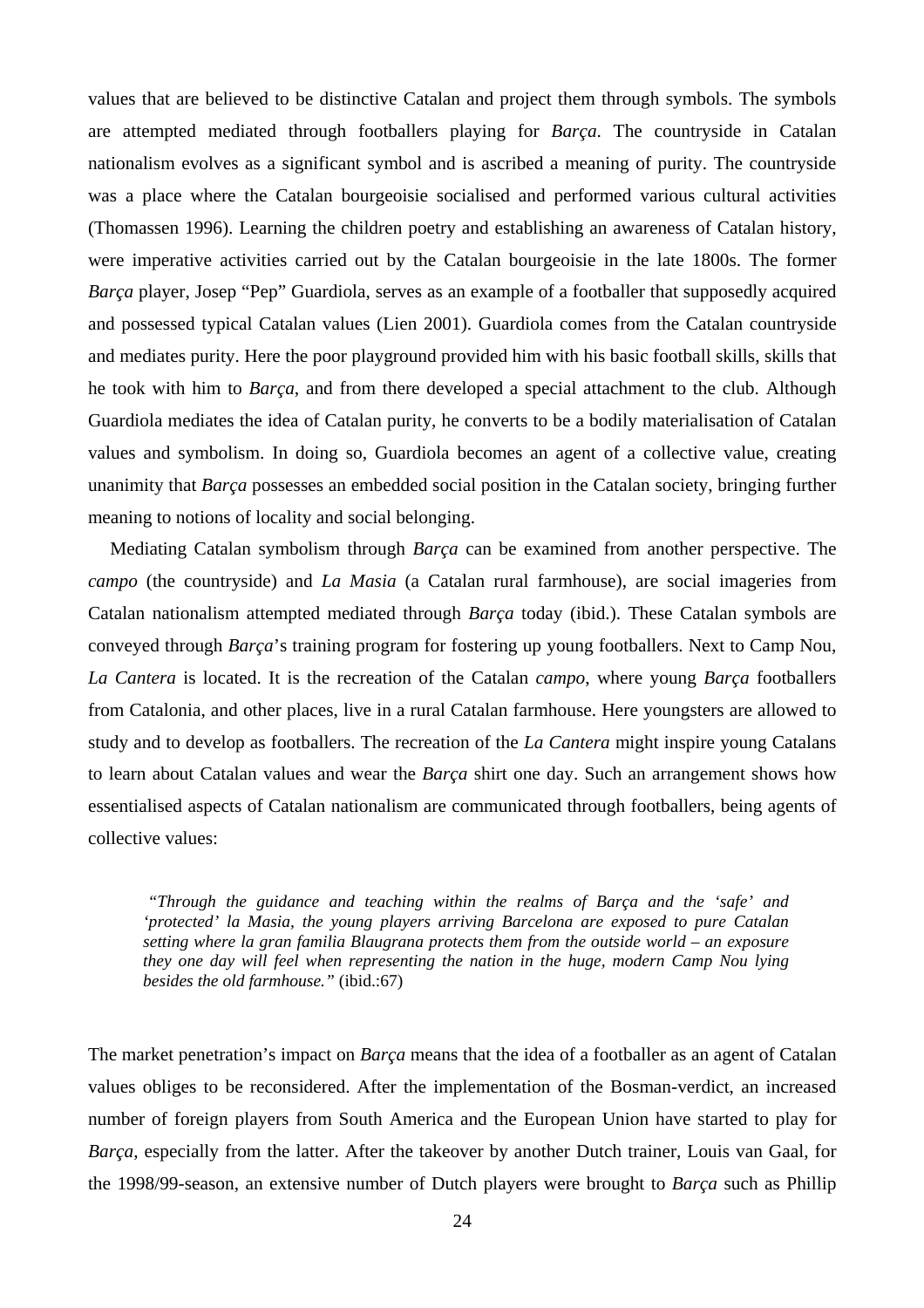values that are believed to be distinctive Catalan and project them through symbols. The symbols are attempted mediated through footballers playing for *Barça*. The countryside in Catalan nationalism evolves as a significant symbol and is ascribed a meaning of purity. The countryside was a place where the Catalan bourgeoisie socialised and performed various cultural activities (Thomassen 1996). Learning the children poetry and establishing an awareness of Catalan history, were imperative activities carried out by the Catalan bourgeoisie in the late 1800s. The former *Barça* player, Josep "Pep" Guardiola, serves as an example of a footballer that supposedly acquired and possessed typical Catalan values (Lien 2001). Guardiola comes from the Catalan countryside and mediates purity. Here the poor playground provided him with his basic football skills, skills that he took with him to *Barça*, and from there developed a special attachment to the club. Although Guardiola mediates the idea of Catalan purity, he converts to be a bodily materialisation of Catalan values and symbolism. In doing so, Guardiola becomes an agent of a collective value, creating unanimity that *Barça* possesses an embedded social position in the Catalan society, bringing further meaning to notions of locality and social belonging.

Mediating Catalan symbolism through *Barça* can be examined from another perspective. The *campo* (the countryside) and *La Masia* (a Catalan rural farmhouse), are social imageries from Catalan nationalism attempted mediated through *Barça* today (ibid.). These Catalan symbols are conveyed through *Barça*'s training program for fostering up young footballers. Next to Camp Nou, *La Cantera* is located. It is the recreation of the Catalan *campo*, where young *Barça* footballers from Catalonia, and other places, live in a rural Catalan farmhouse. Here youngsters are allowed to study and to develop as footballers. The recreation of the *La Cantera* might inspire young Catalans to learn about Catalan values and wear the *Barça* shirt one day. Such an arrangement shows how essentialised aspects of Catalan nationalism are communicated through footballers, being agents of collective values:

> *"Through the guidance and teaching within the realms of Barça and the 'safe' and 'protected' la Masia, the young players arriving Barcelona are exposed to pure Catalan setting where la gran familia Blaugrana protects them from the outside world – an exposure they one day will feel when representing the nation in the huge, modern Camp Nou lying besides the old farmhouse."* (ibid.:67)

The market penetration's impact on *Barça* means that the idea of a footballer as an agent of Catalan values obliges to be reconsidered. After the implementation of the Bosman-verdict, an increased number of foreign players from South America and the European Union have started to play for *Barça*, especially from the latter. After the takeover by another Dutch trainer, Louis van Gaal, for the 1998/99-season, an extensive number of Dutch players were brought to *Barça* such as Phillip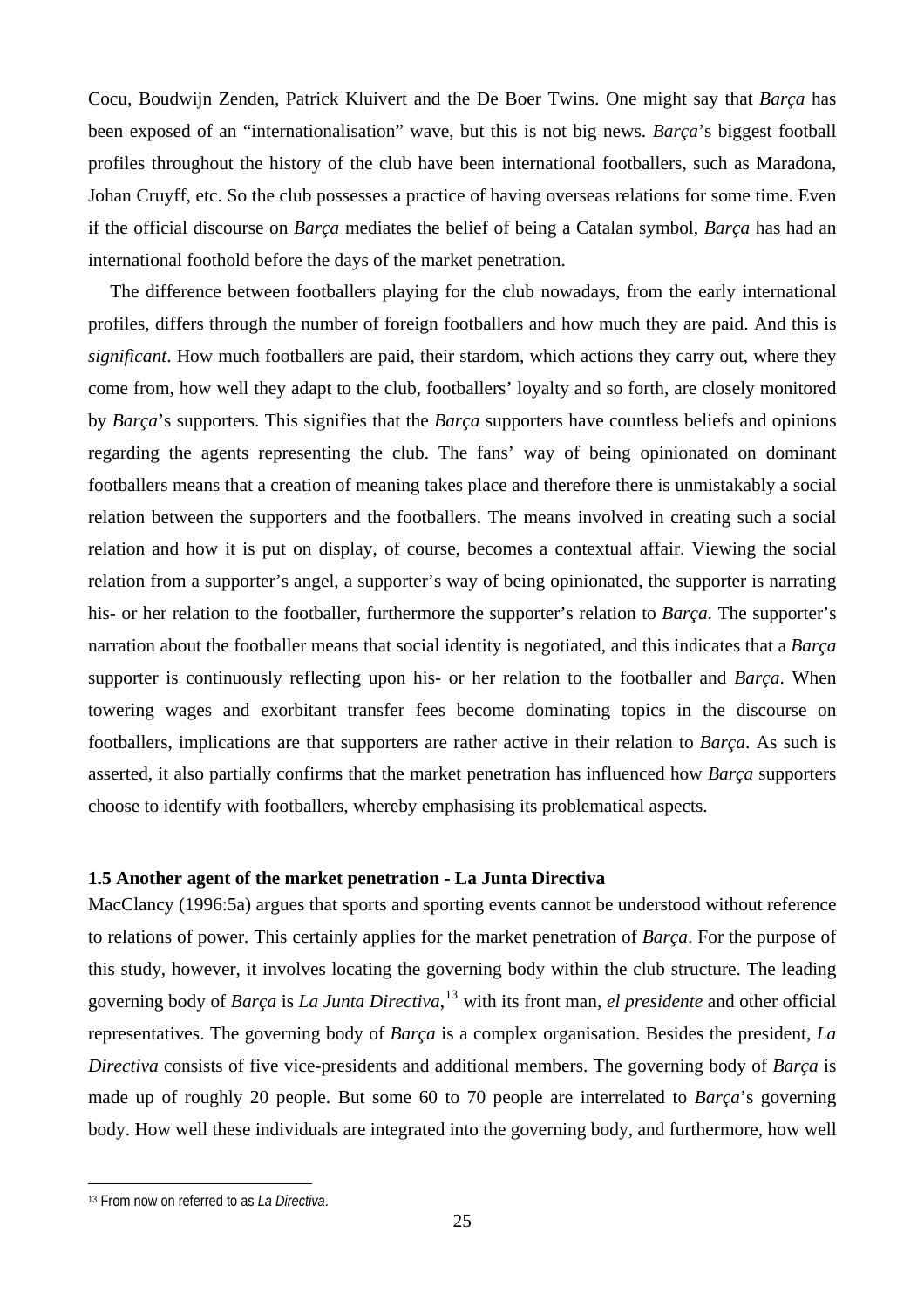Cocu, Boudwijn Zenden, Patrick Kluivert and the De Boer Twins. One might say that *Barça* has been exposed of an "internationalisation" wave, but this is not big news. *Barça*'s biggest football profiles throughout the history of the club have been international footballers, such as Maradona, Johan Cruyff, etc. So the club possesses a practice of having overseas relations for some time. Even if the official discourse on *Barça* mediates the belief of being a Catalan symbol, *Barça* has had an international foothold before the days of the market penetration.

The difference between footballers playing for the club nowadays, from the early international profiles, differs through the number of foreign footballers and how much they are paid. And this is *significant*. How much footballers are paid, their stardom, which actions they carry out, where they come from, how well they adapt to the club, footballers' loyalty and so forth, are closely monitored by *Barça*'s supporters. This signifies that the *Barça* supporters have countless beliefs and opinions regarding the agents representing the club. The fans' way of being opinionated on dominant footballers means that a creation of meaning takes place and therefore there is unmistakably a social relation between the supporters and the footballers. The means involved in creating such a social relation and how it is put on display, of course, becomes a contextual affair. Viewing the social relation from a supporter's angel, a supporter's way of being opinionated, the supporter is narrating his- or her relation to the footballer, furthermore the supporter's relation to *Barça*. The supporter's narration about the footballer means that social identity is negotiated, and this indicates that a *Barça* supporter is continuously reflecting upon his- or her relation to the footballer and *Barça*. When towering wages and exorbitant transfer fees become dominating topics in the discourse on footballers, implications are that supporters are rather active in their relation to *Barça*. As such is asserted, it also partially confirms that the market penetration has influenced how *Barça* supporters choose to identify with footballers, whereby emphasising its problematical aspects.

### 1.5 Another agent of the market penetration - La Junta Directiva

MacClancy (1996:5a) argues that sports and sporting events cannot be understood without reference to relations of power. This certainly applies for the market penetration of *Barça*. For the purpose of this study, however, it involves locating the governing body within the club structure. The leading governing body of *Barça* is *La Junta Directiva*,[13] with its front man, *el presidente* and other official representatives. The governing body of *Barça* is a complex organisation. Besides the president, *La Directiva* consists of five vice-presidents and additional members. The governing body of *Barça* is made up of roughly 20 people. But some 60 to 70 people are interrelated to *Barça*'s governing body. How well these individuals are integrated into the governing body, and furthermore, how well

[13] From now on referred to as *La Directiva*.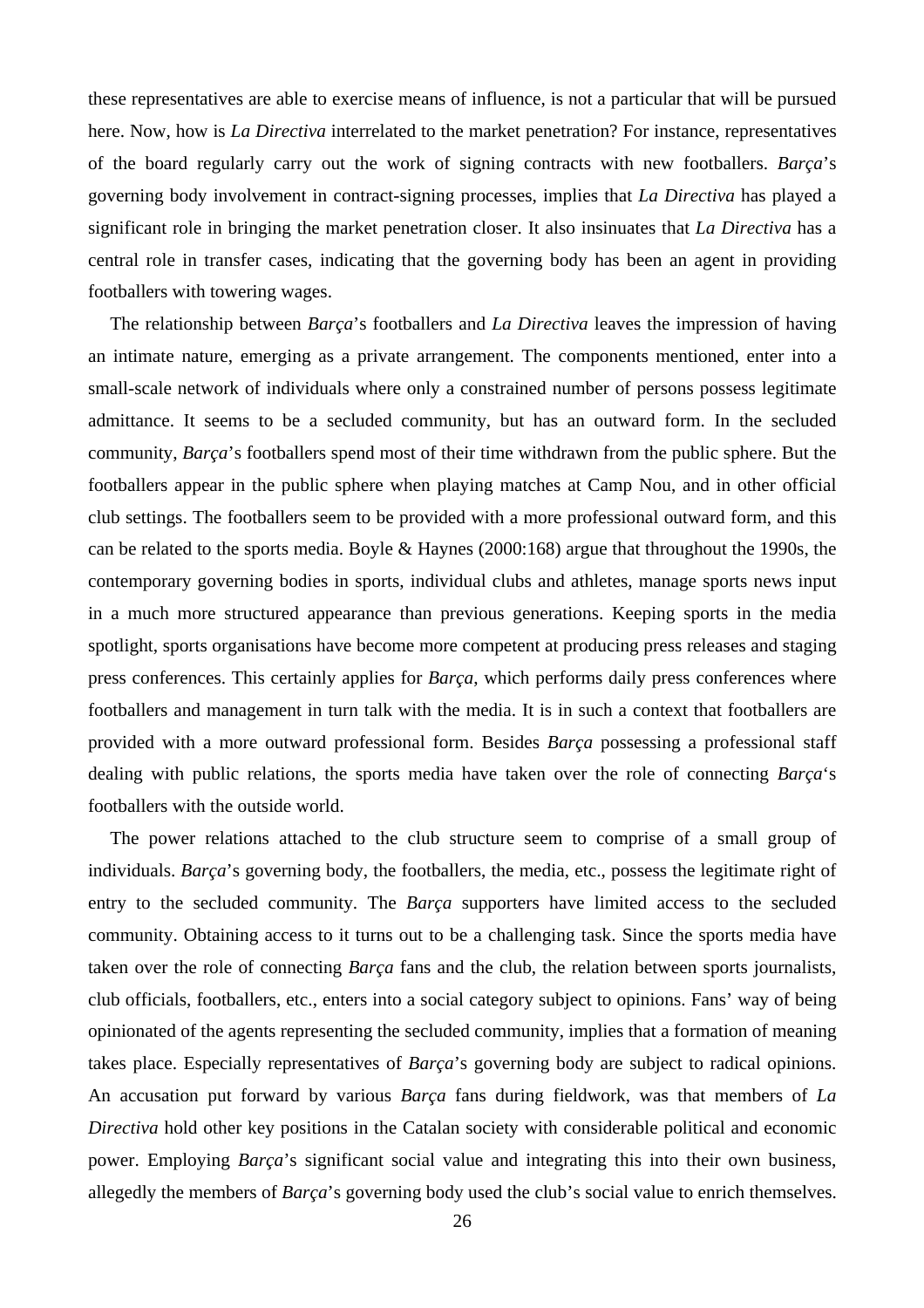these representatives are able to exercise means of influence, is not a particular that will be pursued here. Now, how is *La Directiva* interrelated to the market penetration? For instance, representatives of the board regularly carry out the work of signing contracts with new footballers. *Barça*'s governing body involvement in contract-signing processes, implies that *La Directiva* has played a significant role in bringing the market penetration closer. It also insinuates that *La Directiva* has a central role in transfer cases, indicating that the governing body has been an agent in providing footballers with towering wages.

The relationship between *Barça*'s footballers and *La Directiva* leaves the impression of having an intimate nature, emerging as a private arrangement. The components mentioned, enter into a small-scale network of individuals where only a constrained number of persons possess legitimate admittance. It seems to be a secluded community, but has an outward form. In the secluded community, *Barça*'s footballers spend most of their time withdrawn from the public sphere. But the footballers appear in the public sphere when playing matches at Camp Nou, and in other official club settings. The footballers seem to be provided with a more professional outward form, and this can be related to the sports media. Boyle & Haynes (2000:168) argue that throughout the 1990s, the contemporary governing bodies in sports, individual clubs and athletes, manage sports news input in a much more structured appearance than previous generations. Keeping sports in the media spotlight, sports organisations have become more competent at producing press releases and staging press conferences. This certainly applies for *Barça*, which performs daily press conferences where footballers and management in turn talk with the media. It is in such a context that footballers are provided with a more outward professional form. Besides *Barça* possessing a professional staff dealing with public relations, the sports media have taken over the role of connecting *Barça*'s footballers with the outside world.

The power relations attached to the club structure seem to comprise of a small group of individuals. *Barça*'s governing body, the footballers, the media, etc., possess the legitimate right of entry to the secluded community. The *Barça* supporters have limited access to the secluded community. Obtaining access to it turns out to be a challenging task. Since the sports media have taken over the role of connecting *Barça* fans and the club, the relation between sports journalists, club officials, footballers, etc., enters into a social category subject to opinions. Fans' way of being opinionated of the agents representing the secluded community, implies that a formation of meaning takes place. Especially representatives of *Barça*'s governing body are subject to radical opinions. An accusation put forward by various *Barça* fans during fieldwork, was that members of *La Directiva* hold other key positions in the Catalan society with considerable political and economic power. Employing *Barça*'s significant social value and integrating this into their own business, allegedly the members of *Barça*'s governing body used the club's social value to enrich themselves.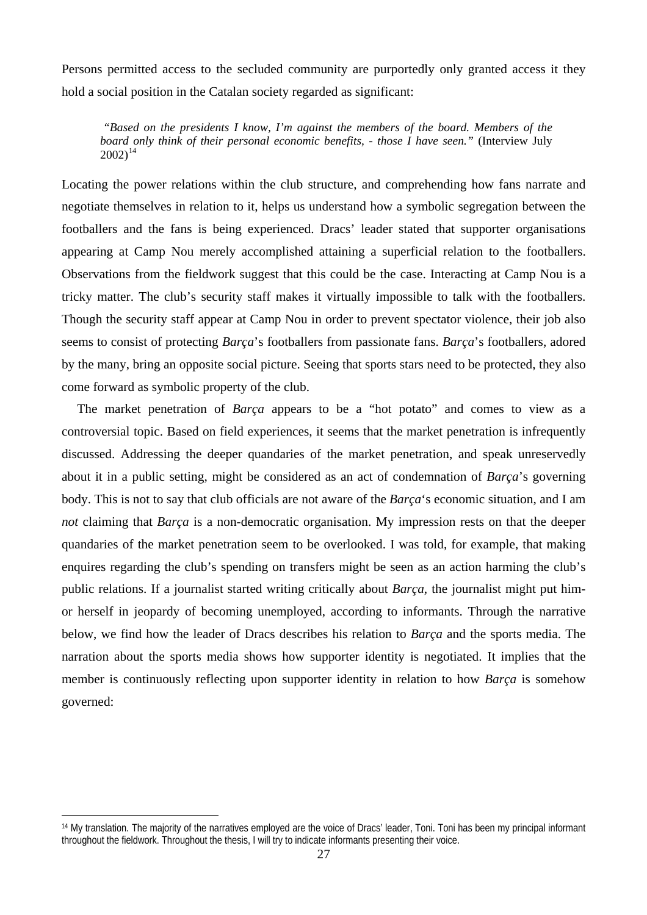Persons permitted access to the secluded community are purportedly only granted access it they hold a social position in the Catalan society regarded as significant:

> *"Based on the presidents I know, I'm against the members of the board. Members of the board only think of their personal economic benefits, - those I have seen."* (Interview July 2002)[14]

Locating the power relations within the club structure, and comprehending how fans narrate and negotiate themselves in relation to it, helps us understand how a symbolic segregation between the footballers and the fans is being experienced. Dracs' leader stated that supporter organisations appearing at Camp Nou merely accomplished attaining a superficial relation to the footballers. Observations from the fieldwork suggest that this could be the case. Interacting at Camp Nou is a tricky matter. The club's security staff makes it virtually impossible to talk with the footballers. Though the security staff appear at Camp Nou in order to prevent spectator violence, their job also seems to consist of protecting *Barça*'s footballers from passionate fans. *Barça*'s footballers, adored by the many, bring an opposite social picture. Seeing that sports stars need to be protected, they also come forward as symbolic property of the club.

The market penetration of *Barça* appears to be a "hot potato" and comes to view as a controversial topic. Based on field experiences, it seems that the market penetration is infrequently discussed. Addressing the deeper quandaries of the market penetration, and speak unreservedly about it in a public setting, might be considered as an act of condemnation of *Barça*'s governing body. This is not to say that club officials are not aware of the *Barça*'s economic situation, and I am *not* claiming that *Barça* is a non-democratic organisation. My impression rests on that the deeper quandaries of the market penetration seem to be overlooked. I was told, for example, that making enquires regarding the club's spending on transfers might be seen as an action harming the club's public relations. If a journalist started writing critically about *Barça*, the journalist might put him- or herself in jeopardy of becoming unemployed, according to informants. Through the narrative below, we find how the leader of Dracs describes his relation to *Barça* and the sports media. The narration about the sports media shows how supporter identity is negotiated. It implies that the member is continuously reflecting upon supporter identity in relation to how *Barça* is somehow governed:

[14] My translation. The majority of the narratives employed are the voice of Dracs' leader, Toni. Toni has been my principal informant throughout the fieldwork. Throughout the thesis, I will try to indicate informants presenting their voice.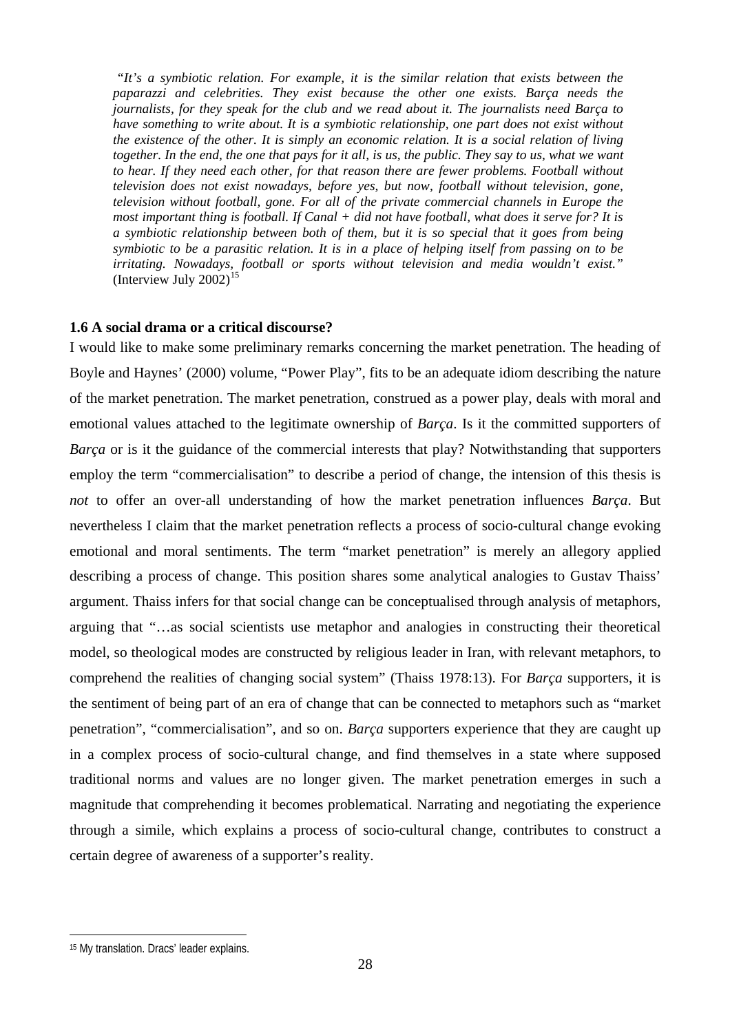> *"It's a symbiotic relation. For example, it is the similar relation that exists between the paparazzi and celebrities. They exist because the other one exists. Barça needs the journalists, for they speak for the club and we read about it. The journalists need Barça to have something to write about. It is a symbiotic relationship, one part does not exist without the existence of the other. It is simply an economic relation. It is a social relation of living together. In the end, the one that pays for it all, is us, the public. They say to us, what we want to hear. If they need each other, for that reason there are fewer problems. Football without television does not exist nowadays, before yes, but now, football without television, gone, television without football, gone. For all of the private commercial channels in Europe the most important thing is football. If Canal + did not have football, what does it serve for? It is a symbiotic relationship between both of them, but it is so special that it goes from being symbiotic to be a parasitic relation. It is in a place of helping itself from passing on to be irritating. Nowadays, football or sports without television and media wouldn't exist."* (Interview July 2002)[15]

### 1.6 A social drama or a critical discourse?

I would like to make some preliminary remarks concerning the market penetration. The heading of Boyle and Haynes' (2000) volume, "Power Play", fits to be an adequate idiom describing the nature of the market penetration. The market penetration, construed as a power play, deals with moral and emotional values attached to the legitimate ownership of *Barça*. Is it the committed supporters of *Barça* or is it the guidance of the commercial interests that play? Notwithstanding that supporters employ the term "commercialisation" to describe a period of change, the intension of this thesis is *not* to offer an over-all understanding of how the market penetration influences *Barça*. But nevertheless I claim that the market penetration reflects a process of socio-cultural change evoking emotional and moral sentiments. The term "market penetration" is merely an allegory applied describing a process of change. This position shares some analytical analogies to Gustav Thaiss' argument. Thaiss infers for that social change can be conceptualised through analysis of metaphors, arguing that "…as social scientists use metaphor and analogies in constructing their theoretical model, so theological modes are constructed by religious leader in Iran, with relevant metaphors, to comprehend the realities of changing social system" (Thaiss 1978:13). For *Barça* supporters, it is the sentiment of being part of an era of change that can be connected to metaphors such as "market penetration", "commercialisation", and so on. *Barça* supporters experience that they are caught up in a complex process of socio-cultural change, and find themselves in a state where supposed traditional norms and values are no longer given. The market penetration emerges in such a magnitude that comprehending it becomes problematical. Narrating and negotiating the experience through a simile, which explains a process of socio-cultural change, contributes to construct a certain degree of awareness of a supporter's reality.

---

[15] My translation. Dracs' leader explains.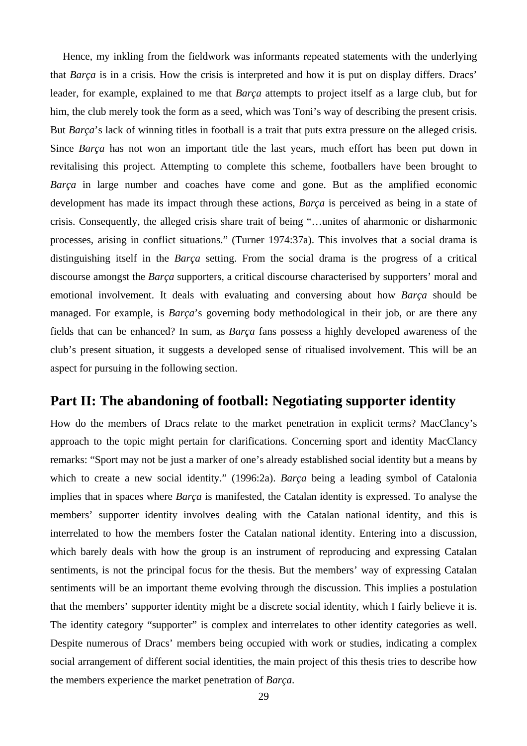Hence, my inkling from the fieldwork was informants repeated statements with the underlying that *Barça* is in a crisis. How the crisis is interpreted and how it is put on display differs. Dracs' leader, for example, explained to me that *Barça* attempts to project itself as a large club, but for him, the club merely took the form as a seed, which was Toni's way of describing the present crisis. But *Barça*'s lack of winning titles in football is a trait that puts extra pressure on the alleged crisis. Since *Barça* has not won an important title the last years, much effort has been put down in revitalising this project. Attempting to complete this scheme, footballers have been brought to *Barça* in large number and coaches have come and gone. But as the amplified economic development has made its impact through these actions, *Barça* is perceived as being in a state of crisis. Consequently, the alleged crisis share trait of being "…unites of aharmonic or disharmonic processes, arising in conflict situations." (Turner 1974:37a). This involves that a social drama is distinguishing itself in the *Barça* setting. From the social drama is the progress of a critical discourse amongst the *Barça* supporters, a critical discourse characterised by supporters' moral and emotional involvement. It deals with evaluating and conversing about how *Barça* should be managed. For example, is *Barça*'s governing body methodological in their job, or are there any fields that can be enhanced? In sum, as *Barça* fans possess a highly developed awareness of the club's present situation, it suggests a developed sense of ritualised involvement. This will be an aspect for pursuing in the following section.

## Part II: The abandoning of football: Negotiating supporter identity

How do the members of Dracs relate to the market penetration in explicit terms? MacClancy's approach to the topic might pertain for clarifications. Concerning sport and identity MacClancy remarks: "Sport may not be just a marker of one's already established social identity but a means by which to create a new social identity." (1996:2a). *Barça* being a leading symbol of Catalonia implies that in spaces where *Barça* is manifested, the Catalan identity is expressed. To analyse the members' supporter identity involves dealing with the Catalan national identity, and this is interrelated to how the members foster the Catalan national identity. Entering into a discussion, which barely deals with how the group is an instrument of reproducing and expressing Catalan sentiments, is not the principal focus for the thesis. But the members' way of expressing Catalan sentiments will be an important theme evolving through the discussion. This implies a postulation that the members' supporter identity might be a discrete social identity, which I fairly believe it is. The identity category "supporter" is complex and interrelates to other identity categories as well. Despite numerous of Dracs' members being occupied with work or studies, indicating a complex social arrangement of different social identities, the main project of this thesis tries to describe how the members experience the market penetration of *Barça*.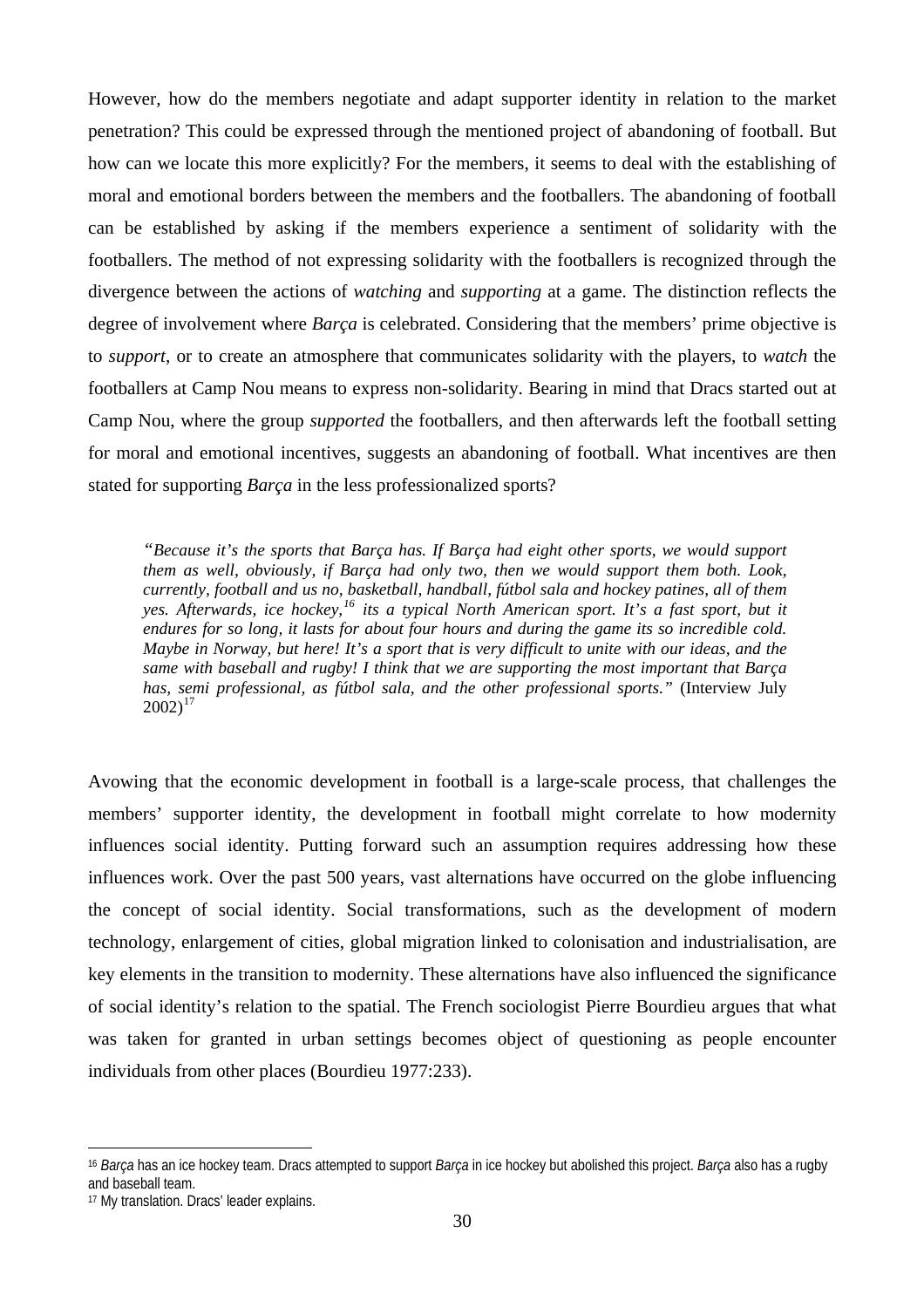However, how do the members negotiate and adapt supporter identity in relation to the market penetration? This could be expressed through the mentioned project of abandoning of football. But how can we locate this more explicitly? For the members, it seems to deal with the establishing of moral and emotional borders between the members and the footballers. The abandoning of football can be established by asking if the members experience a sentiment of solidarity with the footballers. The method of not expressing solidarity with the footballers is recognized through the divergence between the actions of *watching* and *supporting* at a game. The distinction reflects the degree of involvement where *Barça* is celebrated. Considering that the members' prime objective is to *support*, or to create an atmosphere that communicates solidarity with the players, to *watch* the footballers at Camp Nou means to express non-solidarity. Bearing in mind that Dracs started out at Camp Nou, where the group *supported* the footballers, and then afterwards left the football setting for moral and emotional incentives, suggests an abandoning of football. What incentives are then stated for supporting *Barça* in the less professionalized sports?

> *"Because it's the sports that Barça has. If Barça had eight other sports, we would support them as well, obviously, if Barça had only two, then we would support them both. Look, currently, football and us no, basketball, handball, fútbol sala and hockey patines, all of them yes. Afterwards, ice hockey,[16] its a typical North American sport. It's a fast sport, but it endures for so long, it lasts for about four hours and during the game its so incredible cold. Maybe in Norway, but here! It's a sport that is very difficult to unite with our ideas, and the same with baseball and rugby! I think that we are supporting the most important that Barça has, semi professional, as fútbol sala, and the other professional sports."* (Interview July 2002)[17]

Avowing that the economic development in football is a large-scale process, that challenges the members' supporter identity, the development in football might correlate to how modernity influences social identity. Putting forward such an assumption requires addressing how these influences work. Over the past 500 years, vast alternations have occurred on the globe influencing the concept of social identity. Social transformations, such as the development of modern technology, enlargement of cities, global migration linked to colonisation and industrialisation, are key elements in the transition to modernity. These alternations have also influenced the significance of social identity's relation to the spatial. The French sociologist Pierre Bourdieu argues that what was taken for granted in urban settings becomes object of questioning as people encounter individuals from other places (Bourdieu 1977:233).

---

[16] *Barça* has an ice hockey team. Dracs attempted to support *Barça* in ice hockey but abolished this project. *Barça* also has a rugby and baseball team.

[17] My translation. Dracs' leader explains.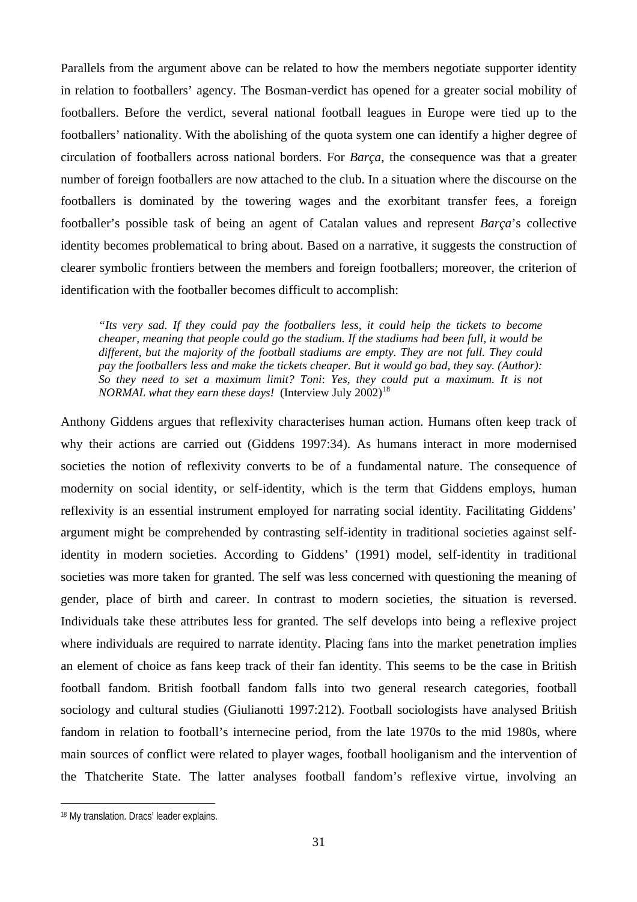Parallels from the argument above can be related to how the members negotiate supporter identity in relation to footballers' agency. The Bosman-verdict has opened for a greater social mobility of footballers. Before the verdict, several national football leagues in Europe were tied up to the footballers' nationality. With the abolishing of the quota system one can identify a higher degree of circulation of footballers across national borders. For *Barça*, the consequence was that a greater number of foreign footballers are now attached to the club. In a situation where the discourse on the footballers is dominated by the towering wages and the exorbitant transfer fees, a foreign footballer's possible task of being an agent of Catalan values and represent *Barça*'s collective identity becomes problematical to bring about. Based on a narrative, it suggests the construction of clearer symbolic frontiers between the members and foreign footballers; moreover, the criterion of identification with the footballer becomes difficult to accomplish:

> *"Its very sad. If they could pay the footballers less, it could help the tickets to become cheaper, meaning that people could go the stadium. If the stadiums had been full, it would be different, but the majority of the football stadiums are empty. They are not full. They could pay the footballers less and make the tickets cheaper. But it would go bad, they say. (Author): So they need to set a maximum limit? Toni: Yes, they could put a maximum. It is not NORMAL what they earn these days!* (Interview July 2002)[18]

Anthony Giddens argues that reflexivity characterises human action. Humans often keep track of why their actions are carried out (Giddens 1997:34). As humans interact in more modernised societies the notion of reflexivity converts to be of a fundamental nature. The consequence of modernity on social identity, or self-identity, which is the term that Giddens employs, human reflexivity is an essential instrument employed for narrating social identity. Facilitating Giddens' argument might be comprehended by contrasting self-identity in traditional societies against self-identity in modern societies. According to Giddens' (1991) model, self-identity in traditional societies was more taken for granted. The self was less concerned with questioning the meaning of gender, place of birth and career. In contrast to modern societies, the situation is reversed. Individuals take these attributes less for granted. The self develops into being a reflexive project where individuals are required to narrate identity. Placing fans into the market penetration implies an element of choice as fans keep track of their fan identity. This seems to be the case in British football fandom. British football fandom falls into two general research categories, football sociology and cultural studies (Giulianotti 1997:212). Football sociologists have analysed British fandom in relation to football's internecine period, from the late 1970s to the mid 1980s, where main sources of conflict were related to player wages, football hooliganism and the intervention of the Thatcherite State. The latter analyses football fandom's reflexive virtue, involving an

---

[18] My translation. Dracs' leader explains.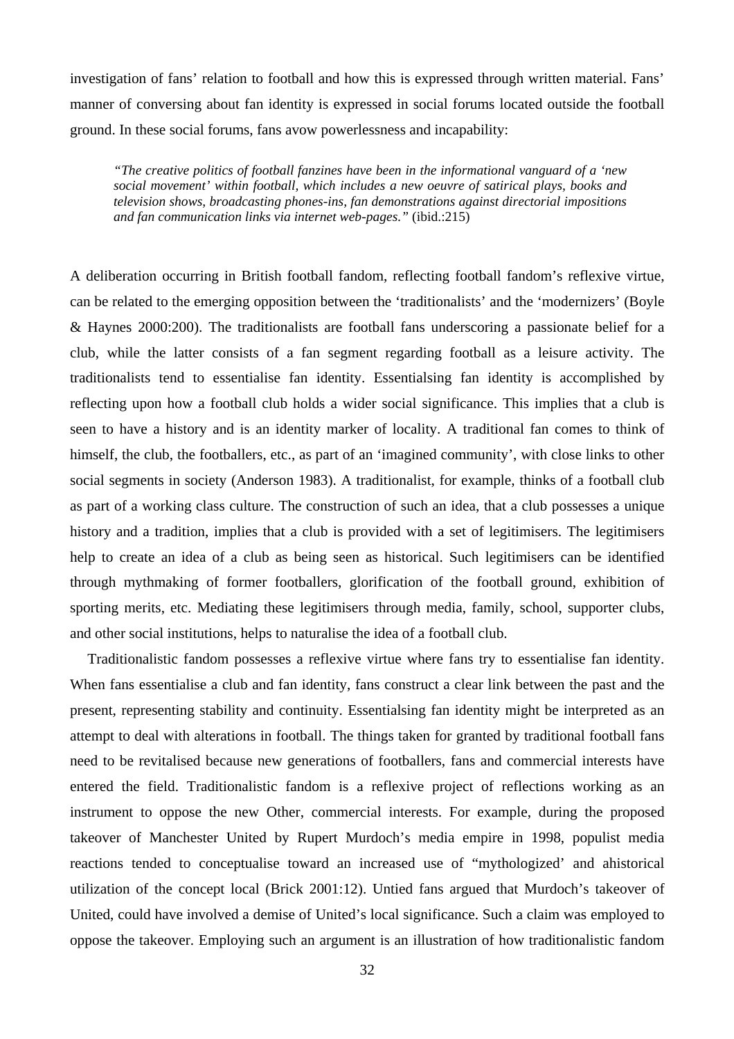investigation of fans' relation to football and how this is expressed through written material. Fans' manner of conversing about fan identity is expressed in social forums located outside the football ground. In these social forums, fans avow powerlessness and incapability:

> *"The creative politics of football fanzines have been in the informational vanguard of a 'new social movement' within football, which includes a new oeuvre of satirical plays, books and television shows, broadcasting phones-ins, fan demonstrations against directorial impositions and fan communication links via internet web-pages."* (ibid.:215)

A deliberation occurring in British football fandom, reflecting football fandom's reflexive virtue, can be related to the emerging opposition between the 'traditionalists' and the 'modernizers' (Boyle & Haynes 2000:200). The traditionalists are football fans underscoring a passionate belief for a club, while the latter consists of a fan segment regarding football as a leisure activity. The traditionalists tend to essentialise fan identity. Essentialsing fan identity is accomplished by reflecting upon how a football club holds a wider social significance. This implies that a club is seen to have a history and is an identity marker of locality. A traditional fan comes to think of himself, the club, the footballers, etc., as part of an 'imagined community', with close links to other social segments in society (Anderson 1983). A traditionalist, for example, thinks of a football club as part of a working class culture. The construction of such an idea, that a club possesses a unique history and a tradition, implies that a club is provided with a set of legitimisers. The legitimisers help to create an idea of a club as being seen as historical. Such legitimisers can be identified through mythmaking of former footballers, glorification of the football ground, exhibition of sporting merits, etc. Mediating these legitimisers through media, family, school, supporter clubs, and other social institutions, helps to naturalise the idea of a football club.

Traditionalistic fandom possesses a reflexive virtue where fans try to essentialise fan identity. When fans essentialise a club and fan identity, fans construct a clear link between the past and the present, representing stability and continuity. Essentialsing fan identity might be interpreted as an attempt to deal with alterations in football. The things taken for granted by traditional football fans need to be revitalised because new generations of footballers, fans and commercial interests have entered the field. Traditionalistic fandom is a reflexive project of reflections working as an instrument to oppose the new Other, commercial interests. For example, during the proposed takeover of Manchester United by Rupert Murdoch's media empire in 1998, populist media reactions tended to conceptualise toward an increased use of "mythologized' and ahistorical utilization of the concept local (Brick 2001:12). Untied fans argued that Murdoch's takeover of United, could have involved a demise of United's local significance. Such a claim was employed to oppose the takeover. Employing such an argument is an illustration of how traditionalistic fandom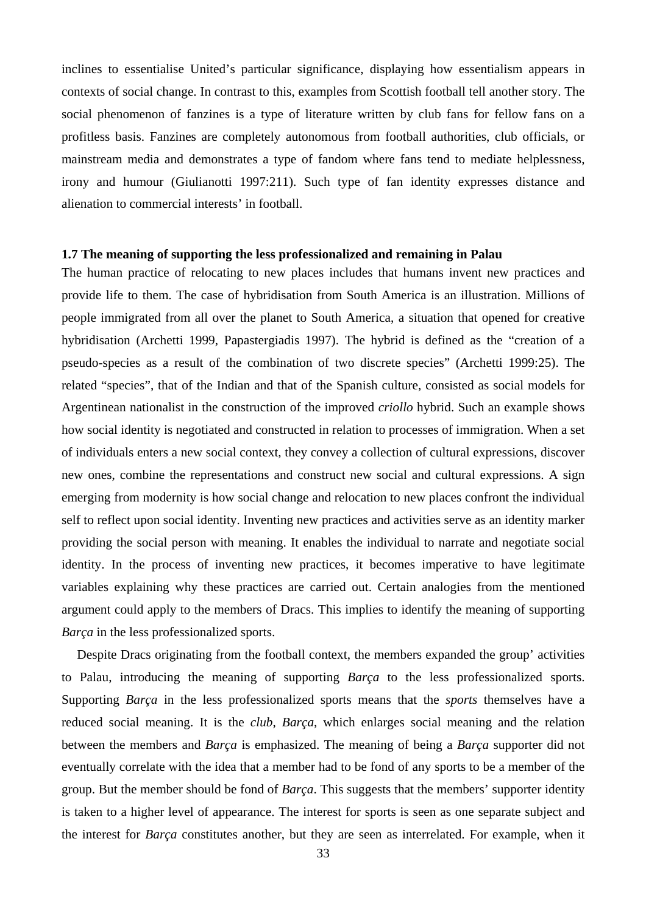inclines to essentialise United's particular significance, displaying how essentialism appears in contexts of social change. In contrast to this, examples from Scottish football tell another story. The social phenomenon of fanzines is a type of literature written by club fans for fellow fans on a profitless basis. Fanzines are completely autonomous from football authorities, club officials, or mainstream media and demonstrates a type of fandom where fans tend to mediate helplessness, irony and humour (Giulianotti 1997:211). Such type of fan identity expresses distance and alienation to commercial interests' in football.

### 1.7 The meaning of supporting the less professionalized and remaining in Palau

The human practice of relocating to new places includes that humans invent new practices and provide life to them. The case of hybridisation from South America is an illustration. Millions of people immigrated from all over the planet to South America, a situation that opened for creative hybridisation (Archetti 1999, Papastergiadis 1997). The hybrid is defined as the "creation of a pseudo-species as a result of the combination of two discrete species" (Archetti 1999:25). The related "species", that of the Indian and that of the Spanish culture, consisted as social models for Argentinean nationalist in the construction of the improved *criollo* hybrid. Such an example shows how social identity is negotiated and constructed in relation to processes of immigration. When a set of individuals enters a new social context, they convey a collection of cultural expressions, discover new ones, combine the representations and construct new social and cultural expressions. A sign emerging from modernity is how social change and relocation to new places confront the individual self to reflect upon social identity. Inventing new practices and activities serve as an identity marker providing the social person with meaning. It enables the individual to narrate and negotiate social identity. In the process of inventing new practices, it becomes imperative to have legitimate variables explaining why these practices are carried out. Certain analogies from the mentioned argument could apply to the members of Dracs. This implies to identify the meaning of supporting *Barça* in the less professionalized sports.

Despite Dracs originating from the football context, the members expanded the group' activities to Palau, introducing the meaning of supporting *Barça* to the less professionalized sports. Supporting *Barça* in the less professionalized sports means that the *sports* themselves have a reduced social meaning. It is the *club*, *Barça*, which enlarges social meaning and the relation between the members and *Barça* is emphasized. The meaning of being a *Barça* supporter did not eventually correlate with the idea that a member had to be fond of any sports to be a member of the group. But the member should be fond of *Barça*. This suggests that the members' supporter identity is taken to a higher level of appearance. The interest for sports is seen as one separate subject and the interest for *Barça* constitutes another, but they are seen as interrelated. For example, when it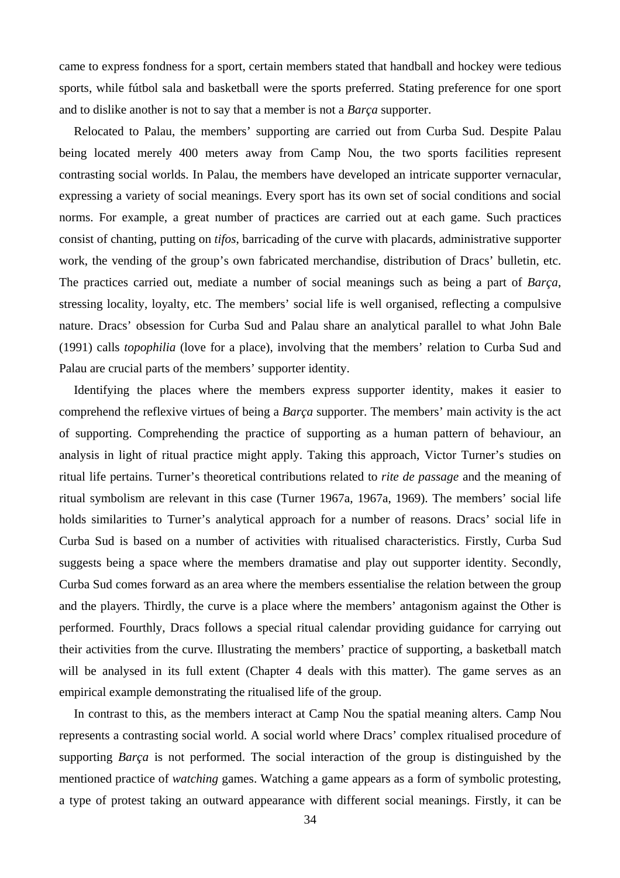came to express fondness for a sport, certain members stated that handball and hockey were tedious sports, while fútbol sala and basketball were the sports preferred. Stating preference for one sport and to dislike another is not to say that a member is not a *Barça* supporter.

Relocated to Palau, the members' supporting are carried out from Curba Sud. Despite Palau being located merely 400 meters away from Camp Nou, the two sports facilities represent contrasting social worlds. In Palau, the members have developed an intricate supporter vernacular, expressing a variety of social meanings. Every sport has its own set of social conditions and social norms. For example, a great number of practices are carried out at each game. Such practices consist of chanting, putting on *tifos*, barricading of the curve with placards, administrative supporter work, the vending of the group's own fabricated merchandise, distribution of Dracs' bulletin, etc. The practices carried out, mediate a number of social meanings such as being a part of *Barça*, stressing locality, loyalty, etc. The members' social life is well organised, reflecting a compulsive nature. Dracs' obsession for Curba Sud and Palau share an analytical parallel to what John Bale (1991) calls *topophilia* (love for a place), involving that the members' relation to Curba Sud and Palau are crucial parts of the members' supporter identity.

Identifying the places where the members express supporter identity, makes it easier to comprehend the reflexive virtues of being a *Barça* supporter. The members' main activity is the act of supporting. Comprehending the practice of supporting as a human pattern of behaviour, an analysis in light of ritual practice might apply. Taking this approach, Victor Turner's studies on ritual life pertains. Turner's theoretical contributions related to *rite de passage* and the meaning of ritual symbolism are relevant in this case (Turner 1967a, 1967a, 1969). The members' social life holds similarities to Turner's analytical approach for a number of reasons. Dracs' social life in Curba Sud is based on a number of activities with ritualised characteristics. Firstly, Curba Sud suggests being a space where the members dramatise and play out supporter identity. Secondly, Curba Sud comes forward as an area where the members essentialise the relation between the group and the players. Thirdly, the curve is a place where the members' antagonism against the Other is performed. Fourthly, Dracs follows a special ritual calendar providing guidance for carrying out their activities from the curve. Illustrating the members' practice of supporting, a basketball match will be analysed in its full extent (Chapter 4 deals with this matter). The game serves as an empirical example demonstrating the ritualised life of the group.

In contrast to this, as the members interact at Camp Nou the spatial meaning alters. Camp Nou represents a contrasting social world. A social world where Dracs' complex ritualised procedure of supporting *Barça* is not performed. The social interaction of the group is distinguished by the mentioned practice of *watching* games. Watching a game appears as a form of symbolic protesting, a type of protest taking an outward appearance with different social meanings. Firstly, it can be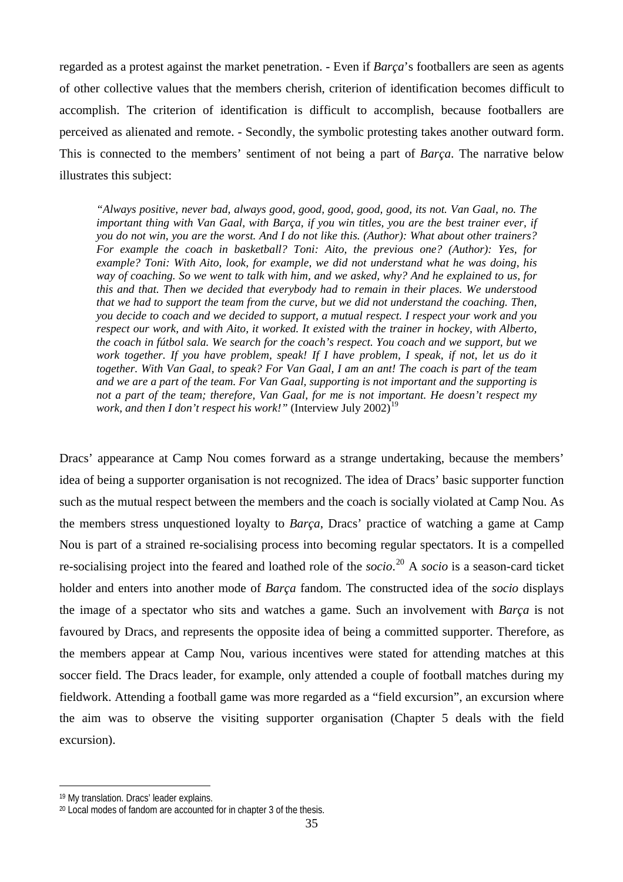regarded as a protest against the market penetration. - Even if *Barça*'s footballers are seen as agents of other collective values that the members cherish, criterion of identification becomes difficult to accomplish. The criterion of identification is difficult to accomplish, because footballers are perceived as alienated and remote. - Secondly, the symbolic protesting takes another outward form. This is connected to the members' sentiment of not being a part of *Barça*. The narrative below illustrates this subject:

> *"Always positive, never bad, always good, good, good, good, good, its not. Van Gaal, no. The important thing with Van Gaal, with Barça, if you win titles, you are the best trainer ever, if you do not win, you are the worst. And I do not like this. (Author): What about other trainers? For example the coach in basketball? Toni: Aito, the previous one? (Author): Yes, for example? Toni: With Aito, look, for example, we did not understand what he was doing, his way of coaching. So we went to talk with him, and we asked, why? And he explained to us, for this and that. Then we decided that everybody had to remain in their places. We understood that we had to support the team from the curve, but we did not understand the coaching. Then, you decide to coach and we decided to support, a mutual respect. I respect your work and you respect our work, and with Aito, it worked. It existed with the trainer in hockey, with Alberto, the coach in fútbol sala. We search for the coach's respect. You coach and we support, but we work together. If you have problem, speak! If I have problem, I speak, if not, let us do it together. With Van Gaal, to speak? For Van Gaal, I am an ant! The coach is part of the team and we are a part of the team. For Van Gaal, supporting is not important and the supporting is not a part of the team; therefore, Van Gaal, for me is not important. He doesn't respect my work, and then I don't respect his work!"* (Interview July 2002)[19]

Dracs' appearance at Camp Nou comes forward as a strange undertaking, because the members' idea of being a supporter organisation is not recognized. The idea of Dracs' basic supporter function such as the mutual respect between the members and the coach is socially violated at Camp Nou. As the members stress unquestioned loyalty to *Barça*, Dracs' practice of watching a game at Camp Nou is part of a strained re-socialising process into becoming regular spectators. It is a compelled re-socialising project into the feared and loathed role of the *socio*.[20] A *socio* is a season-card ticket holder and enters into another mode of *Barça* fandom. The constructed idea of the *socio* displays the image of a spectator who sits and watches a game. Such an involvement with *Barça* is not favoured by Dracs, and represents the opposite idea of being a committed supporter. Therefore, as the members appear at Camp Nou, various incentives were stated for attending matches at this soccer field. The Dracs leader, for example, only attended a couple of football matches during my fieldwork. Attending a football game was more regarded as a "field excursion", an excursion where the aim was to observe the visiting supporter organisation (Chapter 5 deals with the field excursion).

---

[19] My translation. Dracs' leader explains.

[20] Local modes of fandom are accounted for in chapter 3 of the thesis.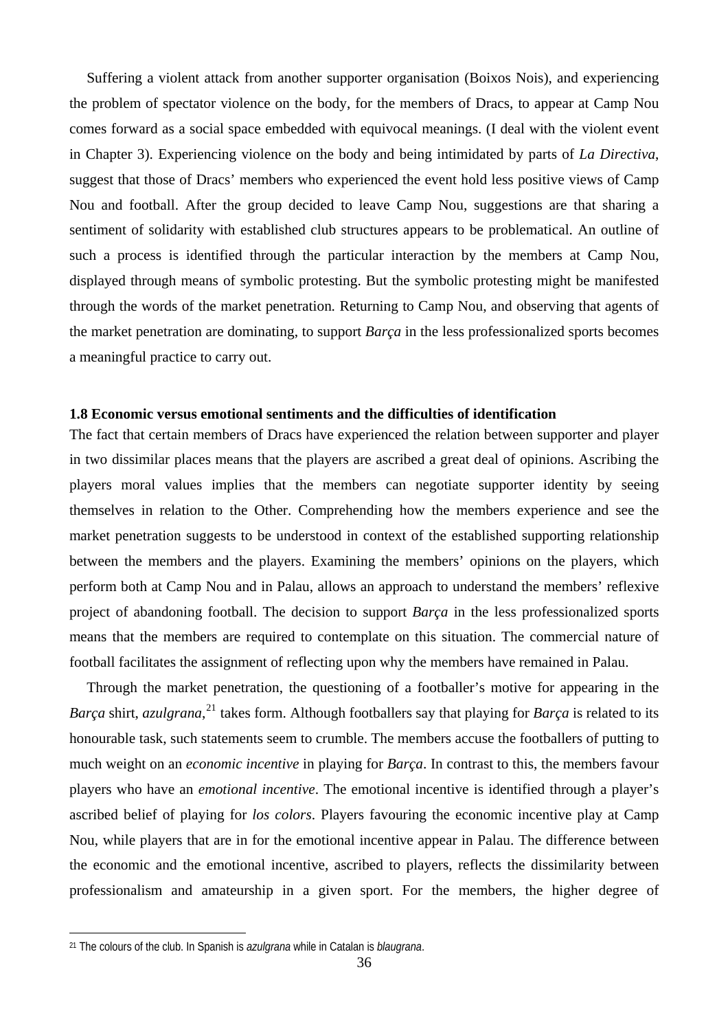Suffering a violent attack from another supporter organisation (Boixos Nois), and experiencing the problem of spectator violence on the body, for the members of Dracs, to appear at Camp Nou comes forward as a social space embedded with equivocal meanings. (I deal with the violent event in Chapter 3). Experiencing violence on the body and being intimidated by parts of *La Directiva*, suggest that those of Dracs' members who experienced the event hold less positive views of Camp Nou and football. After the group decided to leave Camp Nou, suggestions are that sharing a sentiment of solidarity with established club structures appears to be problematical. An outline of such a process is identified through the particular interaction by the members at Camp Nou, displayed through means of symbolic protesting. But the symbolic protesting might be manifested through the words of the market penetration. Returning to Camp Nou, and observing that agents of the market penetration are dominating, to support *Barça* in the less professionalized sports becomes a meaningful practice to carry out.

### 1.8 Economic versus emotional sentiments and the difficulties of identification

The fact that certain members of Dracs have experienced the relation between supporter and player in two dissimilar places means that the players are ascribed a great deal of opinions. Ascribing the players moral values implies that the members can negotiate supporter identity by seeing themselves in relation to the Other. Comprehending how the members experience and see the market penetration suggests to be understood in context of the established supporting relationship between the members and the players. Examining the members' opinions on the players, which perform both at Camp Nou and in Palau, allows an approach to understand the members' reflexive project of abandoning football. The decision to support *Barça* in the less professionalized sports means that the members are required to contemplate on this situation. The commercial nature of football facilitates the assignment of reflecting upon why the members have remained in Palau.

Through the market penetration, the questioning of a footballer's motive for appearing in the *Barça* shirt, *azulgrana*,[21] takes form. Although footballers say that playing for *Barça* is related to its honourable task, such statements seem to crumble. The members accuse the footballers of putting to much weight on an *economic incentive* in playing for *Barça*. In contrast to this, the members favour players who have an *emotional incentive*. The emotional incentive is identified through a player's ascribed belief of playing for *los colors*. Players favouring the economic incentive play at Camp Nou, while players that are in for the emotional incentive appear in Palau. The difference between the economic and the emotional incentive, ascribed to players, reflects the dissimilarity between professionalism and amateurship in a given sport. For the members, the higher degree of

[21] The colours of the club. In Spanish is *azulgrana* while in Catalan is *blaugrana*.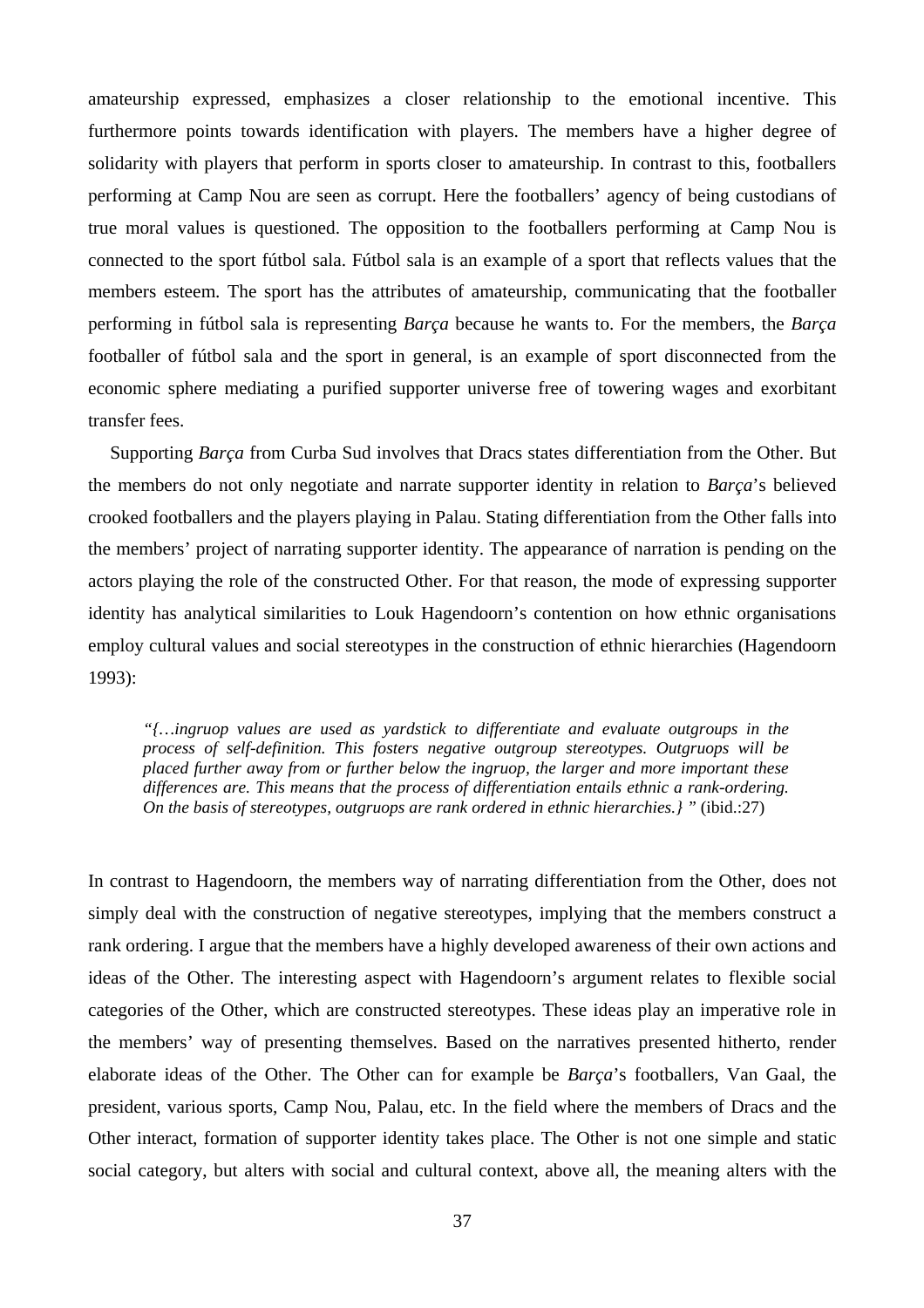amateurship expressed, emphasizes a closer relationship to the emotional incentive. This furthermore points towards identification with players. The members have a higher degree of solidarity with players that perform in sports closer to amateurship. In contrast to this, footballers performing at Camp Nou are seen as corrupt. Here the footballers' agency of being custodians of true moral values is questioned. The opposition to the footballers performing at Camp Nou is connected to the sport fútbol sala. Fútbol sala is an example of a sport that reflects values that the members esteem. The sport has the attributes of amateurship, communicating that the footballer performing in fútbol sala is representing *Barça* because he wants to. For the members, the *Barça* footballer of fútbol sala and the sport in general, is an example of sport disconnected from the economic sphere mediating a purified supporter universe free of towering wages and exorbitant transfer fees.

Supporting *Barça* from Curba Sud involves that Dracs states differentiation from the Other. But the members do not only negotiate and narrate supporter identity in relation to *Barça*'s believed crooked footballers and the players playing in Palau. Stating differentiation from the Other falls into the members' project of narrating supporter identity. The appearance of narration is pending on the actors playing the role of the constructed Other. For that reason, the mode of expressing supporter identity has analytical similarities to Louk Hagendoorn's contention on how ethnic organisations employ cultural values and social stereotypes in the construction of ethnic hierarchies (Hagendoorn 1993):

> *"{…ingruop values are used as yardstick to differentiate and evaluate outgroups in the process of self-definition. This fosters negative outgroup stereotypes. Outgruops will be placed further away from or further below the ingruop, the larger and more important these differences are. This means that the process of differentiation entails ethnic a rank-ordering. On the basis of stereotypes, outgruops are rank ordered in ethnic hierarchies.} "* (ibid.:27)

In contrast to Hagendoorn, the members way of narrating differentiation from the Other, does not simply deal with the construction of negative stereotypes, implying that the members construct a rank ordering. I argue that the members have a highly developed awareness of their own actions and ideas of the Other. The interesting aspect with Hagendoorn's argument relates to flexible social categories of the Other, which are constructed stereotypes. These ideas play an imperative role in the members' way of presenting themselves. Based on the narratives presented hitherto, render elaborate ideas of the Other. The Other can for example be *Barça*'s footballers, Van Gaal, the president, various sports, Camp Nou, Palau, etc. In the field where the members of Dracs and the Other interact, formation of supporter identity takes place. The Other is not one simple and static social category, but alters with social and cultural context, above all, the meaning alters with the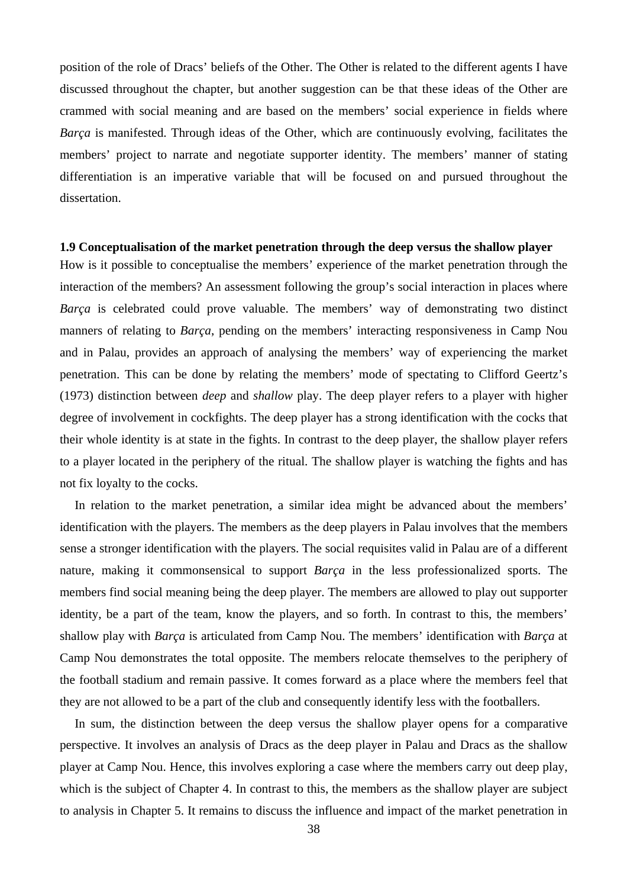position of the role of Dracs' beliefs of the Other. The Other is related to the different agents I have discussed throughout the chapter, but another suggestion can be that these ideas of the Other are crammed with social meaning and are based on the members' social experience in fields where *Barça* is manifested. Through ideas of the Other, which are continuously evolving, facilitates the members' project to narrate and negotiate supporter identity. The members' manner of stating differentiation is an imperative variable that will be focused on and pursued throughout the dissertation.

### 1.9 Conceptualisation of the market penetration through the deep versus the shallow player

How is it possible to conceptualise the members' experience of the market penetration through the interaction of the members? An assessment following the group's social interaction in places where *Barça* is celebrated could prove valuable. The members' way of demonstrating two distinct manners of relating to *Barça*, pending on the members' interacting responsiveness in Camp Nou and in Palau, provides an approach of analysing the members' way of experiencing the market penetration. This can be done by relating the members' mode of spectating to Clifford Geertz's (1973) distinction between *deep* and *shallow* play. The deep player refers to a player with higher degree of involvement in cockfights. The deep player has a strong identification with the cocks that their whole identity is at state in the fights. In contrast to the deep player, the shallow player refers to a player located in the periphery of the ritual. The shallow player is watching the fights and has not fix loyalty to the cocks.

In relation to the market penetration, a similar idea might be advanced about the members' identification with the players. The members as the deep players in Palau involves that the members sense a stronger identification with the players. The social requisites valid in Palau are of a different nature, making it commonsensical to support *Barça* in the less professionalized sports. The members find social meaning being the deep player. The members are allowed to play out supporter identity, be a part of the team, know the players, and so forth. In contrast to this, the members' shallow play with *Barça* is articulated from Camp Nou. The members' identification with *Barça* at Camp Nou demonstrates the total opposite. The members relocate themselves to the periphery of the football stadium and remain passive. It comes forward as a place where the members feel that they are not allowed to be a part of the club and consequently identify less with the footballers.

In sum, the distinction between the deep versus the shallow player opens for a comparative perspective. It involves an analysis of Dracs as the deep player in Palau and Dracs as the shallow player at Camp Nou. Hence, this involves exploring a case where the members carry out deep play, which is the subject of Chapter 4. In contrast to this, the members as the shallow player are subject to analysis in Chapter 5. It remains to discuss the influence and impact of the market penetration in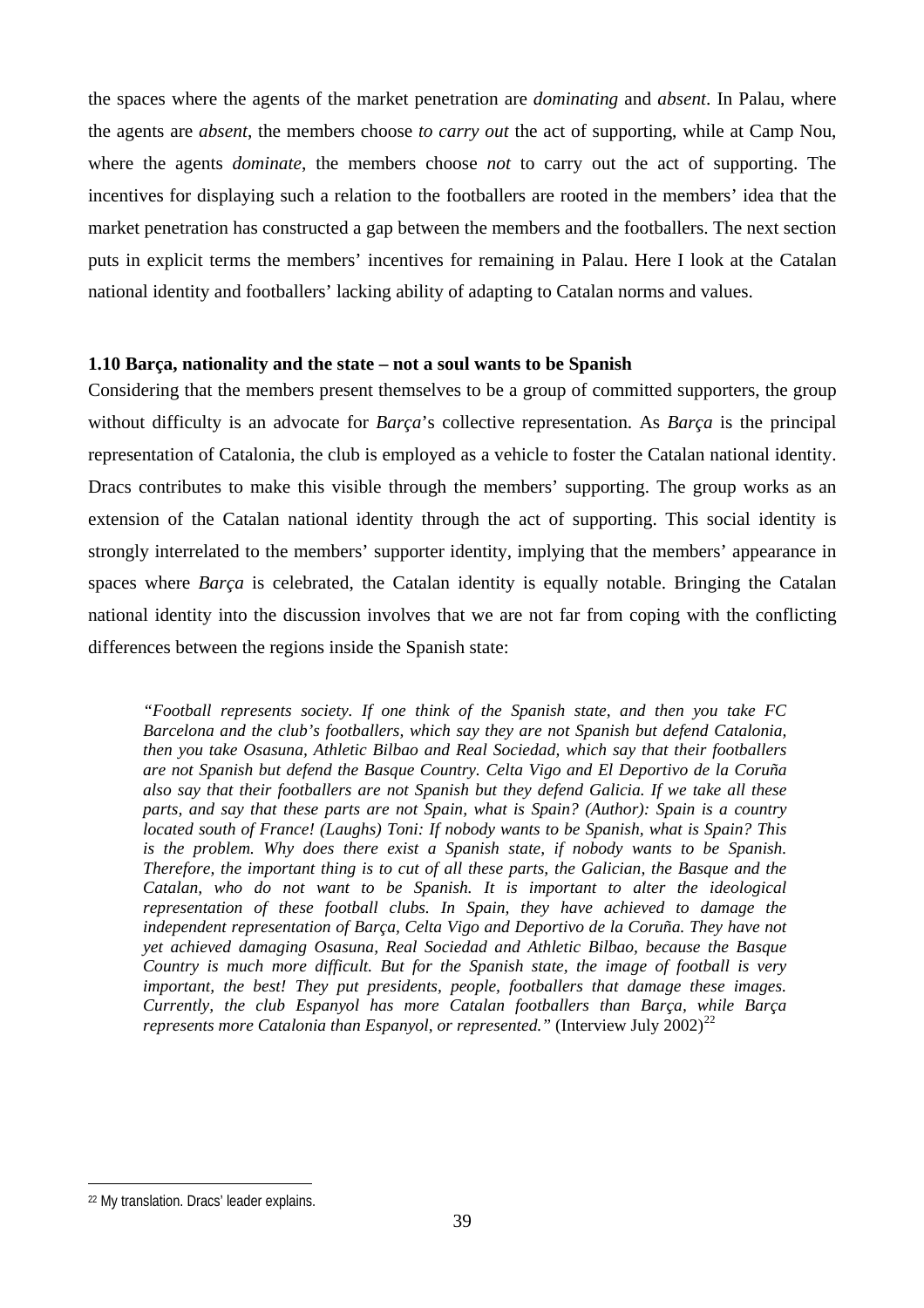the spaces where the agents of the market penetration are *dominating* and *absent*. In Palau, where the agents are *absent*, the members choose *to carry out* the act of supporting, while at Camp Nou, where the agents *dominate*, the members choose *not* to carry out the act of supporting. The incentives for displaying such a relation to the footballers are rooted in the members' idea that the market penetration has constructed a gap between the members and the footballers. The next section puts in explicit terms the members' incentives for remaining in Palau. Here I look at the Catalan national identity and footballers' lacking ability of adapting to Catalan norms and values.

### 1.10 Barça, nationality and the state – not a soul wants to be Spanish

Considering that the members present themselves to be a group of committed supporters, the group without difficulty is an advocate for *Barça*'s collective representation. As *Barça* is the principal representation of Catalonia, the club is employed as a vehicle to foster the Catalan national identity. Dracs contributes to make this visible through the members' supporting. The group works as an extension of the Catalan national identity through the act of supporting. This social identity is strongly interrelated to the members' supporter identity, implying that the members' appearance in spaces where *Barça* is celebrated, the Catalan identity is equally notable. Bringing the Catalan national identity into the discussion involves that we are not far from coping with the conflicting differences between the regions inside the Spanish state:

> *"Football represents society. If one think of the Spanish state, and then you take FC Barcelona and the club's footballers, which say they are not Spanish but defend Catalonia, then you take Osasuna, Athletic Bilbao and Real Sociedad, which say that their footballers are not Spanish but defend the Basque Country. Celta Vigo and El Deportivo de la Coruña also say that their footballers are not Spanish but they defend Galicia. If we take all these parts, and say that these parts are not Spain, what is Spain? (Author): Spain is a country located south of France! (Laughs) Toni: If nobody wants to be Spanish, what is Spain? This is the problem. Why does there exist a Spanish state, if nobody wants to be Spanish. Therefore, the important thing is to cut of all these parts, the Galician, the Basque and the Catalan, who do not want to be Spanish. It is important to alter the ideological representation of these football clubs. In Spain, they have achieved to damage the independent representation of Barça, Celta Vigo and Deportivo de la Coruña. They have not yet achieved damaging Osasuna, Real Sociedad and Athletic Bilbao, because the Basque Country is much more difficult. But for the Spanish state, the image of football is very important, the best! They put presidents, people, footballers that damage these images. Currently, the club Espanyol has more Catalan footballers than Barça, while Barça represents more Catalonia than Espanyol, or represented."* (Interview July 2002)[22]

[22] My translation. Dracs' leader explains.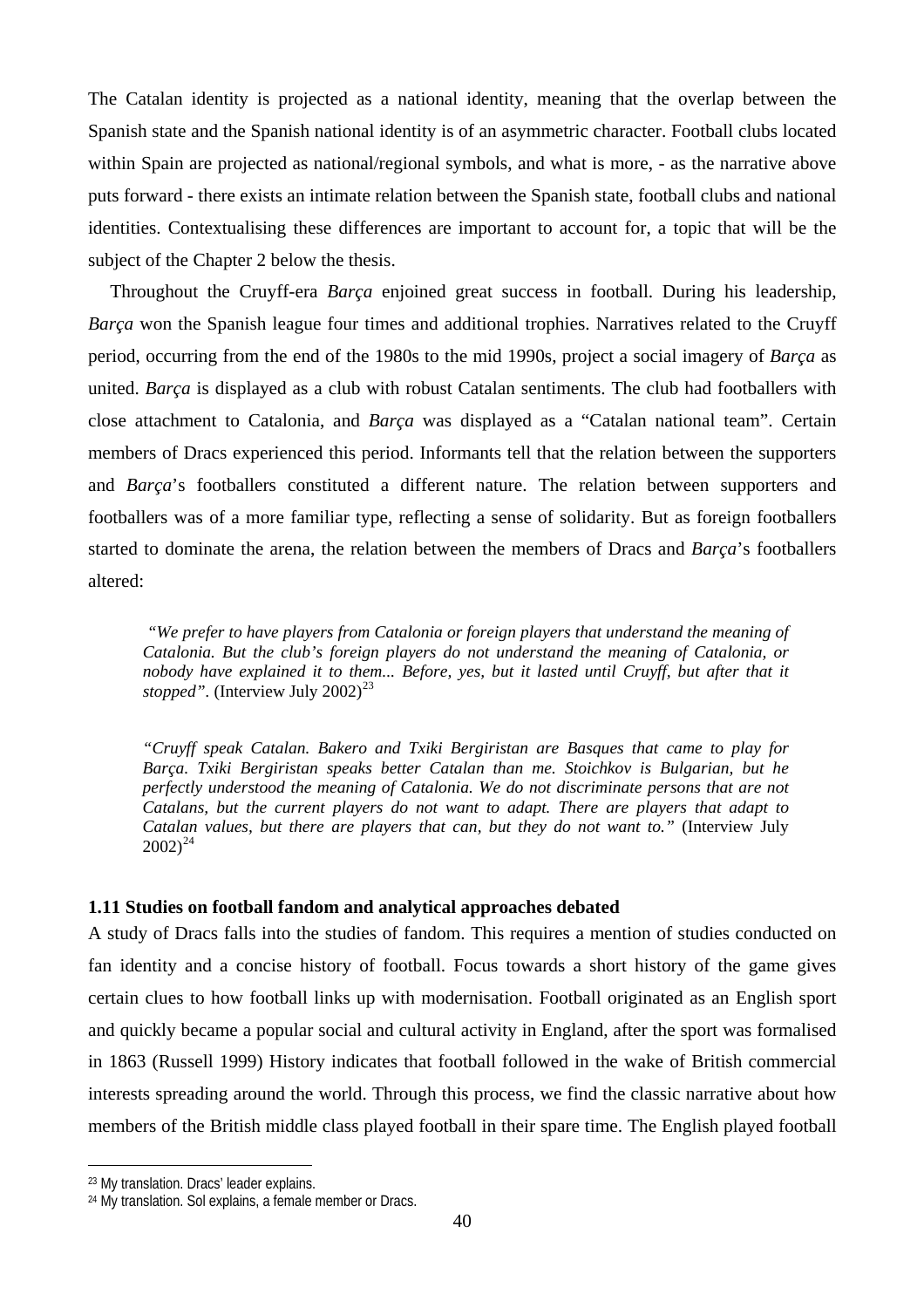The Catalan identity is projected as a national identity, meaning that the overlap between the Spanish state and the Spanish national identity is of an asymmetric character. Football clubs located within Spain are projected as national/regional symbols, and what is more, - as the narrative above puts forward - there exists an intimate relation between the Spanish state, football clubs and national identities. Contextualising these differences are important to account for, a topic that will be the subject of the Chapter 2 below the thesis.

Throughout the Cruyff-era *Barça* enjoined great success in football. During his leadership, *Barça* won the Spanish league four times and additional trophies. Narratives related to the Cruyff period, occurring from the end of the 1980s to the mid 1990s, project a social imagery of *Barça* as united. *Barça* is displayed as a club with robust Catalan sentiments. The club had footballers with close attachment to Catalonia, and *Barça* was displayed as a "Catalan national team". Certain members of Dracs experienced this period. Informants tell that the relation between the supporters and *Barça*'s footballers constituted a different nature. The relation between supporters and footballers was of a more familiar type, reflecting a sense of solidarity. But as foreign footballers started to dominate the arena, the relation between the members of Dracs and *Barça*'s footballers altered:

> *"We prefer to have players from Catalonia or foreign players that understand the meaning of Catalonia. But the club's foreign players do not understand the meaning of Catalonia, or nobody have explained it to them... Before, yes, but it lasted until Cruyff, but after that it stopped".* (Interview July 2002)[23]

> *"Cruyff speak Catalan. Bakero and Txiki Bergiristan are Basques that came to play for Barça. Txiki Bergiristan speaks better Catalan than me. Stoichkov is Bulgarian, but he perfectly understood the meaning of Catalonia. We do not discriminate persons that are not Catalans, but the current players do not want to adapt. There are players that adapt to Catalan values, but there are players that can, but they do not want to."* (Interview July 2002)[24]

### 1.11 Studies on football fandom and analytical approaches debated

A study of Dracs falls into the studies of fandom. This requires a mention of studies conducted on fan identity and a concise history of football. Focus towards a short history of the game gives certain clues to how football links up with modernisation. Football originated as an English sport and quickly became a popular social and cultural activity in England, after the sport was formalised in 1863 (Russell 1999) History indicates that football followed in the wake of British commercial interests spreading around the world. Through this process, we find the classic narrative about how members of the British middle class played football in their spare time. The English played football

---

[23] My translation. Dracs' leader explains.

[24] My translation. Sol explains, a female member or Dracs.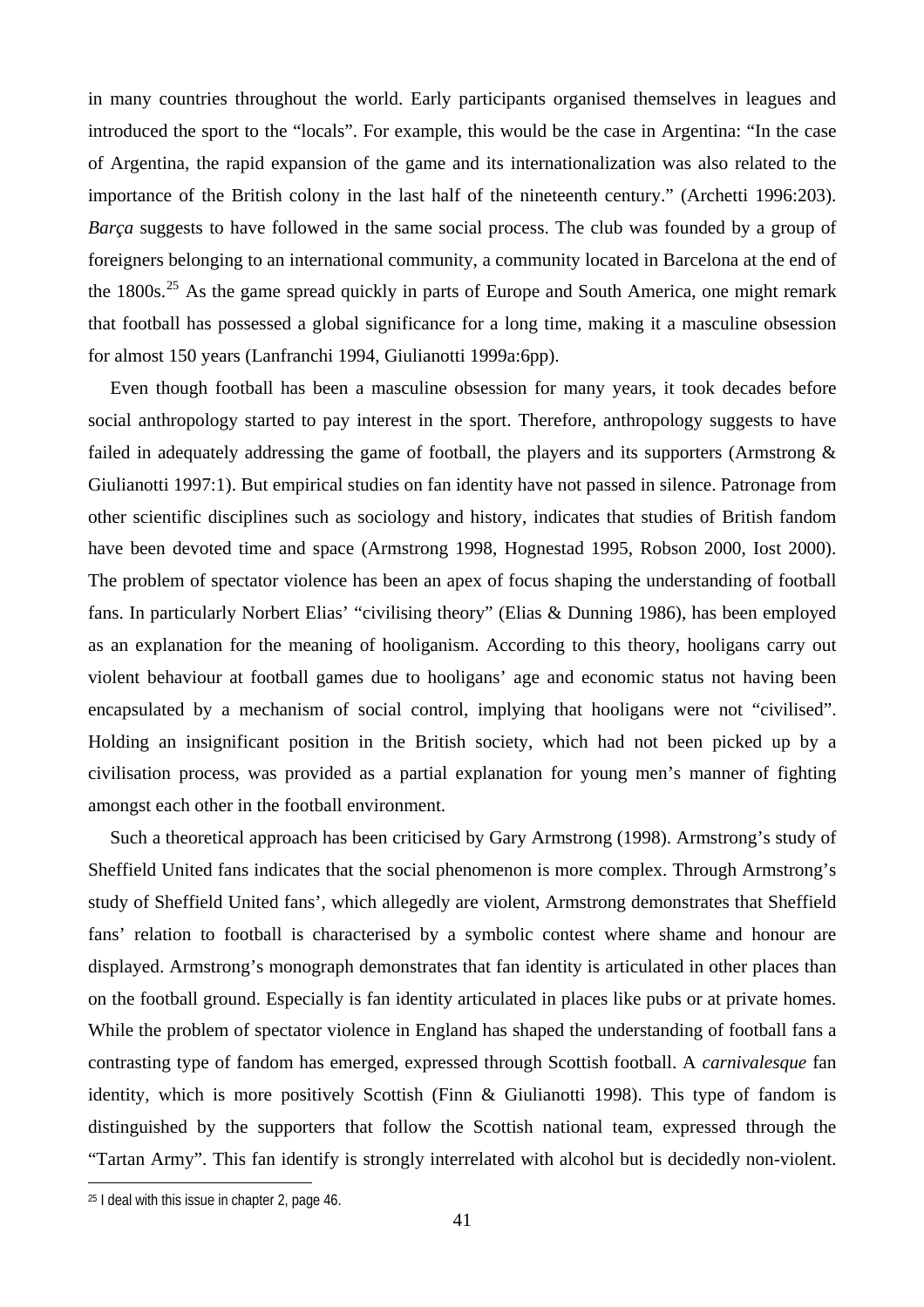in many countries throughout the world. Early participants organised themselves in leagues and introduced the sport to the "locals". For example, this would be the case in Argentina: "In the case of Argentina, the rapid expansion of the game and its internationalization was also related to the importance of the British colony in the last half of the nineteenth century." (Archetti 1996:203). *Barça* suggests to have followed in the same social process. The club was founded by a group of foreigners belonging to an international community, a community located in Barcelona at the end of the 1800s.[25] As the game spread quickly in parts of Europe and South America, one might remark that football has possessed a global significance for a long time, making it a masculine obsession for almost 150 years (Lanfranchi 1994, Giulianotti 1999a:6pp).

Even though football has been a masculine obsession for many years, it took decades before social anthropology started to pay interest in the sport. Therefore, anthropology suggests to have failed in adequately addressing the game of football, the players and its supporters (Armstrong & Giulianotti 1997:1). But empirical studies on fan identity have not passed in silence. Patronage from other scientific disciplines such as sociology and history, indicates that studies of British fandom have been devoted time and space (Armstrong 1998, Hognestad 1995, Robson 2000, Iost 2000). The problem of spectator violence has been an apex of focus shaping the understanding of football fans. In particularly Norbert Elias' "civilising theory" (Elias & Dunning 1986), has been employed as an explanation for the meaning of hooliganism. According to this theory, hooligans carry out violent behaviour at football games due to hooligans' age and economic status not having been encapsulated by a mechanism of social control, implying that hooligans were not "civilised". Holding an insignificant position in the British society, which had not been picked up by a civilisation process, was provided as a partial explanation for young men's manner of fighting amongst each other in the football environment.

Such a theoretical approach has been criticised by Gary Armstrong (1998). Armstrong's study of Sheffield United fans indicates that the social phenomenon is more complex. Through Armstrong's study of Sheffield United fans', which allegedly are violent, Armstrong demonstrates that Sheffield fans' relation to football is characterised by a symbolic contest where shame and honour are displayed. Armstrong's monograph demonstrates that fan identity is articulated in other places than on the football ground. Especially is fan identity articulated in places like pubs or at private homes. While the problem of spectator violence in England has shaped the understanding of football fans a contrasting type of fandom has emerged, expressed through Scottish football. A *carnivalesque* fan identity, which is more positively Scottish (Finn & Giulianotti 1998). This type of fandom is distinguished by the supporters that follow the Scottish national team, expressed through the "Tartan Army". This fan identify is strongly interrelated with alcohol but is decidedly non-violent.

[25] I deal with this issue in chapter 2, page 46.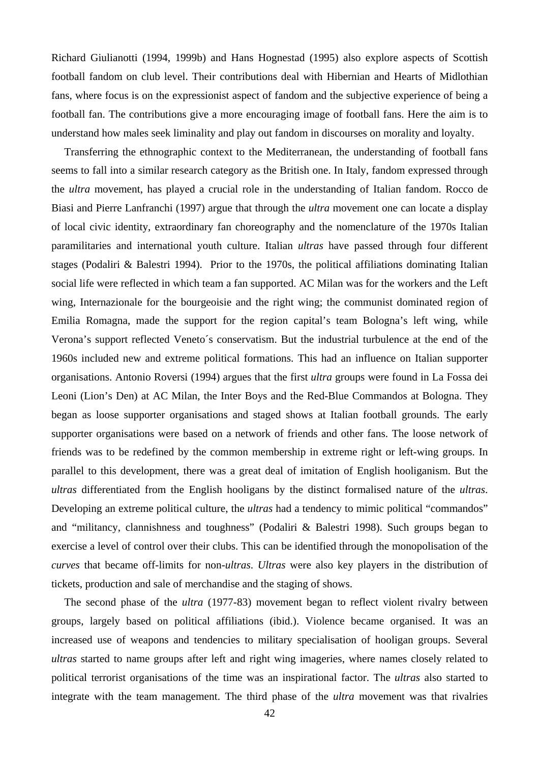Richard Giulianotti (1994, 1999b) and Hans Hognestad (1995) also explore aspects of Scottish football fandom on club level. Their contributions deal with Hibernian and Hearts of Midlothian fans, where focus is on the expressionist aspect of fandom and the subjective experience of being a football fan. The contributions give a more encouraging image of football fans. Here the aim is to understand how males seek liminality and play out fandom in discourses on morality and loyalty.

Transferring the ethnographic context to the Mediterranean, the understanding of football fans seems to fall into a similar research category as the British one. In Italy, fandom expressed through the *ultra* movement, has played a crucial role in the understanding of Italian fandom. Rocco de Biasi and Pierre Lanfranchi (1997) argue that through the *ultra* movement one can locate a display of local civic identity, extraordinary fan choreography and the nomenclature of the 1970s Italian paramilitaries and international youth culture. Italian *ultras* have passed through four different stages (Podaliri & Balestri 1994). Prior to the 1970s, the political affiliations dominating Italian social life were reflected in which team a fan supported. AC Milan was for the workers and the Left wing, Internazionale for the bourgeoisie and the right wing; the communist dominated region of Emilia Romagna, made the support for the region capital's team Bologna's left wing, while Verona's support reflected Veneto´s conservatism. But the industrial turbulence at the end of the 1960s included new and extreme political formations. This had an influence on Italian supporter organisations. Antonio Roversi (1994) argues that the first *ultra* groups were found in La Fossa dei Leoni (Lion's Den) at AC Milan, the Inter Boys and the Red-Blue Commandos at Bologna. They began as loose supporter organisations and staged shows at Italian football grounds. The early supporter organisations were based on a network of friends and other fans. The loose network of friends was to be redefined by the common membership in extreme right or left-wing groups. In parallel to this development, there was a great deal of imitation of English hooliganism. But the *ultras* differentiated from the English hooligans by the distinct formalised nature of the *ultras*. Developing an extreme political culture, the *ultras* had a tendency to mimic political "commandos" and "militancy, clannishness and toughness" (Podaliri & Balestri 1998). Such groups began to exercise a level of control over their clubs. This can be identified through the monopolisation of the *curves* that became off-limits for non-*ultras*. *Ultras* were also key players in the distribution of tickets, production and sale of merchandise and the staging of shows.

The second phase of the *ultra* (1977-83) movement began to reflect violent rivalry between groups, largely based on political affiliations (ibid.). Violence became organised. It was an increased use of weapons and tendencies to military specialisation of hooligan groups. Several *ultras* started to name groups after left and right wing imageries, where names closely related to political terrorist organisations of the time was an inspirational factor. The *ultras* also started to integrate with the team management. The third phase of the *ultra* movement was that rivalries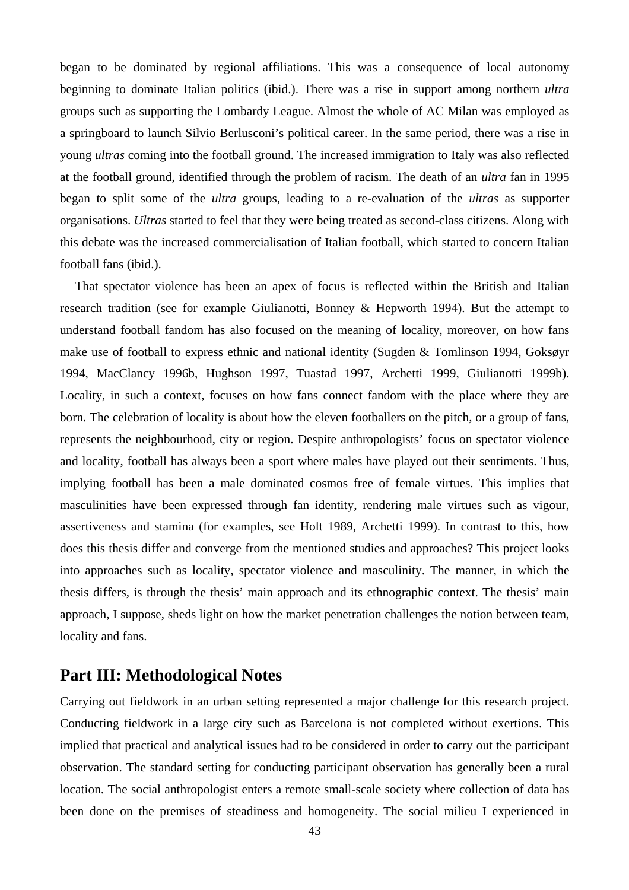began to be dominated by regional affiliations. This was a consequence of local autonomy beginning to dominate Italian politics (ibid.). There was a rise in support among northern *ultra* groups such as supporting the Lombardy League. Almost the whole of AC Milan was employed as a springboard to launch Silvio Berlusconi's political career. In the same period, there was a rise in young *ultras* coming into the football ground. The increased immigration to Italy was also reflected at the football ground, identified through the problem of racism. The death of an *ultra* fan in 1995 began to split some of the *ultra* groups, leading to a re-evaluation of the *ultras* as supporter organisations. *Ultras* started to feel that they were being treated as second-class citizens. Along with this debate was the increased commercialisation of Italian football, which started to concern Italian football fans (ibid.).

That spectator violence has been an apex of focus is reflected within the British and Italian research tradition (see for example Giulianotti, Bonney & Hepworth 1994). But the attempt to understand football fandom has also focused on the meaning of locality, moreover, on how fans make use of football to express ethnic and national identity (Sugden & Tomlinson 1994, Goksøyr 1994, MacClancy 1996b, Hughson 1997, Tuastad 1997, Archetti 1999, Giulianotti 1999b). Locality, in such a context, focuses on how fans connect fandom with the place where they are born. The celebration of locality is about how the eleven footballers on the pitch, or a group of fans, represents the neighbourhood, city or region. Despite anthropologists' focus on spectator violence and locality, football has always been a sport where males have played out their sentiments. Thus, implying football has been a male dominated cosmos free of female virtues. This implies that masculinities have been expressed through fan identity, rendering male virtues such as vigour, assertiveness and stamina (for examples, see Holt 1989, Archetti 1999). In contrast to this, how does this thesis differ and converge from the mentioned studies and approaches? This project looks into approaches such as locality, spectator violence and masculinity. The manner, in which the thesis differs, is through the thesis' main approach and its ethnographic context. The thesis' main approach, I suppose, sheds light on how the market penetration challenges the notion between team, locality and fans.

## Part III: Methodological Notes

Carrying out fieldwork in an urban setting represented a major challenge for this research project. Conducting fieldwork in a large city such as Barcelona is not completed without exertions. This implied that practical and analytical issues had to be considered in order to carry out the participant observation. The standard setting for conducting participant observation has generally been a rural location. The social anthropologist enters a remote small-scale society where collection of data has been done on the premises of steadiness and homogeneity. The social milieu I experienced in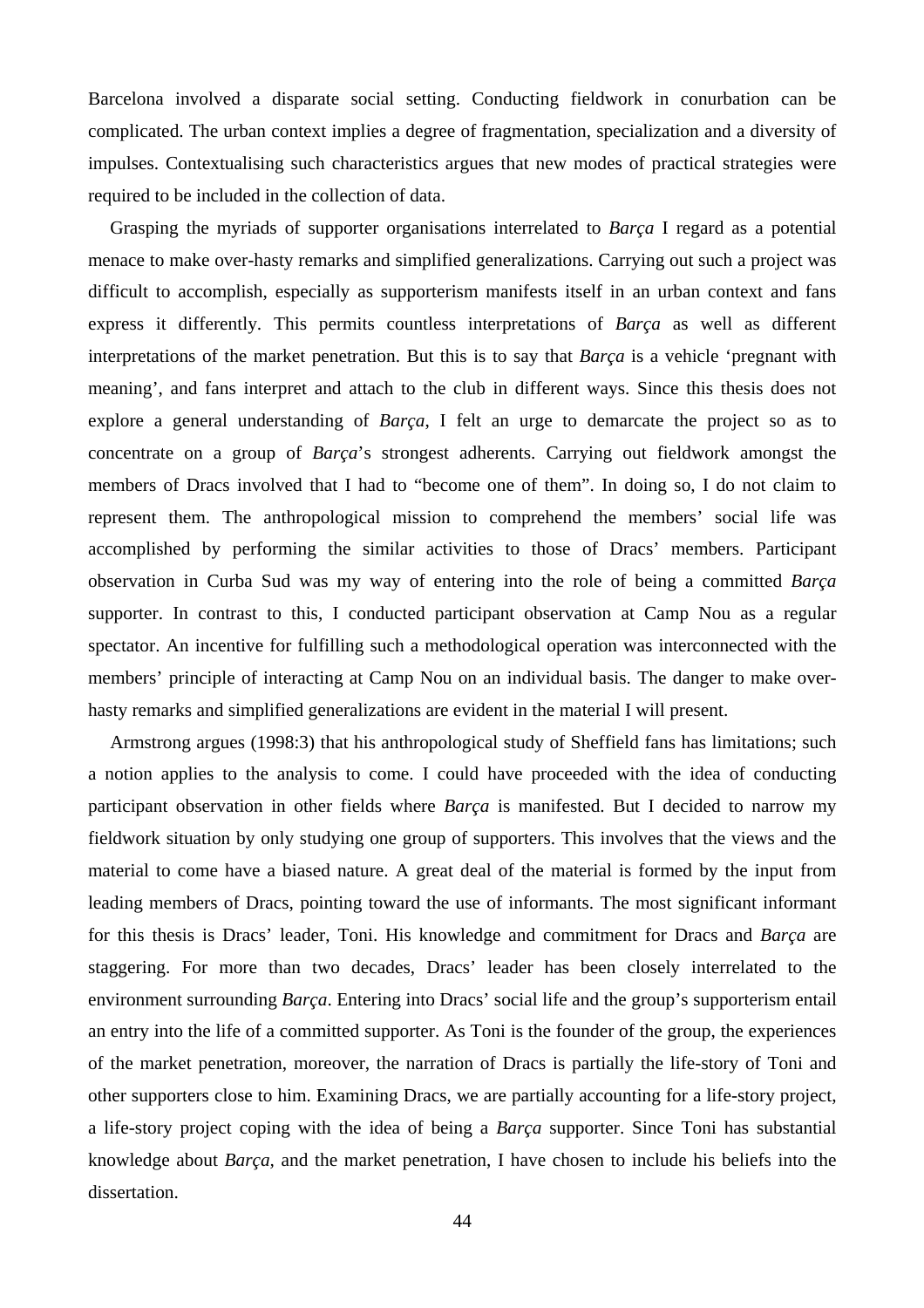Barcelona involved a disparate social setting. Conducting fieldwork in conurbation can be complicated. The urban context implies a degree of fragmentation, specialization and a diversity of impulses. Contextualising such characteristics argues that new modes of practical strategies were required to be included in the collection of data.

Grasping the myriads of supporter organisations interrelated to *Barça* I regard as a potential menace to make over-hasty remarks and simplified generalizations. Carrying out such a project was difficult to accomplish, especially as supporterism manifests itself in an urban context and fans express it differently. This permits countless interpretations of *Barça* as well as different interpretations of the market penetration. But this is to say that *Barça* is a vehicle 'pregnant with meaning', and fans interpret and attach to the club in different ways. Since this thesis does not explore a general understanding of *Barça*, I felt an urge to demarcate the project so as to concentrate on a group of *Barça*'s strongest adherents. Carrying out fieldwork amongst the members of Dracs involved that I had to "become one of them". In doing so, I do not claim to represent them. The anthropological mission to comprehend the members' social life was accomplished by performing the similar activities to those of Dracs' members. Participant observation in Curba Sud was my way of entering into the role of being a committed *Barça* supporter. In contrast to this, I conducted participant observation at Camp Nou as a regular spectator. An incentive for fulfilling such a methodological operation was interconnected with the members' principle of interacting at Camp Nou on an individual basis. The danger to make over-hasty remarks and simplified generalizations are evident in the material I will present.

Armstrong argues (1998:3) that his anthropological study of Sheffield fans has limitations; such a notion applies to the analysis to come. I could have proceeded with the idea of conducting participant observation in other fields where *Barça* is manifested. But I decided to narrow my fieldwork situation by only studying one group of supporters. This involves that the views and the material to come have a biased nature. A great deal of the material is formed by the input from leading members of Dracs, pointing toward the use of informants. The most significant informant for this thesis is Dracs' leader, Toni. His knowledge and commitment for Dracs and *Barça* are staggering. For more than two decades, Dracs' leader has been closely interrelated to the environment surrounding *Barça*. Entering into Dracs' social life and the group's supporterism entail an entry into the life of a committed supporter. As Toni is the founder of the group, the experiences of the market penetration, moreover, the narration of Dracs is partially the life-story of Toni and other supporters close to him. Examining Dracs, we are partially accounting for a life-story project, a life-story project coping with the idea of being a *Barça* supporter. Since Toni has substantial knowledge about *Barça*, and the market penetration, I have chosen to include his beliefs into the dissertation.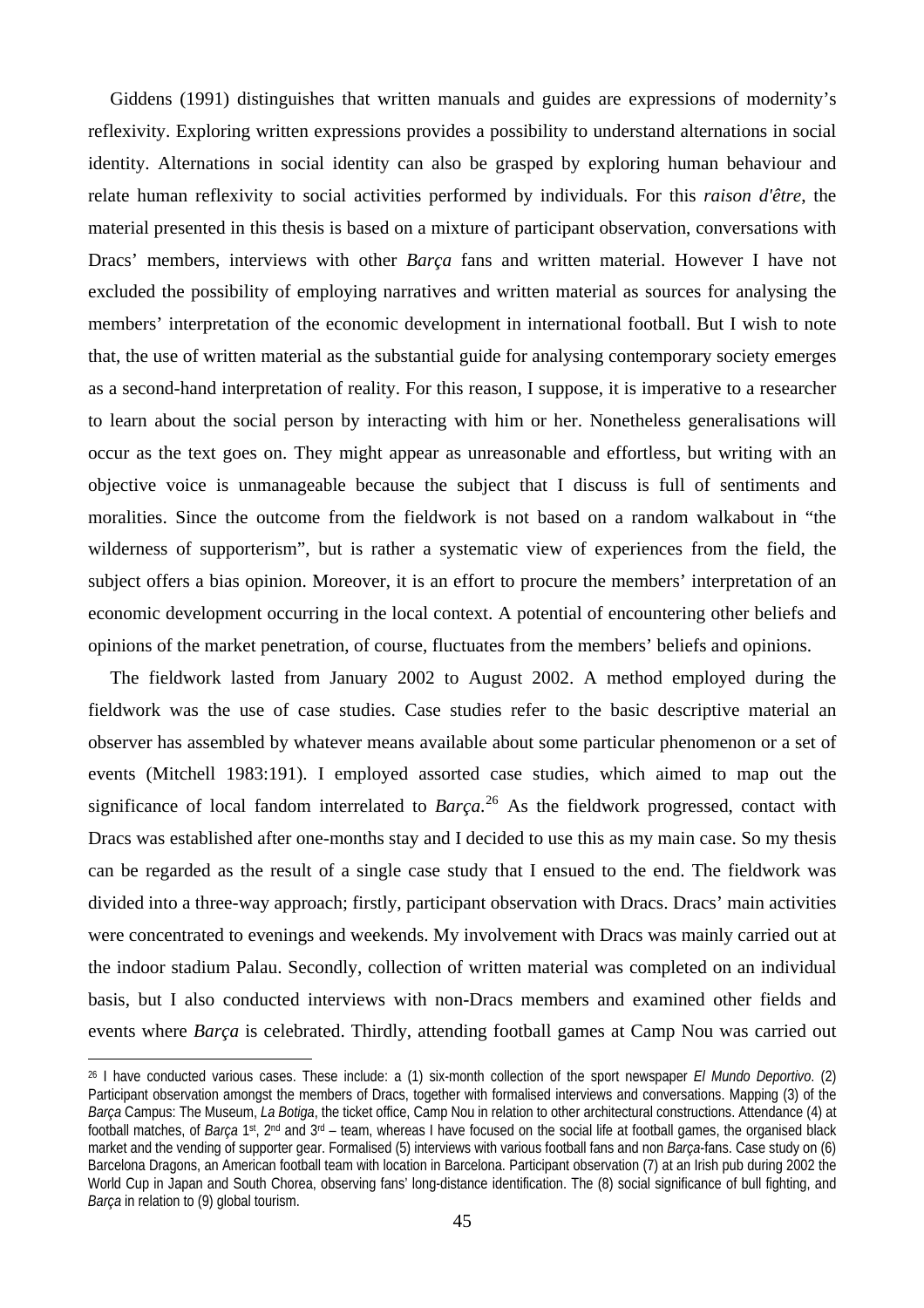Giddens (1991) distinguishes that written manuals and guides are expressions of modernity's reflexivity. Exploring written expressions provides a possibility to understand alternations in social identity. Alternations in social identity can also be grasped by exploring human behaviour and relate human reflexivity to social activities performed by individuals. For this *raison d'être*, the material presented in this thesis is based on a mixture of participant observation, conversations with Dracs' members, interviews with other *Barça* fans and written material. However I have not excluded the possibility of employing narratives and written material as sources for analysing the members' interpretation of the economic development in international football. But I wish to note that, the use of written material as the substantial guide for analysing contemporary society emerges as a second-hand interpretation of reality. For this reason, I suppose, it is imperative to a researcher to learn about the social person by interacting with him or her. Nonetheless generalisations will occur as the text goes on. They might appear as unreasonable and effortless, but writing with an objective voice is unmanageable because the subject that I discuss is full of sentiments and moralities. Since the outcome from the fieldwork is not based on a random walkabout in "the wilderness of supporterism", but is rather a systematic view of experiences from the field, the subject offers a bias opinion. Moreover, it is an effort to procure the members' interpretation of an economic development occurring in the local context. A potential of encountering other beliefs and opinions of the market penetration, of course, fluctuates from the members' beliefs and opinions.

The fieldwork lasted from January 2002 to August 2002. A method employed during the fieldwork was the use of case studies. Case studies refer to the basic descriptive material an observer has assembled by whatever means available about some particular phenomenon or a set of events (Mitchell 1983:191). I employed assorted case studies, which aimed to map out the significance of local fandom interrelated to *Barça*.[26] As the fieldwork progressed, contact with Dracs was established after one-months stay and I decided to use this as my main case. So my thesis can be regarded as the result of a single case study that I ensued to the end. The fieldwork was divided into a three-way approach; firstly, participant observation with Dracs. Dracs' main activities were concentrated to evenings and weekends. My involvement with Dracs was mainly carried out at the indoor stadium Palau. Secondly, collection of written material was completed on an individual basis, but I also conducted interviews with non-Dracs members and examined other fields and events where *Barça* is celebrated. Thirdly, attending football games at Camp Nou was carried out

[26] I have conducted various cases. These include: a (1) six-month collection of the sport newspaper *El Mundo Deportivo*. (2) Participant observation amongst the members of Dracs, together with formalised interviews and conversations. Mapping (3) of the *Barça* Campus: The Museum, *La Botiga*, the ticket office, Camp Nou in relation to other architectural constructions. Attendance (4) at football matches, of *Barça* 1st, 2nd and 3rd – team, whereas I have focused on the social life at football games, the organised black market and the vending of supporter gear. Formalised (5) interviews with various football fans and non *Barça*-fans. Case study on (6) Barcelona Dragons, an American football team with location in Barcelona. Participant observation (7) at an Irish pub during 2002 the World Cup in Japan and South Chorea, observing fans' long-distance identification. The (8) social significance of bull fighting, and *Barça* in relation to (9) global tourism.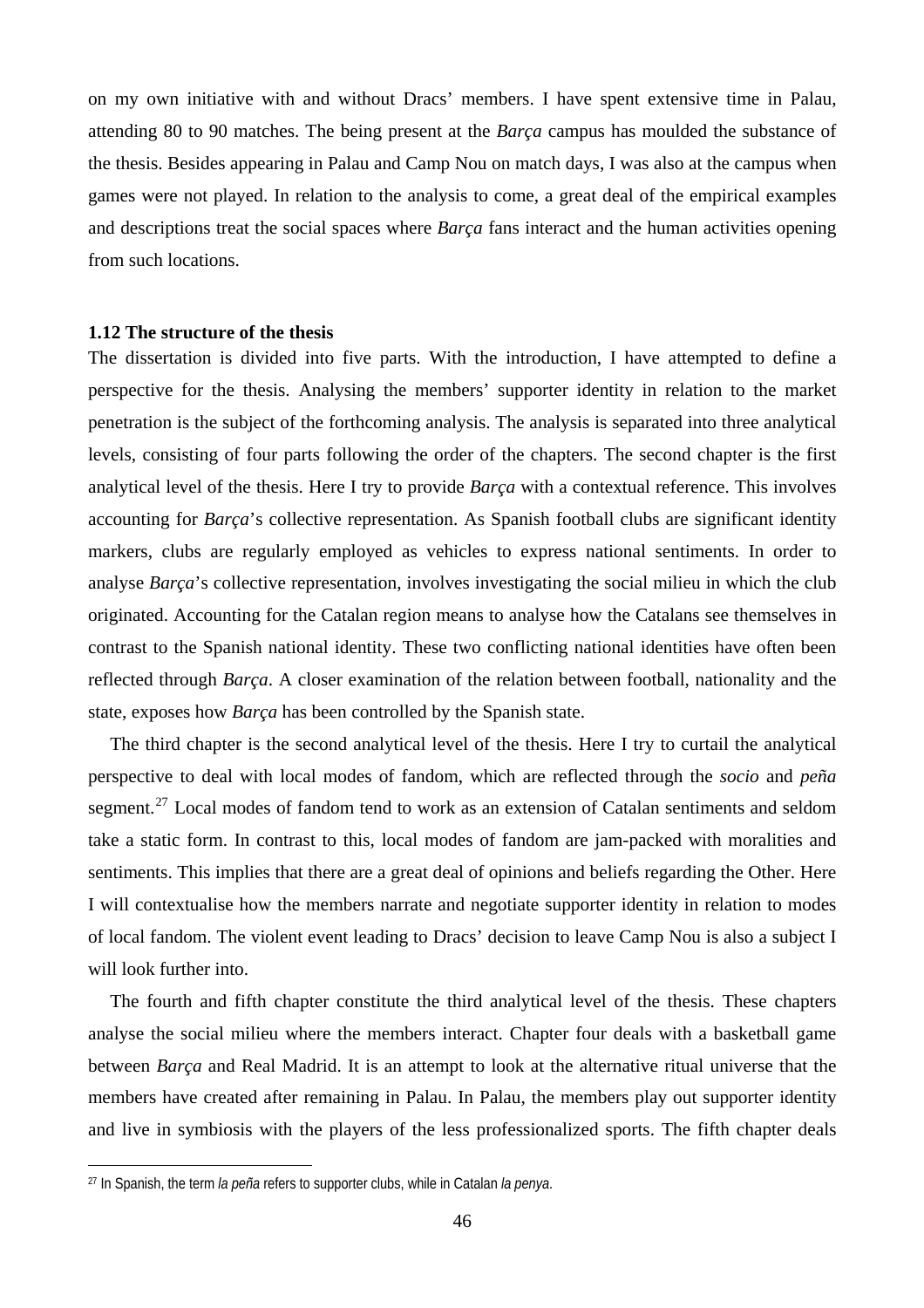on my own initiative with and without Dracs' members. I have spent extensive time in Palau, attending 80 to 90 matches. The being present at the *Barça* campus has moulded the substance of the thesis. Besides appearing in Palau and Camp Nou on match days, I was also at the campus when games were not played. In relation to the analysis to come, a great deal of the empirical examples and descriptions treat the social spaces where *Barça* fans interact and the human activities opening from such locations.

### 1.12 The structure of the thesis

The dissertation is divided into five parts. With the introduction, I have attempted to define a perspective for the thesis. Analysing the members' supporter identity in relation to the market penetration is the subject of the forthcoming analysis. The analysis is separated into three analytical levels, consisting of four parts following the order of the chapters. The second chapter is the first analytical level of the thesis. Here I try to provide *Barça* with a contextual reference. This involves accounting for *Barça*'s collective representation. As Spanish football clubs are significant identity markers, clubs are regularly employed as vehicles to express national sentiments. In order to analyse *Barça*'s collective representation, involves investigating the social milieu in which the club originated. Accounting for the Catalan region means to analyse how the Catalans see themselves in contrast to the Spanish national identity. These two conflicting national identities have often been reflected through *Barça*. A closer examination of the relation between football, nationality and the state, exposes how *Barça* has been controlled by the Spanish state.

The third chapter is the second analytical level of the thesis. Here I try to curtail the analytical perspective to deal with local modes of fandom, which are reflected through the *socio* and *peña* segment.[27] Local modes of fandom tend to work as an extension of Catalan sentiments and seldom take a static form. In contrast to this, local modes of fandom are jam-packed with moralities and sentiments. This implies that there are a great deal of opinions and beliefs regarding the Other. Here I will contextualise how the members narrate and negotiate supporter identity in relation to modes of local fandom. The violent event leading to Dracs' decision to leave Camp Nou is also a subject I will look further into.

The fourth and fifth chapter constitute the third analytical level of the thesis. These chapters analyse the social milieu where the members interact. Chapter four deals with a basketball game between *Barça* and Real Madrid. It is an attempt to look at the alternative ritual universe that the members have created after remaining in Palau. In Palau, the members play out supporter identity and live in symbiosis with the players of the less professionalized sports. The fifth chapter deals

---

[27] In Spanish, the term *la peña* refers to supporter clubs, while in Catalan *la penya*.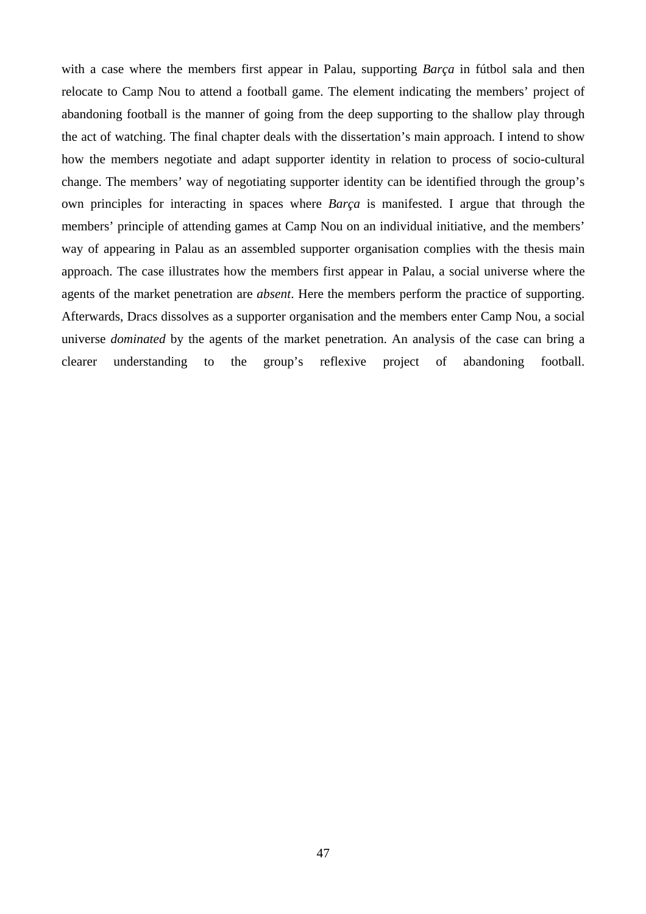with a case where the members first appear in Palau, supporting *Barça* in fútbol sala and then relocate to Camp Nou to attend a football game. The element indicating the members' project of abandoning football is the manner of going from the deep supporting to the shallow play through the act of watching. The final chapter deals with the dissertation's main approach. I intend to show how the members negotiate and adapt supporter identity in relation to process of socio-cultural change. The members' way of negotiating supporter identity can be identified through the group's own principles for interacting in spaces where *Barça* is manifested. I argue that through the members' principle of attending games at Camp Nou on an individual initiative, and the members' way of appearing in Palau as an assembled supporter organisation complies with the thesis main approach. The case illustrates how the members first appear in Palau, a social universe where the agents of the market penetration are *absent*. Here the members perform the practice of supporting. Afterwards, Dracs dissolves as a supporter organisation and the members enter Camp Nou, a social universe *dominated* by the agents of the market penetration. An analysis of the case can bring a clearer understanding to the group's reflexive project of abandoning football.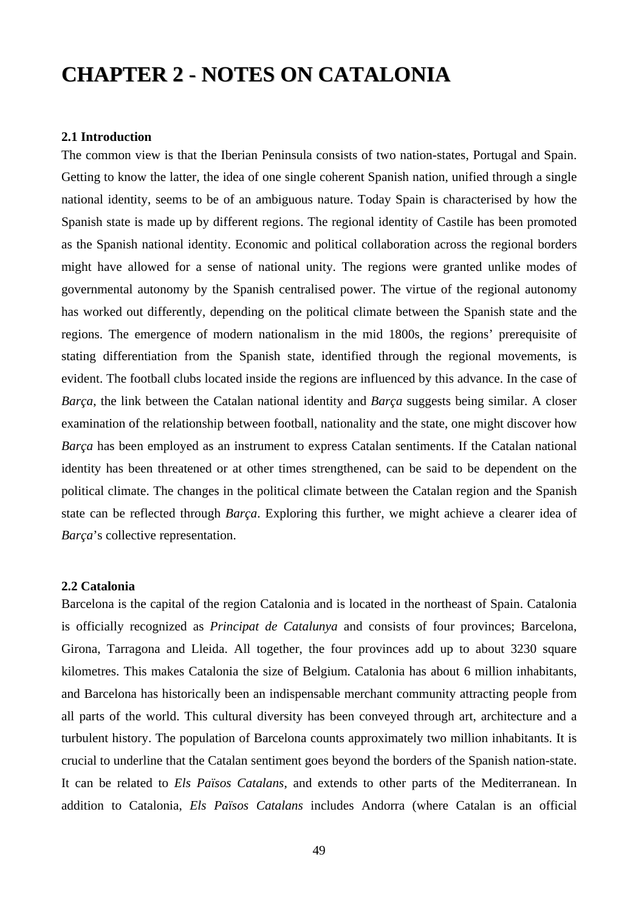# CHAPTER 2 - NOTES ON CATALONIA

### 2.1 Introduction

The common view is that the Iberian Peninsula consists of two nation-states, Portugal and Spain. Getting to know the latter, the idea of one single coherent Spanish nation, unified through a single national identity, seems to be of an ambiguous nature. Today Spain is characterised by how the Spanish state is made up by different regions. The regional identity of Castile has been promoted as the Spanish national identity. Economic and political collaboration across the regional borders might have allowed for a sense of national unity. The regions were granted unlike modes of governmental autonomy by the Spanish centralised power. The virtue of the regional autonomy has worked out differently, depending on the political climate between the Spanish state and the regions. The emergence of modern nationalism in the mid 1800s, the regions' prerequisite of stating differentiation from the Spanish state, identified through the regional movements, is evident. The football clubs located inside the regions are influenced by this advance. In the case of *Barça*, the link between the Catalan national identity and *Barça* suggests being similar. A closer examination of the relationship between football, nationality and the state, one might discover how *Barça* has been employed as an instrument to express Catalan sentiments. If the Catalan national identity has been threatened or at other times strengthened, can be said to be dependent on the political climate. The changes in the political climate between the Catalan region and the Spanish state can be reflected through *Barça*. Exploring this further, we might achieve a clearer idea of *Barça*'s collective representation.

### 2.2 Catalonia

Barcelona is the capital of the region Catalonia and is located in the northeast of Spain. Catalonia is officially recognized as *Principat de Catalunya* and consists of four provinces; Barcelona, Girona, Tarragona and Lleida. All together, the four provinces add up to about 3230 square kilometres. This makes Catalonia the size of Belgium. Catalonia has about 6 million inhabitants, and Barcelona has historically been an indispensable merchant community attracting people from all parts of the world. This cultural diversity has been conveyed through art, architecture and a turbulent history. The population of Barcelona counts approximately two million inhabitants. It is crucial to underline that the Catalan sentiment goes beyond the borders of the Spanish nation-state. It can be related to *Els Països Catalans*, and extends to other parts of the Mediterranean. In addition to Catalonia, *Els Països Catalans* includes Andorra (where Catalan is an official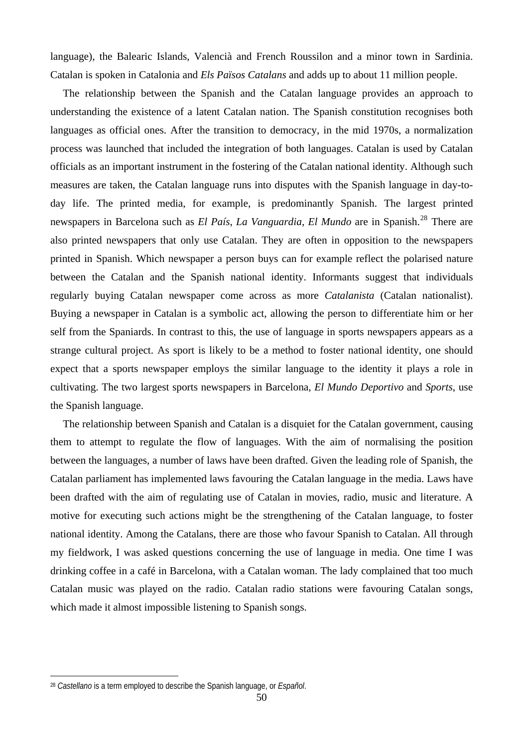language), the Balearic Islands, Valencià and French Roussilon and a minor town in Sardinia. Catalan is spoken in Catalonia and *Els Països Catalans* and adds up to about 11 million people.

The relationship between the Spanish and the Catalan language provides an approach to understanding the existence of a latent Catalan nation. The Spanish constitution recognises both languages as official ones. After the transition to democracy, in the mid 1970s, a normalization process was launched that included the integration of both languages. Catalan is used by Catalan officials as an important instrument in the fostering of the Catalan national identity. Although such measures are taken, the Catalan language runs into disputes with the Spanish language in day-to-day life. The printed media, for example, is predominantly Spanish. The largest printed newspapers in Barcelona such as *El País*, *La Vanguardia*, *El Mundo* are in Spanish.[28] There are also printed newspapers that only use Catalan. They are often in opposition to the newspapers printed in Spanish. Which newspaper a person buys can for example reflect the polarised nature between the Catalan and the Spanish national identity. Informants suggest that individuals regularly buying Catalan newspaper come across as more *Catalanista* (Catalan nationalist). Buying a newspaper in Catalan is a symbolic act, allowing the person to differentiate him or her self from the Spaniards. In contrast to this, the use of language in sports newspapers appears as a strange cultural project. As sport is likely to be a method to foster national identity, one should expect that a sports newspaper employs the similar language to the identity it plays a role in cultivating. The two largest sports newspapers in Barcelona, *El Mundo Deportivo* and *Sports*, use the Spanish language.

The relationship between Spanish and Catalan is a disquiet for the Catalan government, causing them to attempt to regulate the flow of languages. With the aim of normalising the position between the languages, a number of laws have been drafted. Given the leading role of Spanish, the Catalan parliament has implemented laws favouring the Catalan language in the media. Laws have been drafted with the aim of regulating use of Catalan in movies, radio, music and literature. A motive for executing such actions might be the strengthening of the Catalan language, to foster national identity. Among the Catalans, there are those who favour Spanish to Catalan. All through my fieldwork, I was asked questions concerning the use of language in media. One time I was drinking coffee in a café in Barcelona, with a Catalan woman. The lady complained that too much Catalan music was played on the radio. Catalan radio stations were favouring Catalan songs, which made it almost impossible listening to Spanish songs.

---

[28] *Castellano* is a term employed to describe the Spanish language, or *Español*.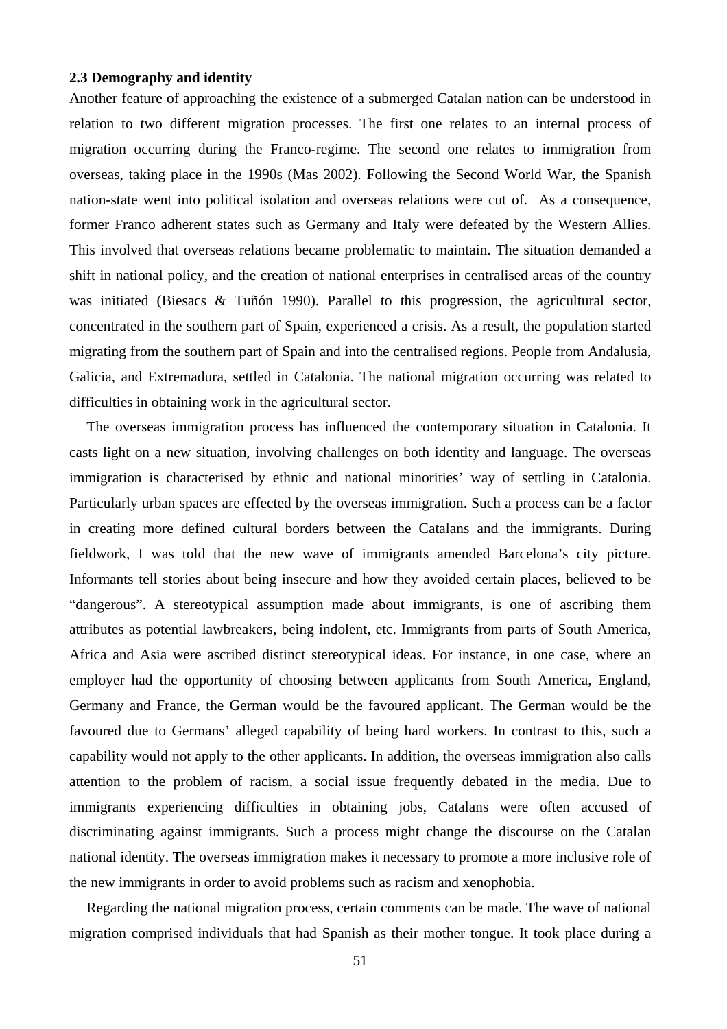### 2.3 Demography and identity

Another feature of approaching the existence of a submerged Catalan nation can be understood in relation to two different migration processes. The first one relates to an internal process of migration occurring during the Franco-regime. The second one relates to immigration from overseas, taking place in the 1990s (Mas 2002). Following the Second World War, the Spanish nation-state went into political isolation and overseas relations were cut of. As a consequence, former Franco adherent states such as Germany and Italy were defeated by the Western Allies. This involved that overseas relations became problematic to maintain. The situation demanded a shift in national policy, and the creation of national enterprises in centralised areas of the country was initiated (Biesacs & Tuñón 1990). Parallel to this progression, the agricultural sector, concentrated in the southern part of Spain, experienced a crisis. As a result, the population started migrating from the southern part of Spain and into the centralised regions. People from Andalusia, Galicia, and Extremadura, settled in Catalonia. The national migration occurring was related to difficulties in obtaining work in the agricultural sector.

The overseas immigration process has influenced the contemporary situation in Catalonia. It casts light on a new situation, involving challenges on both identity and language. The overseas immigration is characterised by ethnic and national minorities' way of settling in Catalonia. Particularly urban spaces are effected by the overseas immigration. Such a process can be a factor in creating more defined cultural borders between the Catalans and the immigrants. During fieldwork, I was told that the new wave of immigrants amended Barcelona's city picture. Informants tell stories about being insecure and how they avoided certain places, believed to be "dangerous". A stereotypical assumption made about immigrants, is one of ascribing them attributes as potential lawbreakers, being indolent, etc. Immigrants from parts of South America, Africa and Asia were ascribed distinct stereotypical ideas. For instance, in one case, where an employer had the opportunity of choosing between applicants from South America, England, Germany and France, the German would be the favoured applicant. The German would be the favoured due to Germans' alleged capability of being hard workers. In contrast to this, such a capability would not apply to the other applicants. In addition, the overseas immigration also calls attention to the problem of racism, a social issue frequently debated in the media. Due to immigrants experiencing difficulties in obtaining jobs, Catalans were often accused of discriminating against immigrants. Such a process might change the discourse on the Catalan national identity. The overseas immigration makes it necessary to promote a more inclusive role of the new immigrants in order to avoid problems such as racism and xenophobia.

Regarding the national migration process, certain comments can be made. The wave of national migration comprised individuals that had Spanish as their mother tongue. It took place during a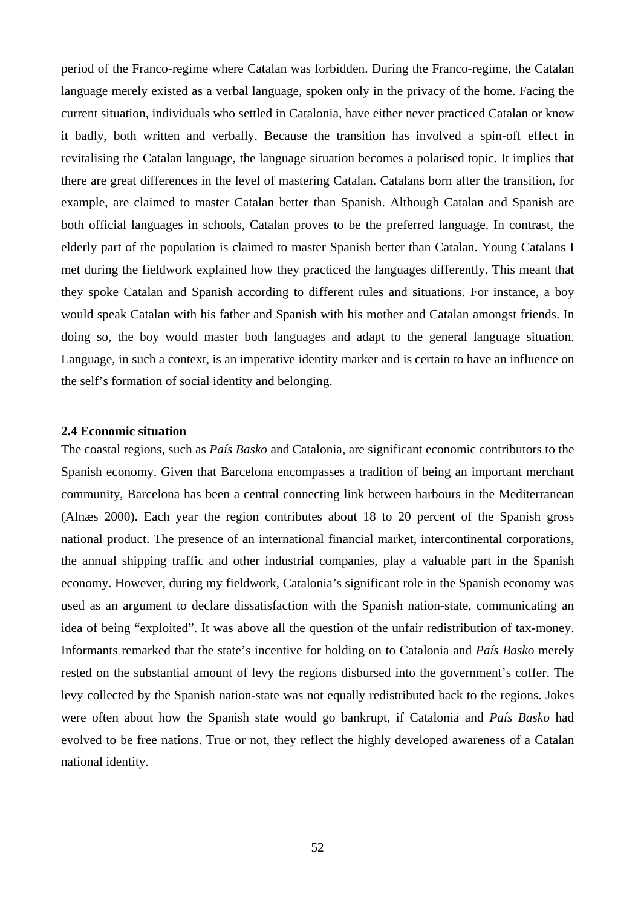period of the Franco-regime where Catalan was forbidden. During the Franco-regime, the Catalan language merely existed as a verbal language, spoken only in the privacy of the home. Facing the current situation, individuals who settled in Catalonia, have either never practiced Catalan or know it badly, both written and verbally. Because the transition has involved a spin-off effect in revitalising the Catalan language, the language situation becomes a polarised topic. It implies that there are great differences in the level of mastering Catalan. Catalans born after the transition, for example, are claimed to master Catalan better than Spanish. Although Catalan and Spanish are both official languages in schools, Catalan proves to be the preferred language. In contrast, the elderly part of the population is claimed to master Spanish better than Catalan. Young Catalans I met during the fieldwork explained how they practiced the languages differently. This meant that they spoke Catalan and Spanish according to different rules and situations. For instance, a boy would speak Catalan with his father and Spanish with his mother and Catalan amongst friends. In doing so, the boy would master both languages and adapt to the general language situation. Language, in such a context, is an imperative identity marker and is certain to have an influence on the self's formation of social identity and belonging.

### 2.4 Economic situation

The coastal regions, such as *País Basko* and Catalonia, are significant economic contributors to the Spanish economy. Given that Barcelona encompasses a tradition of being an important merchant community, Barcelona has been a central connecting link between harbours in the Mediterranean (Alnæs 2000). Each year the region contributes about 18 to 20 percent of the Spanish gross national product. The presence of an international financial market, intercontinental corporations, the annual shipping traffic and other industrial companies, play a valuable part in the Spanish economy. However, during my fieldwork, Catalonia's significant role in the Spanish economy was used as an argument to declare dissatisfaction with the Spanish nation-state, communicating an idea of being "exploited". It was above all the question of the unfair redistribution of tax-money. Informants remarked that the state's incentive for holding on to Catalonia and *País Basko* merely rested on the substantial amount of levy the regions disbursed into the government's coffer. The levy collected by the Spanish nation-state was not equally redistributed back to the regions. Jokes were often about how the Spanish state would go bankrupt, if Catalonia and *País Basko* had evolved to be free nations. True or not, they reflect the highly developed awareness of a Catalan national identity.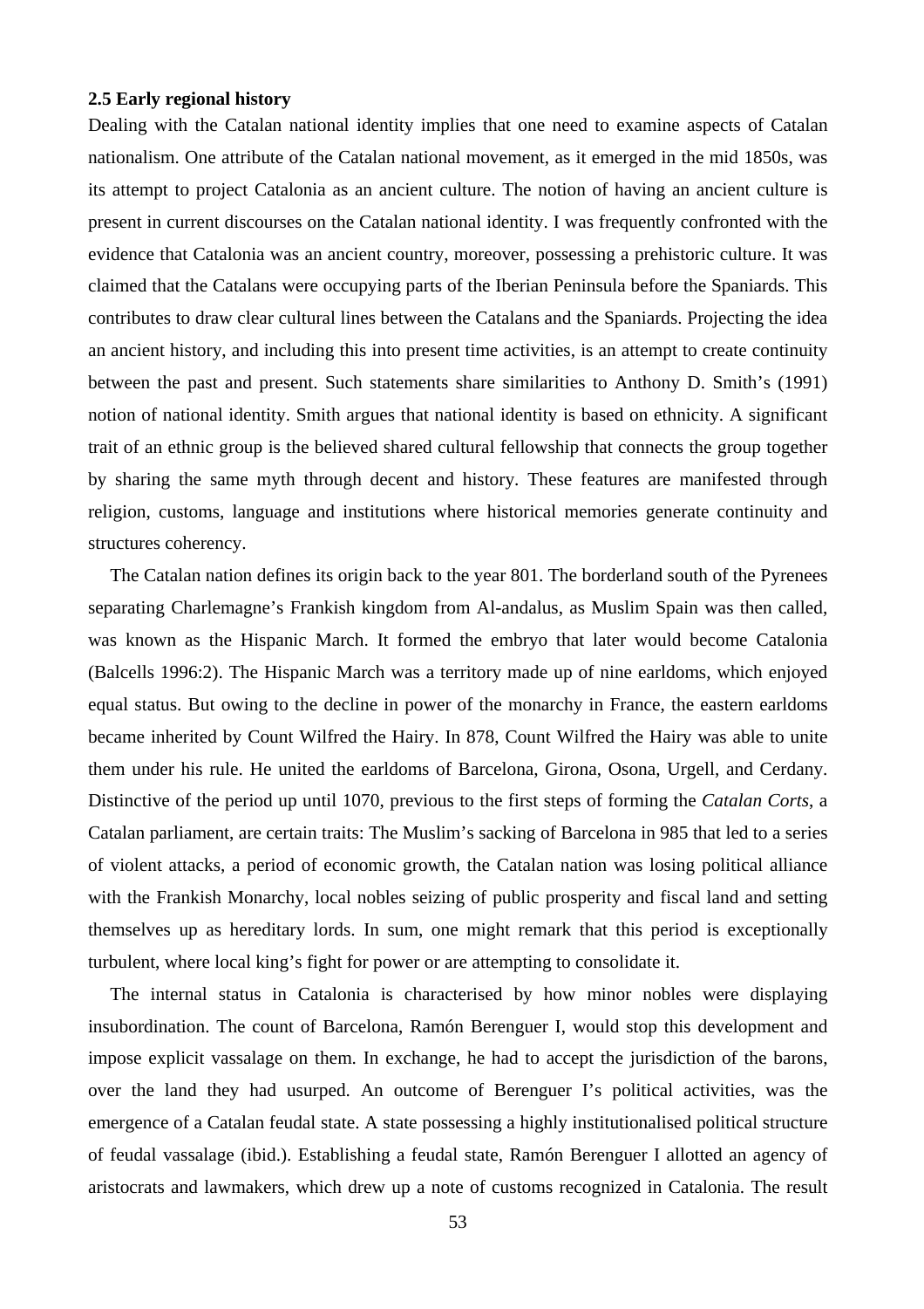### 2.5 Early regional history

Dealing with the Catalan national identity implies that one need to examine aspects of Catalan nationalism. One attribute of the Catalan national movement, as it emerged in the mid 1850s, was its attempt to project Catalonia as an ancient culture. The notion of having an ancient culture is present in current discourses on the Catalan national identity. I was frequently confronted with the evidence that Catalonia was an ancient country, moreover, possessing a prehistoric culture. It was claimed that the Catalans were occupying parts of the Iberian Peninsula before the Spaniards. This contributes to draw clear cultural lines between the Catalans and the Spaniards. Projecting the idea an ancient history, and including this into present time activities, is an attempt to create continuity between the past and present. Such statements share similarities to Anthony D. Smith's (1991) notion of national identity. Smith argues that national identity is based on ethnicity. A significant trait of an ethnic group is the believed shared cultural fellowship that connects the group together by sharing the same myth through decent and history. These features are manifested through religion, customs, language and institutions where historical memories generate continuity and structures coherency.

The Catalan nation defines its origin back to the year 801. The borderland south of the Pyrenees separating Charlemagne's Frankish kingdom from Al-andalus, as Muslim Spain was then called, was known as the Hispanic March. It formed the embryo that later would become Catalonia (Balcells 1996:2). The Hispanic March was a territory made up of nine earldoms, which enjoyed equal status. But owing to the decline in power of the monarchy in France, the eastern earldoms became inherited by Count Wilfred the Hairy. In 878, Count Wilfred the Hairy was able to unite them under his rule. He united the earldoms of Barcelona, Girona, Osona, Urgell, and Cerdany. Distinctive of the period up until 1070, previous to the first steps of forming the *Catalan Corts*, a Catalan parliament, are certain traits: The Muslim's sacking of Barcelona in 985 that led to a series of violent attacks, a period of economic growth, the Catalan nation was losing political alliance with the Frankish Monarchy, local nobles seizing of public prosperity and fiscal land and setting themselves up as hereditary lords. In sum, one might remark that this period is exceptionally turbulent, where local king's fight for power or are attempting to consolidate it.

The internal status in Catalonia is characterised by how minor nobles were displaying insubordination. The count of Barcelona, Ramón Berenguer I, would stop this development and impose explicit vassalage on them. In exchange, he had to accept the jurisdiction of the barons, over the land they had usurped. An outcome of Berenguer I's political activities, was the emergence of a Catalan feudal state. A state possessing a highly institutionalised political structure of feudal vassalage (ibid.). Establishing a feudal state, Ramón Berenguer I allotted an agency of aristocrats and lawmakers, which drew up a note of customs recognized in Catalonia. The result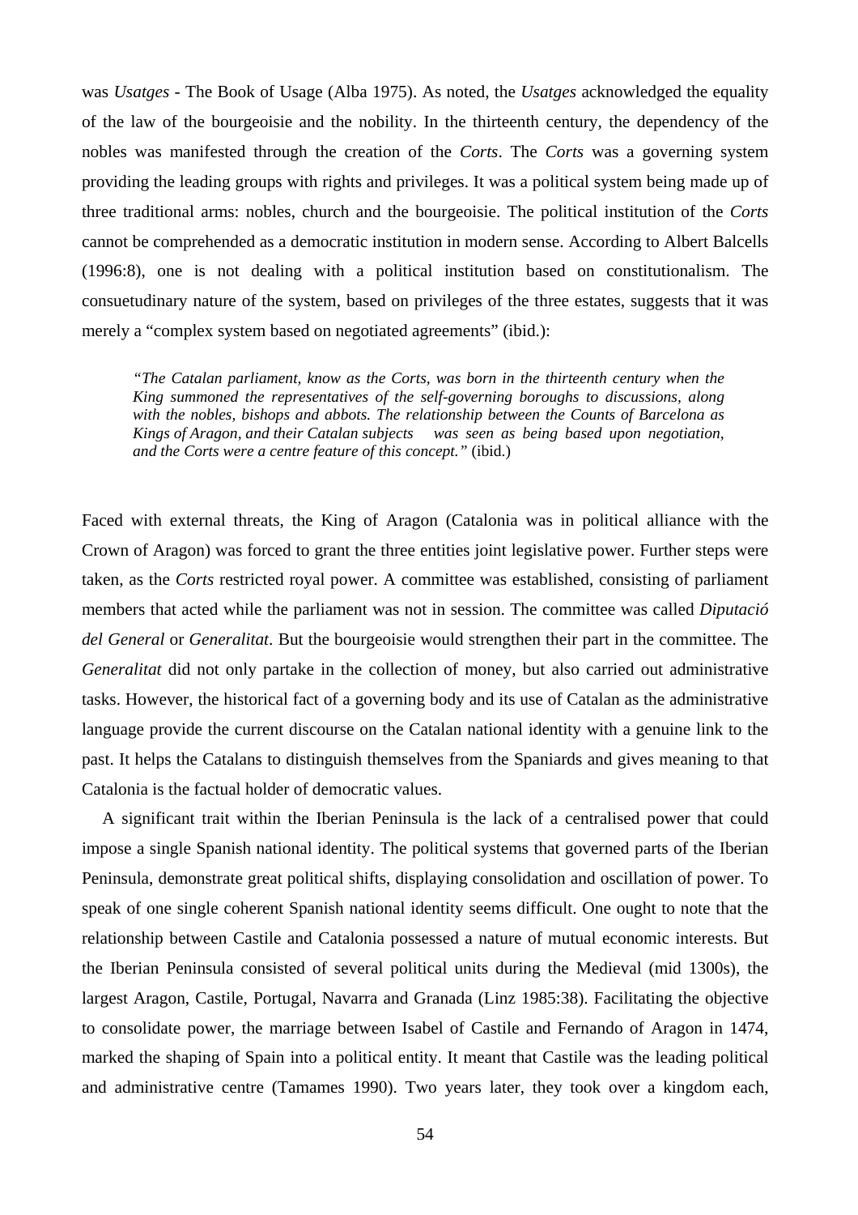was *Usatges* - The Book of Usage (Alba 1975). As noted, the *Usatges* acknowledged the equality of the law of the bourgeoisie and the nobility. In the thirteenth century, the dependency of the nobles was manifested through the creation of the *Corts*. The *Corts* was a governing system providing the leading groups with rights and privileges. It was a political system being made up of three traditional arms: nobles, church and the bourgeoisie. The political institution of the *Corts* cannot be comprehended as a democratic institution in modern sense. According to Albert Balcells (1996:8), one is not dealing with a political institution based on constitutionalism. The consuetudinary nature of the system, based on privileges of the three estates, suggests that it was merely a "complex system based on negotiated agreements" (ibid.):

> *"The Catalan parliament, know as the Corts, was born in the thirteenth century when the King summoned the representatives of the self-governing boroughs to discussions, along with the nobles, bishops and abbots. The relationship between the Counts of Barcelona as Kings of Aragon, and their Catalan subjects was seen as being based upon negotiation, and the Corts were a centre feature of this concept."* (ibid.)

Faced with external threats, the King of Aragon (Catalonia was in political alliance with the Crown of Aragon) was forced to grant the three entities joint legislative power. Further steps were taken, as the *Corts* restricted royal power. A committee was established, consisting of parliament members that acted while the parliament was not in session. The committee was called *Diputació del General* or *Generalitat*. But the bourgeoisie would strengthen their part in the committee. The *Generalitat* did not only partake in the collection of money, but also carried out administrative tasks. However, the historical fact of a governing body and its use of Catalan as the administrative language provide the current discourse on the Catalan national identity with a genuine link to the past. It helps the Catalans to distinguish themselves from the Spaniards and gives meaning to that Catalonia is the factual holder of democratic values.

A significant trait within the Iberian Peninsula is the lack of a centralised power that could impose a single Spanish national identity. The political systems that governed parts of the Iberian Peninsula, demonstrate great political shifts, displaying consolidation and oscillation of power. To speak of one single coherent Spanish national identity seems difficult. One ought to note that the relationship between Castile and Catalonia possessed a nature of mutual economic interests. But the Iberian Peninsula consisted of several political units during the Medieval (mid 1300s), the largest Aragon, Castile, Portugal, Navarra and Granada (Linz 1985:38). Facilitating the objective to consolidate power, the marriage between Isabel of Castile and Fernando of Aragon in 1474, marked the shaping of Spain into a political entity. It meant that Castile was the leading political and administrative centre (Tamames 1990). Two years later, they took over a kingdom each,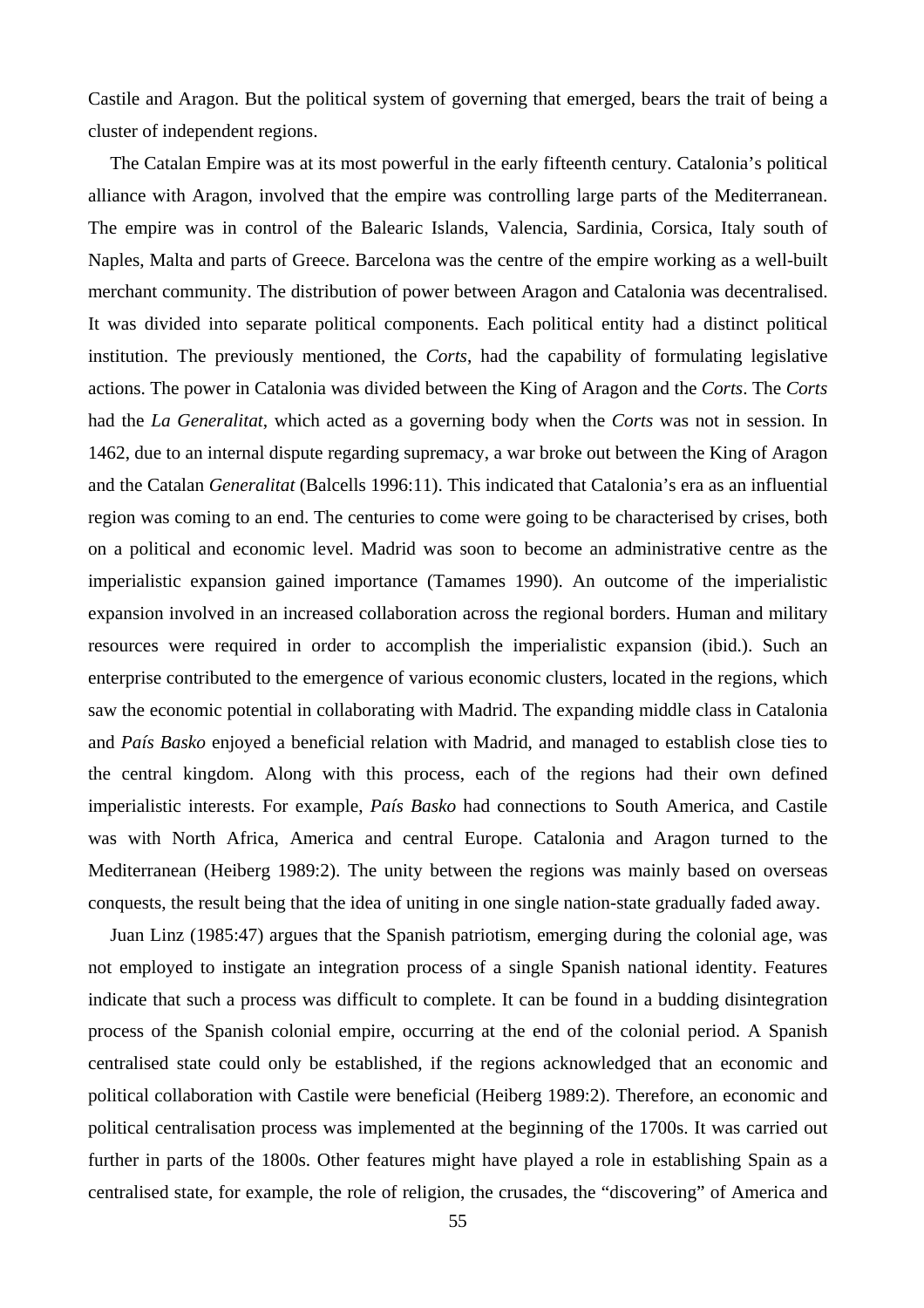Castile and Aragon. But the political system of governing that emerged, bears the trait of being a cluster of independent regions.

The Catalan Empire was at its most powerful in the early fifteenth century. Catalonia's political alliance with Aragon, involved that the empire was controlling large parts of the Mediterranean. The empire was in control of the Balearic Islands, Valencia, Sardinia, Corsica, Italy south of Naples, Malta and parts of Greece. Barcelona was the centre of the empire working as a well-built merchant community. The distribution of power between Aragon and Catalonia was decentralised. It was divided into separate political components. Each political entity had a distinct political institution. The previously mentioned, the *Corts*, had the capability of formulating legislative actions. The power in Catalonia was divided between the King of Aragon and the *Corts*. The *Corts* had the *La Generalitat*, which acted as a governing body when the *Corts* was not in session. In 1462, due to an internal dispute regarding supremacy, a war broke out between the King of Aragon and the Catalan *Generalitat* (Balcells 1996:11). This indicated that Catalonia's era as an influential region was coming to an end. The centuries to come were going to be characterised by crises, both on a political and economic level. Madrid was soon to become an administrative centre as the imperialistic expansion gained importance (Tamames 1990). An outcome of the imperialistic expansion involved in an increased collaboration across the regional borders. Human and military resources were required in order to accomplish the imperialistic expansion (ibid.). Such an enterprise contributed to the emergence of various economic clusters, located in the regions, which saw the economic potential in collaborating with Madrid. The expanding middle class in Catalonia and *País Basko* enjoyed a beneficial relation with Madrid, and managed to establish close ties to the central kingdom. Along with this process, each of the regions had their own defined imperialistic interests. For example, *País Basko* had connections to South America, and Castile was with North Africa, America and central Europe. Catalonia and Aragon turned to the Mediterranean (Heiberg 1989:2). The unity between the regions was mainly based on overseas conquests, the result being that the idea of uniting in one single nation-state gradually faded away.

Juan Linz (1985:47) argues that the Spanish patriotism, emerging during the colonial age, was not employed to instigate an integration process of a single Spanish national identity. Features indicate that such a process was difficult to complete. It can be found in a budding disintegration process of the Spanish colonial empire, occurring at the end of the colonial period. A Spanish centralised state could only be established, if the regions acknowledged that an economic and political collaboration with Castile were beneficial (Heiberg 1989:2). Therefore, an economic and political centralisation process was implemented at the beginning of the 1700s. It was carried out further in parts of the 1800s. Other features might have played a role in establishing Spain as a centralised state, for example, the role of religion, the crusades, the "discovering" of America and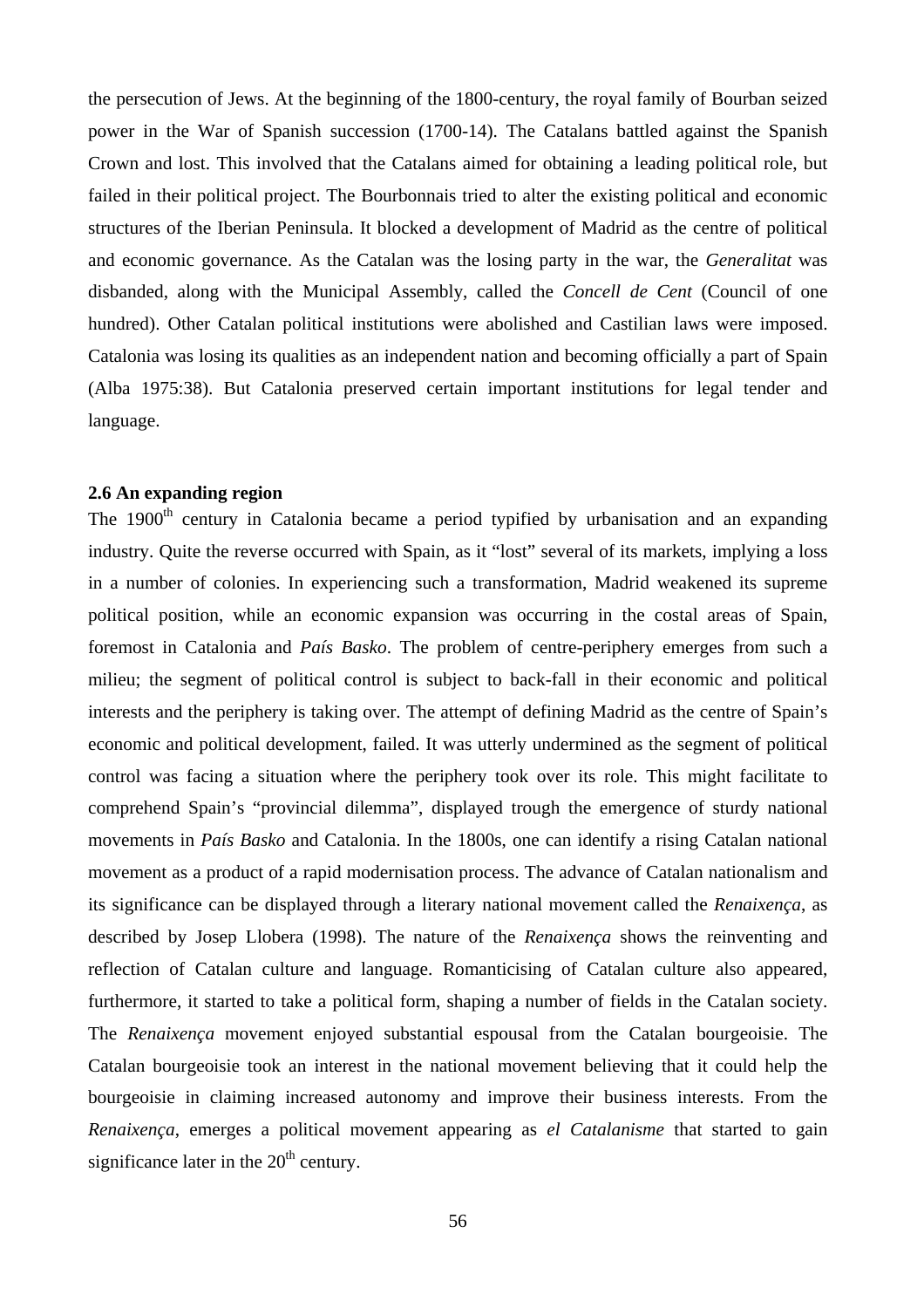the persecution of Jews. At the beginning of the 1800-century, the royal family of Bourban seized power in the War of Spanish succession (1700-14). The Catalans battled against the Spanish Crown and lost. This involved that the Catalans aimed for obtaining a leading political role, but failed in their political project. The Bourbonnais tried to alter the existing political and economic structures of the Iberian Peninsula. It blocked a development of Madrid as the centre of political and economic governance. As the Catalan was the losing party in the war, the *Generalitat* was disbanded, along with the Municipal Assembly, called the *Concell de Cent* (Council of one hundred). Other Catalan political institutions were abolished and Castilian laws were imposed. Catalonia was losing its qualities as an independent nation and becoming officially a part of Spain (Alba 1975:38). But Catalonia preserved certain important institutions for legal tender and language.

### 2.6 An expanding region

The 1900th century in Catalonia became a period typified by urbanisation and an expanding industry. Quite the reverse occurred with Spain, as it "lost" several of its markets, implying a loss in a number of colonies. In experiencing such a transformation, Madrid weakened its supreme political position, while an economic expansion was occurring in the costal areas of Spain, foremost in Catalonia and *País Basko*. The problem of centre-periphery emerges from such a milieu; the segment of political control is subject to back-fall in their economic and political interests and the periphery is taking over. The attempt of defining Madrid as the centre of Spain's economic and political development, failed. It was utterly undermined as the segment of political control was facing a situation where the periphery took over its role. This might facilitate to comprehend Spain's "provincial dilemma", displayed trough the emergence of sturdy national movements in *País Basko* and Catalonia. In the 1800s, one can identify a rising Catalan national movement as a product of a rapid modernisation process. The advance of Catalan nationalism and its significance can be displayed through a literary national movement called the *Renaixença*, as described by Josep Llobera (1998). The nature of the *Renaixença* shows the reinventing and reflection of Catalan culture and language. Romanticising of Catalan culture also appeared, furthermore, it started to take a political form, shaping a number of fields in the Catalan society. The *Renaixença* movement enjoyed substantial espousal from the Catalan bourgeoisie. The Catalan bourgeoisie took an interest in the national movement believing that it could help the bourgeoisie in claiming increased autonomy and improve their business interests. From the *Renaixença*, emerges a political movement appearing as *el Catalanisme* that started to gain significance later in the 20th century.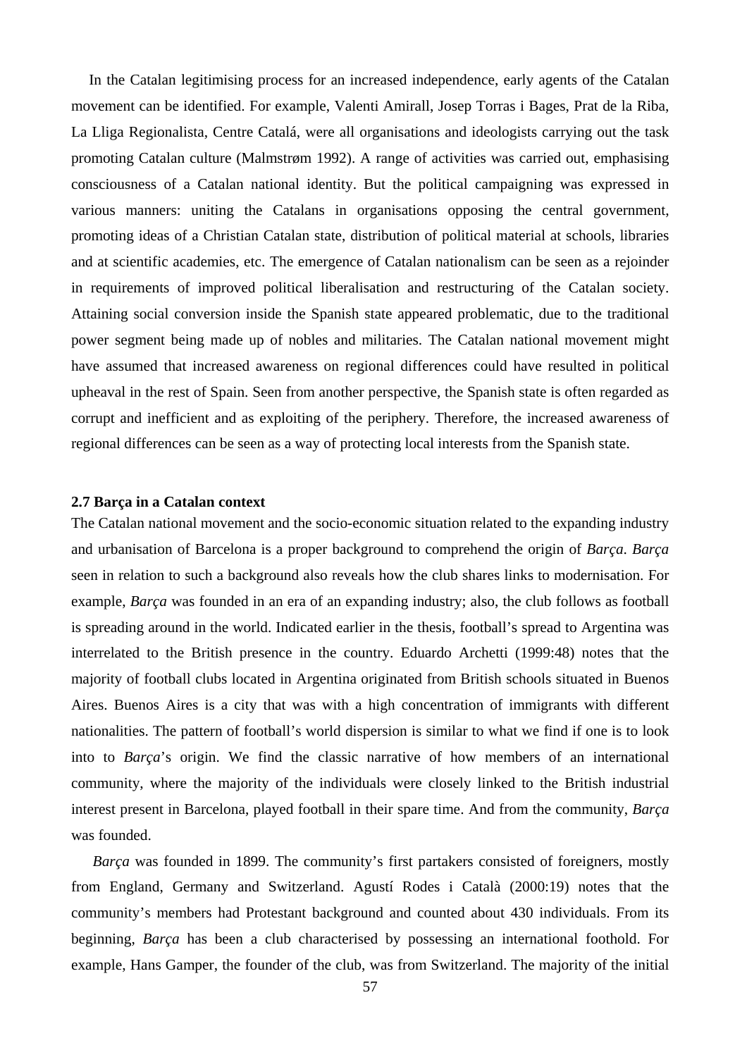In the Catalan legitimising process for an increased independence, early agents of the Catalan movement can be identified. For example, Valenti Amirall, Josep Torras i Bages, Prat de la Riba, La Lliga Regionalista, Centre Catalá, were all organisations and ideologists carrying out the task promoting Catalan culture (Malmstrøm 1992). A range of activities was carried out, emphasising consciousness of a Catalan national identity. But the political campaigning was expressed in various manners: uniting the Catalans in organisations opposing the central government, promoting ideas of a Christian Catalan state, distribution of political material at schools, libraries and at scientific academies, etc. The emergence of Catalan nationalism can be seen as a rejoinder in requirements of improved political liberalisation and restructuring of the Catalan society. Attaining social conversion inside the Spanish state appeared problematic, due to the traditional power segment being made up of nobles and militaries. The Catalan national movement might have assumed that increased awareness on regional differences could have resulted in political upheaval in the rest of Spain. Seen from another perspective, the Spanish state is often regarded as corrupt and inefficient and as exploiting of the periphery. Therefore, the increased awareness of regional differences can be seen as a way of protecting local interests from the Spanish state.

### 2.7 Barça in a Catalan context

The Catalan national movement and the socio-economic situation related to the expanding industry and urbanisation of Barcelona is a proper background to comprehend the origin of *Barça*. *Barça* seen in relation to such a background also reveals how the club shares links to modernisation. For example, *Barça* was founded in an era of an expanding industry; also, the club follows as football is spreading around in the world. Indicated earlier in the thesis, football's spread to Argentina was interrelated to the British presence in the country. Eduardo Archetti (1999:48) notes that the majority of football clubs located in Argentina originated from British schools situated in Buenos Aires. Buenos Aires is a city that was with a high concentration of immigrants with different nationalities. The pattern of football's world dispersion is similar to what we find if one is to look into to *Barça*'s origin. We find the classic narrative of how members of an international community, where the majority of the individuals were closely linked to the British industrial interest present in Barcelona, played football in their spare time. And from the community, *Barça* was founded.

*Barça* was founded in 1899. The community's first partakers consisted of foreigners, mostly from England, Germany and Switzerland. Agustí Rodes i Català (2000:19) notes that the community's members had Protestant background and counted about 430 individuals. From its beginning, *Barça* has been a club characterised by possessing an international foothold. For example, Hans Gamper, the founder of the club, was from Switzerland. The majority of the initial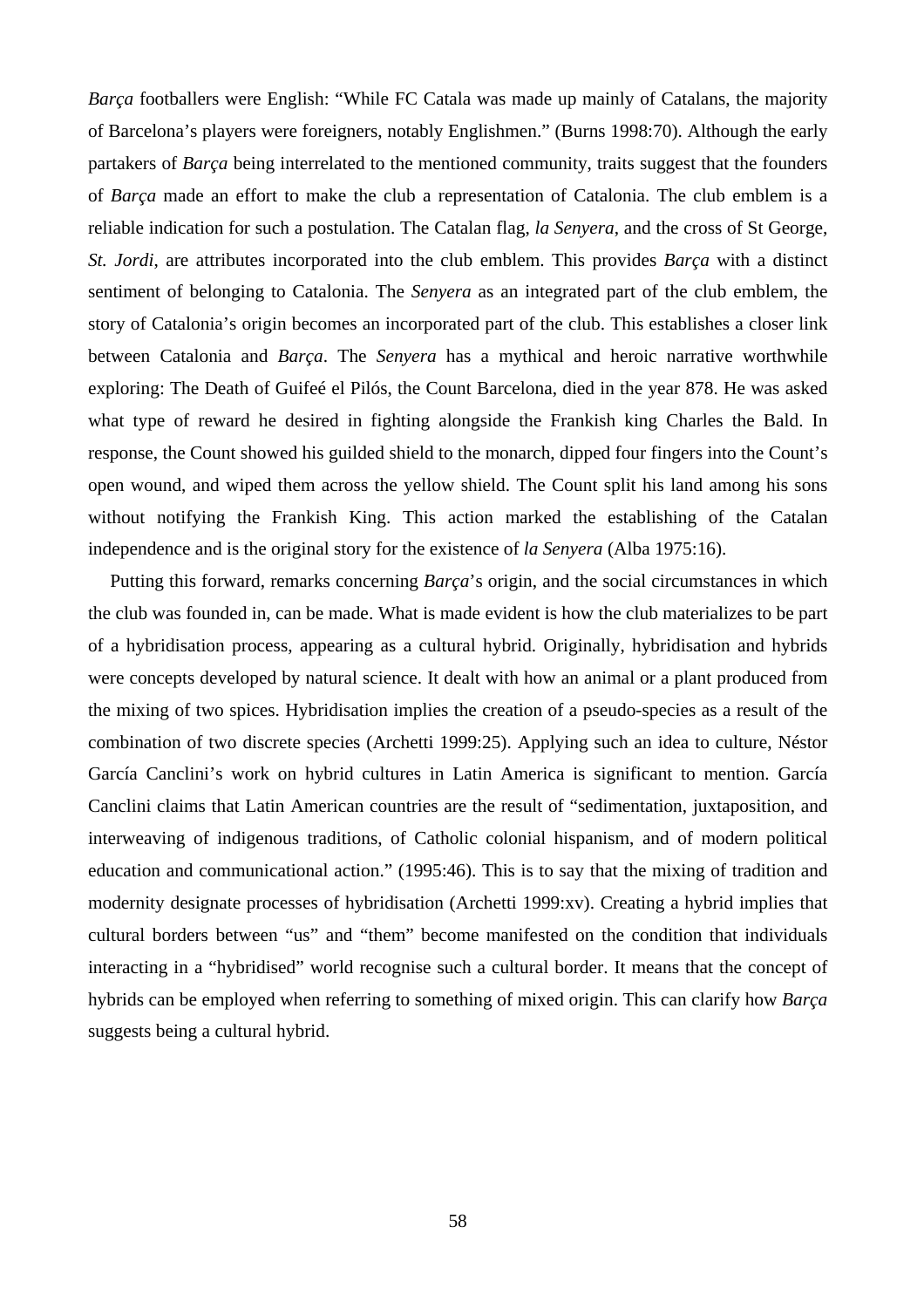*Barça* footballers were English: "While FC Catala was made up mainly of Catalans, the majority of Barcelona's players were foreigners, notably Englishmen." (Burns 1998:70). Although the early partakers of *Barça* being interrelated to the mentioned community, traits suggest that the founders of *Barça* made an effort to make the club a representation of Catalonia. The club emblem is a reliable indication for such a postulation. The Catalan flag, *la Senyera*, and the cross of St George, *St. Jordi*, are attributes incorporated into the club emblem. This provides *Barça* with a distinct sentiment of belonging to Catalonia. The *Senyera* as an integrated part of the club emblem, the story of Catalonia's origin becomes an incorporated part of the club. This establishes a closer link between Catalonia and *Barça*. The *Senyera* has a mythical and heroic narrative worthwhile exploring: The Death of Guifeé el Pilós, the Count Barcelona, died in the year 878. He was asked what type of reward he desired in fighting alongside the Frankish king Charles the Bald. In response, the Count showed his guilded shield to the monarch, dipped four fingers into the Count's open wound, and wiped them across the yellow shield. The Count split his land among his sons without notifying the Frankish King. This action marked the establishing of the Catalan independence and is the original story for the existence of *la Senyera* (Alba 1975:16).

Putting this forward, remarks concerning *Barça*'s origin, and the social circumstances in which the club was founded in, can be made. What is made evident is how the club materializes to be part of a hybridisation process, appearing as a cultural hybrid. Originally, hybridisation and hybrids were concepts developed by natural science. It dealt with how an animal or a plant produced from the mixing of two spices. Hybridisation implies the creation of a pseudo-species as a result of the combination of two discrete species (Archetti 1999:25). Applying such an idea to culture, Néstor García Canclini's work on hybrid cultures in Latin America is significant to mention. García Canclini claims that Latin American countries are the result of "sedimentation, juxtaposition, and interweaving of indigenous traditions, of Catholic colonial hispanism, and of modern political education and communicational action." (1995:46). This is to say that the mixing of tradition and modernity designate processes of hybridisation (Archetti 1999:xv). Creating a hybrid implies that cultural borders between "us" and "them" become manifested on the condition that individuals interacting in a "hybridised" world recognise such a cultural border. It means that the concept of hybrids can be employed when referring to something of mixed origin. This can clarify how *Barça* suggests being a cultural hybrid.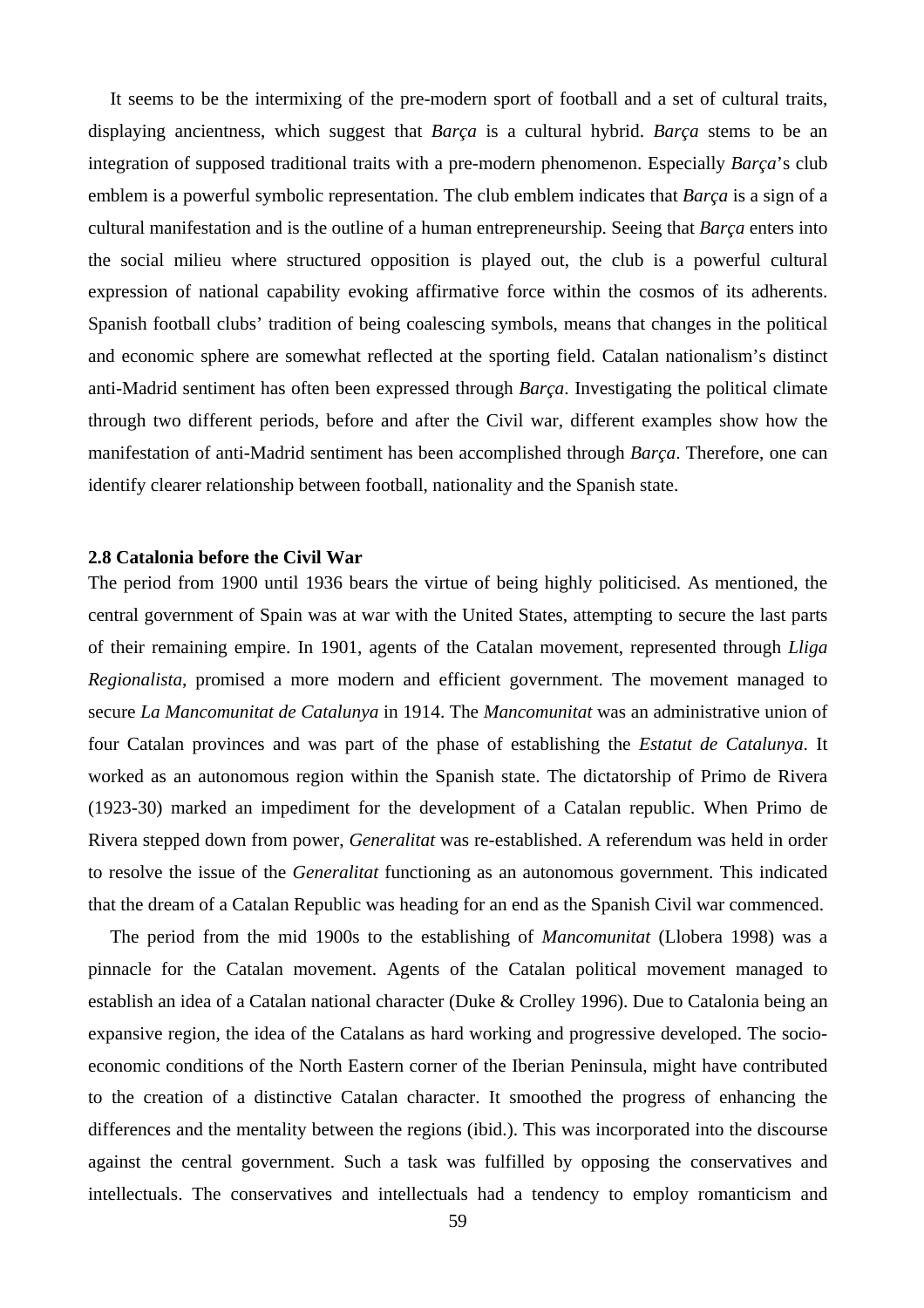It seems to be the intermixing of the pre-modern sport of football and a set of cultural traits, displaying ancientness, which suggest that *Barça* is a cultural hybrid. *Barça* stems to be an integration of supposed traditional traits with a pre-modern phenomenon. Especially *Barça*'s club emblem is a powerful symbolic representation. The club emblem indicates that *Barça* is a sign of a cultural manifestation and is the outline of a human entrepreneurship. Seeing that *Barça* enters into the social milieu where structured opposition is played out, the club is a powerful cultural expression of national capability evoking affirmative force within the cosmos of its adherents. Spanish football clubs' tradition of being coalescing symbols, means that changes in the political and economic sphere are somewhat reflected at the sporting field. Catalan nationalism's distinct anti-Madrid sentiment has often been expressed through *Barça*. Investigating the political climate through two different periods, before and after the Civil war, different examples show how the manifestation of anti-Madrid sentiment has been accomplished through *Barça*. Therefore, one can identify clearer relationship between football, nationality and the Spanish state.

### 2.8 Catalonia before the Civil War

The period from 1900 until 1936 bears the virtue of being highly politicised. As mentioned, the central government of Spain was at war with the United States, attempting to secure the last parts of their remaining empire. In 1901, agents of the Catalan movement, represented through *Lliga Regionalista*, promised a more modern and efficient government. The movement managed to secure *La Mancomunitat de Catalunya* in 1914. The *Mancomunitat* was an administrative union of four Catalan provinces and was part of the phase of establishing the *Estatut de Catalunya*. It worked as an autonomous region within the Spanish state. The dictatorship of Primo de Rivera (1923-30) marked an impediment for the development of a Catalan republic. When Primo de Rivera stepped down from power, *Generalitat* was re-established. A referendum was held in order to resolve the issue of the *Generalitat* functioning as an autonomous government. This indicated that the dream of a Catalan Republic was heading for an end as the Spanish Civil war commenced.

The period from the mid 1900s to the establishing of *Mancomunitat* (Llobera 1998) was a pinnacle for the Catalan movement. Agents of the Catalan political movement managed to establish an idea of a Catalan national character (Duke & Crolley 1996). Due to Catalonia being an expansive region, the idea of the Catalans as hard working and progressive developed. The socio-economic conditions of the North Eastern corner of the Iberian Peninsula, might have contributed to the creation of a distinctive Catalan character. It smoothed the progress of enhancing the differences and the mentality between the regions (ibid.). This was incorporated into the discourse against the central government. Such a task was fulfilled by opposing the conservatives and intellectuals. The conservatives and intellectuals had a tendency to employ romanticism and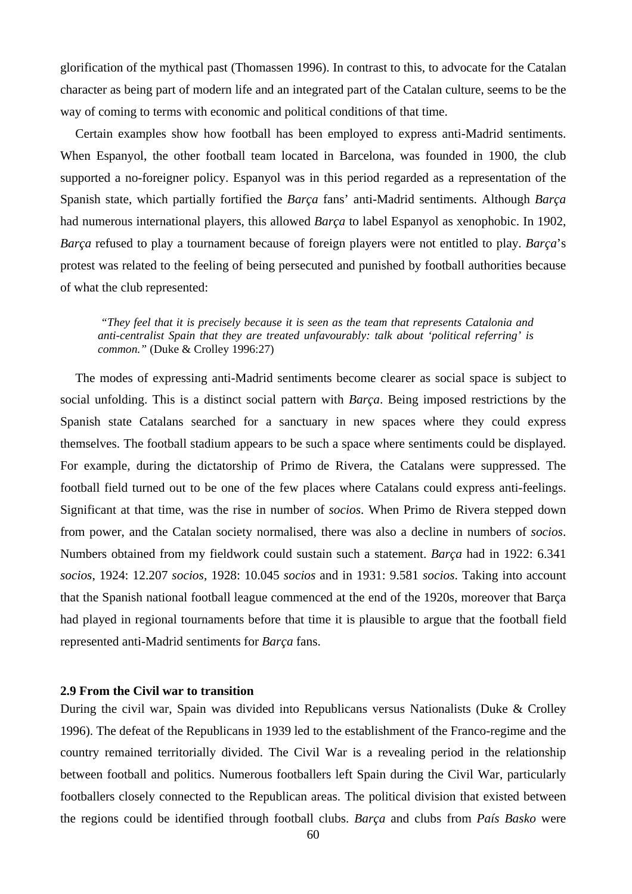glorification of the mythical past (Thomassen 1996). In contrast to this, to advocate for the Catalan character as being part of modern life and an integrated part of the Catalan culture, seems to be the way of coming to terms with economic and political conditions of that time.

Certain examples show how football has been employed to express anti-Madrid sentiments. When Espanyol, the other football team located in Barcelona, was founded in 1900, the club supported a no-foreigner policy. Espanyol was in this period regarded as a representation of the Spanish state, which partially fortified the *Barça* fans' anti-Madrid sentiments. Although *Barça* had numerous international players, this allowed *Barça* to label Espanyol as xenophobic. In 1902, *Barça* refused to play a tournament because of foreign players were not entitled to play. *Barça*'s protest was related to the feeling of being persecuted and punished by football authorities because of what the club represented:

> *"They feel that it is precisely because it is seen as the team that represents Catalonia and anti-centralist Spain that they are treated unfavourably: talk about 'political referring' is common."* (Duke & Crolley 1996:27)

The modes of expressing anti-Madrid sentiments become clearer as social space is subject to social unfolding. This is a distinct social pattern with *Barça*. Being imposed restrictions by the Spanish state Catalans searched for a sanctuary in new spaces where they could express themselves. The football stadium appears to be such a space where sentiments could be displayed. For example, during the dictatorship of Primo de Rivera, the Catalans were suppressed. The football field turned out to be one of the few places where Catalans could express anti-feelings. Significant at that time, was the rise in number of *socios*. When Primo de Rivera stepped down from power, and the Catalan society normalised, there was also a decline in numbers of *socios*. Numbers obtained from my fieldwork could sustain such a statement. *Barça* had in 1922: 6.341 *socios*, 1924: 12.207 *socios*, 1928: 10.045 *socios* and in 1931: 9.581 *socios*. Taking into account that the Spanish national football league commenced at the end of the 1920s, moreover that Barça had played in regional tournaments before that time it is plausible to argue that the football field represented anti-Madrid sentiments for *Barça* fans.

### 2.9 From the Civil war to transition

During the civil war, Spain was divided into Republicans versus Nationalists (Duke & Crolley 1996). The defeat of the Republicans in 1939 led to the establishment of the Franco-regime and the country remained territorially divided. The Civil War is a revealing period in the relationship between football and politics. Numerous footballers left Spain during the Civil War, particularly footballers closely connected to the Republican areas. The political division that existed between the regions could be identified through football clubs. *Barça* and clubs from *País Basko* were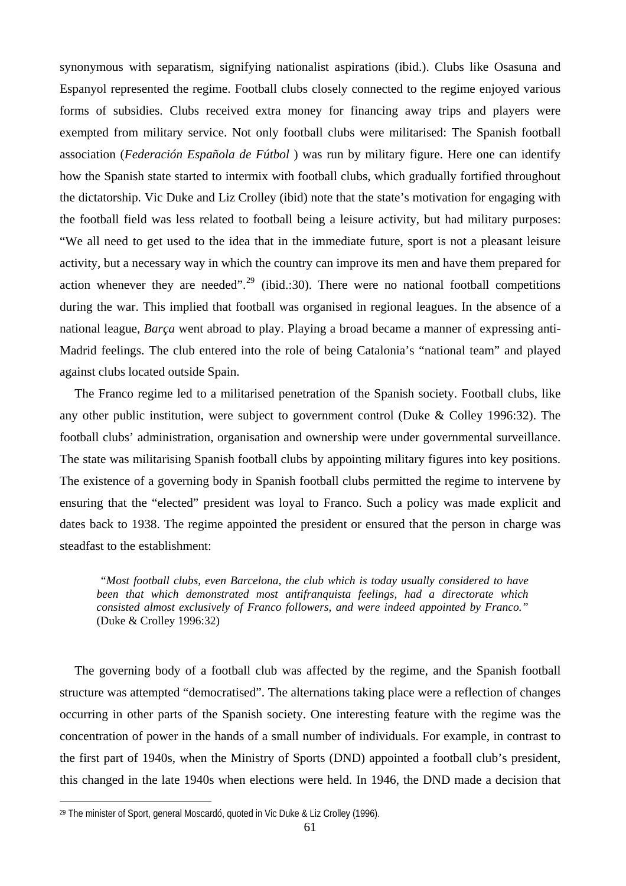synonymous with separatism, signifying nationalist aspirations (ibid.). Clubs like Osasuna and Espanyol represented the regime. Football clubs closely connected to the regime enjoyed various forms of subsidies. Clubs received extra money for financing away trips and players were exempted from military service. Not only football clubs were militarised: The Spanish football association (*Federación Española de Fútbol* ) was run by military figure. Here one can identify how the Spanish state started to intermix with football clubs, which gradually fortified throughout the dictatorship. Vic Duke and Liz Crolley (ibid) note that the state's motivation for engaging with the football field was less related to football being a leisure activity, but had military purposes: "We all need to get used to the idea that in the immediate future, sport is not a pleasant leisure activity, but a necessary way in which the country can improve its men and have them prepared for action whenever they are needed".[29] (ibid.:30). There were no national football competitions during the war. This implied that football was organised in regional leagues. In the absence of a national league, *Barça* went abroad to play. Playing a broad became a manner of expressing anti-Madrid feelings. The club entered into the role of being Catalonia's "national team" and played against clubs located outside Spain.

The Franco regime led to a militarised penetration of the Spanish society. Football clubs, like any other public institution, were subject to government control (Duke & Colley 1996:32). The football clubs' administration, organisation and ownership were under governmental surveillance. The state was militarising Spanish football clubs by appointing military figures into key positions. The existence of a governing body in Spanish football clubs permitted the regime to intervene by ensuring that the "elected" president was loyal to Franco. Such a policy was made explicit and dates back to 1938. The regime appointed the president or ensured that the person in charge was steadfast to the establishment:

> *"Most football clubs, even Barcelona, the club which is today usually considered to have been that which demonstrated most antifranquista feelings, had a directorate which consisted almost exclusively of Franco followers, and were indeed appointed by Franco."* (Duke & Crolley 1996:32)

The governing body of a football club was affected by the regime, and the Spanish football structure was attempted "democratised". The alternations taking place were a reflection of changes occurring in other parts of the Spanish society. One interesting feature with the regime was the concentration of power in the hands of a small number of individuals. For example, in contrast to the first part of 1940s, when the Ministry of Sports (DND) appointed a football club's president, this changed in the late 1940s when elections were held. In 1946, the DND made a decision that

[29] The minister of Sport, general Moscardó, quoted in Vic Duke & Liz Crolley (1996).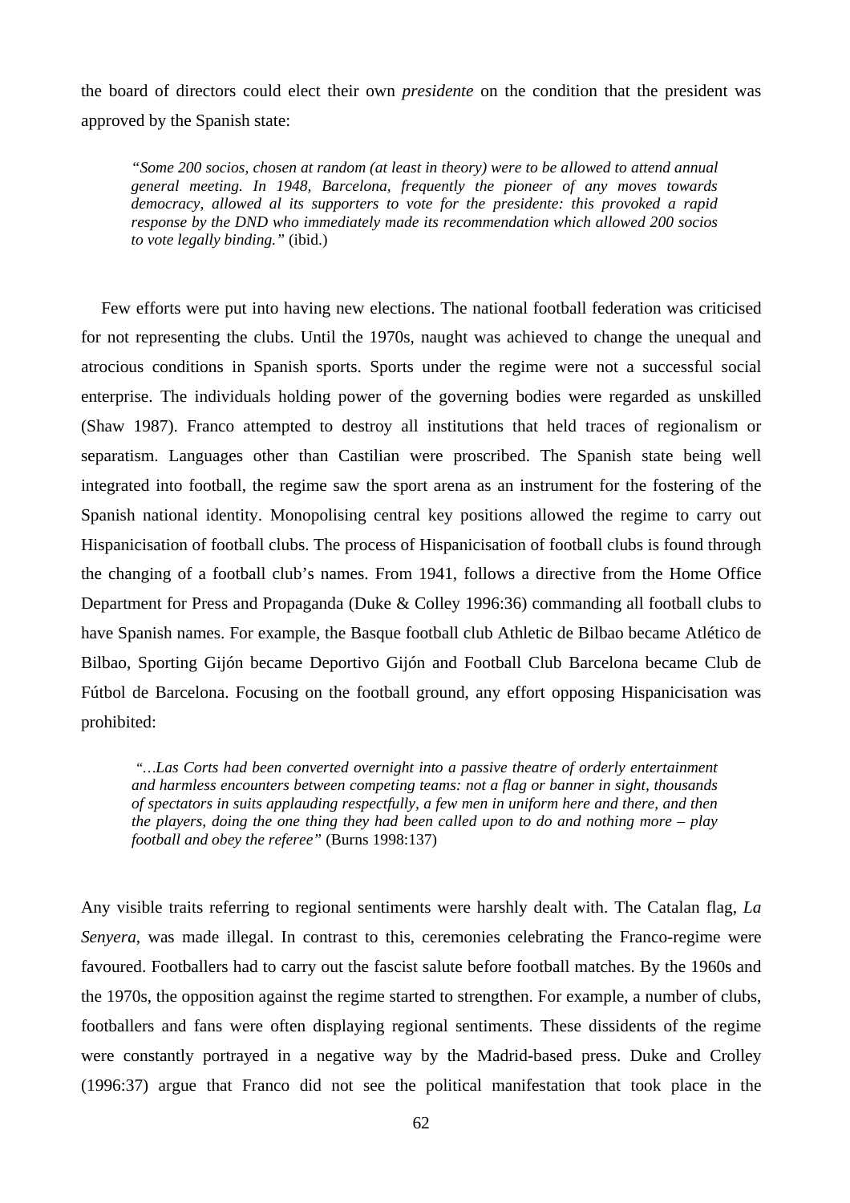the board of directors could elect their own *presidente* on the condition that the president was approved by the Spanish state:

> *"Some 200 socios, chosen at random (at least in theory) were to be allowed to attend annual general meeting. In 1948, Barcelona, frequently the pioneer of any moves towards democracy, allowed al its supporters to vote for the presidente: this provoked a rapid response by the DND who immediately made its recommendation which allowed 200 socios to vote legally binding."* (ibid.)

Few efforts were put into having new elections. The national football federation was criticised for not representing the clubs. Until the 1970s, naught was achieved to change the unequal and atrocious conditions in Spanish sports. Sports under the regime were not a successful social enterprise. The individuals holding power of the governing bodies were regarded as unskilled (Shaw 1987). Franco attempted to destroy all institutions that held traces of regionalism or separatism. Languages other than Castilian were proscribed. The Spanish state being well integrated into football, the regime saw the sport arena as an instrument for the fostering of the Spanish national identity. Monopolising central key positions allowed the regime to carry out Hispanicisation of football clubs. The process of Hispanicisation of football clubs is found through the changing of a football club's names. From 1941, follows a directive from the Home Office Department for Press and Propaganda (Duke & Colley 1996:36) commanding all football clubs to have Spanish names. For example, the Basque football club Athletic de Bilbao became Atlético de Bilbao, Sporting Gijón became Deportivo Gijón and Football Club Barcelona became Club de Fútbol de Barcelona. Focusing on the football ground, any effort opposing Hispanicisation was prohibited:

> *"…Las Corts had been converted overnight into a passive theatre of orderly entertainment and harmless encounters between competing teams: not a flag or banner in sight, thousands of spectators in suits applauding respectfully, a few men in uniform here and there, and then the players, doing the one thing they had been called upon to do and nothing more – play football and obey the referee"* (Burns 1998:137)

Any visible traits referring to regional sentiments were harshly dealt with. The Catalan flag, *La Senyera*, was made illegal. In contrast to this, ceremonies celebrating the Franco-regime were favoured. Footballers had to carry out the fascist salute before football matches. By the 1960s and the 1970s, the opposition against the regime started to strengthen. For example, a number of clubs, footballers and fans were often displaying regional sentiments. These dissidents of the regime were constantly portrayed in a negative way by the Madrid-based press. Duke and Crolley (1996:37) argue that Franco did not see the political manifestation that took place in the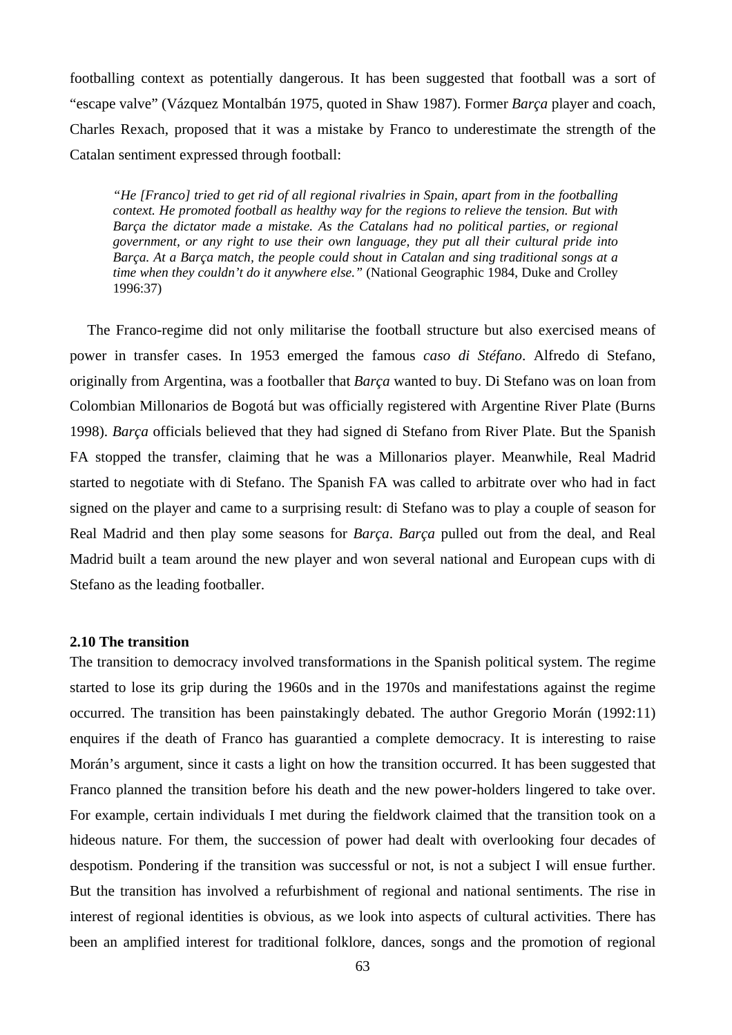footballing context as potentially dangerous. It has been suggested that football was a sort of "escape valve" (Vázquez Montalbán 1975, quoted in Shaw 1987). Former *Barça* player and coach, Charles Rexach, proposed that it was a mistake by Franco to underestimate the strength of the Catalan sentiment expressed through football:

> *"He [Franco] tried to get rid of all regional rivalries in Spain, apart from in the footballing context. He promoted football as healthy way for the regions to relieve the tension. But with Barça the dictator made a mistake. As the Catalans had no political parties, or regional government, or any right to use their own language, they put all their cultural pride into Barça. At a Barça match, the people could shout in Catalan and sing traditional songs at a time when they couldn't do it anywhere else."* (National Geographic 1984, Duke and Crolley 1996:37)

The Franco-regime did not only militarise the football structure but also exercised means of power in transfer cases. In 1953 emerged the famous *caso di Stéfano*. Alfredo di Stefano, originally from Argentina, was a footballer that *Barça* wanted to buy. Di Stefano was on loan from Colombian Millonarios de Bogotá but was officially registered with Argentine River Plate (Burns 1998). *Barça* officials believed that they had signed di Stefano from River Plate. But the Spanish FA stopped the transfer, claiming that he was a Millonarios player. Meanwhile, Real Madrid started to negotiate with di Stefano. The Spanish FA was called to arbitrate over who had in fact signed on the player and came to a surprising result: di Stefano was to play a couple of season for Real Madrid and then play some seasons for *Barça*. *Barça* pulled out from the deal, and Real Madrid built a team around the new player and won several national and European cups with di Stefano as the leading footballer.

### 2.10 The transition

The transition to democracy involved transformations in the Spanish political system. The regime started to lose its grip during the 1960s and in the 1970s and manifestations against the regime occurred. The transition has been painstakingly debated. The author Gregorio Morán (1992:11) enquires if the death of Franco has guarantied a complete democracy. It is interesting to raise Morán's argument, since it casts a light on how the transition occurred. It has been suggested that Franco planned the transition before his death and the new power-holders lingered to take over. For example, certain individuals I met during the fieldwork claimed that the transition took on a hideous nature. For them, the succession of power had dealt with overlooking four decades of despotism. Pondering if the transition was successful or not, is not a subject I will ensue further. But the transition has involved a refurbishment of regional and national sentiments. The rise in interest of regional identities is obvious, as we look into aspects of cultural activities. There has been an amplified interest for traditional folklore, dances, songs and the promotion of regional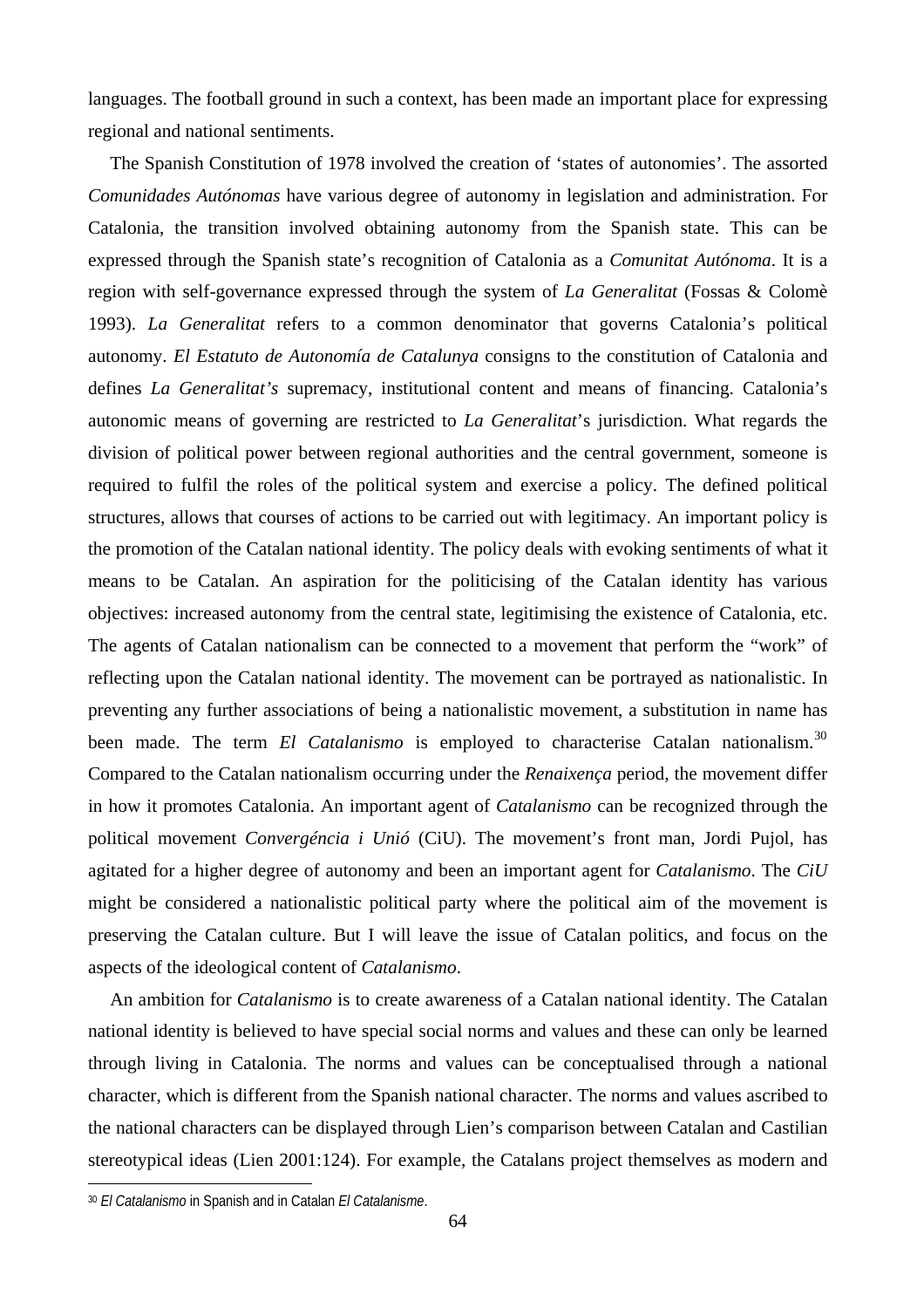languages. The football ground in such a context, has been made an important place for expressing regional and national sentiments.

The Spanish Constitution of 1978 involved the creation of 'states of autonomies'. The assorted *Comunidades Autónomas* have various degree of autonomy in legislation and administration. For Catalonia, the transition involved obtaining autonomy from the Spanish state. This can be expressed through the Spanish state's recognition of Catalonia as a *Comunitat Autónoma*. It is a region with self-governance expressed through the system of *La Generalitat* (Fossas & Colomè 1993). *La Generalitat* refers to a common denominator that governs Catalonia's political autonomy. *El Estatuto de Autonomía de Catalunya* consigns to the constitution of Catalonia and defines *La Generalitat's* supremacy, institutional content and means of financing. Catalonia's autonomic means of governing are restricted to *La Generalitat*'s jurisdiction. What regards the division of political power between regional authorities and the central government, someone is required to fulfil the roles of the political system and exercise a policy. The defined political structures, allows that courses of actions to be carried out with legitimacy. An important policy is the promotion of the Catalan national identity. The policy deals with evoking sentiments of what it means to be Catalan. An aspiration for the politicising of the Catalan identity has various objectives: increased autonomy from the central state, legitimising the existence of Catalonia, etc. The agents of Catalan nationalism can be connected to a movement that perform the "work" of reflecting upon the Catalan national identity. The movement can be portrayed as nationalistic. In preventing any further associations of being a nationalistic movement, a substitution in name has been made. The term *El Catalanismo* is employed to characterise Catalan nationalism.[30] Compared to the Catalan nationalism occurring under the *Renaixença* period, the movement differ in how it promotes Catalonia. An important agent of *Catalanismo* can be recognized through the political movement *Convergéncia i Unió* (CiU). The movement's front man, Jordi Pujol, has agitated for a higher degree of autonomy and been an important agent for *Catalanismo*. The *CiU* might be considered a nationalistic political party where the political aim of the movement is preserving the Catalan culture. But I will leave the issue of Catalan politics, and focus on the aspects of the ideological content of *Catalanismo*.

An ambition for *Catalanismo* is to create awareness of a Catalan national identity. The Catalan national identity is believed to have special social norms and values and these can only be learned through living in Catalonia. The norms and values can be conceptualised through a national character, which is different from the Spanish national character. The norms and values ascribed to the national characters can be displayed through Lien's comparison between Catalan and Castilian stereotypical ideas (Lien 2001:124). For example, the Catalans project themselves as modern and

[30] *El Catalanismo* in Spanish and in Catalan *El Catalanisme*.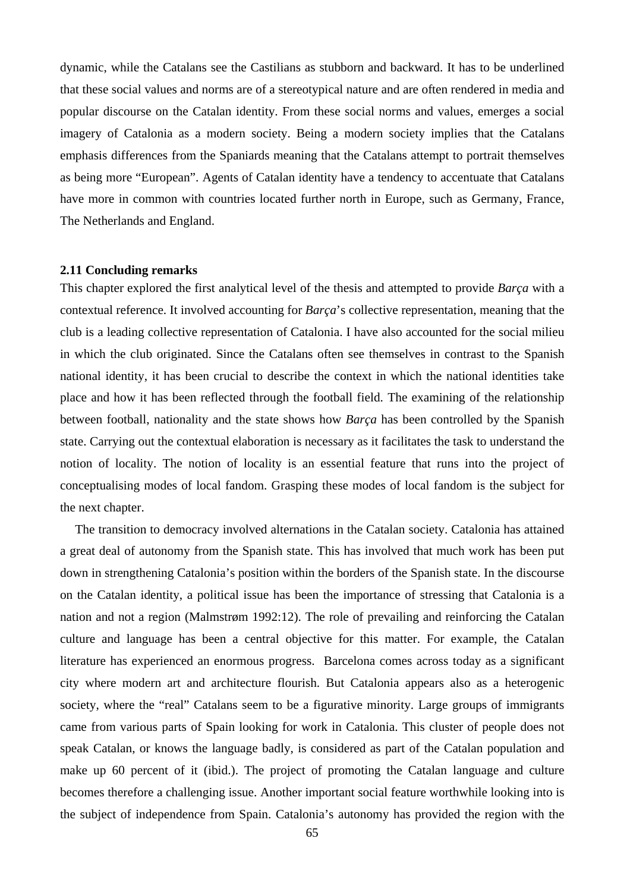dynamic, while the Catalans see the Castilians as stubborn and backward. It has to be underlined that these social values and norms are of a stereotypical nature and are often rendered in media and popular discourse on the Catalan identity. From these social norms and values, emerges a social imagery of Catalonia as a modern society. Being a modern society implies that the Catalans emphasis differences from the Spaniards meaning that the Catalans attempt to portrait themselves as being more "European". Agents of Catalan identity have a tendency to accentuate that Catalans have more in common with countries located further north in Europe, such as Germany, France, The Netherlands and England.

### 2.11 Concluding remarks

This chapter explored the first analytical level of the thesis and attempted to provide *Barça* with a contextual reference. It involved accounting for *Barça*'s collective representation, meaning that the club is a leading collective representation of Catalonia. I have also accounted for the social milieu in which the club originated. Since the Catalans often see themselves in contrast to the Spanish national identity, it has been crucial to describe the context in which the national identities take place and how it has been reflected through the football field. The examining of the relationship between football, nationality and the state shows how *Barça* has been controlled by the Spanish state. Carrying out the contextual elaboration is necessary as it facilitates the task to understand the notion of locality. The notion of locality is an essential feature that runs into the project of conceptualising modes of local fandom. Grasping these modes of local fandom is the subject for the next chapter.

The transition to democracy involved alternations in the Catalan society. Catalonia has attained a great deal of autonomy from the Spanish state. This has involved that much work has been put down in strengthening Catalonia's position within the borders of the Spanish state. In the discourse on the Catalan identity, a political issue has been the importance of stressing that Catalonia is a nation and not a region (Malmstrøm 1992:12). The role of prevailing and reinforcing the Catalan culture and language has been a central objective for this matter. For example, the Catalan literature has experienced an enormous progress. Barcelona comes across today as a significant city where modern art and architecture flourish. But Catalonia appears also as a heterogenic society, where the "real" Catalans seem to be a figurative minority. Large groups of immigrants came from various parts of Spain looking for work in Catalonia. This cluster of people does not speak Catalan, or knows the language badly, is considered as part of the Catalan population and make up 60 percent of it (ibid.). The project of promoting the Catalan language and culture becomes therefore a challenging issue. Another important social feature worthwhile looking into is the subject of independence from Spain. Catalonia's autonomy has provided the region with the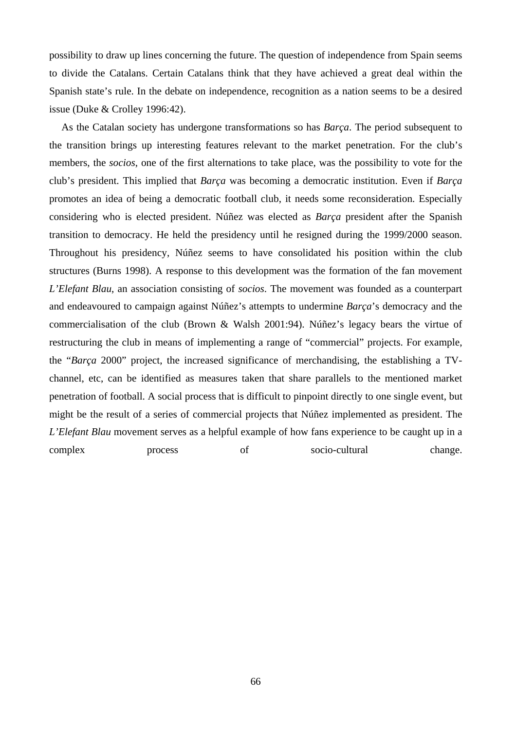possibility to draw up lines concerning the future. The question of independence from Spain seems to divide the Catalans. Certain Catalans think that they have achieved a great deal within the Spanish state's rule. In the debate on independence, recognition as a nation seems to be a desired issue (Duke & Crolley 1996:42).

As the Catalan society has undergone transformations so has *Barça*. The period subsequent to the transition brings up interesting features relevant to the market penetration. For the club's members, the *socios*, one of the first alternations to take place, was the possibility to vote for the club's president. This implied that *Barça* was becoming a democratic institution. Even if *Barça* promotes an idea of being a democratic football club, it needs some reconsideration. Especially considering who is elected president. Núñez was elected as *Barça* president after the Spanish transition to democracy. He held the presidency until he resigned during the 1999/2000 season. Throughout his presidency, Núñez seems to have consolidated his position within the club structures (Burns 1998). A response to this development was the formation of the fan movement *L'Elefant Blau*, an association consisting of *socios*. The movement was founded as a counterpart and endeavoured to campaign against Núñez's attempts to undermine *Barça*'s democracy and the commercialisation of the club (Brown & Walsh 2001:94). Núñez's legacy bears the virtue of restructuring the club in means of implementing a range of "commercial" projects. For example, the "*Barça* 2000" project, the increased significance of merchandising, the establishing a TV-channel, etc, can be identified as measures taken that share parallels to the mentioned market penetration of football. A social process that is difficult to pinpoint directly to one single event, but might be the result of a series of commercial projects that Núñez implemented as president. The *L'Elefant Blau* movement serves as a helpful example of how fans experience to be caught up in a complex process of socio-cultural change.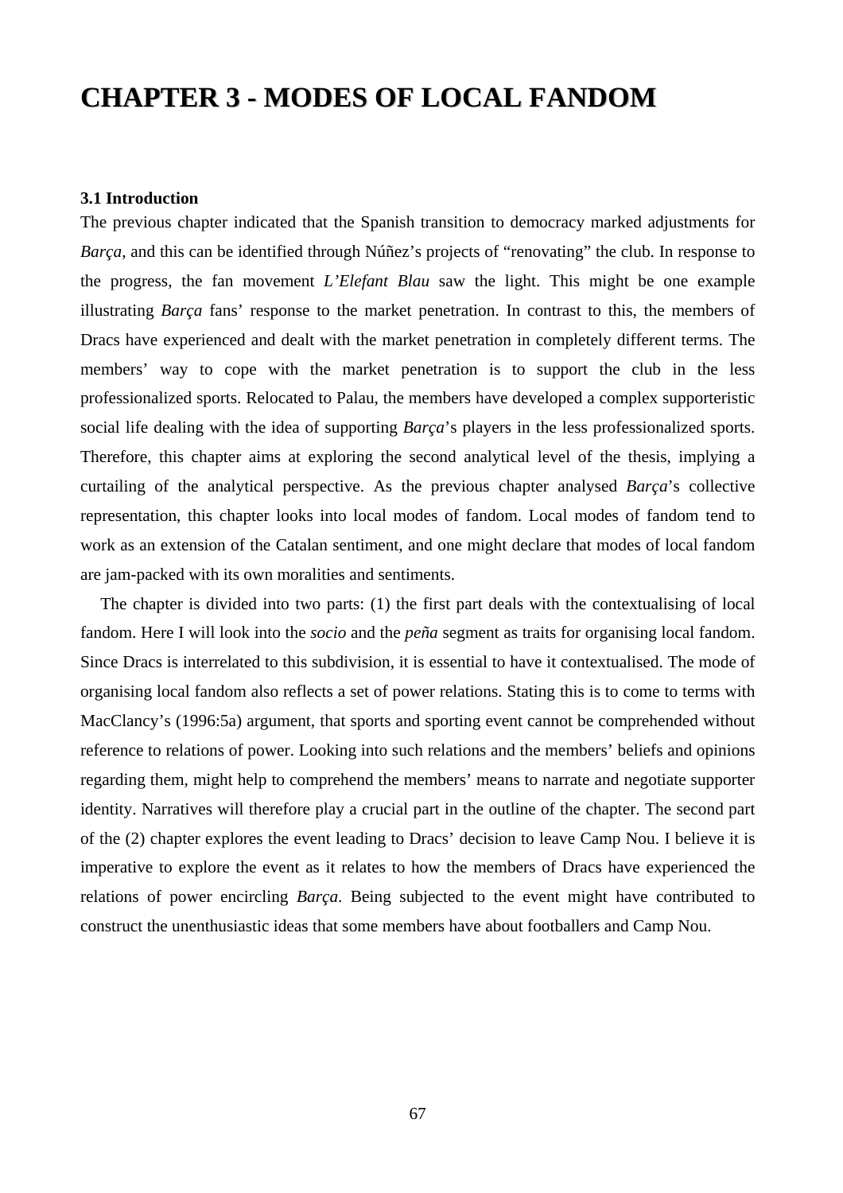# CHAPTER 3 - MODES OF LOCAL FANDOM

### 3.1 Introduction

The previous chapter indicated that the Spanish transition to democracy marked adjustments for *Barça*, and this can be identified through Núñez's projects of "renovating" the club. In response to the progress, the fan movement *L'Elefant Blau* saw the light. This might be one example illustrating *Barça* fans' response to the market penetration. In contrast to this, the members of Dracs have experienced and dealt with the market penetration in completely different terms. The members' way to cope with the market penetration is to support the club in the less professionalized sports. Relocated to Palau, the members have developed a complex supporteristic social life dealing with the idea of supporting *Barça*'s players in the less professionalized sports. Therefore, this chapter aims at exploring the second analytical level of the thesis, implying a curtailing of the analytical perspective. As the previous chapter analysed *Barça*'s collective representation, this chapter looks into local modes of fandom. Local modes of fandom tend to work as an extension of the Catalan sentiment, and one might declare that modes of local fandom are jam-packed with its own moralities and sentiments.

The chapter is divided into two parts: (1) the first part deals with the contextualising of local fandom. Here I will look into the *socio* and the *peña* segment as traits for organising local fandom. Since Dracs is interrelated to this subdivision, it is essential to have it contextualised. The mode of organising local fandom also reflects a set of power relations. Stating this is to come to terms with MacClancy's (1996:5a) argument, that sports and sporting event cannot be comprehended without reference to relations of power. Looking into such relations and the members' beliefs and opinions regarding them, might help to comprehend the members' means to narrate and negotiate supporter identity. Narratives will therefore play a crucial part in the outline of the chapter. The second part of the (2) chapter explores the event leading to Dracs' decision to leave Camp Nou. I believe it is imperative to explore the event as it relates to how the members of Dracs have experienced the relations of power encircling *Barça*. Being subjected to the event might have contributed to construct the unenthusiastic ideas that some members have about footballers and Camp Nou.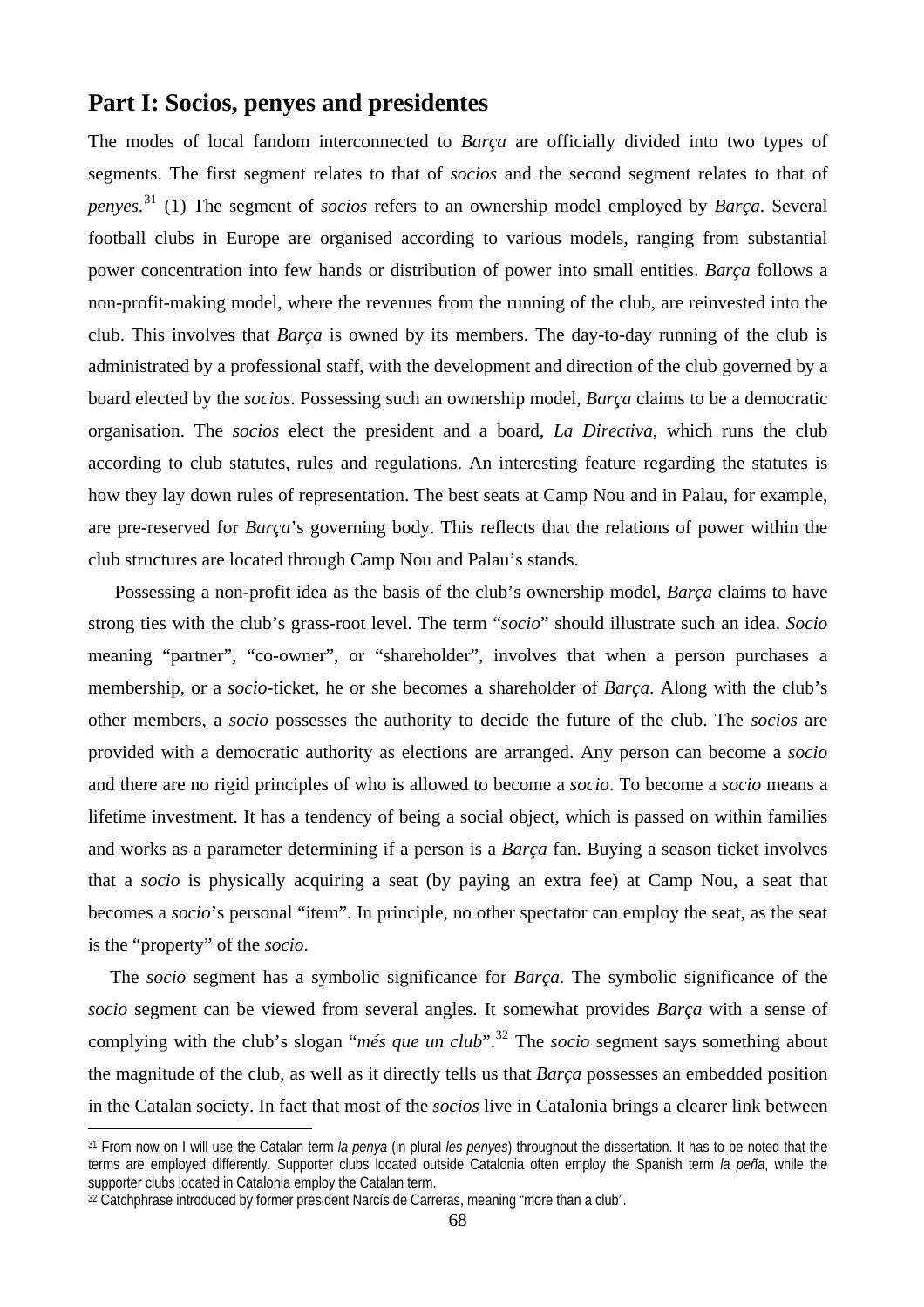## Part I: Socios, penyes and presidentes

The modes of local fandom interconnected to *Barça* are officially divided into two types of segments. The first segment relates to that of *socios* and the second segment relates to that of *penyes.*[31] (1) The segment of *socios* refers to an ownership model employed by *Barça*. Several football clubs in Europe are organised according to various models, ranging from substantial power concentration into few hands or distribution of power into small entities. *Barça* follows a non-profit-making model, where the revenues from the running of the club, are reinvested into the club. This involves that *Barça* is owned by its members. The day-to-day running of the club is administrated by a professional staff, with the development and direction of the club governed by a board elected by the *socios*. Possessing such an ownership model, *Barça* claims to be a democratic organisation. The *socios* elect the president and a board, *La Directiva*, which runs the club according to club statutes, rules and regulations. An interesting feature regarding the statutes is how they lay down rules of representation. The best seats at Camp Nou and in Palau, for example, are pre-reserved for *Barça*'s governing body. This reflects that the relations of power within the club structures are located through Camp Nou and Palau's stands.

Possessing a non-profit idea as the basis of the club's ownership model, *Barça* claims to have strong ties with the club's grass-root level. The term "*socio*" should illustrate such an idea. *Socio* meaning "partner", "co-owner", or "shareholder", involves that when a person purchases a membership, or a *socio*-ticket, he or she becomes a shareholder of *Barça*. Along with the club's other members, a *socio* possesses the authority to decide the future of the club. The *socios* are provided with a democratic authority as elections are arranged. Any person can become a *socio* and there are no rigid principles of who is allowed to become a *socio*. To become a *socio* means a lifetime investment. It has a tendency of being a social object, which is passed on within families and works as a parameter determining if a person is a *Barça* fan. Buying a season ticket involves that a *socio* is physically acquiring a seat (by paying an extra fee) at Camp Nou, a seat that becomes a *socio*'s personal "item". In principle, no other spectator can employ the seat, as the seat is the "property" of the *socio*.

The *socio* segment has a symbolic significance for *Barça*. The symbolic significance of the *socio* segment can be viewed from several angles. It somewhat provides *Barça* with a sense of complying with the club's slogan "*més que un club*".[32] The *socio* segment says something about the magnitude of the club, as well as it directly tells us that *Barça* possesses an embedded position in the Catalan society. In fact that most of the *socios* live in Catalonia brings a clearer link between

---

[31] From now on I will use the Catalan term *la penya* (in plural *les penyes*) throughout the dissertation. It has to be noted that the terms are employed differently. Supporter clubs located outside Catalonia often employ the Spanish term *la peña*, while the supporter clubs located in Catalonia employ the Catalan term.

[32] Catchphrase introduced by former president Narcís de Carreras, meaning "more than a club".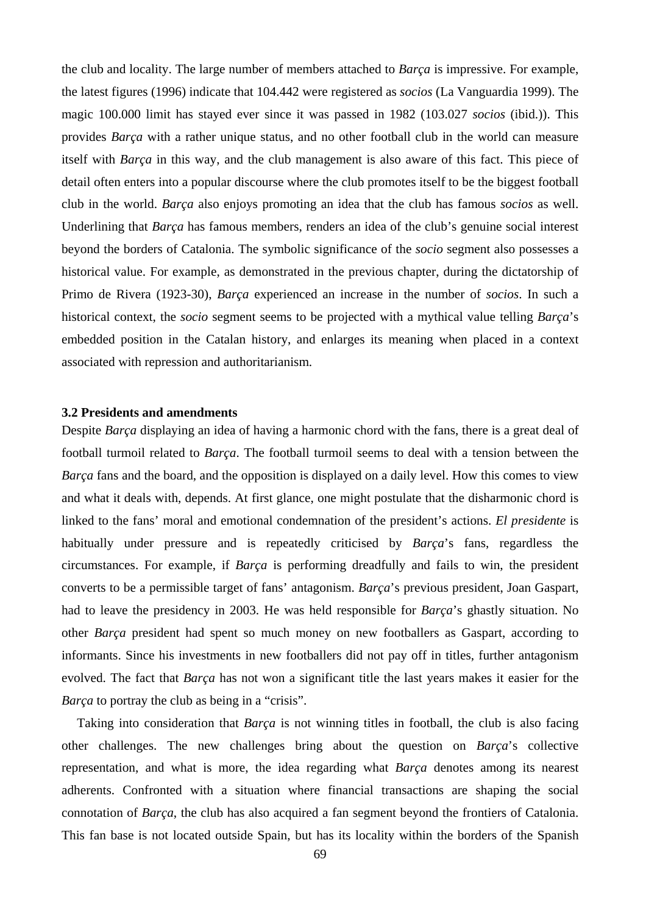the club and locality. The large number of members attached to *Barça* is impressive. For example, the latest figures (1996) indicate that 104.442 were registered as *socios* (La Vanguardia 1999). The magic 100.000 limit has stayed ever since it was passed in 1982 (103.027 *socios* (ibid.)). This provides *Barça* with a rather unique status, and no other football club in the world can measure itself with *Barça* in this way, and the club management is also aware of this fact. This piece of detail often enters into a popular discourse where the club promotes itself to be the biggest football club in the world. *Barça* also enjoys promoting an idea that the club has famous *socios* as well. Underlining that *Barça* has famous members, renders an idea of the club's genuine social interest beyond the borders of Catalonia. The symbolic significance of the *socio* segment also possesses a historical value. For example, as demonstrated in the previous chapter, during the dictatorship of Primo de Rivera (1923-30), *Barça* experienced an increase in the number of *socios*. In such a historical context, the *socio* segment seems to be projected with a mythical value telling *Barça*'s embedded position in the Catalan history, and enlarges its meaning when placed in a context associated with repression and authoritarianism.

### 3.2 Presidents and amendments

Despite *Barça* displaying an idea of having a harmonic chord with the fans, there is a great deal of football turmoil related to *Barça*. The football turmoil seems to deal with a tension between the *Barça* fans and the board, and the opposition is displayed on a daily level. How this comes to view and what it deals with, depends. At first glance, one might postulate that the disharmonic chord is linked to the fans' moral and emotional condemnation of the president's actions. *El presidente* is habitually under pressure and is repeatedly criticised by *Barça*'s fans, regardless the circumstances. For example, if *Barça* is performing dreadfully and fails to win, the president converts to be a permissible target of fans' antagonism. *Barça*'s previous president, Joan Gaspart, had to leave the presidency in 2003. He was held responsible for *Barça*'s ghastly situation. No other *Barça* president had spent so much money on new footballers as Gaspart, according to informants. Since his investments in new footballers did not pay off in titles, further antagonism evolved. The fact that *Barça* has not won a significant title the last years makes it easier for the *Barça* to portray the club as being in a "crisis".

Taking into consideration that *Barça* is not winning titles in football, the club is also facing other challenges. The new challenges bring about the question on *Barça*'s collective representation, and what is more, the idea regarding what *Barça* denotes among its nearest adherents. Confronted with a situation where financial transactions are shaping the social connotation of *Barça*, the club has also acquired a fan segment beyond the frontiers of Catalonia. This fan base is not located outside Spain, but has its locality within the borders of the Spanish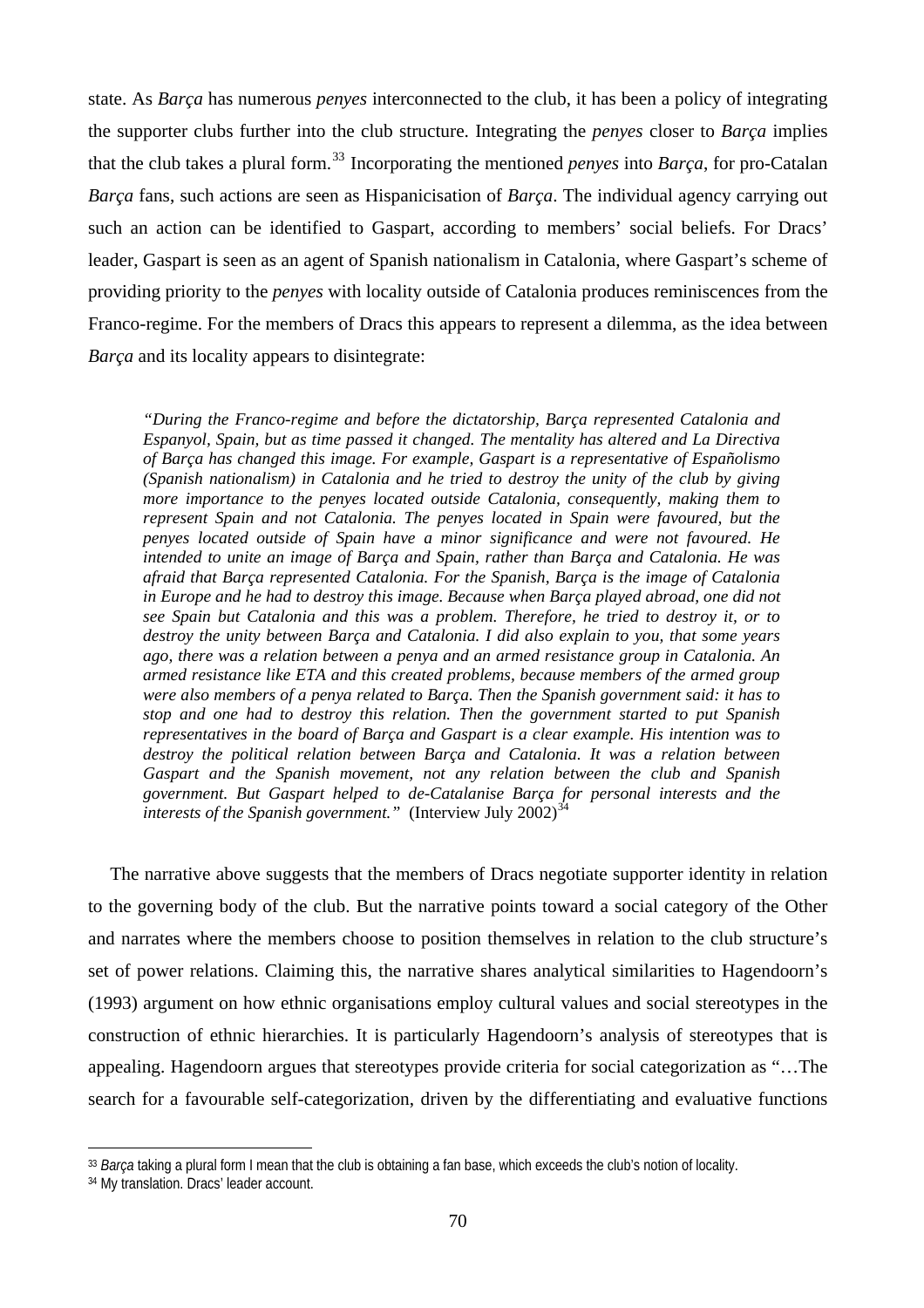state. As *Barça* has numerous *penyes* interconnected to the club, it has been a policy of integrating the supporter clubs further into the club structure. Integrating the *penyes* closer to *Barça* implies that the club takes a plural form.[33] Incorporating the mentioned *penyes* into *Barça*, for pro-Catalan *Barça* fans, such actions are seen as Hispanicisation of *Barça*. The individual agency carrying out such an action can be identified to Gaspart, according to members' social beliefs. For Dracs' leader, Gaspart is seen as an agent of Spanish nationalism in Catalonia, where Gaspart's scheme of providing priority to the *penyes* with locality outside of Catalonia produces reminiscences from the Franco-regime. For the members of Dracs this appears to represent a dilemma, as the idea between *Barça* and its locality appears to disintegrate:

> *"During the Franco-regime and before the dictatorship, Barça represented Catalonia and Espanyol, Spain, but as time passed it changed. The mentality has altered and La Directiva of Barça has changed this image. For example, Gaspart is a representative of Españolismo (Spanish nationalism) in Catalonia and he tried to destroy the unity of the club by giving more importance to the penyes located outside Catalonia, consequently, making them to represent Spain and not Catalonia. The penyes located in Spain were favoured, but the penyes located outside of Spain have a minor significance and were not favoured. He intended to unite an image of Barça and Spain, rather than Barça and Catalonia. He was afraid that Barça represented Catalonia. For the Spanish, Barça is the image of Catalonia in Europe and he had to destroy this image. Because when Barça played abroad, one did not see Spain but Catalonia and this was a problem. Therefore, he tried to destroy it, or to destroy the unity between Barça and Catalonia. I did also explain to you, that some years ago, there was a relation between a penya and an armed resistance group in Catalonia. An armed resistance like ETA and this created problems, because members of the armed group were also members of a penya related to Barça. Then the Spanish government said: it has to stop and one had to destroy this relation. Then the government started to put Spanish representatives in the board of Barça and Gaspart is a clear example. His intention was to destroy the political relation between Barça and Catalonia. It was a relation between Gaspart and the Spanish movement, not any relation between the club and Spanish government. But Gaspart helped to de-Catalanise Barça for personal interests and the interests of the Spanish government."* (Interview July 2002)[34]

The narrative above suggests that the members of Dracs negotiate supporter identity in relation to the governing body of the club. But the narrative points toward a social category of the Other and narrates where the members choose to position themselves in relation to the club structure's set of power relations. Claiming this, the narrative shares analytical similarities to Hagendoorn's (1993) argument on how ethnic organisations employ cultural values and social stereotypes in the construction of ethnic hierarchies. It is particularly Hagendoorn's analysis of stereotypes that is appealing. Hagendoorn argues that stereotypes provide criteria for social categorization as "…The search for a favourable self-categorization, driven by the differentiating and evaluative functions

---

[33] *Barça* taking a plural form I mean that the club is obtaining a fan base, which exceeds the club's notion of locality.

[34] My translation. Dracs' leader account.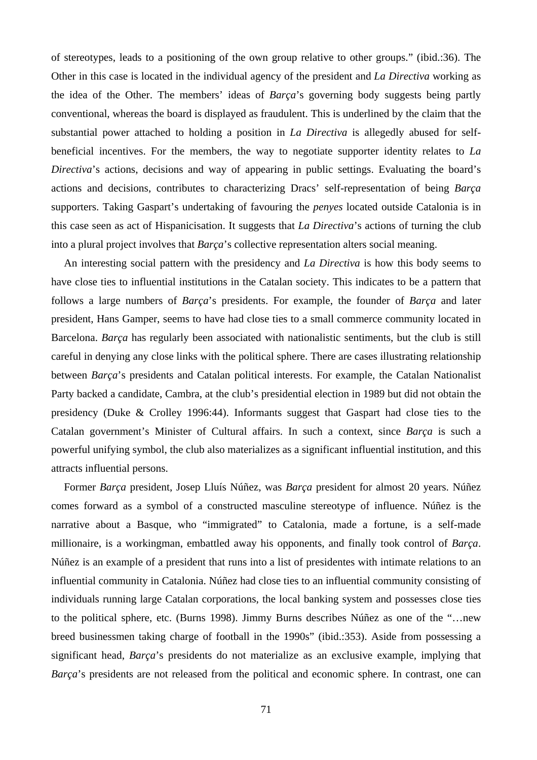of stereotypes, leads to a positioning of the own group relative to other groups." (ibid.:36). The Other in this case is located in the individual agency of the president and *La Directiva* working as the idea of the Other. The members' ideas of *Barça*'s governing body suggests being partly conventional, whereas the board is displayed as fraudulent. This is underlined by the claim that the substantial power attached to holding a position in *La Directiva* is allegedly abused for self-beneficial incentives. For the members, the way to negotiate supporter identity relates to *La Directiva*'s actions, decisions and way of appearing in public settings. Evaluating the board's actions and decisions, contributes to characterizing Dracs' self-representation of being *Barça* supporters. Taking Gaspart's undertaking of favouring the *penyes* located outside Catalonia is in this case seen as act of Hispanicisation. It suggests that *La Directiva*'s actions of turning the club into a plural project involves that *Barça*'s collective representation alters social meaning.

An interesting social pattern with the presidency and *La Directiva* is how this body seems to have close ties to influential institutions in the Catalan society. This indicates to be a pattern that follows a large numbers of *Barça*'s presidents. For example, the founder of *Barça* and later president, Hans Gamper, seems to have had close ties to a small commerce community located in Barcelona. *Barça* has regularly been associated with nationalistic sentiments, but the club is still careful in denying any close links with the political sphere. There are cases illustrating relationship between *Barça*'s presidents and Catalan political interests. For example, the Catalan Nationalist Party backed a candidate, Cambra, at the club's presidential election in 1989 but did not obtain the presidency (Duke & Crolley 1996:44). Informants suggest that Gaspart had close ties to the Catalan government's Minister of Cultural affairs. In such a context, since *Barça* is such a powerful unifying symbol, the club also materializes as a significant influential institution, and this attracts influential persons.

Former *Barça* president, Josep Lluís Núñez, was *Barça* president for almost 20 years. Núñez comes forward as a symbol of a constructed masculine stereotype of influence. Núñez is the narrative about a Basque, who "immigrated" to Catalonia, made a fortune, is a self-made millionaire, is a workingman, embattled away his opponents, and finally took control of *Barça*. Núñez is an example of a president that runs into a list of presidentes with intimate relations to an influential community in Catalonia. Núñez had close ties to an influential community consisting of individuals running large Catalan corporations, the local banking system and possesses close ties to the political sphere, etc. (Burns 1998). Jimmy Burns describes Núñez as one of the "…new breed businessmen taking charge of football in the 1990s" (ibid.:353). Aside from possessing a significant head, *Barça*'s presidents do not materialize as an exclusive example, implying that *Barça*'s presidents are not released from the political and economic sphere. In contrast, one can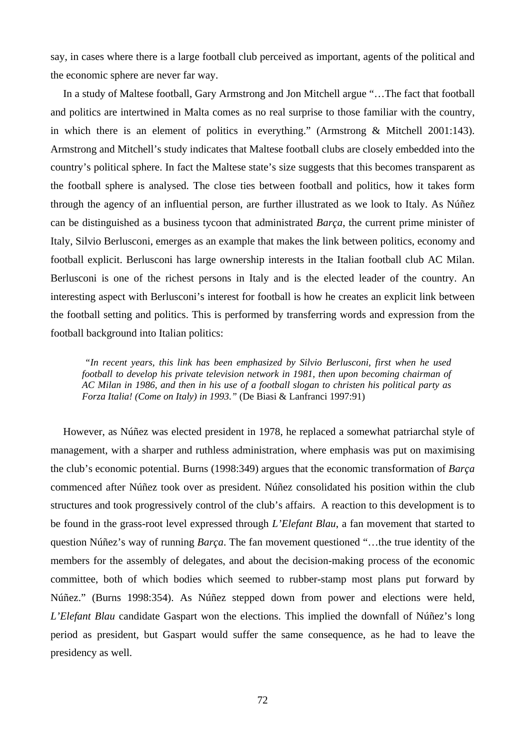say, in cases where there is a large football club perceived as important, agents of the political and the economic sphere are never far way.

In a study of Maltese football, Gary Armstrong and Jon Mitchell argue "…The fact that football and politics are intertwined in Malta comes as no real surprise to those familiar with the country, in which there is an element of politics in everything." (Armstrong & Mitchell 2001:143). Armstrong and Mitchell's study indicates that Maltese football clubs are closely embedded into the country's political sphere. In fact the Maltese state's size suggests that this becomes transparent as the football sphere is analysed. The close ties between football and politics, how it takes form through the agency of an influential person, are further illustrated as we look to Italy. As Núñez can be distinguished as a business tycoon that administrated *Barça*, the current prime minister of Italy, Silvio Berlusconi, emerges as an example that makes the link between politics, economy and football explicit. Berlusconi has large ownership interests in the Italian football club AC Milan. Berlusconi is one of the richest persons in Italy and is the elected leader of the country. An interesting aspect with Berlusconi's interest for football is how he creates an explicit link between the football setting and politics. This is performed by transferring words and expression from the football background into Italian politics:

> *"In recent years, this link has been emphasized by Silvio Berlusconi, first when he used football to develop his private television network in 1981, then upon becoming chairman of AC Milan in 1986, and then in his use of a football slogan to christen his political party as Forza Italia! (Come on Italy) in 1993."* (De Biasi & Lanfranci 1997:91)

However, as Núñez was elected president in 1978, he replaced a somewhat patriarchal style of management, with a sharper and ruthless administration, where emphasis was put on maximising the club's economic potential. Burns (1998:349) argues that the economic transformation of *Barça* commenced after Núñez took over as president. Núñez consolidated his position within the club structures and took progressively control of the club's affairs. A reaction to this development is to be found in the grass-root level expressed through *L'Elefant Blau*, a fan movement that started to question Núñez's way of running *Barça*. The fan movement questioned "…the true identity of the members for the assembly of delegates, and about the decision-making process of the economic committee, both of which bodies which seemed to rubber-stamp most plans put forward by Núñez." (Burns 1998:354). As Núñez stepped down from power and elections were held, *L'Elefant Blau* candidate Gaspart won the elections. This implied the downfall of Núñez's long period as president, but Gaspart would suffer the same consequence, as he had to leave the presidency as well.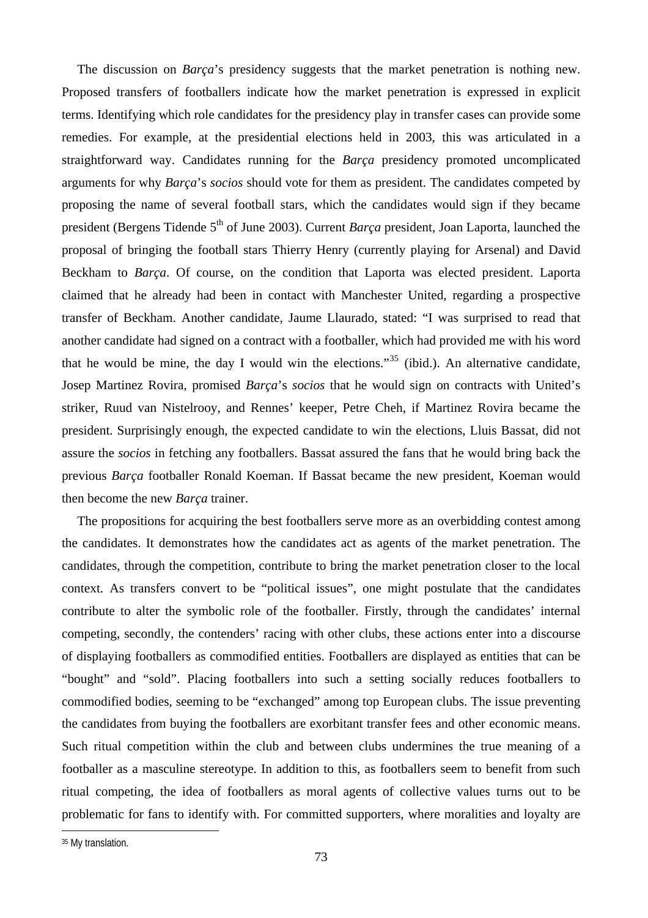The discussion on *Barça*'s presidency suggests that the market penetration is nothing new. Proposed transfers of footballers indicate how the market penetration is expressed in explicit terms. Identifying which role candidates for the presidency play in transfer cases can provide some remedies. For example, at the presidential elections held in 2003, this was articulated in a straightforward way. Candidates running for the *Barça* presidency promoted uncomplicated arguments for why *Barça*'s *socios* should vote for them as president. The candidates competed by proposing the name of several football stars, which the candidates would sign if they became president (Bergens Tidende 5th of June 2003). Current *Barça* president, Joan Laporta, launched the proposal of bringing the football stars Thierry Henry (currently playing for Arsenal) and David Beckham to *Barça*. Of course, on the condition that Laporta was elected president. Laporta claimed that he already had been in contact with Manchester United, regarding a prospective transfer of Beckham. Another candidate, Jaume Llaurado, stated: "I was surprised to read that another candidate had signed on a contract with a footballer, which had provided me with his word that he would be mine, the day I would win the elections."[35] (ibid.). An alternative candidate, Josep Martinez Rovira, promised *Barça*'s *socios* that he would sign on contracts with United's striker, Ruud van Nistelrooy, and Rennes' keeper, Petre Cheh, if Martinez Rovira became the president. Surprisingly enough, the expected candidate to win the elections, Lluis Bassat, did not assure the *socios* in fetching any footballers. Bassat assured the fans that he would bring back the previous *Barça* footballer Ronald Koeman. If Bassat became the new president, Koeman would then become the new *Barça* trainer.

The propositions for acquiring the best footballers serve more as an overbidding contest among the candidates. It demonstrates how the candidates act as agents of the market penetration. The candidates, through the competition, contribute to bring the market penetration closer to the local context. As transfers convert to be "political issues", one might postulate that the candidates contribute to alter the symbolic role of the footballer. Firstly, through the candidates' internal competing, secondly, the contenders' racing with other clubs, these actions enter into a discourse of displaying footballers as commodified entities. Footballers are displayed as entities that can be "bought" and "sold". Placing footballers into such a setting socially reduces footballers to commodified bodies, seeming to be "exchanged" among top European clubs. The issue preventing the candidates from buying the footballers are exorbitant transfer fees and other economic means. Such ritual competition within the club and between clubs undermines the true meaning of a footballer as a masculine stereotype. In addition to this, as footballers seem to benefit from such ritual competing, the idea of footballers as moral agents of collective values turns out to be problematic for fans to identify with. For committed supporters, where moralities and loyalty are

---

[35] My translation.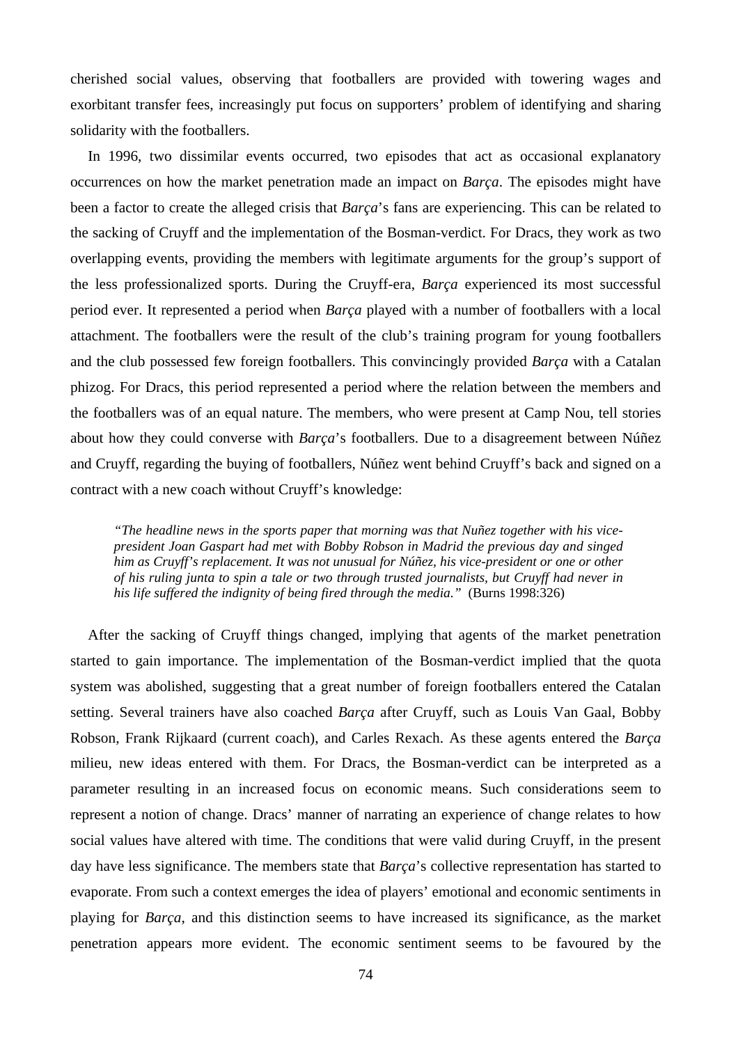cherished social values, observing that footballers are provided with towering wages and exorbitant transfer fees, increasingly put focus on supporters' problem of identifying and sharing solidarity with the footballers.

In 1996, two dissimilar events occurred, two episodes that act as occasional explanatory occurrences on how the market penetration made an impact on *Barça*. The episodes might have been a factor to create the alleged crisis that *Barça*'s fans are experiencing. This can be related to the sacking of Cruyff and the implementation of the Bosman-verdict. For Dracs, they work as two overlapping events, providing the members with legitimate arguments for the group's support of the less professionalized sports. During the Cruyff-era, *Barça* experienced its most successful period ever. It represented a period when *Barça* played with a number of footballers with a local attachment. The footballers were the result of the club's training program for young footballers and the club possessed few foreign footballers. This convincingly provided *Barça* with a Catalan phizog. For Dracs, this period represented a period where the relation between the members and the footballers was of an equal nature. The members, who were present at Camp Nou, tell stories about how they could converse with *Barça*'s footballers. Due to a disagreement between Núñez and Cruyff, regarding the buying of footballers, Núñez went behind Cruyff's back and signed on a contract with a new coach without Cruyff's knowledge:

> *"The headline news in the sports paper that morning was that Nuñez together with his vice-president Joan Gaspart had met with Bobby Robson in Madrid the previous day and singed him as Cruyff's replacement. It was not unusual for Núñez, his vice-president or one or other of his ruling junta to spin a tale or two through trusted journalists, but Cruyff had never in his life suffered the indignity of being fired through the media."* (Burns 1998:326)

After the sacking of Cruyff things changed, implying that agents of the market penetration started to gain importance. The implementation of the Bosman-verdict implied that the quota system was abolished, suggesting that a great number of foreign footballers entered the Catalan setting. Several trainers have also coached *Barça* after Cruyff, such as Louis Van Gaal, Bobby Robson, Frank Rijkaard (current coach), and Carles Rexach. As these agents entered the *Barça* milieu, new ideas entered with them. For Dracs, the Bosman-verdict can be interpreted as a parameter resulting in an increased focus on economic means. Such considerations seem to represent a notion of change. Dracs' manner of narrating an experience of change relates to how social values have altered with time. The conditions that were valid during Cruyff, in the present day have less significance. The members state that *Barça*'s collective representation has started to evaporate. From such a context emerges the idea of players' emotional and economic sentiments in playing for *Barça*, and this distinction seems to have increased its significance, as the market penetration appears more evident. The economic sentiment seems to be favoured by the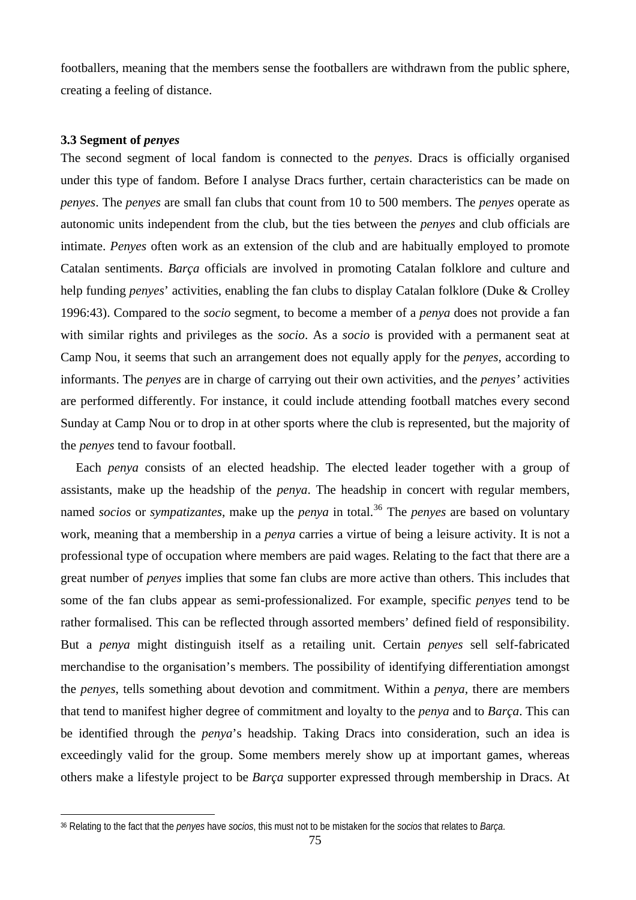footballers, meaning that the members sense the footballers are withdrawn from the public sphere, creating a feeling of distance.

### 3.3 Segment of *penyes*

The second segment of local fandom is connected to the *penyes*. Dracs is officially organised under this type of fandom. Before I analyse Dracs further, certain characteristics can be made on *penyes*. The *penyes* are small fan clubs that count from 10 to 500 members. The *penyes* operate as autonomic units independent from the club, but the ties between the *penyes* and club officials are intimate. *Penyes* often work as an extension of the club and are habitually employed to promote Catalan sentiments. *Barça* officials are involved in promoting Catalan folklore and culture and help funding *penyes*' activities, enabling the fan clubs to display Catalan folklore (Duke & Crolley 1996:43). Compared to the *socio* segment, to become a member of a *penya* does not provide a fan with similar rights and privileges as the *socio*. As a *socio* is provided with a permanent seat at Camp Nou, it seems that such an arrangement does not equally apply for the *penyes*, according to informants. The *penyes* are in charge of carrying out their own activities, and the *penyes'* activities are performed differently. For instance, it could include attending football matches every second Sunday at Camp Nou or to drop in at other sports where the club is represented, but the majority of the *penyes* tend to favour football.

Each *penya* consists of an elected headship. The elected leader together with a group of assistants, make up the headship of the *penya*. The headship in concert with regular members, named *socios* or *sympatizantes*, make up the *penya* in total.[36] The *penyes* are based on voluntary work, meaning that a membership in a *penya* carries a virtue of being a leisure activity. It is not a professional type of occupation where members are paid wages. Relating to the fact that there are a great number of *penyes* implies that some fan clubs are more active than others. This includes that some of the fan clubs appear as semi-professionalized. For example, specific *penyes* tend to be rather formalised. This can be reflected through assorted members' defined field of responsibility. But a *penya* might distinguish itself as a retailing unit. Certain *penyes* sell self-fabricated merchandise to the organisation's members. The possibility of identifying differentiation amongst the *penyes*, tells something about devotion and commitment. Within a *penya*, there are members that tend to manifest higher degree of commitment and loyalty to the *penya* and to *Barça*. This can be identified through the *penya*'s headship. Taking Dracs into consideration, such an idea is exceedingly valid for the group. Some members merely show up at important games, whereas others make a lifestyle project to be *Barça* supporter expressed through membership in Dracs. At

---

[36] Relating to the fact that the *penyes* have *socios*, this must not to be mistaken for the *socios* that relates to *Barça*.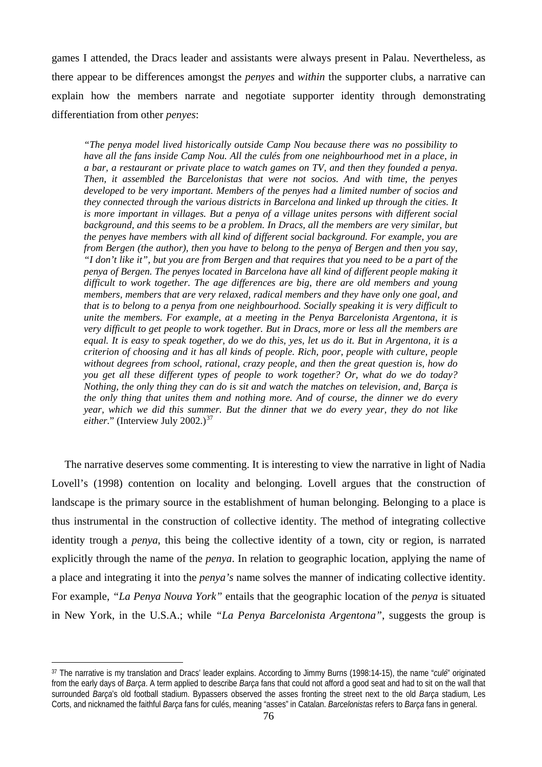games I attended, the Dracs leader and assistants were always present in Palau. Nevertheless, as there appear to be differences amongst the *penyes* and *within* the supporter clubs, a narrative can explain how the members narrate and negotiate supporter identity through demonstrating differentiation from other *penyes*:

> *"The penya model lived historically outside Camp Nou because there was no possibility to have all the fans inside Camp Nou. All the culés from one neighbourhood met in a place, in a bar, a restaurant or private place to watch games on TV, and then they founded a penya. Then, it assembled the Barcelonistas that were not socios. And with time, the penyes developed to be very important. Members of the penyes had a limited number of socios and they connected through the various districts in Barcelona and linked up through the cities. It is more important in villages. But a penya of a village unites persons with different social background, and this seems to be a problem. In Dracs, all the members are very similar, but the penyes have members with all kind of different social background. For example, you are from Bergen (the author), then you have to belong to the penya of Bergen and then you say, "I don't like it", but you are from Bergen and that requires that you need to be a part of the penya of Bergen. The penyes located in Barcelona have all kind of different people making it difficult to work together. The age differences are big, there are old members and young members, members that are very relaxed, radical members and they have only one goal, and that is to belong to a penya from one neighbourhood. Socially speaking it is very difficult to unite the members. For example, at a meeting in the Penya Barcelonista Argentona, it is very difficult to get people to work together. But in Dracs, more or less all the members are equal. It is easy to speak together, do we do this, yes, let us do it. But in Argentona, it is a criterion of choosing and it has all kinds of people. Rich, poor, people with culture, people without degrees from school, rational, crazy people, and then the great question is, how do you get all these different types of people to work together? Or, what do we do today? Nothing, the only thing they can do is sit and watch the matches on television, and, Barça is the only thing that unites them and nothing more. And of course, the dinner we do every year, which we did this summer. But the dinner that we do every year, they do not like either*." (Interview July 2002.)[37]

The narrative deserves some commenting. It is interesting to view the narrative in light of Nadia Lovell's (1998) contention on locality and belonging. Lovell argues that the construction of landscape is the primary source in the establishment of human belonging. Belonging to a place is thus instrumental in the construction of collective identity. The method of integrating collective identity trough a *penya*, this being the collective identity of a town, city or region, is narrated explicitly through the name of the *penya*. In relation to geographic location, applying the name of a place and integrating it into the *penya's* name solves the manner of indicating collective identity. For example, *"La Penya Nouva York"* entails that the geographic location of the *penya* is situated in New York, in the U.S.A.; while *"La Penya Barcelonista Argentona"*, suggests the group is

---

[37] The narrative is my translation and Dracs' leader explains. According to Jimmy Burns (1998:14-15), the name "*culé*" originated from the early days of *Barça*. A term applied to describe *Barça* fans that could not afford a good seat and had to sit on the wall that surrounded *Barça*'s old football stadium. Bypassers observed the asses fronting the street next to the old *Barça* stadium, Les Corts, and nicknamed the faithful *Barça* fans for culés, meaning "asses" in Catalan. *Barcelonistas* refers to *Barça* fans in general.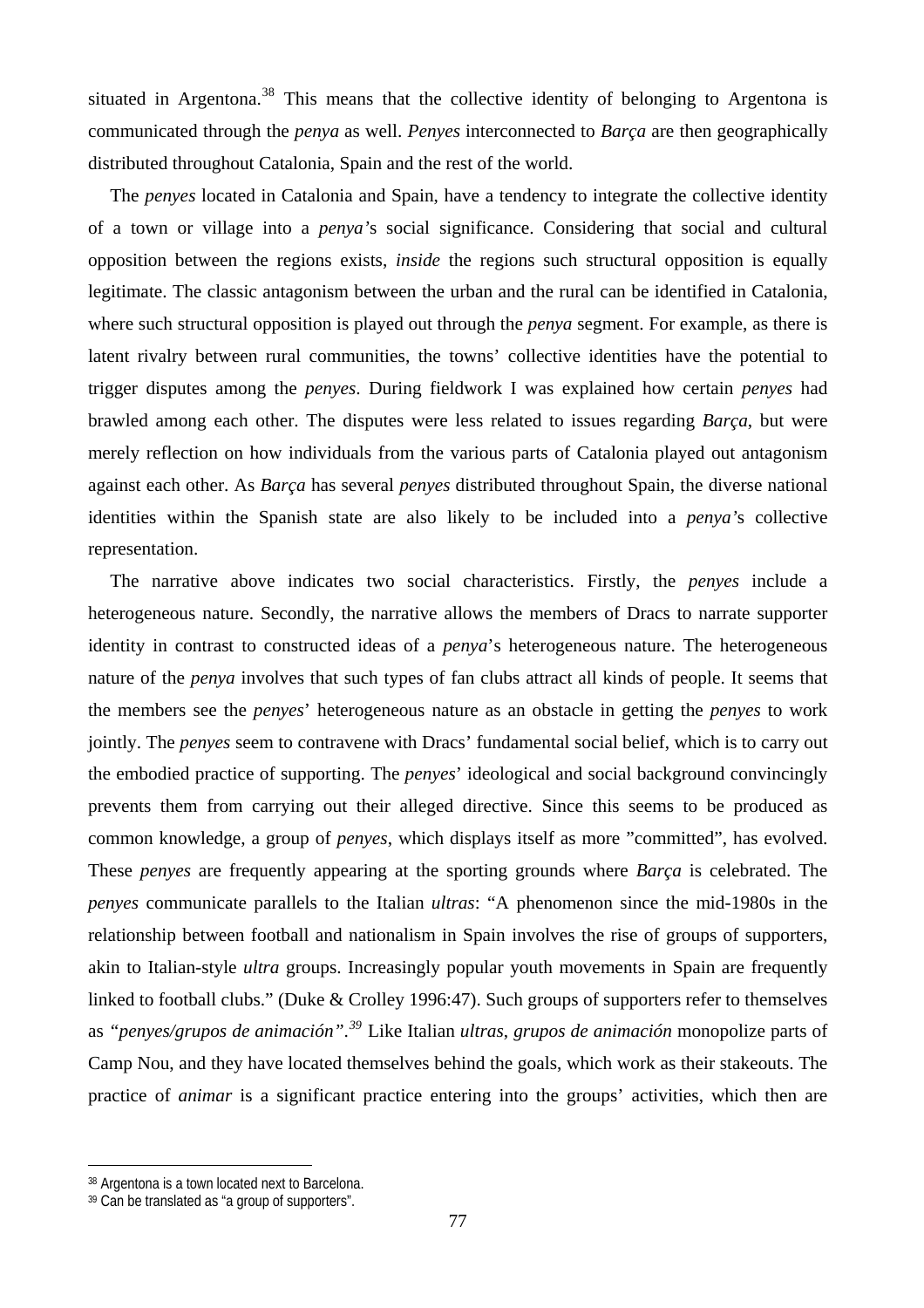situated in Argentona.[38] This means that the collective identity of belonging to Argentona is communicated through the *penya* as well. *Penyes* interconnected to *Barça* are then geographically distributed throughout Catalonia, Spain and the rest of the world.

The *penyes* located in Catalonia and Spain, have a tendency to integrate the collective identity of a town or village into a *penya*'s social significance. Considering that social and cultural opposition between the regions exists, *inside* the regions such structural opposition is equally legitimate. The classic antagonism between the urban and the rural can be identified in Catalonia, where such structural opposition is played out through the *penya* segment. For example, as there is latent rivalry between rural communities, the towns' collective identities have the potential to trigger disputes among the *penyes*. During fieldwork I was explained how certain *penyes* had brawled among each other. The disputes were less related to issues regarding *Barça*, but were merely reflection on how individuals from the various parts of Catalonia played out antagonism against each other. As *Barça* has several *penyes* distributed throughout Spain, the diverse national identities within the Spanish state are also likely to be included into a *penya*'s collective representation.

The narrative above indicates two social characteristics. Firstly, the *penyes* include a heterogeneous nature. Secondly, the narrative allows the members of Dracs to narrate supporter identity in contrast to constructed ideas of a *penya*'s heterogeneous nature. The heterogeneous nature of the *penya* involves that such types of fan clubs attract all kinds of people. It seems that the members see the *penyes*' heterogeneous nature as an obstacle in getting the *penyes* to work jointly. The *penyes* seem to contravene with Dracs' fundamental social belief, which is to carry out the embodied practice of supporting. The *penyes*' ideological and social background convincingly prevents them from carrying out their alleged directive. Since this seems to be produced as common knowledge, a group of *penyes*, which displays itself as more "committed", has evolved. These *penyes* are frequently appearing at the sporting grounds where *Barça* is celebrated. The *penyes* communicate parallels to the Italian *ultras*: "A phenomenon since the mid-1980s in the relationship between football and nationalism in Spain involves the rise of groups of supporters, akin to Italian-style *ultra* groups. Increasingly popular youth movements in Spain are frequently linked to football clubs." (Duke & Crolley 1996:47). Such groups of supporters refer to themselves as *"penyes/grupos de animación"*.[39] Like Italian *ultras*, *grupos de animación* monopolize parts of Camp Nou, and they have located themselves behind the goals, which work as their stakeouts. The practice of *animar* is a significant practice entering into the groups' activities, which then are

[38] Argentona is a town located next to Barcelona.
[39] Can be translated as "a group of supporters".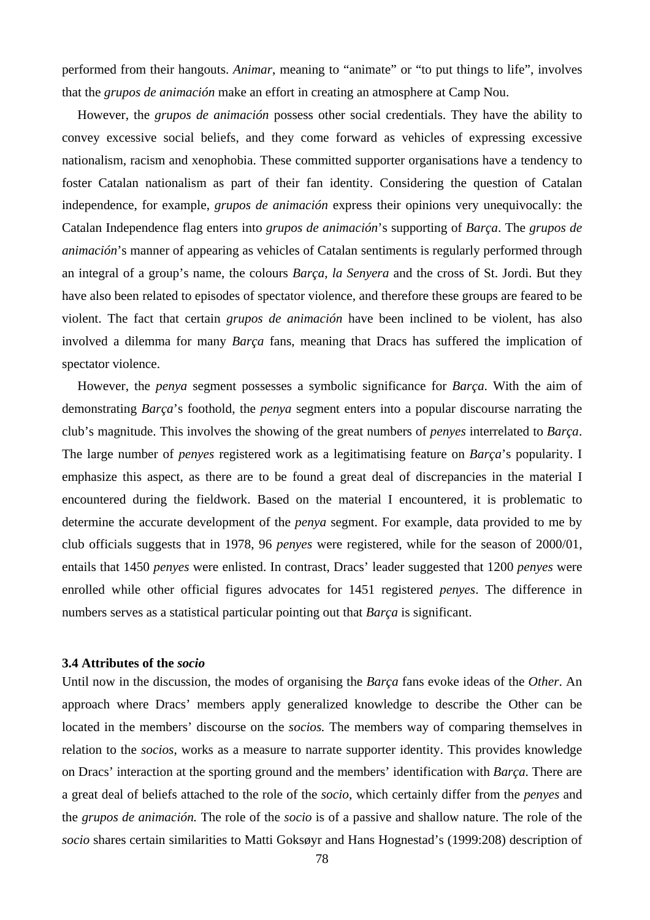performed from their hangouts. *Animar*, meaning to "animate" or "to put things to life", involves that the *grupos de animación* make an effort in creating an atmosphere at Camp Nou.

However, the *grupos de animación* possess other social credentials. They have the ability to convey excessive social beliefs, and they come forward as vehicles of expressing excessive nationalism, racism and xenophobia. These committed supporter organisations have a tendency to foster Catalan nationalism as part of their fan identity. Considering the question of Catalan independence, for example, *grupos de animación* express their opinions very unequivocally: the Catalan Independence flag enters into *grupos de animación*'s supporting of *Barça*. The *grupos de animación*'s manner of appearing as vehicles of Catalan sentiments is regularly performed through an integral of a group's name, the colours *Barça*, *la Senyera* and the cross of St. Jordi. But they have also been related to episodes of spectator violence, and therefore these groups are feared to be violent. The fact that certain *grupos de animación* have been inclined to be violent, has also involved a dilemma for many *Barça* fans, meaning that Dracs has suffered the implication of spectator violence.

However, the *penya* segment possesses a symbolic significance for *Barça*. With the aim of demonstrating *Barça*'s foothold, the *penya* segment enters into a popular discourse narrating the club's magnitude. This involves the showing of the great numbers of *penyes* interrelated to *Barça*. The large number of *penyes* registered work as a legitimatising feature on *Barça*'s popularity. I emphasize this aspect, as there are to be found a great deal of discrepancies in the material I encountered during the fieldwork. Based on the material I encountered, it is problematic to determine the accurate development of the *penya* segment. For example, data provided to me by club officials suggests that in 1978, 96 *penyes* were registered, while for the season of 2000/01, entails that 1450 *penyes* were enlisted. In contrast, Dracs' leader suggested that 1200 *penyes* were enrolled while other official figures advocates for 1451 registered *penyes*. The difference in numbers serves as a statistical particular pointing out that *Barça* is significant.

### 3.4 Attributes of the *socio*

Until now in the discussion, the modes of organising the *Barça* fans evoke ideas of the *Other*. An approach where Dracs' members apply generalized knowledge to describe the Other can be located in the members' discourse on the *socios.* The members way of comparing themselves in relation to the *socios*, works as a measure to narrate supporter identity. This provides knowledge on Dracs' interaction at the sporting ground and the members' identification with *Barça*. There are a great deal of beliefs attached to the role of the *socio*, which certainly differ from the *penyes* and the *grupos de animación.* The role of the *socio* is of a passive and shallow nature. The role of the *socio* shares certain similarities to Matti Goksøyr and Hans Hognestad's (1999:208) description of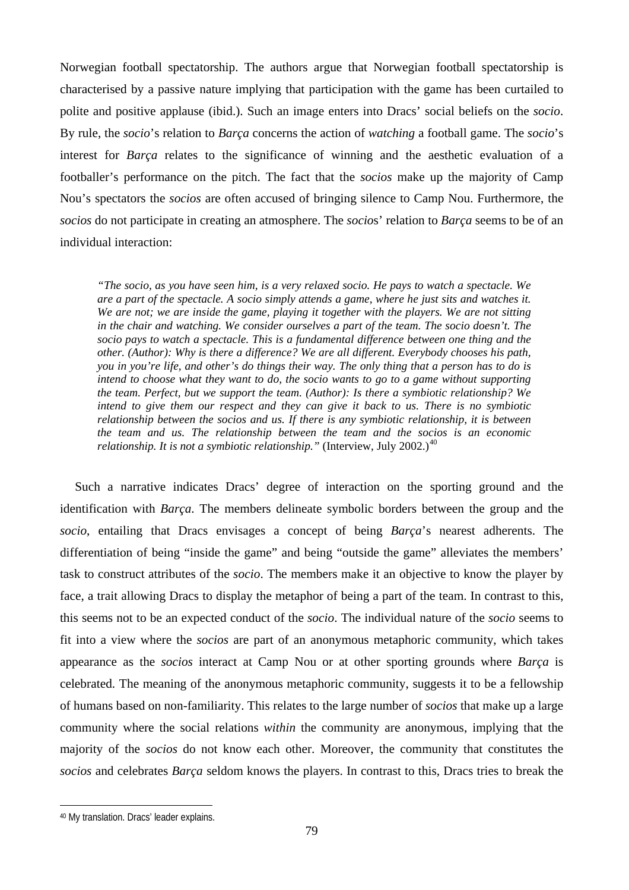Norwegian football spectatorship. The authors argue that Norwegian football spectatorship is characterised by a passive nature implying that participation with the game has been curtailed to polite and positive applause (ibid.). Such an image enters into Dracs' social beliefs on the *socio*. By rule, the *socio*'s relation to *Barça* concerns the action of *watching* a football game. The *socio*'s interest for *Barça* relates to the significance of winning and the aesthetic evaluation of a footballer's performance on the pitch. The fact that the *socios* make up the majority of Camp Nou's spectators the *socios* are often accused of bringing silence to Camp Nou. Furthermore, the *socios* do not participate in creating an atmosphere. The *socios*' relation to *Barça* seems to be of an individual interaction:

> *"The socio, as you have seen him, is a very relaxed socio. He pays to watch a spectacle. We are a part of the spectacle. A socio simply attends a game, where he just sits and watches it. We are not; we are inside the game, playing it together with the players. We are not sitting in the chair and watching. We consider ourselves a part of the team. The socio doesn't. The socio pays to watch a spectacle. This is a fundamental difference between one thing and the other. (Author): Why is there a difference? We are all different. Everybody chooses his path, you in you're life, and other's do things their way. The only thing that a person has to do is intend to choose what they want to do, the socio wants to go to a game without supporting the team. Perfect, but we support the team. (Author): Is there a symbiotic relationship? We intend to give them our respect and they can give it back to us. There is no symbiotic relationship between the socios and us. If there is any symbiotic relationship, it is between the team and us. The relationship between the team and the socios is an economic relationship. It is not a symbiotic relationship."* (Interview, July 2002.)[40]

Such a narrative indicates Dracs' degree of interaction on the sporting ground and the identification with *Barça*. The members delineate symbolic borders between the group and the *socio*, entailing that Dracs envisages a concept of being *Barça*'s nearest adherents. The differentiation of being "inside the game" and being "outside the game" alleviates the members' task to construct attributes of the *socio*. The members make it an objective to know the player by face, a trait allowing Dracs to display the metaphor of being a part of the team. In contrast to this, this seems not to be an expected conduct of the *socio*. The individual nature of the *socio* seems to fit into a view where the *socios* are part of an anonymous metaphoric community, which takes appearance as the *socios* interact at Camp Nou or at other sporting grounds where *Barça* is celebrated. The meaning of the anonymous metaphoric community, suggests it to be a fellowship of humans based on non-familiarity. This relates to the large number of *socios* that make up a large community where the social relations *within* the community are anonymous, implying that the majority of the *socios* do not know each other. Moreover, the community that constitutes the *socios* and celebrates *Barça* seldom knows the players. In contrast to this, Dracs tries to break the

[40] My translation. Dracs' leader explains.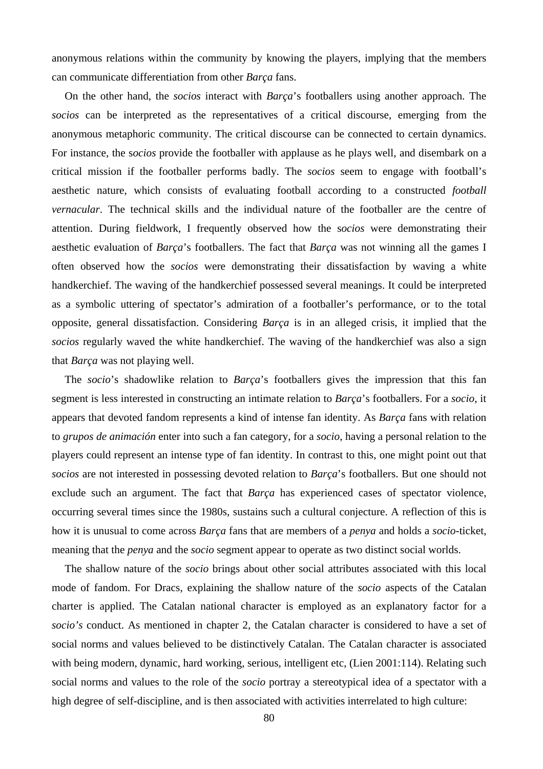anonymous relations within the community by knowing the players, implying that the members can communicate differentiation from other *Barça* fans.

On the other hand, the *socios* interact with *Barça*'s footballers using another approach. The *socios* can be interpreted as the representatives of a critical discourse, emerging from the anonymous metaphoric community. The critical discourse can be connected to certain dynamics. For instance, the s*ocios* provide the footballer with applause as he plays well, and disembark on a critical mission if the footballer performs badly. The *socios* seem to engage with football's aesthetic nature, which consists of evaluating football according to a constructed *football vernacular*. The technical skills and the individual nature of the footballer are the centre of attention. During fieldwork, I frequently observed how the s*ocios* were demonstrating their aesthetic evaluation of *Barça*'s footballers. The fact that *Barça* was not winning all the games I often observed how the *socios* were demonstrating their dissatisfaction by waving a white handkerchief. The waving of the handkerchief possessed several meanings. It could be interpreted as a symbolic uttering of spectator's admiration of a footballer's performance, or to the total opposite, general dissatisfaction. Considering *Barça* is in an alleged crisis, it implied that the *socios* regularly waved the white handkerchief. The waving of the handkerchief was also a sign that *Barça* was not playing well.

The *socio*'s shadowlike relation to *Barça*'s footballers gives the impression that this fan segment is less interested in constructing an intimate relation to *Barça*'s footballers. For a *socio,* it appears that devoted fandom represents a kind of intense fan identity. As *Barça* fans with relation to *grupos de animación* enter into such a fan category, for a *socio*, having a personal relation to the players could represent an intense type of fan identity. In contrast to this, one might point out that *socios* are not interested in possessing devoted relation to *Barça*'s footballers. But one should not exclude such an argument. The fact that *Barça* has experienced cases of spectator violence, occurring several times since the 1980s, sustains such a cultural conjecture. A reflection of this is how it is unusual to come across *Barça* fans that are members of a *penya* and holds a *socio*-ticket, meaning that the *penya* and the *socio* segment appear to operate as two distinct social worlds.

The shallow nature of the *socio* brings about other social attributes associated with this local mode of fandom. For Dracs, explaining the shallow nature of the *socio* aspects of the Catalan charter is applied. The Catalan national character is employed as an explanatory factor for a *socio's* conduct. As mentioned in chapter 2, the Catalan character is considered to have a set of social norms and values believed to be distinctively Catalan. The Catalan character is associated with being modern, dynamic, hard working, serious, intelligent etc, (Lien 2001:114). Relating such social norms and values to the role of the *socio* portray a stereotypical idea of a spectator with a high degree of self-discipline, and is then associated with activities interrelated to high culture: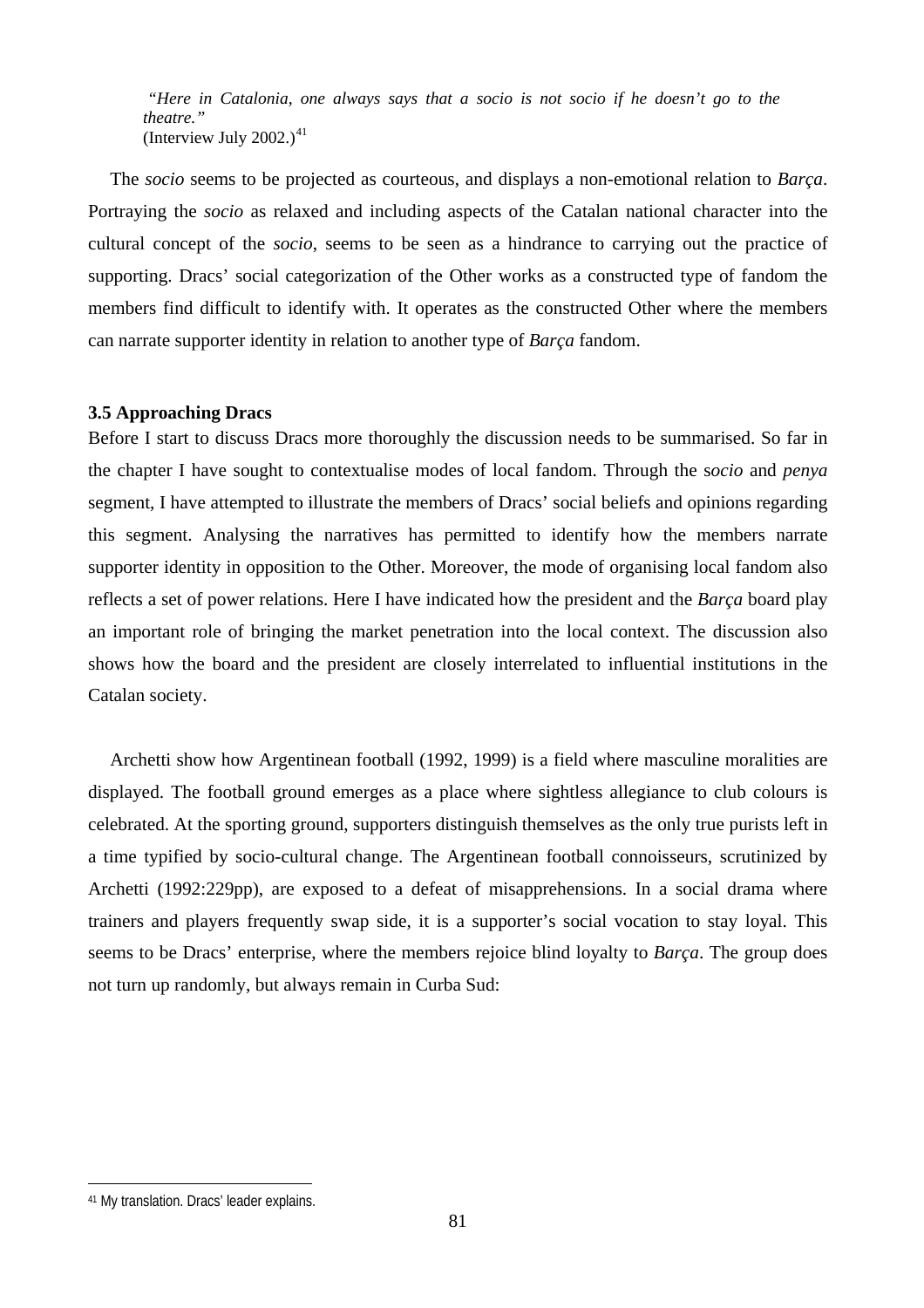> *"Here in Catalonia, one always says that a socio is not socio if he doesn't go to the theatre."*
> (Interview July 2002.)[41]

The *socio* seems to be projected as courteous, and displays a non-emotional relation to *Barça*. Portraying the *socio* as relaxed and including aspects of the Catalan national character into the cultural concept of the *socio*, seems to be seen as a hindrance to carrying out the practice of supporting. Dracs' social categorization of the Other works as a constructed type of fandom the members find difficult to identify with. It operates as the constructed Other where the members can narrate supporter identity in relation to another type of *Barça* fandom.

### 3.5 Approaching Dracs

Before I start to discuss Dracs more thoroughly the discussion needs to be summarised. So far in the chapter I have sought to contextualise modes of local fandom. Through the s*ocio* and *penya* segment, I have attempted to illustrate the members of Dracs' social beliefs and opinions regarding this segment. Analysing the narratives has permitted to identify how the members narrate supporter identity in opposition to the Other. Moreover, the mode of organising local fandom also reflects a set of power relations. Here I have indicated how the president and the *Barça* board play an important role of bringing the market penetration into the local context. The discussion also shows how the board and the president are closely interrelated to influential institutions in the Catalan society.

Archetti show how Argentinean football (1992, 1999) is a field where masculine moralities are displayed. The football ground emerges as a place where sightless allegiance to club colours is celebrated. At the sporting ground, supporters distinguish themselves as the only true purists left in a time typified by socio-cultural change. The Argentinean football connoisseurs, scrutinized by Archetti (1992:229pp), are exposed to a defeat of misapprehensions. In a social drama where trainers and players frequently swap side, it is a supporter's social vocation to stay loyal. This seems to be Dracs' enterprise, where the members rejoice blind loyalty to *Barça*. The group does not turn up randomly, but always remain in Curba Sud:

---

[41] My translation. Dracs' leader explains.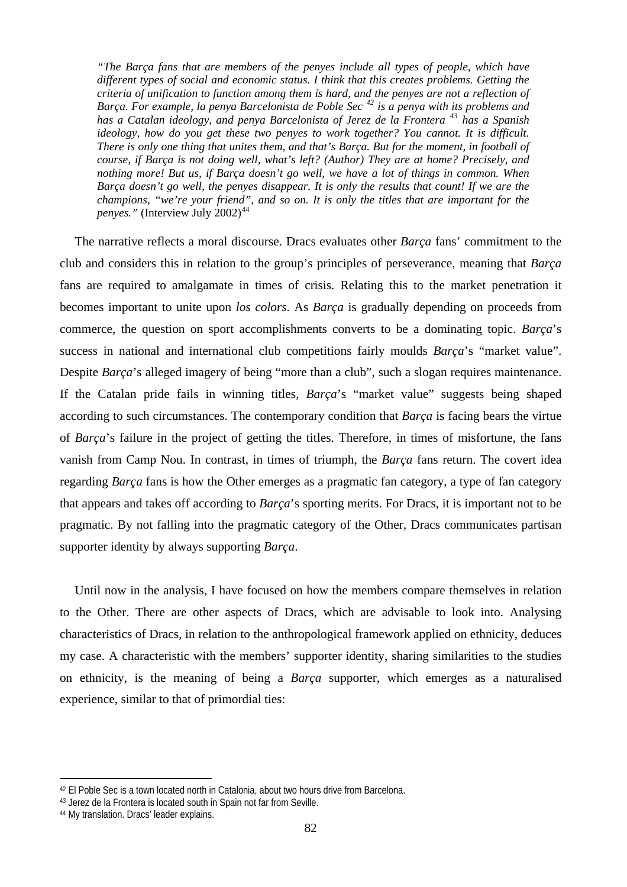> *"The Barça fans that are members of the penyes include all types of people, which have different types of social and economic status. I think that this creates problems. Getting the criteria of unification to function among them is hard, and the penyes are not a reflection of Barça. For example, la penya Barcelonista de Poble Sec [42] is a penya with its problems and has a Catalan ideology, and penya Barcelonista of Jerez de la Frontera [43] has a Spanish ideology, how do you get these two penyes to work together? You cannot. It is difficult. There is only one thing that unites them, and that's Barça. But for the moment, in football of course, if Barça is not doing well, what's left? (Author) They are at home? Precisely, and nothing more! But us, if Barça doesn't go well, we have a lot of things in common. When Barça doesn't go well, the penyes disappear. It is only the results that count! If we are the champions, "we're your friend", and so on. It is only the titles that are important for the penyes."* (Interview July 2002)[44]

The narrative reflects a moral discourse. Dracs evaluates other *Barça* fans' commitment to the club and considers this in relation to the group's principles of perseverance, meaning that *Barça* fans are required to amalgamate in times of crisis. Relating this to the market penetration it becomes important to unite upon *los colors*. As *Barça* is gradually depending on proceeds from commerce, the question on sport accomplishments converts to be a dominating topic. *Barça*'s success in national and international club competitions fairly moulds *Barça*'s "market value". Despite *Barça*'s alleged imagery of being "more than a club", such a slogan requires maintenance. If the Catalan pride fails in winning titles, *Barça*'s "market value" suggests being shaped according to such circumstances. The contemporary condition that *Barça* is facing bears the virtue of *Barça*'s failure in the project of getting the titles. Therefore, in times of misfortune, the fans vanish from Camp Nou. In contrast, in times of triumph, the *Barça* fans return. The covert idea regarding *Barça* fans is how the Other emerges as a pragmatic fan category, a type of fan category that appears and takes off according to *Barça*'s sporting merits. For Dracs, it is important not to be pragmatic. By not falling into the pragmatic category of the Other, Dracs communicates partisan supporter identity by always supporting *Barça*.

Until now in the analysis, I have focused on how the members compare themselves in relation to the Other. There are other aspects of Dracs, which are advisable to look into. Analysing characteristics of Dracs, in relation to the anthropological framework applied on ethnicity, deduces my case. A characteristic with the members' supporter identity, sharing similarities to the studies on ethnicity, is the meaning of being a *Barça* supporter, which emerges as a naturalised experience, similar to that of primordial ties:

---

[42] El Poble Sec is a town located north in Catalonia, about two hours drive from Barcelona.

[43] Jerez de la Frontera is located south in Spain not far from Seville.

[44] My translation. Dracs' leader explains.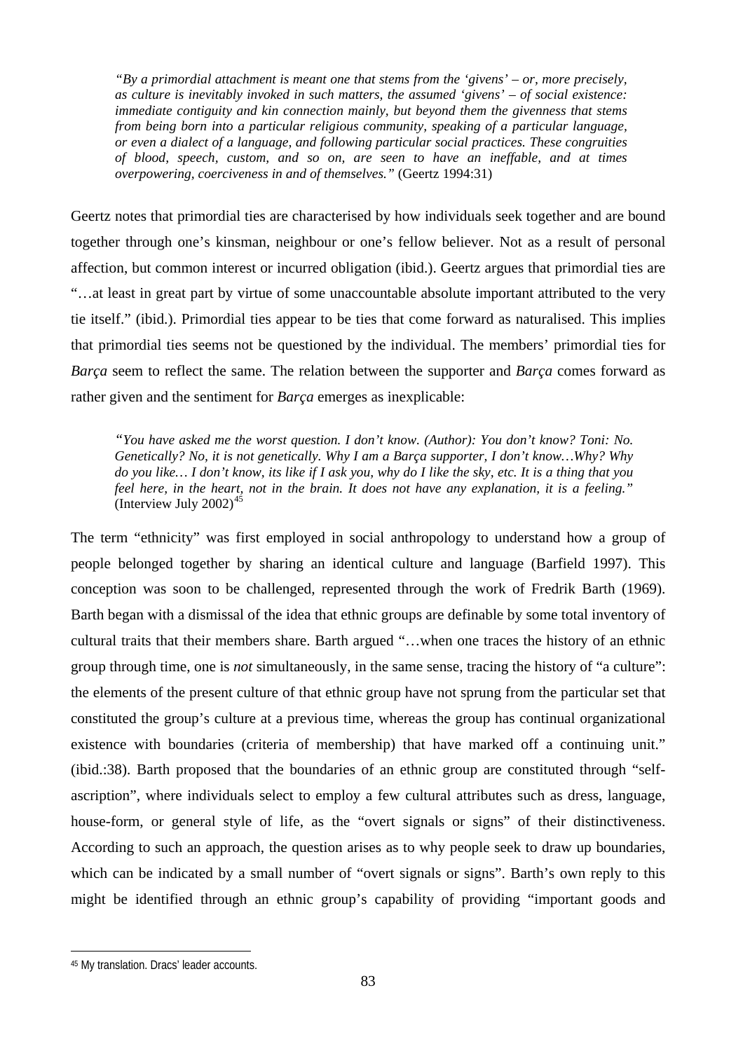> *"By a primordial attachment is meant one that stems from the 'givens' – or, more precisely, as culture is inevitably invoked in such matters, the assumed 'givens' – of social existence: immediate contiguity and kin connection mainly, but beyond them the givenness that stems from being born into a particular religious community, speaking of a particular language, or even a dialect of a language, and following particular social practices. These congruities of blood, speech, custom, and so on, are seen to have an ineffable, and at times overpowering, coerciveness in and of themselves."* (Geertz 1994:31)

Geertz notes that primordial ties are characterised by how individuals seek together and are bound together through one's kinsman, neighbour or one's fellow believer. Not as a result of personal affection, but common interest or incurred obligation (ibid.). Geertz argues that primordial ties are "…at least in great part by virtue of some unaccountable absolute important attributed to the very tie itself." (ibid.). Primordial ties appear to be ties that come forward as naturalised. This implies that primordial ties seems not be questioned by the individual. The members' primordial ties for *Barça* seem to reflect the same. The relation between the supporter and *Barça* comes forward as rather given and the sentiment for *Barça* emerges as inexplicable:

> *"You have asked me the worst question. I don't know. (Author): You don't know? Toni: No. Genetically? No, it is not genetically. Why I am a Barça supporter, I don't know…Why? Why do you like… I don't know, its like if I ask you, why do I like the sky, etc. It is a thing that you feel here, in the heart, not in the brain. It does not have any explanation, it is a feeling."* (Interview July 2002)[45]

The term "ethnicity" was first employed in social anthropology to understand how a group of people belonged together by sharing an identical culture and language (Barfield 1997). This conception was soon to be challenged, represented through the work of Fredrik Barth (1969). Barth began with a dismissal of the idea that ethnic groups are definable by some total inventory of cultural traits that their members share. Barth argued "…when one traces the history of an ethnic group through time, one is *not* simultaneously, in the same sense, tracing the history of "a culture": the elements of the present culture of that ethnic group have not sprung from the particular set that constituted the group's culture at a previous time, whereas the group has continual organizational existence with boundaries (criteria of membership) that have marked off a continuing unit." (ibid.:38). Barth proposed that the boundaries of an ethnic group are constituted through "self-ascription", where individuals select to employ a few cultural attributes such as dress, language, house-form, or general style of life, as the "overt signals or signs" of their distinctiveness. According to such an approach, the question arises as to why people seek to draw up boundaries, which can be indicated by a small number of "overt signals or signs". Barth's own reply to this might be identified through an ethnic group's capability of providing "important goods and

---

[45] My translation. Dracs' leader accounts.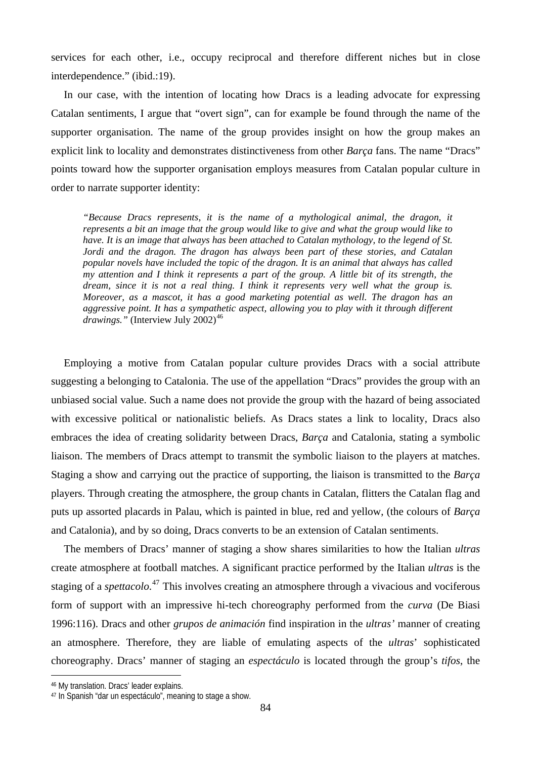services for each other, i.e., occupy reciprocal and therefore different niches but in close interdependence." (ibid.:19).

In our case, with the intention of locating how Dracs is a leading advocate for expressing Catalan sentiments, I argue that "overt sign", can for example be found through the name of the supporter organisation. The name of the group provides insight on how the group makes an explicit link to locality and demonstrates distinctiveness from other *Barça* fans. The name "Dracs" points toward how the supporter organisation employs measures from Catalan popular culture in order to narrate supporter identity:

> *"Because Dracs represents, it is the name of a mythological animal, the dragon, it represents a bit an image that the group would like to give and what the group would like to have. It is an image that always has been attached to Catalan mythology, to the legend of St. Jordi and the dragon. The dragon has always been part of these stories, and Catalan popular novels have included the topic of the dragon. It is an animal that always has called my attention and I think it represents a part of the group. A little bit of its strength, the dream, since it is not a real thing. I think it represents very well what the group is. Moreover, as a mascot, it has a good marketing potential as well. The dragon has an aggressive point. It has a sympathetic aspect, allowing you to play with it through different drawings."* (Interview July 2002)[46]

Employing a motive from Catalan popular culture provides Dracs with a social attribute suggesting a belonging to Catalonia. The use of the appellation "Dracs" provides the group with an unbiased social value. Such a name does not provide the group with the hazard of being associated with excessive political or nationalistic beliefs. As Dracs states a link to locality, Dracs also embraces the idea of creating solidarity between Dracs, *Barça* and Catalonia, stating a symbolic liaison. The members of Dracs attempt to transmit the symbolic liaison to the players at matches. Staging a show and carrying out the practice of supporting, the liaison is transmitted to the *Barça* players. Through creating the atmosphere, the group chants in Catalan, flitters the Catalan flag and puts up assorted placards in Palau, which is painted in blue, red and yellow, (the colours of *Barça* and Catalonia), and by so doing, Dracs converts to be an extension of Catalan sentiments.

The members of Dracs' manner of staging a show shares similarities to how the Italian *ultras* create atmosphere at football matches. A significant practice performed by the Italian *ultras* is the staging of a *spettacolo.*[47] This involves creating an atmosphere through a vivacious and vociferous form of support with an impressive hi-tech choreography performed from the *curva* (De Biasi 1996:116). Dracs and other *grupos de animación* find inspiration in the *ultras'* manner of creating an atmosphere. Therefore, they are liable of emulating aspects of the *ultras*' sophisticated choreography. Dracs' manner of staging an *espectáculo* is located through the group's *tifos*, the

[46] My translation. Dracs' leader explains.

[47] In Spanish "dar un espectáculo", meaning to stage a show.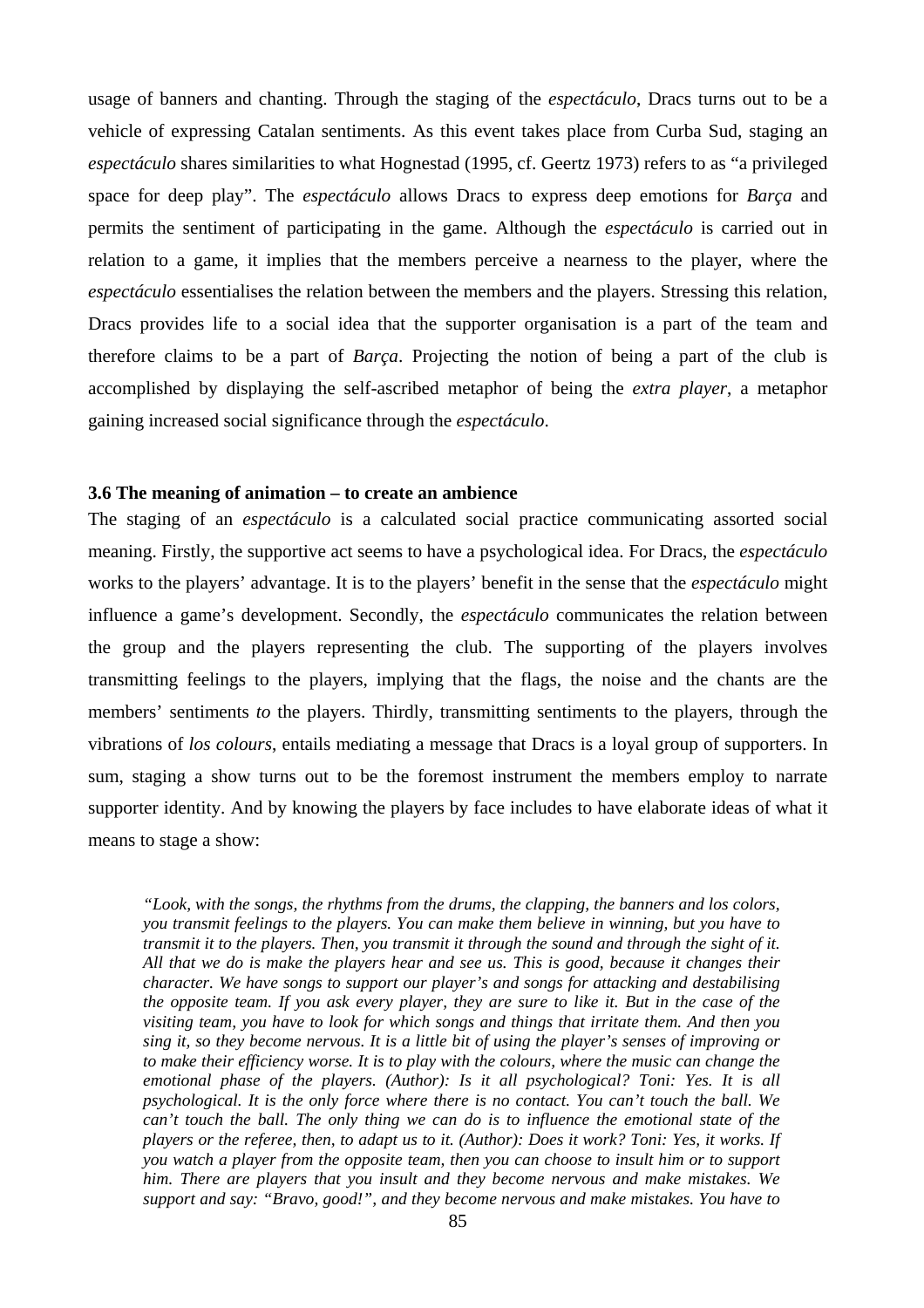usage of banners and chanting. Through the staging of the *espectáculo*, Dracs turns out to be a vehicle of expressing Catalan sentiments. As this event takes place from Curba Sud, staging an *espectáculo* shares similarities to what Hognestad (1995, cf. Geertz 1973) refers to as "a privileged space for deep play". The *espectáculo* allows Dracs to express deep emotions for *Barça* and permits the sentiment of participating in the game. Although the *espectáculo* is carried out in relation to a game, it implies that the members perceive a nearness to the player, where the *espectáculo* essentialises the relation between the members and the players. Stressing this relation, Dracs provides life to a social idea that the supporter organisation is a part of the team and therefore claims to be a part of *Barça*. Projecting the notion of being a part of the club is accomplished by displaying the self-ascribed metaphor of being the *extra player*, a metaphor gaining increased social significance through the *espectáculo*.

### 3.6 The meaning of animation – to create an ambience

The staging of an *espectáculo* is a calculated social practice communicating assorted social meaning. Firstly, the supportive act seems to have a psychological idea. For Dracs, the *espectáculo* works to the players' advantage. It is to the players' benefit in the sense that the *espectáculo* might influence a game's development. Secondly, the *espectáculo* communicates the relation between the group and the players representing the club. The supporting of the players involves transmitting feelings to the players, implying that the flags, the noise and the chants are the members' sentiments *to* the players. Thirdly, transmitting sentiments to the players, through the vibrations of *los colours*, entails mediating a message that Dracs is a loyal group of supporters. In sum, staging a show turns out to be the foremost instrument the members employ to narrate supporter identity. And by knowing the players by face includes to have elaborate ideas of what it means to stage a show:

> *"Look, with the songs, the rhythms from the drums, the clapping, the banners and los colors, you transmit feelings to the players. You can make them believe in winning, but you have to transmit it to the players. Then, you transmit it through the sound and through the sight of it. All that we do is make the players hear and see us. This is good, because it changes their character. We have songs to support our player's and songs for attacking and destabilising the opposite team. If you ask every player, they are sure to like it. But in the case of the visiting team, you have to look for which songs and things that irritate them. And then you sing it, so they become nervous. It is a little bit of using the player's senses of improving or to make their efficiency worse. It is to play with the colours, where the music can change the emotional phase of the players. (Author): Is it all psychological? Toni: Yes. It is all psychological. It is the only force where there is no contact. You can't touch the ball. We can't touch the ball. The only thing we can do is to influence the emotional state of the players or the referee, then, to adapt us to it. (Author): Does it work? Toni: Yes, it works. If you watch a player from the opposite team, then you can choose to insult him or to support him. There are players that you insult and they become nervous and make mistakes. We support and say: "Bravo, good!", and they become nervous and make mistakes. You have to*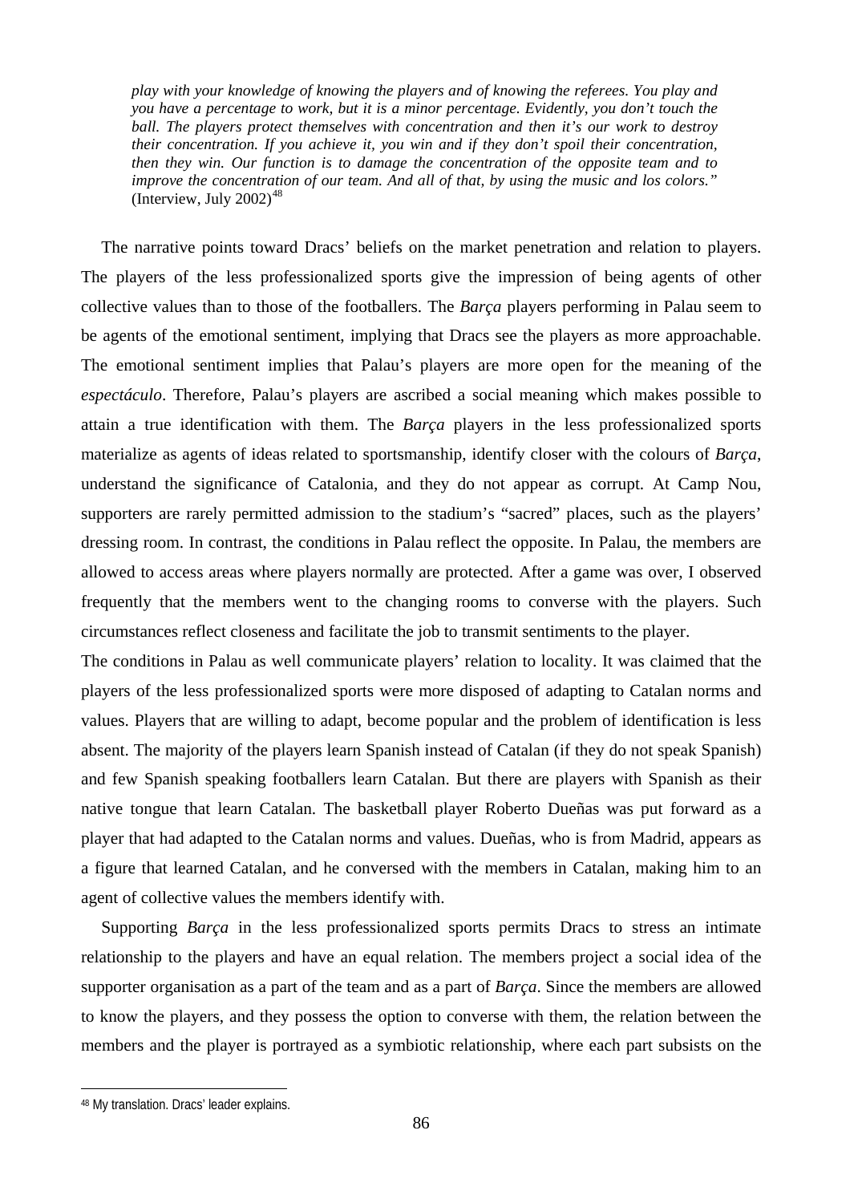> *play with your knowledge of knowing the players and of knowing the referees. You play and you have a percentage to work, but it is a minor percentage. Evidently, you don't touch the ball. The players protect themselves with concentration and then it's our work to destroy their concentration. If you achieve it, you win and if they don't spoil their concentration, then they win. Our function is to damage the concentration of the opposite team and to improve the concentration of our team. And all of that, by using the music and los colors."* (Interview, July 2002)[48]

The narrative points toward Dracs' beliefs on the market penetration and relation to players. The players of the less professionalized sports give the impression of being agents of other collective values than to those of the footballers. The *Barça* players performing in Palau seem to be agents of the emotional sentiment, implying that Dracs see the players as more approachable. The emotional sentiment implies that Palau's players are more open for the meaning of the *espectáculo*. Therefore, Palau's players are ascribed a social meaning which makes possible to attain a true identification with them. The *Barça* players in the less professionalized sports materialize as agents of ideas related to sportsmanship, identify closer with the colours of *Barça*, understand the significance of Catalonia, and they do not appear as corrupt. At Camp Nou, supporters are rarely permitted admission to the stadium's "sacred" places, such as the players' dressing room. In contrast, the conditions in Palau reflect the opposite. In Palau, the members are allowed to access areas where players normally are protected. After a game was over, I observed frequently that the members went to the changing rooms to converse with the players. Such circumstances reflect closeness and facilitate the job to transmit sentiments to the player.

The conditions in Palau as well communicate players' relation to locality. It was claimed that the players of the less professionalized sports were more disposed of adapting to Catalan norms and values. Players that are willing to adapt, become popular and the problem of identification is less absent. The majority of the players learn Spanish instead of Catalan (if they do not speak Spanish) and few Spanish speaking footballers learn Catalan. But there are players with Spanish as their native tongue that learn Catalan. The basketball player Roberto Dueñas was put forward as a player that had adapted to the Catalan norms and values. Dueñas, who is from Madrid, appears as a figure that learned Catalan, and he conversed with the members in Catalan, making him to an agent of collective values the members identify with.

Supporting *Barça* in the less professionalized sports permits Dracs to stress an intimate relationship to the players and have an equal relation. The members project a social idea of the supporter organisation as a part of the team and as a part of *Barça*. Since the members are allowed to know the players, and they possess the option to converse with them, the relation between the members and the player is portrayed as a symbiotic relationship, where each part subsists on the

[48] My translation. Dracs' leader explains.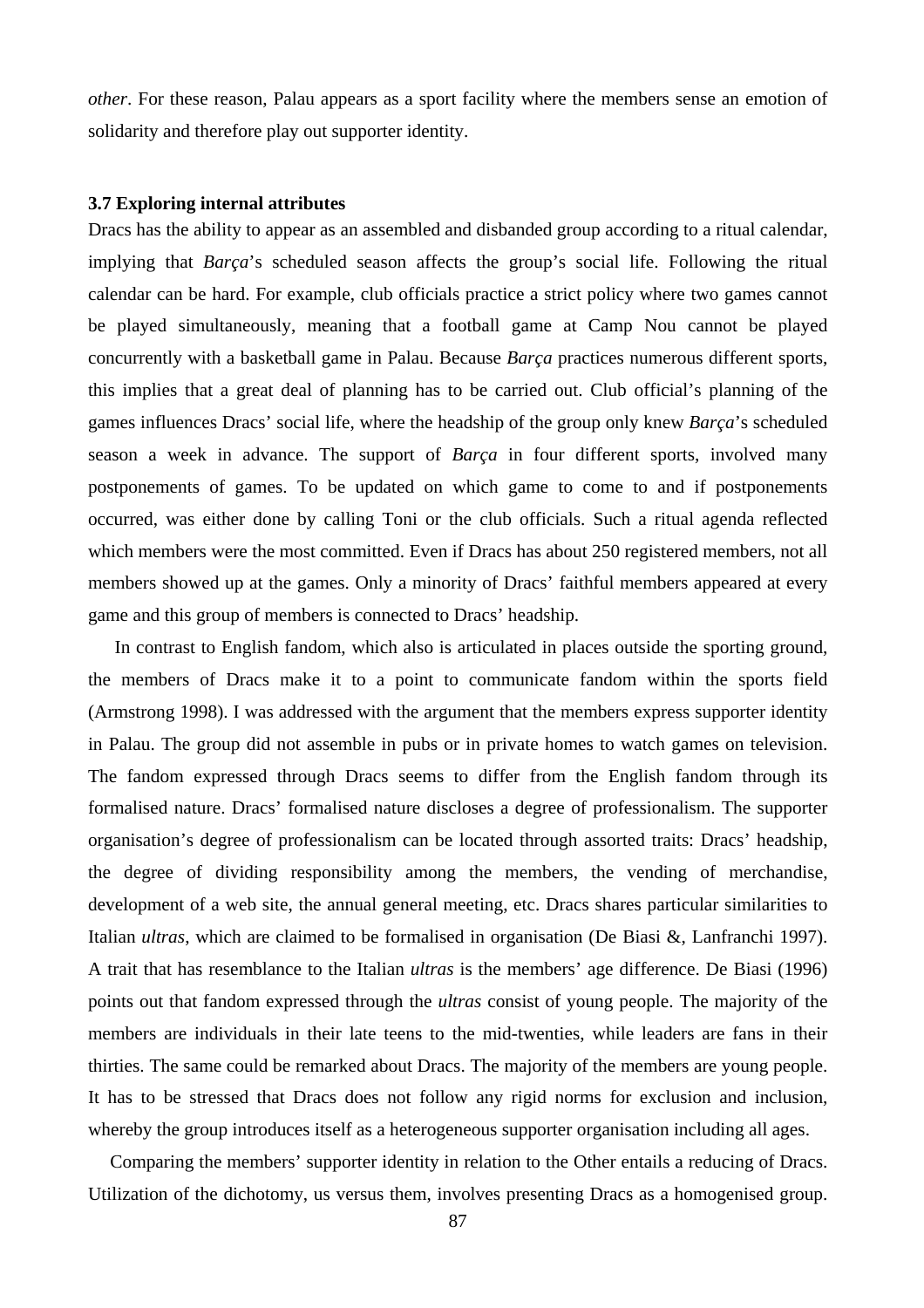*other*. For these reason, Palau appears as a sport facility where the members sense an emotion of solidarity and therefore play out supporter identity.

### 3.7 Exploring internal attributes

Dracs has the ability to appear as an assembled and disbanded group according to a ritual calendar, implying that *Barça*'s scheduled season affects the group's social life. Following the ritual calendar can be hard. For example, club officials practice a strict policy where two games cannot be played simultaneously, meaning that a football game at Camp Nou cannot be played concurrently with a basketball game in Palau. Because *Barça* practices numerous different sports, this implies that a great deal of planning has to be carried out. Club official's planning of the games influences Dracs' social life, where the headship of the group only knew *Barça*'s scheduled season a week in advance. The support of *Barça* in four different sports, involved many postponements of games. To be updated on which game to come to and if postponements occurred, was either done by calling Toni or the club officials. Such a ritual agenda reflected which members were the most committed. Even if Dracs has about 250 registered members, not all members showed up at the games. Only a minority of Dracs' faithful members appeared at every game and this group of members is connected to Dracs' headship.

In contrast to English fandom, which also is articulated in places outside the sporting ground, the members of Dracs make it to a point to communicate fandom within the sports field (Armstrong 1998). I was addressed with the argument that the members express supporter identity in Palau. The group did not assemble in pubs or in private homes to watch games on television. The fandom expressed through Dracs seems to differ from the English fandom through its formalised nature. Dracs' formalised nature discloses a degree of professionalism. The supporter organisation's degree of professionalism can be located through assorted traits: Dracs' headship, the degree of dividing responsibility among the members, the vending of merchandise, development of a web site, the annual general meeting, etc. Dracs shares particular similarities to Italian *ultras*, which are claimed to be formalised in organisation (De Biasi &, Lanfranchi 1997). A trait that has resemblance to the Italian *ultras* is the members' age difference. De Biasi (1996) points out that fandom expressed through the *ultras* consist of young people. The majority of the members are individuals in their late teens to the mid-twenties, while leaders are fans in their thirties. The same could be remarked about Dracs. The majority of the members are young people. It has to be stressed that Dracs does not follow any rigid norms for exclusion and inclusion, whereby the group introduces itself as a heterogeneous supporter organisation including all ages.

Comparing the members' supporter identity in relation to the Other entails a reducing of Dracs. Utilization of the dichotomy, us versus them, involves presenting Dracs as a homogenised group.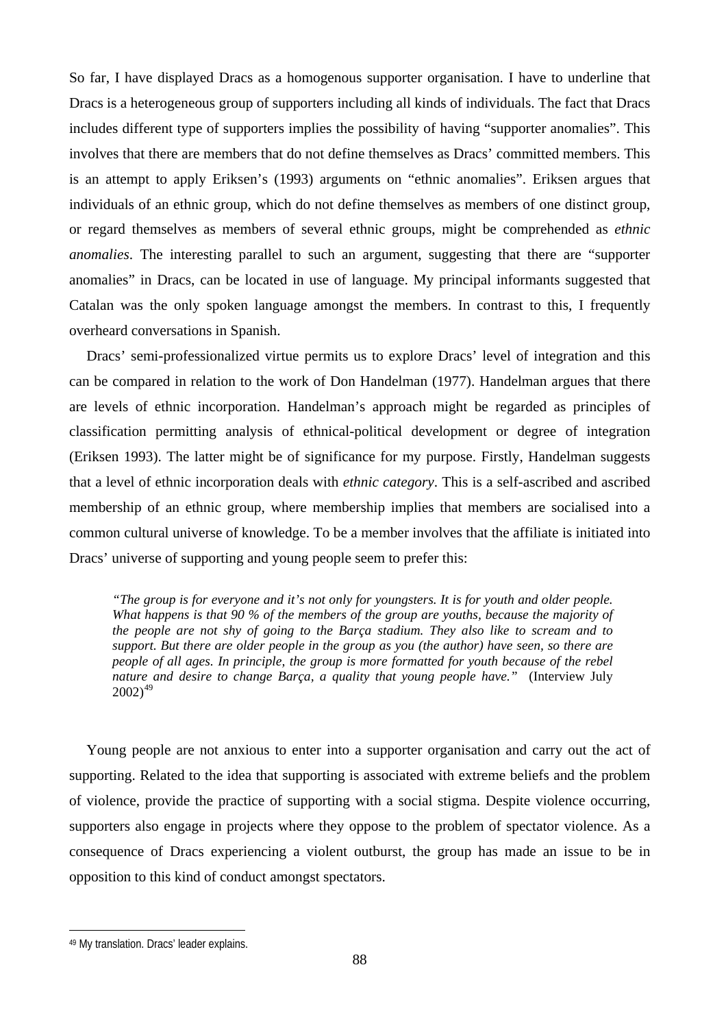So far, I have displayed Dracs as a homogenous supporter organisation. I have to underline that Dracs is a heterogeneous group of supporters including all kinds of individuals. The fact that Dracs includes different type of supporters implies the possibility of having "supporter anomalies". This involves that there are members that do not define themselves as Dracs' committed members. This is an attempt to apply Eriksen's (1993) arguments on "ethnic anomalies". Eriksen argues that individuals of an ethnic group, which do not define themselves as members of one distinct group, or regard themselves as members of several ethnic groups, might be comprehended as *ethnic anomalies*. The interesting parallel to such an argument, suggesting that there are "supporter anomalies" in Dracs, can be located in use of language. My principal informants suggested that Catalan was the only spoken language amongst the members. In contrast to this, I frequently overheard conversations in Spanish.

Dracs' semi-professionalized virtue permits us to explore Dracs' level of integration and this can be compared in relation to the work of Don Handelman (1977). Handelman argues that there are levels of ethnic incorporation. Handelman's approach might be regarded as principles of classification permitting analysis of ethnical-political development or degree of integration (Eriksen 1993). The latter might be of significance for my purpose. Firstly, Handelman suggests that a level of ethnic incorporation deals with *ethnic category*. This is a self-ascribed and ascribed membership of an ethnic group, where membership implies that members are socialised into a common cultural universe of knowledge. To be a member involves that the affiliate is initiated into Dracs' universe of supporting and young people seem to prefer this:

> *"The group is for everyone and it's not only for youngsters. It is for youth and older people. What happens is that 90 % of the members of the group are youths, because the majority of the people are not shy of going to the Barça stadium. They also like to scream and to support. But there are older people in the group as you (the author) have seen, so there are people of all ages. In principle, the group is more formatted for youth because of the rebel nature and desire to change Barça, a quality that young people have."* (Interview July 2002)[49]

Young people are not anxious to enter into a supporter organisation and carry out the act of supporting. Related to the idea that supporting is associated with extreme beliefs and the problem of violence, provide the practice of supporting with a social stigma. Despite violence occurring, supporters also engage in projects where they oppose to the problem of spectator violence. As a consequence of Dracs experiencing a violent outburst, the group has made an issue to be in opposition to this kind of conduct amongst spectators.

---

[49] My translation. Dracs' leader explains.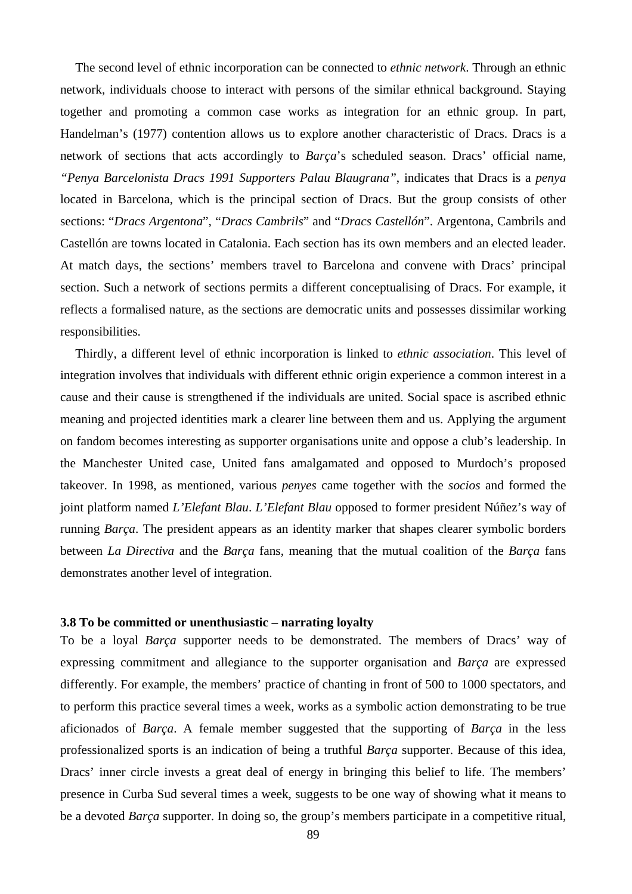The second level of ethnic incorporation can be connected to *ethnic network*. Through an ethnic network, individuals choose to interact with persons of the similar ethnical background. Staying together and promoting a common case works as integration for an ethnic group. In part, Handelman's (1977) contention allows us to explore another characteristic of Dracs. Dracs is a network of sections that acts accordingly to *Barça*'s scheduled season. Dracs' official name, *"Penya Barcelonista Dracs 1991 Supporters Palau Blaugrana"*, indicates that Dracs is a *penya* located in Barcelona, which is the principal section of Dracs. But the group consists of other sections: "*Dracs Argentona*", "*Dracs Cambrils*" and "*Dracs Castellón*". Argentona, Cambrils and Castellón are towns located in Catalonia. Each section has its own members and an elected leader. At match days, the sections' members travel to Barcelona and convene with Dracs' principal section. Such a network of sections permits a different conceptualising of Dracs. For example, it reflects a formalised nature, as the sections are democratic units and possesses dissimilar working responsibilities.

Thirdly, a different level of ethnic incorporation is linked to *ethnic association*. This level of integration involves that individuals with different ethnic origin experience a common interest in a cause and their cause is strengthened if the individuals are united. Social space is ascribed ethnic meaning and projected identities mark a clearer line between them and us. Applying the argument on fandom becomes interesting as supporter organisations unite and oppose a club's leadership. In the Manchester United case, United fans amalgamated and opposed to Murdoch's proposed takeover. In 1998, as mentioned, various *penyes* came together with the *socios* and formed the joint platform named *L'Elefant Blau*. *L'Elefant Blau* opposed to former president Núñez's way of running *Barça*. The president appears as an identity marker that shapes clearer symbolic borders between *La Directiva* and the *Barça* fans, meaning that the mutual coalition of the *Barça* fans demonstrates another level of integration.

### 3.8 To be committed or unenthusiastic – narrating loyalty

To be a loyal *Barça* supporter needs to be demonstrated. The members of Dracs' way of expressing commitment and allegiance to the supporter organisation and *Barça* are expressed differently. For example, the members' practice of chanting in front of 500 to 1000 spectators, and to perform this practice several times a week, works as a symbolic action demonstrating to be true aficionados of *Barça*. A female member suggested that the supporting of *Barça* in the less professionalized sports is an indication of being a truthful *Barça* supporter. Because of this idea, Dracs' inner circle invests a great deal of energy in bringing this belief to life. The members' presence in Curba Sud several times a week, suggests to be one way of showing what it means to be a devoted *Barça* supporter. In doing so, the group's members participate in a competitive ritual,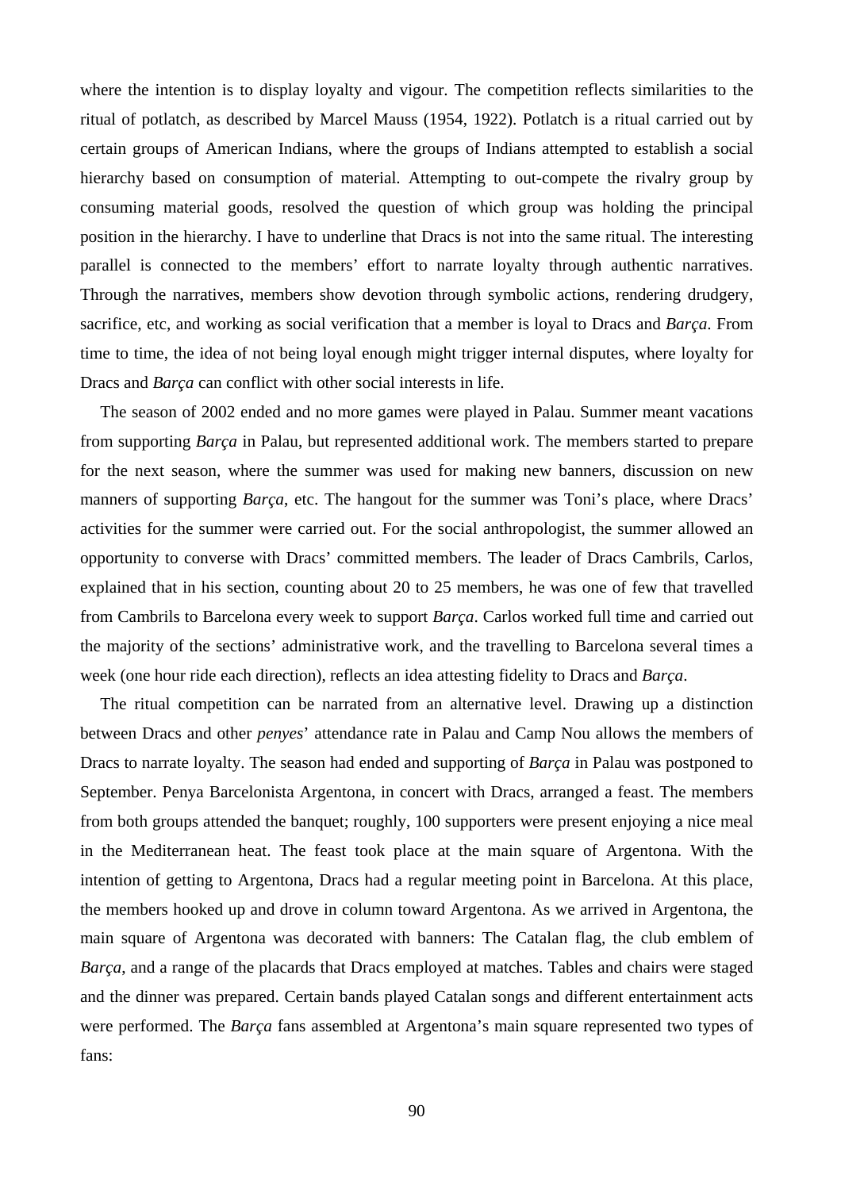where the intention is to display loyalty and vigour. The competition reflects similarities to the ritual of potlatch, as described by Marcel Mauss (1954, 1922). Potlatch is a ritual carried out by certain groups of American Indians, where the groups of Indians attempted to establish a social hierarchy based on consumption of material. Attempting to out-compete the rivalry group by consuming material goods, resolved the question of which group was holding the principal position in the hierarchy. I have to underline that Dracs is not into the same ritual. The interesting parallel is connected to the members' effort to narrate loyalty through authentic narratives. Through the narratives, members show devotion through symbolic actions, rendering drudgery, sacrifice, etc, and working as social verification that a member is loyal to Dracs and *Barça*. From time to time, the idea of not being loyal enough might trigger internal disputes, where loyalty for Dracs and *Barça* can conflict with other social interests in life.

The season of 2002 ended and no more games were played in Palau. Summer meant vacations from supporting *Barça* in Palau, but represented additional work. The members started to prepare for the next season, where the summer was used for making new banners, discussion on new manners of supporting *Barça*, etc. The hangout for the summer was Toni's place, where Dracs' activities for the summer were carried out. For the social anthropologist, the summer allowed an opportunity to converse with Dracs' committed members. The leader of Dracs Cambrils, Carlos, explained that in his section, counting about 20 to 25 members, he was one of few that travelled from Cambrils to Barcelona every week to support *Barça*. Carlos worked full time and carried out the majority of the sections' administrative work, and the travelling to Barcelona several times a week (one hour ride each direction), reflects an idea attesting fidelity to Dracs and *Barça*.

The ritual competition can be narrated from an alternative level. Drawing up a distinction between Dracs and other *penyes*' attendance rate in Palau and Camp Nou allows the members of Dracs to narrate loyalty. The season had ended and supporting of *Barça* in Palau was postponed to September. Penya Barcelonista Argentona, in concert with Dracs, arranged a feast. The members from both groups attended the banquet; roughly, 100 supporters were present enjoying a nice meal in the Mediterranean heat. The feast took place at the main square of Argentona. With the intention of getting to Argentona, Dracs had a regular meeting point in Barcelona. At this place, the members hooked up and drove in column toward Argentona. As we arrived in Argentona, the main square of Argentona was decorated with banners: The Catalan flag, the club emblem of *Barça*, and a range of the placards that Dracs employed at matches. Tables and chairs were staged and the dinner was prepared. Certain bands played Catalan songs and different entertainment acts were performed. The *Barça* fans assembled at Argentona's main square represented two types of fans: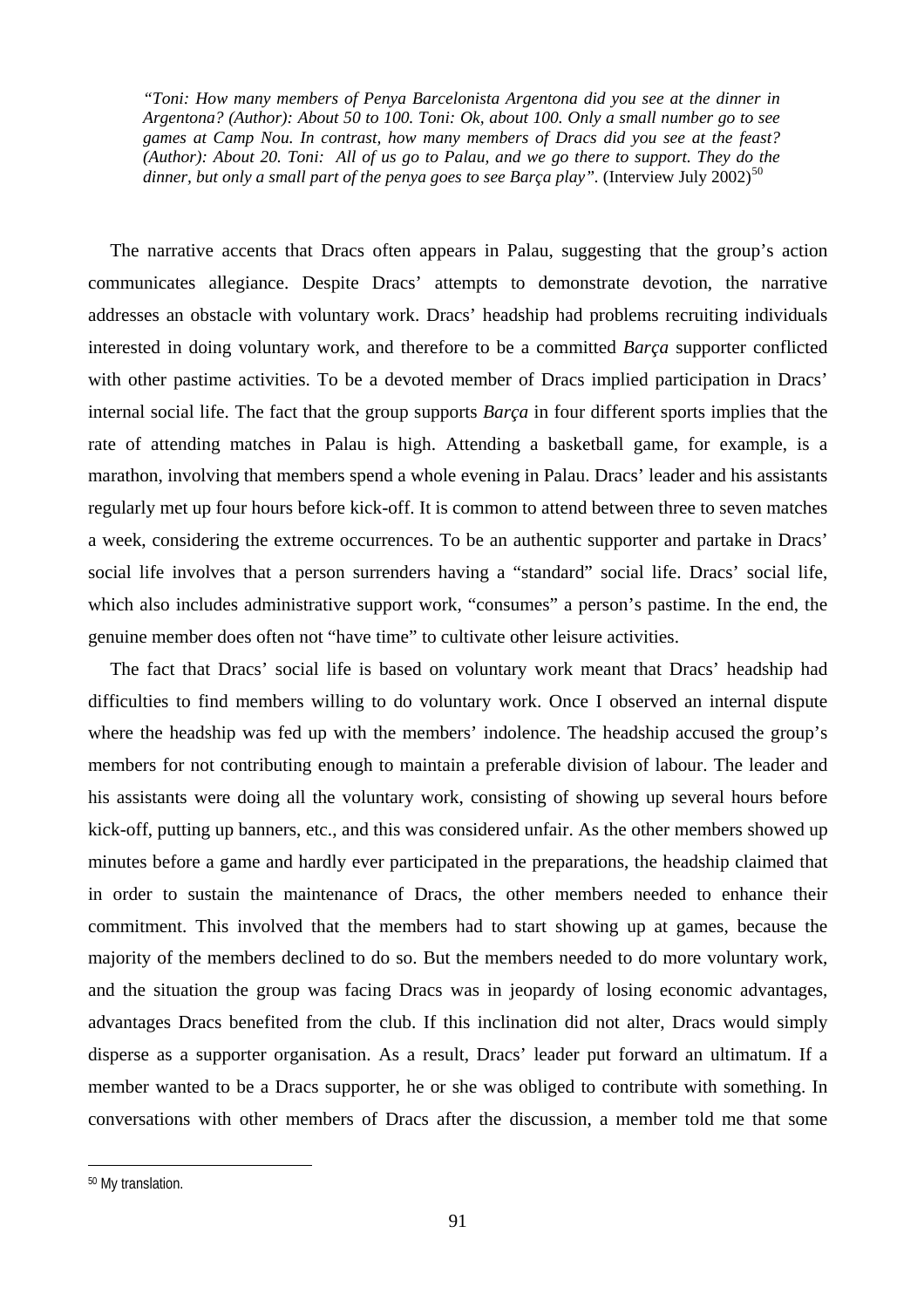*"Toni: How many members of Penya Barcelonista Argentona did you see at the dinner in Argentona? (Author): About 50 to 100. Toni: Ok, about 100. Only a small number go to see games at Camp Nou. In contrast, how many members of Dracs did you see at the feast? (Author): About 20. Toni: All of us go to Palau, and we go there to support. They do the dinner, but only a small part of the penya goes to see Barça play".* (Interview July 2002)[50]

The narrative accents that Dracs often appears in Palau, suggesting that the group's action communicates allegiance. Despite Dracs' attempts to demonstrate devotion, the narrative addresses an obstacle with voluntary work. Dracs' headship had problems recruiting individuals interested in doing voluntary work, and therefore to be a committed *Barça* supporter conflicted with other pastime activities. To be a devoted member of Dracs implied participation in Dracs' internal social life. The fact that the group supports *Barça* in four different sports implies that the rate of attending matches in Palau is high. Attending a basketball game, for example, is a marathon, involving that members spend a whole evening in Palau. Dracs' leader and his assistants regularly met up four hours before kick-off. It is common to attend between three to seven matches a week, considering the extreme occurrences. To be an authentic supporter and partake in Dracs' social life involves that a person surrenders having a "standard" social life. Dracs' social life, which also includes administrative support work, "consumes" a person's pastime. In the end, the genuine member does often not "have time" to cultivate other leisure activities.

The fact that Dracs' social life is based on voluntary work meant that Dracs' headship had difficulties to find members willing to do voluntary work. Once I observed an internal dispute where the headship was fed up with the members' indolence. The headship accused the group's members for not contributing enough to maintain a preferable division of labour. The leader and his assistants were doing all the voluntary work, consisting of showing up several hours before kick-off, putting up banners, etc., and this was considered unfair. As the other members showed up minutes before a game and hardly ever participated in the preparations, the headship claimed that in order to sustain the maintenance of Dracs, the other members needed to enhance their commitment. This involved that the members had to start showing up at games, because the majority of the members declined to do so. But the members needed to do more voluntary work, and the situation the group was facing Dracs was in jeopardy of losing economic advantages, advantages Dracs benefited from the club. If this inclination did not alter, Dracs would simply disperse as a supporter organisation. As a result, Dracs' leader put forward an ultimatum. If a member wanted to be a Dracs supporter, he or she was obliged to contribute with something. In conversations with other members of Dracs after the discussion, a member told me that some

[50] My translation.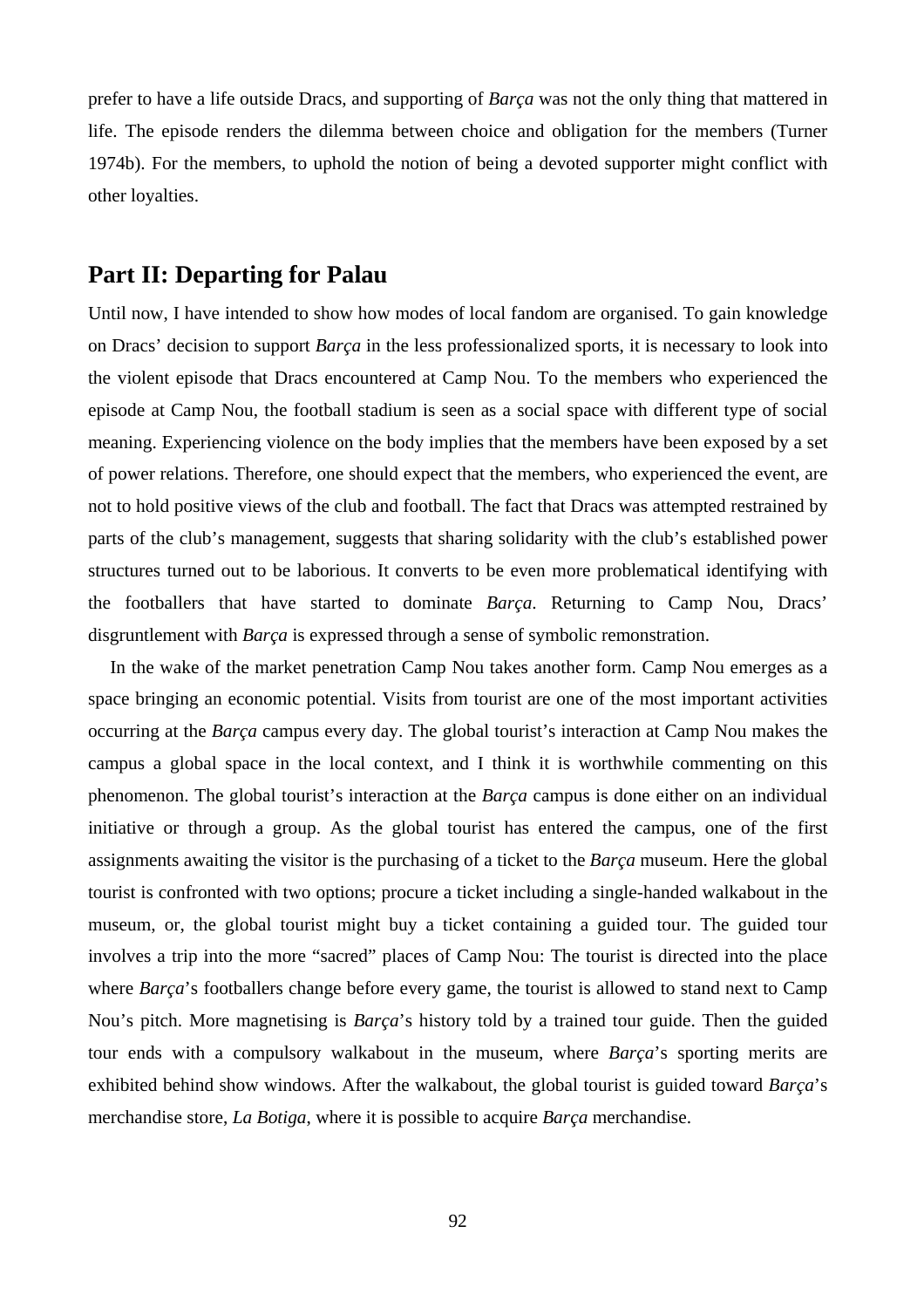prefer to have a life outside Dracs, and supporting of *Barça* was not the only thing that mattered in life. The episode renders the dilemma between choice and obligation for the members (Turner 1974b). For the members, to uphold the notion of being a devoted supporter might conflict with other loyalties.

## Part II: Departing for Palau

Until now, I have intended to show how modes of local fandom are organised. To gain knowledge on Dracs' decision to support *Barça* in the less professionalized sports, it is necessary to look into the violent episode that Dracs encountered at Camp Nou. To the members who experienced the episode at Camp Nou, the football stadium is seen as a social space with different type of social meaning. Experiencing violence on the body implies that the members have been exposed by a set of power relations. Therefore, one should expect that the members, who experienced the event, are not to hold positive views of the club and football. The fact that Dracs was attempted restrained by parts of the club's management, suggests that sharing solidarity with the club's established power structures turned out to be laborious. It converts to be even more problematical identifying with the footballers that have started to dominate *Barça*. Returning to Camp Nou, Dracs' disgruntlement with *Barça* is expressed through a sense of symbolic remonstration.

In the wake of the market penetration Camp Nou takes another form. Camp Nou emerges as a space bringing an economic potential. Visits from tourist are one of the most important activities occurring at the *Barça* campus every day. The global tourist's interaction at Camp Nou makes the campus a global space in the local context, and I think it is worthwhile commenting on this phenomenon. The global tourist's interaction at the *Barça* campus is done either on an individual initiative or through a group. As the global tourist has entered the campus, one of the first assignments awaiting the visitor is the purchasing of a ticket to the *Barça* museum. Here the global tourist is confronted with two options; procure a ticket including a single-handed walkabout in the museum, or, the global tourist might buy a ticket containing a guided tour. The guided tour involves a trip into the more "sacred" places of Camp Nou: The tourist is directed into the place where *Barça*'s footballers change before every game, the tourist is allowed to stand next to Camp Nou's pitch. More magnetising is *Barça*'s history told by a trained tour guide. Then the guided tour ends with a compulsory walkabout in the museum, where *Barça*'s sporting merits are exhibited behind show windows. After the walkabout, the global tourist is guided toward *Barça*'s merchandise store, *La Botiga*, where it is possible to acquire *Barça* merchandise.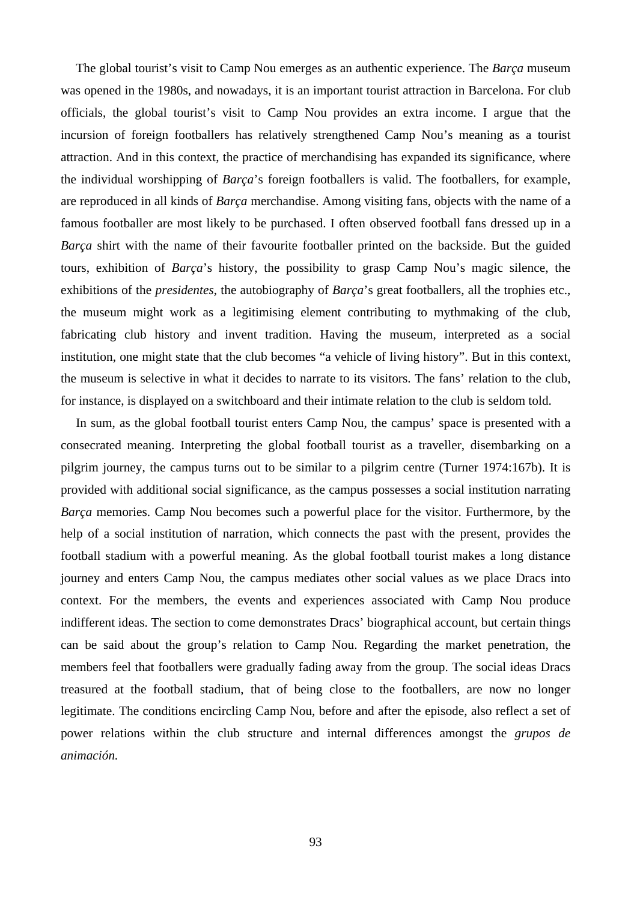The global tourist's visit to Camp Nou emerges as an authentic experience. The *Barça* museum was opened in the 1980s, and nowadays, it is an important tourist attraction in Barcelona. For club officials, the global tourist's visit to Camp Nou provides an extra income. I argue that the incursion of foreign footballers has relatively strengthened Camp Nou's meaning as a tourist attraction. And in this context, the practice of merchandising has expanded its significance, where the individual worshipping of *Barça*'s foreign footballers is valid. The footballers, for example, are reproduced in all kinds of *Barça* merchandise. Among visiting fans, objects with the name of a famous footballer are most likely to be purchased. I often observed football fans dressed up in a *Barça* shirt with the name of their favourite footballer printed on the backside. But the guided tours, exhibition of *Barça*'s history, the possibility to grasp Camp Nou's magic silence, the exhibitions of the *presidentes*, the autobiography of *Barça*'s great footballers, all the trophies etc., the museum might work as a legitimising element contributing to mythmaking of the club, fabricating club history and invent tradition. Having the museum, interpreted as a social institution, one might state that the club becomes "a vehicle of living history". But in this context, the museum is selective in what it decides to narrate to its visitors. The fans' relation to the club, for instance, is displayed on a switchboard and their intimate relation to the club is seldom told.

In sum, as the global football tourist enters Camp Nou, the campus' space is presented with a consecrated meaning. Interpreting the global football tourist as a traveller, disembarking on a pilgrim journey, the campus turns out to be similar to a pilgrim centre (Turner 1974:167b). It is provided with additional social significance, as the campus possesses a social institution narrating *Barça* memories. Camp Nou becomes such a powerful place for the visitor. Furthermore, by the help of a social institution of narration, which connects the past with the present, provides the football stadium with a powerful meaning. As the global football tourist makes a long distance journey and enters Camp Nou, the campus mediates other social values as we place Dracs into context. For the members, the events and experiences associated with Camp Nou produce indifferent ideas. The section to come demonstrates Dracs' biographical account, but certain things can be said about the group's relation to Camp Nou. Regarding the market penetration, the members feel that footballers were gradually fading away from the group. The social ideas Dracs treasured at the football stadium, that of being close to the footballers, are now no longer legitimate. The conditions encircling Camp Nou, before and after the episode, also reflect a set of power relations within the club structure and internal differences amongst the *grupos de animación.*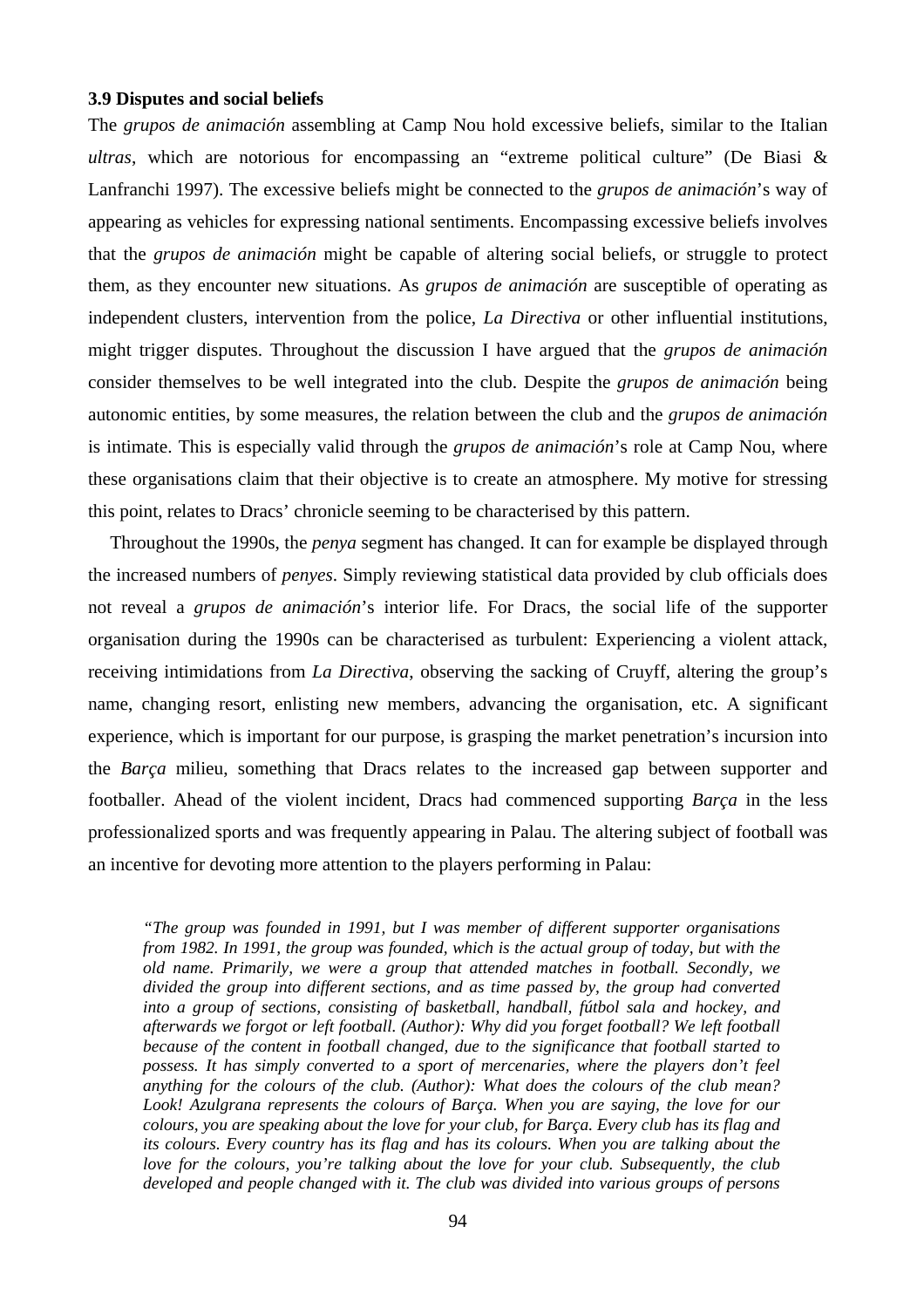### 3.9 Disputes and social beliefs

The *grupos de animación* assembling at Camp Nou hold excessive beliefs, similar to the Italian *ultras*, which are notorious for encompassing an "extreme political culture" (De Biasi & Lanfranchi 1997). The excessive beliefs might be connected to the *grupos de animación*'s way of appearing as vehicles for expressing national sentiments. Encompassing excessive beliefs involves that the *grupos de animación* might be capable of altering social beliefs, or struggle to protect them, as they encounter new situations. As *grupos de animación* are susceptible of operating as independent clusters, intervention from the police, *La Directiva* or other influential institutions, might trigger disputes. Throughout the discussion I have argued that the *grupos de animación* consider themselves to be well integrated into the club. Despite the *grupos de animación* being autonomic entities, by some measures, the relation between the club and the *grupos de animación* is intimate. This is especially valid through the *grupos de animación*'s role at Camp Nou, where these organisations claim that their objective is to create an atmosphere. My motive for stressing this point, relates to Dracs' chronicle seeming to be characterised by this pattern.

Throughout the 1990s, the *penya* segment has changed. It can for example be displayed through the increased numbers of *penyes*. Simply reviewing statistical data provided by club officials does not reveal a *grupos de animación*'s interior life. For Dracs, the social life of the supporter organisation during the 1990s can be characterised as turbulent: Experiencing a violent attack, receiving intimidations from *La Directiva*, observing the sacking of Cruyff, altering the group's name, changing resort, enlisting new members, advancing the organisation, etc. A significant experience, which is important for our purpose, is grasping the market penetration's incursion into the *Barça* milieu, something that Dracs relates to the increased gap between supporter and footballer. Ahead of the violent incident, Dracs had commenced supporting *Barça* in the less professionalized sports and was frequently appearing in Palau. The altering subject of football was an incentive for devoting more attention to the players performing in Palau:

> *"The group was founded in 1991, but I was member of different supporter organisations from 1982. In 1991, the group was founded, which is the actual group of today, but with the old name. Primarily, we were a group that attended matches in football. Secondly, we divided the group into different sections, and as time passed by, the group had converted into a group of sections, consisting of basketball, handball, fútbol sala and hockey, and afterwards we forgot or left football. (Author): Why did you forget football? We left football because of the content in football changed, due to the significance that football started to possess. It has simply converted to a sport of mercenaries, where the players don't feel anything for the colours of the club. (Author): What does the colours of the club mean? Look! Azulgrana represents the colours of Barça. When you are saying, the love for our colours, you are speaking about the love for your club, for Barça. Every club has its flag and its colours. Every country has its flag and has its colours. When you are talking about the love for the colours, you're talking about the love for your club. Subsequently, the club developed and people changed with it. The club was divided into various groups of persons*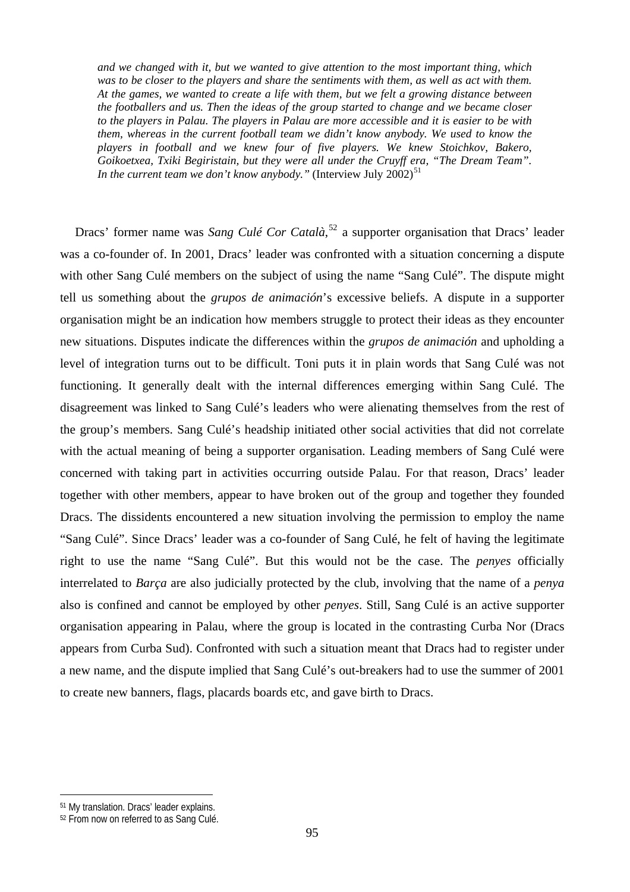> *and we changed with it, but we wanted to give attention to the most important thing, which was to be closer to the players and share the sentiments with them, as well as act with them. At the games, we wanted to create a life with them, but we felt a growing distance between the footballers and us. Then the ideas of the group started to change and we became closer to the players in Palau. The players in Palau are more accessible and it is easier to be with them, whereas in the current football team we didn't know anybody. We used to know the players in football and we knew four of five players. We knew Stoichkov, Bakero, Goikoetxea, Txiki Begiristain, but they were all under the Cruyff era, "The Dream Team". In the current team we don't know anybody."* (Interview July 2002)[51]

Dracs' former name was *Sang Culé Cor Català*,[52] a supporter organisation that Dracs' leader was a co-founder of. In 2001, Dracs' leader was confronted with a situation concerning a dispute with other Sang Culé members on the subject of using the name "Sang Culé". The dispute might tell us something about the *grupos de animación*'s excessive beliefs. A dispute in a supporter organisation might be an indication how members struggle to protect their ideas as they encounter new situations. Disputes indicate the differences within the *grupos de animación* and upholding a level of integration turns out to be difficult. Toni puts it in plain words that Sang Culé was not functioning. It generally dealt with the internal differences emerging within Sang Culé. The disagreement was linked to Sang Culé's leaders who were alienating themselves from the rest of the group's members. Sang Culé's headship initiated other social activities that did not correlate with the actual meaning of being a supporter organisation. Leading members of Sang Culé were concerned with taking part in activities occurring outside Palau. For that reason, Dracs' leader together with other members, appear to have broken out of the group and together they founded Dracs. The dissidents encountered a new situation involving the permission to employ the name "Sang Culé". Since Dracs' leader was a co-founder of Sang Culé, he felt of having the legitimate right to use the name "Sang Culé". But this would not be the case. The *penyes* officially interrelated to *Barça* are also judicially protected by the club, involving that the name of a *penya* also is confined and cannot be employed by other *penyes*. Still, Sang Culé is an active supporter organisation appearing in Palau, where the group is located in the contrasting Curba Nor (Dracs appears from Curba Sud). Confronted with such a situation meant that Dracs had to register under a new name, and the dispute implied that Sang Culé's out-breakers had to use the summer of 2001 to create new banners, flags, placards boards etc, and gave birth to Dracs.

---

[51] My translation. Dracs' leader explains.

[52] From now on referred to as Sang Culé.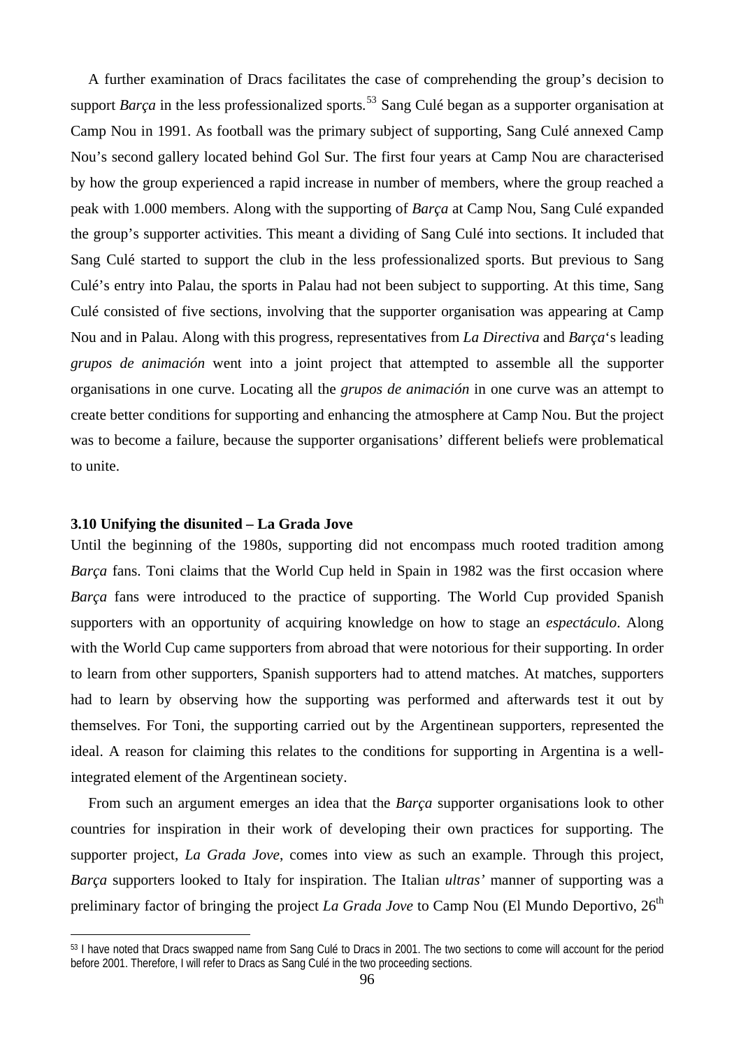A further examination of Dracs facilitates the case of comprehending the group's decision to support *Barça* in the less professionalized sports.[53] Sang Culé began as a supporter organisation at Camp Nou in 1991. As football was the primary subject of supporting, Sang Culé annexed Camp Nou's second gallery located behind Gol Sur. The first four years at Camp Nou are characterised by how the group experienced a rapid increase in number of members, where the group reached a peak with 1.000 members. Along with the supporting of *Barça* at Camp Nou, Sang Culé expanded the group's supporter activities. This meant a dividing of Sang Culé into sections. It included that Sang Culé started to support the club in the less professionalized sports. But previous to Sang Culé's entry into Palau, the sports in Palau had not been subject to supporting. At this time, Sang Culé consisted of five sections, involving that the supporter organisation was appearing at Camp Nou and in Palau. Along with this progress, representatives from *La Directiva* and *Barça*'s leading *grupos de animación* went into a joint project that attempted to assemble all the supporter organisations in one curve. Locating all the *grupos de animación* in one curve was an attempt to create better conditions for supporting and enhancing the atmosphere at Camp Nou. But the project was to become a failure, because the supporter organisations' different beliefs were problematical to unite.

### 3.10 Unifying the disunited – La Grada Jove

Until the beginning of the 1980s, supporting did not encompass much rooted tradition among *Barça* fans. Toni claims that the World Cup held in Spain in 1982 was the first occasion where *Barça* fans were introduced to the practice of supporting. The World Cup provided Spanish supporters with an opportunity of acquiring knowledge on how to stage an *espectáculo*. Along with the World Cup came supporters from abroad that were notorious for their supporting. In order to learn from other supporters, Spanish supporters had to attend matches. At matches, supporters had to learn by observing how the supporting was performed and afterwards test it out by themselves. For Toni, the supporting carried out by the Argentinean supporters, represented the ideal. A reason for claiming this relates to the conditions for supporting in Argentina is a well-integrated element of the Argentinean society.

From such an argument emerges an idea that the *Barça* supporter organisations look to other countries for inspiration in their work of developing their own practices for supporting. The supporter project, *La Grada Jove*, comes into view as such an example. Through this project, *Barça* supporters looked to Italy for inspiration. The Italian *ultras'* manner of supporting was a preliminary factor of bringing the project *La Grada Jove* to Camp Nou (El Mundo Deportivo, 26th

---

[53] I have noted that Dracs swapped name from Sang Culé to Dracs in 2001. The two sections to come will account for the period before 2001. Therefore, I will refer to Dracs as Sang Culé in the two proceeding sections.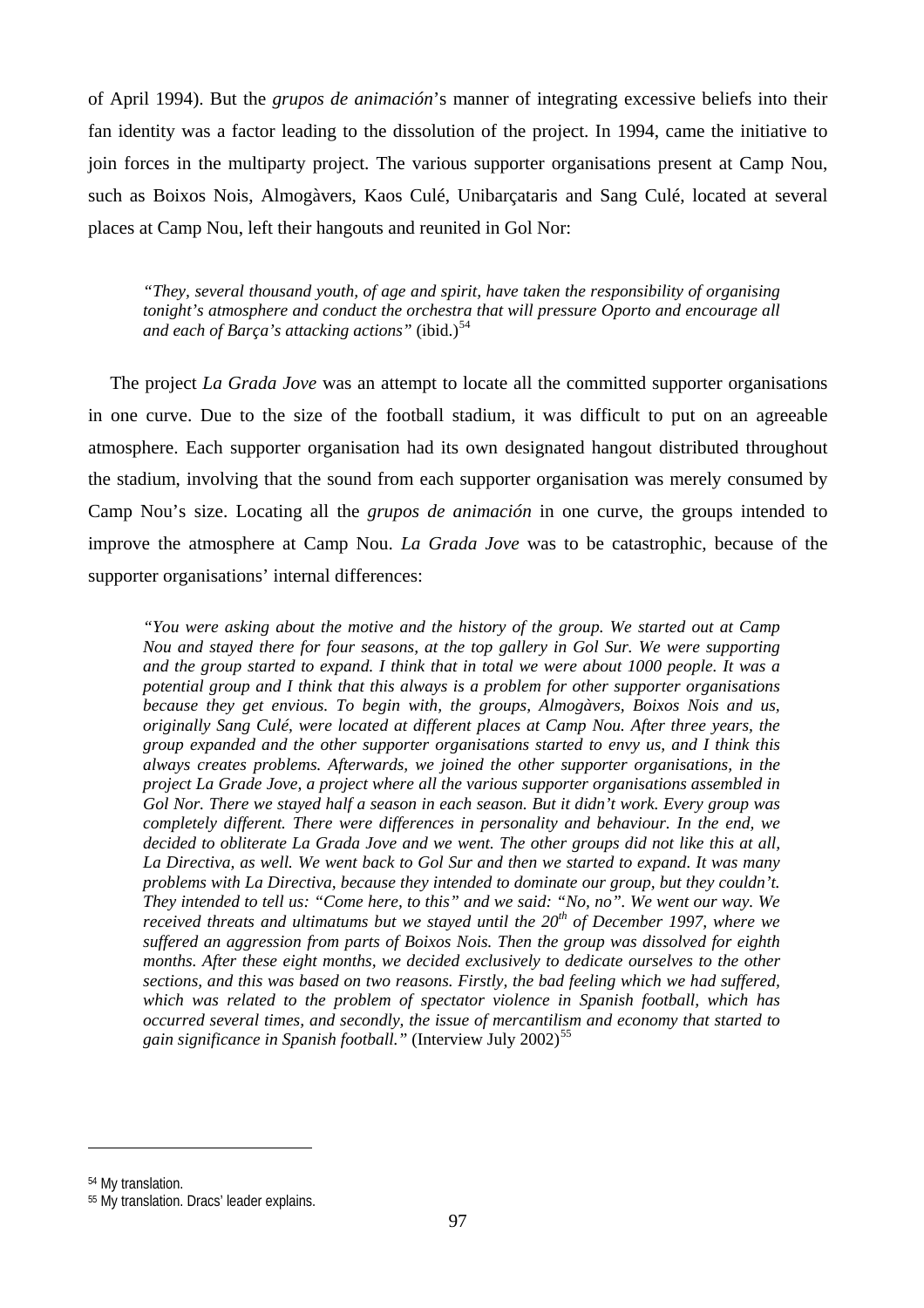of April 1994). But the *grupos de animación*'s manner of integrating excessive beliefs into their fan identity was a factor leading to the dissolution of the project. In 1994, came the initiative to join forces in the multiparty project. The various supporter organisations present at Camp Nou, such as Boixos Nois, Almogàvers, Kaos Culé, Unibarçataris and Sang Culé, located at several places at Camp Nou, left their hangouts and reunited in Gol Nor:

> *"They, several thousand youth, of age and spirit, have taken the responsibility of organising tonight's atmosphere and conduct the orchestra that will pressure Oporto and encourage all and each of Barça's attacking actions"* (ibid.)[54]

The project *La Grada Jove* was an attempt to locate all the committed supporter organisations in one curve. Due to the size of the football stadium, it was difficult to put on an agreeable atmosphere. Each supporter organisation had its own designated hangout distributed throughout the stadium, involving that the sound from each supporter organisation was merely consumed by Camp Nou's size. Locating all the *grupos de animación* in one curve, the groups intended to improve the atmosphere at Camp Nou. *La Grada Jove* was to be catastrophic, because of the supporter organisations' internal differences:

> *"You were asking about the motive and the history of the group. We started out at Camp Nou and stayed there for four seasons, at the top gallery in Gol Sur. We were supporting and the group started to expand. I think that in total we were about 1000 people. It was a potential group and I think that this always is a problem for other supporter organisations because they get envious. To begin with, the groups, Almogàvers, Boixos Nois and us, originally Sang Culé, were located at different places at Camp Nou. After three years, the group expanded and the other supporter organisations started to envy us, and I think this always creates problems. Afterwards, we joined the other supporter organisations, in the project La Grade Jove, a project where all the various supporter organisations assembled in Gol Nor. There we stayed half a season in each season. But it didn't work. Every group was completely different. There were differences in personality and behaviour. In the end, we decided to obliterate La Grada Jove and we went. The other groups did not like this at all, La Directiva, as well. We went back to Gol Sur and then we started to expand. It was many problems with La Directiva, because they intended to dominate our group, but they couldn't. They intended to tell us: "Come here, to this" and we said: "No, no". We went our way. We received threats and ultimatums but we stayed until the 20th of December 1997, where we suffered an aggression from parts of Boixos Nois. Then the group was dissolved for eighth months. After these eight months, we decided exclusively to dedicate ourselves to the other sections, and this was based on two reasons. Firstly, the bad feeling which we had suffered, which was related to the problem of spectator violence in Spanish football, which has occurred several times, and secondly, the issue of mercantilism and economy that started to gain significance in Spanish football."* (Interview July 2002)[55]

---

[54] My translation.

[55] My translation. Dracs' leader explains.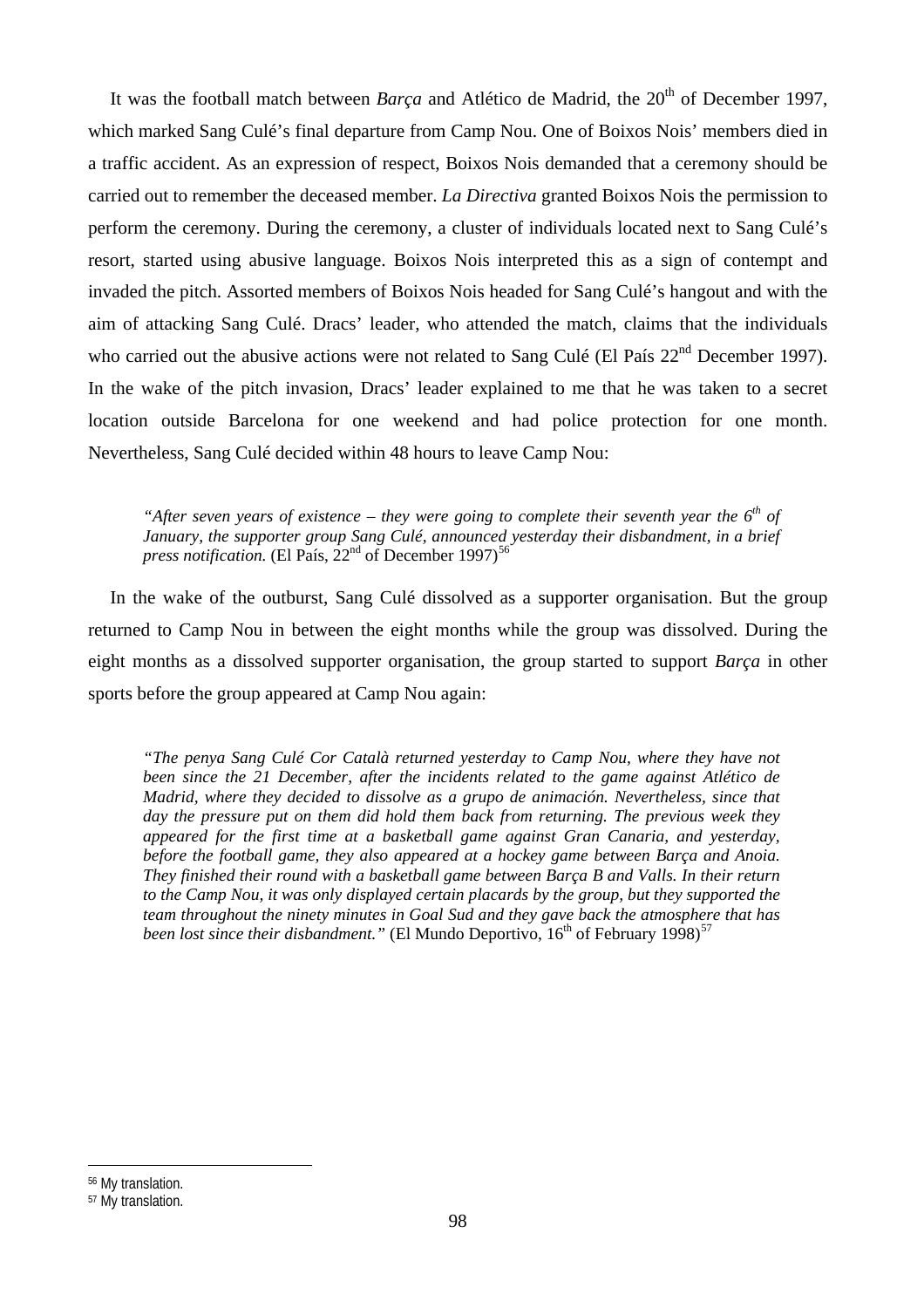It was the football match between *Barça* and Atlético de Madrid, the 20th of December 1997, which marked Sang Culé's final departure from Camp Nou. One of Boixos Nois' members died in a traffic accident. As an expression of respect, Boixos Nois demanded that a ceremony should be carried out to remember the deceased member. *La Directiva* granted Boixos Nois the permission to perform the ceremony. During the ceremony, a cluster of individuals located next to Sang Culé's resort, started using abusive language. Boixos Nois interpreted this as a sign of contempt and invaded the pitch. Assorted members of Boixos Nois headed for Sang Culé's hangout and with the aim of attacking Sang Culé. Dracs' leader, who attended the match, claims that the individuals who carried out the abusive actions were not related to Sang Culé (El País 22nd December 1997). In the wake of the pitch invasion, Dracs' leader explained to me that he was taken to a secret location outside Barcelona for one weekend and had police protection for one month. Nevertheless, Sang Culé decided within 48 hours to leave Camp Nou:

> *"After seven years of existence – they were going to complete their seventh year the 6th of January, the supporter group Sang Culé, announced yesterday their disbandment, in a brief press notification.* (El País, 22nd of December 1997)[56]

In the wake of the outburst, Sang Culé dissolved as a supporter organisation. But the group returned to Camp Nou in between the eight months while the group was dissolved. During the eight months as a dissolved supporter organisation, the group started to support *Barça* in other sports before the group appeared at Camp Nou again:

> *"The penya Sang Culé Cor Català returned yesterday to Camp Nou, where they have not been since the 21 December, after the incidents related to the game against Atlético de Madrid, where they decided to dissolve as a grupo de animación. Nevertheless, since that day the pressure put on them did hold them back from returning. The previous week they appeared for the first time at a basketball game against Gran Canaria, and yesterday, before the football game, they also appeared at a hockey game between Barça and Anoia. They finished their round with a basketball game between Barça B and Valls. In their return to the Camp Nou, it was only displayed certain placards by the group, but they supported the team throughout the ninety minutes in Goal Sud and they gave back the atmosphere that has been lost since their disbandment."* (El Mundo Deportivo, 16th of February 1998)[57]

---

[56] My translation.

[57] My translation.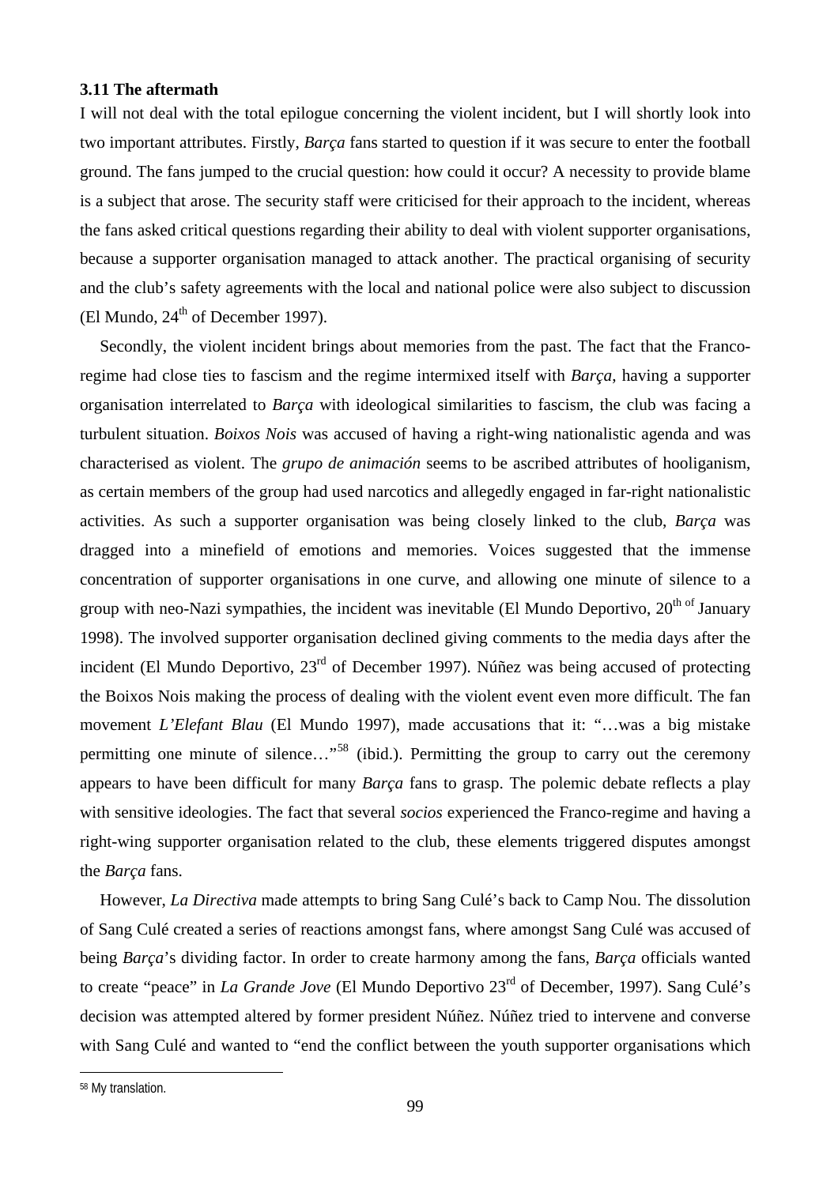### 3.11 The aftermath

I will not deal with the total epilogue concerning the violent incident, but I will shortly look into two important attributes. Firstly, *Barça* fans started to question if it was secure to enter the football ground. The fans jumped to the crucial question: how could it occur? A necessity to provide blame is a subject that arose. The security staff were criticised for their approach to the incident, whereas the fans asked critical questions regarding their ability to deal with violent supporter organisations, because a supporter organisation managed to attack another. The practical organising of security and the club's safety agreements with the local and national police were also subject to discussion (El Mundo, 24th of December 1997).

Secondly, the violent incident brings about memories from the past. The fact that the Franco-regime had close ties to fascism and the regime intermixed itself with *Barça*, having a supporter organisation interrelated to *Barça* with ideological similarities to fascism, the club was facing a turbulent situation. *Boixos Nois* was accused of having a right-wing nationalistic agenda and was characterised as violent. The *grupo de animación* seems to be ascribed attributes of hooliganism, as certain members of the group had used narcotics and allegedly engaged in far-right nationalistic activities. As such a supporter organisation was being closely linked to the club, *Barça* was dragged into a minefield of emotions and memories. Voices suggested that the immense concentration of supporter organisations in one curve, and allowing one minute of silence to a group with neo-Nazi sympathies, the incident was inevitable (El Mundo Deportivo, 20th of January 1998). The involved supporter organisation declined giving comments to the media days after the incident (El Mundo Deportivo, 23rd of December 1997). Núñez was being accused of protecting the Boixos Nois making the process of dealing with the violent event even more difficult. The fan movement *L'Elefant Blau* (El Mundo 1997), made accusations that it: "…was a big mistake permitting one minute of silence…"[58] (ibid.). Permitting the group to carry out the ceremony appears to have been difficult for many *Barça* fans to grasp. The polemic debate reflects a play with sensitive ideologies. The fact that several *socios* experienced the Franco-regime and having a right-wing supporter organisation related to the club, these elements triggered disputes amongst the *Barça* fans.

However, *La Directiva* made attempts to bring Sang Culé's back to Camp Nou. The dissolution of Sang Culé created a series of reactions amongst fans, where amongst Sang Culé was accused of being *Barça*'s dividing factor. In order to create harmony among the fans, *Barça* officials wanted to create "peace" in *La Grande Jove* (El Mundo Deportivo 23rd of December, 1997). Sang Culé's decision was attempted altered by former president Núñez. Núñez tried to intervene and converse with Sang Culé and wanted to "end the conflict between the youth supporter organisations which

---

[58] My translation.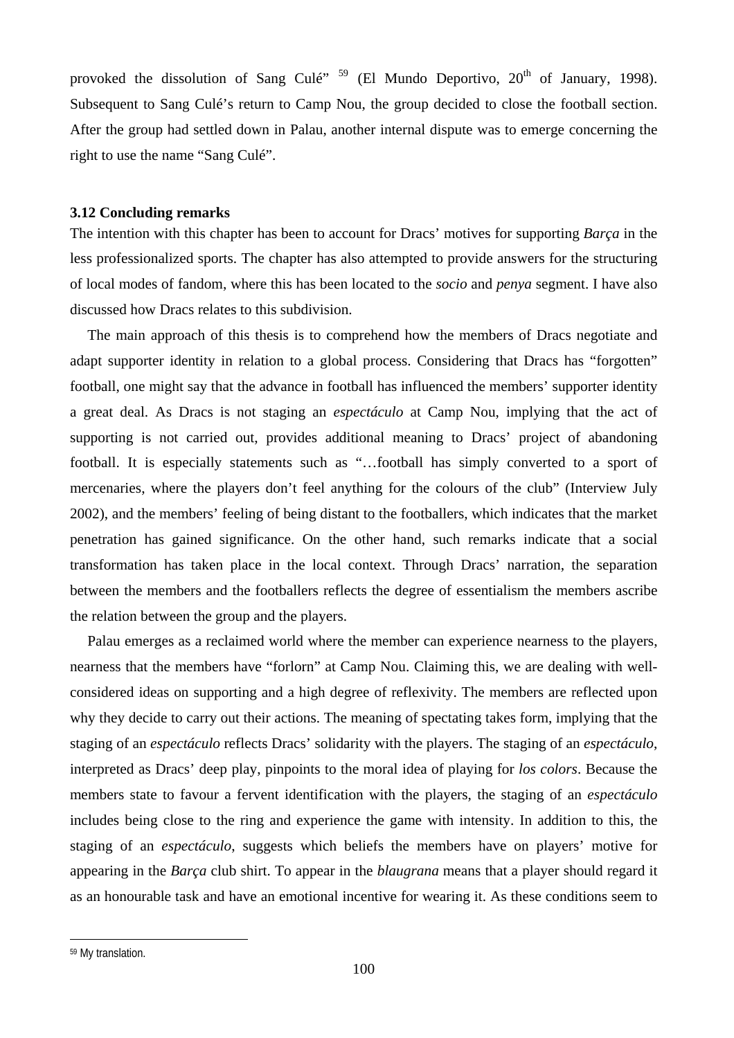provoked the dissolution of Sang Culé" [59] (El Mundo Deportivo, 20th of January, 1998). Subsequent to Sang Culé's return to Camp Nou, the group decided to close the football section. After the group had settled down in Palau, another internal dispute was to emerge concerning the right to use the name "Sang Culé".

### 3.12 Concluding remarks

The intention with this chapter has been to account for Dracs' motives for supporting *Barça* in the less professionalized sports. The chapter has also attempted to provide answers for the structuring of local modes of fandom, where this has been located to the *socio* and *penya* segment. I have also discussed how Dracs relates to this subdivision.

The main approach of this thesis is to comprehend how the members of Dracs negotiate and adapt supporter identity in relation to a global process. Considering that Dracs has "forgotten" football, one might say that the advance in football has influenced the members' supporter identity a great deal. As Dracs is not staging an *espectáculo* at Camp Nou, implying that the act of supporting is not carried out, provides additional meaning to Dracs' project of abandoning football. It is especially statements such as "…football has simply converted to a sport of mercenaries, where the players don't feel anything for the colours of the club" (Interview July 2002), and the members' feeling of being distant to the footballers, which indicates that the market penetration has gained significance. On the other hand, such remarks indicate that a social transformation has taken place in the local context. Through Dracs' narration, the separation between the members and the footballers reflects the degree of essentialism the members ascribe the relation between the group and the players.

Palau emerges as a reclaimed world where the member can experience nearness to the players, nearness that the members have "forlorn" at Camp Nou. Claiming this, we are dealing with well-considered ideas on supporting and a high degree of reflexivity. The members are reflected upon why they decide to carry out their actions. The meaning of spectating takes form, implying that the staging of an *espectáculo* reflects Dracs' solidarity with the players. The staging of an *espectáculo*, interpreted as Dracs' deep play, pinpoints to the moral idea of playing for *los colors*. Because the members state to favour a fervent identification with the players, the staging of an *espectáculo* includes being close to the ring and experience the game with intensity. In addition to this, the staging of an *espectáculo,* suggests which beliefs the members have on players' motive for appearing in the *Barça* club shirt. To appear in the *blaugrana* means that a player should regard it as an honourable task and have an emotional incentive for wearing it. As these conditions seem to

---

[59] My translation.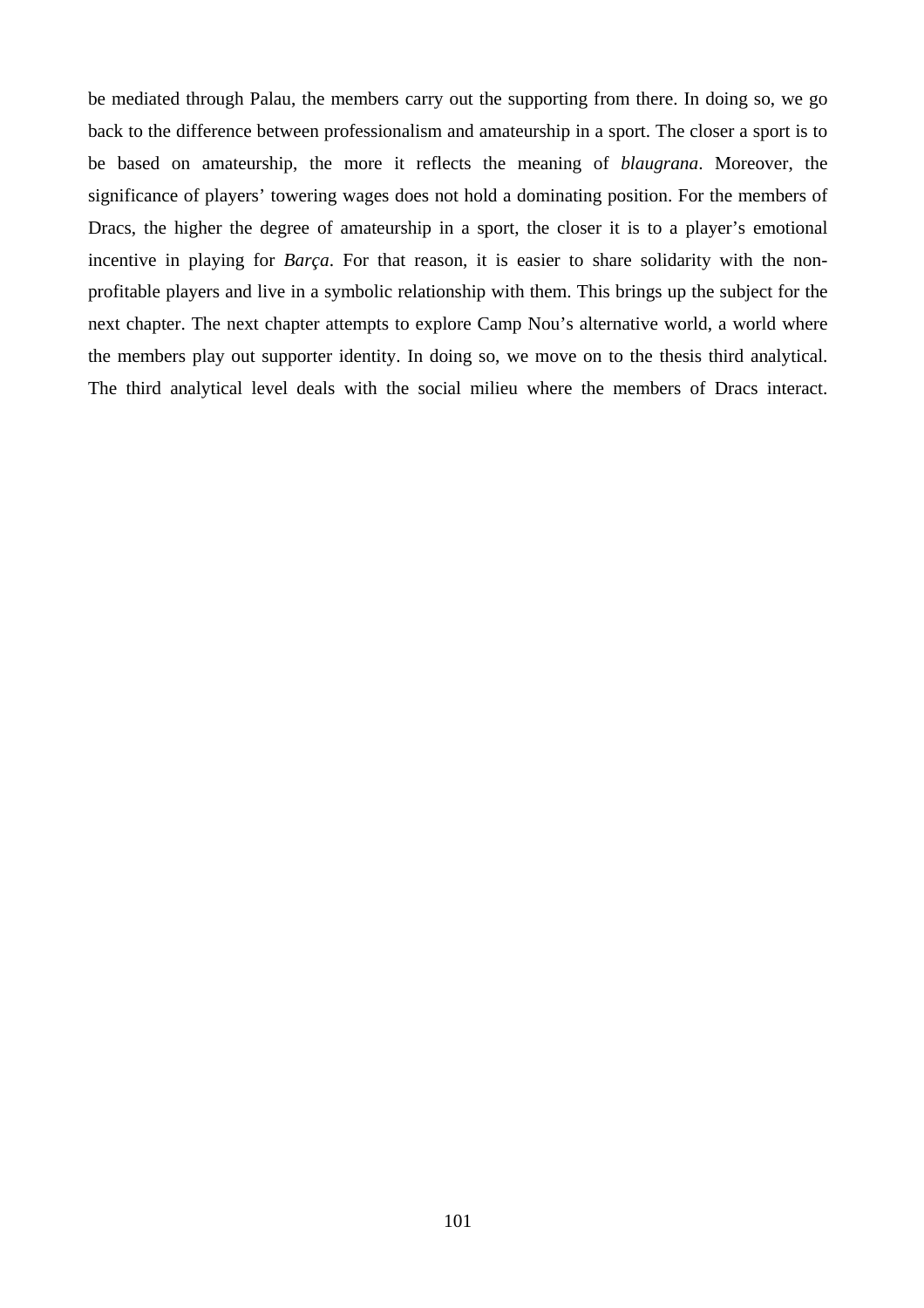be mediated through Palau, the members carry out the supporting from there. In doing so, we go back to the difference between professionalism and amateurship in a sport. The closer a sport is to be based on amateurship, the more it reflects the meaning of *blaugrana*. Moreover, the significance of players' towering wages does not hold a dominating position. For the members of Dracs, the higher the degree of amateurship in a sport, the closer it is to a player's emotional incentive in playing for *Barça*. For that reason, it is easier to share solidarity with the non-profitable players and live in a symbolic relationship with them. This brings up the subject for the next chapter. The next chapter attempts to explore Camp Nou's alternative world, a world where the members play out supporter identity. In doing so, we move on to the thesis third analytical. The third analytical level deals with the social milieu where the members of Dracs interact.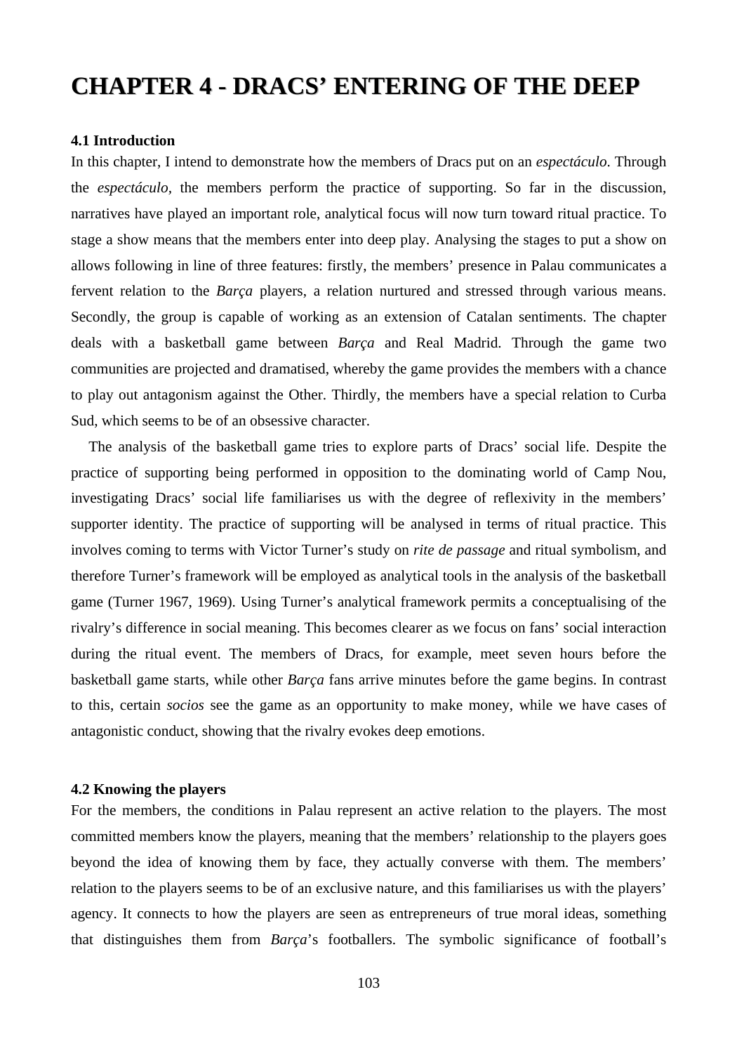# CHAPTER 4 - DRACS' ENTERING OF THE DEEP

### 4.1 Introduction

In this chapter, I intend to demonstrate how the members of Dracs put on an *espectáculo*. Through the *espectáculo*, the members perform the practice of supporting. So far in the discussion, narratives have played an important role, analytical focus will now turn toward ritual practice. To stage a show means that the members enter into deep play. Analysing the stages to put a show on allows following in line of three features: firstly, the members' presence in Palau communicates a fervent relation to the *Barça* players, a relation nurtured and stressed through various means. Secondly, the group is capable of working as an extension of Catalan sentiments. The chapter deals with a basketball game between *Barça* and Real Madrid. Through the game two communities are projected and dramatised, whereby the game provides the members with a chance to play out antagonism against the Other. Thirdly, the members have a special relation to Curba Sud, which seems to be of an obsessive character.

The analysis of the basketball game tries to explore parts of Dracs' social life. Despite the practice of supporting being performed in opposition to the dominating world of Camp Nou, investigating Dracs' social life familiarises us with the degree of reflexivity in the members' supporter identity. The practice of supporting will be analysed in terms of ritual practice. This involves coming to terms with Victor Turner's study on *rite de passage* and ritual symbolism, and therefore Turner's framework will be employed as analytical tools in the analysis of the basketball game (Turner 1967, 1969). Using Turner's analytical framework permits a conceptualising of the rivalry's difference in social meaning. This becomes clearer as we focus on fans' social interaction during the ritual event. The members of Dracs, for example, meet seven hours before the basketball game starts, while other *Barça* fans arrive minutes before the game begins. In contrast to this, certain *socios* see the game as an opportunity to make money, while we have cases of antagonistic conduct, showing that the rivalry evokes deep emotions.

### 4.2 Knowing the players

For the members, the conditions in Palau represent an active relation to the players. The most committed members know the players, meaning that the members' relationship to the players goes beyond the idea of knowing them by face, they actually converse with them. The members' relation to the players seems to be of an exclusive nature, and this familiarises us with the players' agency. It connects to how the players are seen as entrepreneurs of true moral ideas, something that distinguishes them from *Barça*'s footballers. The symbolic significance of football's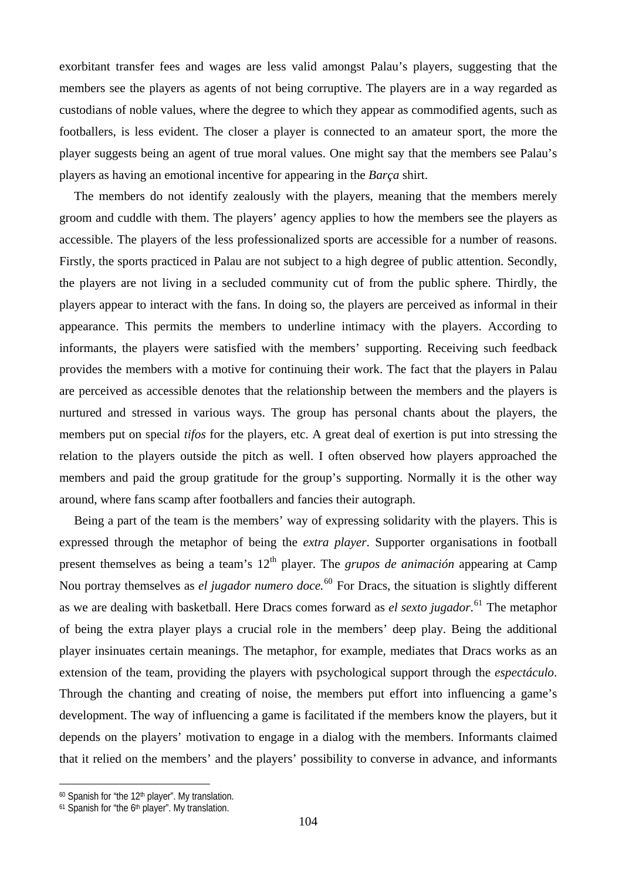exorbitant transfer fees and wages are less valid amongst Palau's players, suggesting that the members see the players as agents of not being corruptive. The players are in a way regarded as custodians of noble values, where the degree to which they appear as commodified agents, such as footballers, is less evident. The closer a player is connected to an amateur sport, the more the player suggests being an agent of true moral values. One might say that the members see Palau's players as having an emotional incentive for appearing in the *Barça* shirt.

The members do not identify zealously with the players, meaning that the members merely groom and cuddle with them. The players' agency applies to how the members see the players as accessible. The players of the less professionalized sports are accessible for a number of reasons. Firstly, the sports practiced in Palau are not subject to a high degree of public attention. Secondly, the players are not living in a secluded community cut of from the public sphere. Thirdly, the players appear to interact with the fans. In doing so, the players are perceived as informal in their appearance. This permits the members to underline intimacy with the players. According to informants, the players were satisfied with the members' supporting. Receiving such feedback provides the members with a motive for continuing their work. The fact that the players in Palau are perceived as accessible denotes that the relationship between the members and the players is nurtured and stressed in various ways. The group has personal chants about the players, the members put on special *tifos* for the players, etc. A great deal of exertion is put into stressing the relation to the players outside the pitch as well. I often observed how players approached the members and paid the group gratitude for the group's supporting. Normally it is the other way around, where fans scamp after footballers and fancies their autograph.

Being a part of the team is the members' way of expressing solidarity with the players. This is expressed through the metaphor of being the *extra player*. Supporter organisations in football present themselves as being a team's 12th player. The *grupos de animación* appearing at Camp Nou portray themselves as *el jugador numero doce.*[60] For Dracs, the situation is slightly different as we are dealing with basketball. Here Dracs comes forward as *el sexto jugador*.[61] The metaphor of being the extra player plays a crucial role in the members' deep play. Being the additional player insinuates certain meanings. The metaphor, for example, mediates that Dracs works as an extension of the team, providing the players with psychological support through the *espectáculo*. Through the chanting and creating of noise, the members put effort into influencing a game's development. The way of influencing a game is facilitated if the members know the players, but it depends on the players' motivation to engage in a dialog with the members. Informants claimed that it relied on the members' and the players' possibility to converse in advance, and informants

---

[60] Spanish for "the 12th player". My translation.

[61] Spanish for "the 6th player". My translation.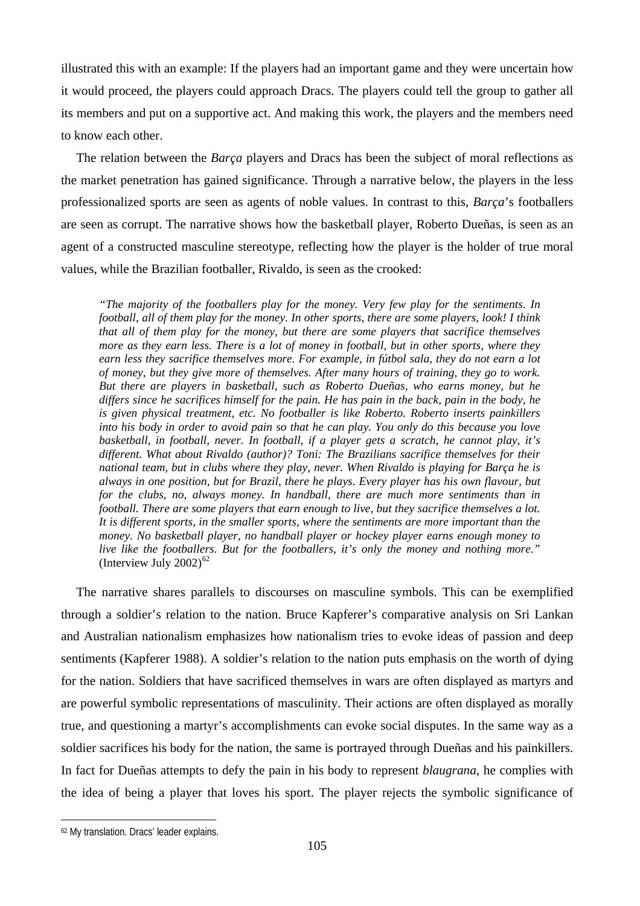illustrated this with an example: If the players had an important game and they were uncertain how it would proceed, the players could approach Dracs. The players could tell the group to gather all its members and put on a supportive act. And making this work, the players and the members need to know each other.

The relation between the *Barça* players and Dracs has been the subject of moral reflections as the market penetration has gained significance. Through a narrative below, the players in the less professionalized sports are seen as agents of noble values. In contrast to this, *Barça*'s footballers are seen as corrupt. The narrative shows how the basketball player, Roberto Dueñas, is seen as an agent of a constructed masculine stereotype, reflecting how the player is the holder of true moral values, while the Brazilian footballer, Rivaldo, is seen as the crooked:

> *"The majority of the footballers play for the money. Very few play for the sentiments. In football, all of them play for the money. In other sports, there are some players, look! I think that all of them play for the money, but there are some players that sacrifice themselves more as they earn less. There is a lot of money in football, but in other sports, where they earn less they sacrifice themselves more. For example, in fútbol sala, they do not earn a lot of money, but they give more of themselves. After many hours of training, they go to work. But there are players in basketball, such as Roberto Dueñas, who earns money, but he differs since he sacrifices himself for the pain. He has pain in the back, pain in the body, he is given physical treatment, etc. No footballer is like Roberto. Roberto inserts painkillers into his body in order to avoid pain so that he can play. You only do this because you love basketball, in football, never. In football, if a player gets a scratch, he cannot play, it's different. What about Rivaldo (author)? Toni: The Brazilians sacrifice themselves for their national team, but in clubs where they play, never. When Rivaldo is playing for Barça he is always in one position, but for Brazil, there he plays. Every player has his own flavour, but for the clubs, no, always money. In handball, there are much more sentiments than in football. There are some players that earn enough to live, but they sacrifice themselves a lot. It is different sports, in the smaller sports, where the sentiments are more important than the money. No basketball player, no handball player or hockey player earns enough money to live like the footballers. But for the footballers, it's only the money and nothing more."* (Interview July 2002)[62]

The narrative shares parallels to discourses on masculine symbols. This can be exemplified through a soldier's relation to the nation. Bruce Kapferer's comparative analysis on Sri Lankan and Australian nationalism emphasizes how nationalism tries to evoke ideas of passion and deep sentiments (Kapferer 1988). A soldier's relation to the nation puts emphasis on the worth of dying for the nation. Soldiers that have sacrificed themselves in wars are often displayed as martyrs and are powerful symbolic representations of masculinity. Their actions are often displayed as morally true, and questioning a martyr's accomplishments can evoke social disputes. In the same way as a soldier sacrifices his body for the nation, the same is portrayed through Dueñas and his painkillers. In fact for Dueñas attempts to defy the pain in his body to represent *blaugrana*, he complies with the idea of being a player that loves his sport. The player rejects the symbolic significance of

[62] My translation. Dracs' leader explains.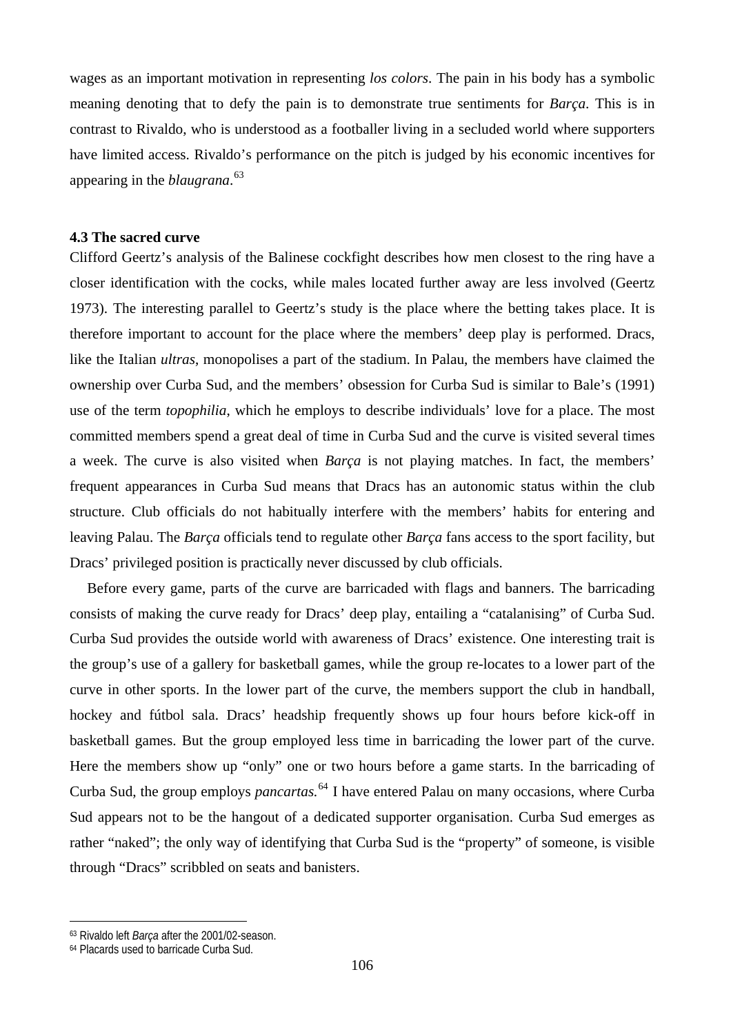wages as an important motivation in representing *los colors*. The pain in his body has a symbolic meaning denoting that to defy the pain is to demonstrate true sentiments for *Barça*. This is in contrast to Rivaldo, who is understood as a footballer living in a secluded world where supporters have limited access. Rivaldo's performance on the pitch is judged by his economic incentives for appearing in the *blaugrana*.[63]

### 4.3 The sacred curve

Clifford Geertz's analysis of the Balinese cockfight describes how men closest to the ring have a closer identification with the cocks, while males located further away are less involved (Geertz 1973). The interesting parallel to Geertz's study is the place where the betting takes place. It is therefore important to account for the place where the members' deep play is performed. Dracs, like the Italian *ultras*, monopolises a part of the stadium. In Palau, the members have claimed the ownership over Curba Sud, and the members' obsession for Curba Sud is similar to Bale's (1991) use of the term *topophilia*, which he employs to describe individuals' love for a place. The most committed members spend a great deal of time in Curba Sud and the curve is visited several times a week. The curve is also visited when *Barça* is not playing matches. In fact, the members' frequent appearances in Curba Sud means that Dracs has an autonomic status within the club structure. Club officials do not habitually interfere with the members' habits for entering and leaving Palau. The *Barça* officials tend to regulate other *Barça* fans access to the sport facility, but Dracs' privileged position is practically never discussed by club officials.

Before every game, parts of the curve are barricaded with flags and banners. The barricading consists of making the curve ready for Dracs' deep play, entailing a "catalanising" of Curba Sud. Curba Sud provides the outside world with awareness of Dracs' existence. One interesting trait is the group's use of a gallery for basketball games, while the group re-locates to a lower part of the curve in other sports. In the lower part of the curve, the members support the club in handball, hockey and fútbol sala. Dracs' headship frequently shows up four hours before kick-off in basketball games. But the group employed less time in barricading the lower part of the curve. Here the members show up "only" one or two hours before a game starts. In the barricading of Curba Sud, the group employs *pancartas.*[64] I have entered Palau on many occasions, where Curba Sud appears not to be the hangout of a dedicated supporter organisation. Curba Sud emerges as rather "naked"; the only way of identifying that Curba Sud is the "property" of someone, is visible through "Dracs" scribbled on seats and banisters.

---

[63] Rivaldo left *Barça* after the 2001/02-season.

[64] Placards used to barricade Curba Sud.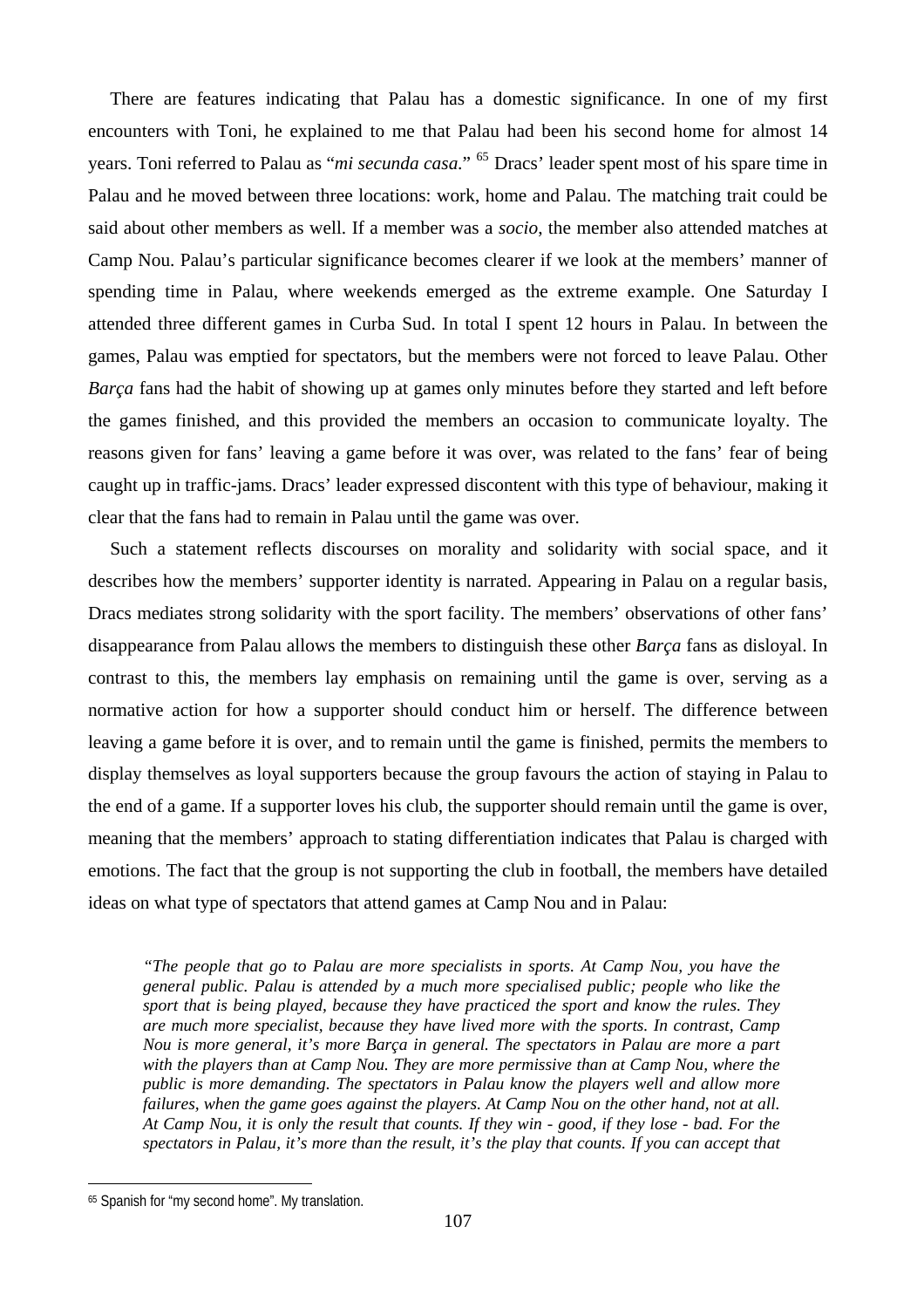There are features indicating that Palau has a domestic significance. In one of my first encounters with Toni, he explained to me that Palau had been his second home for almost 14 years. Toni referred to Palau as "*mi secunda casa*." [65] Dracs' leader spent most of his spare time in Palau and he moved between three locations: work, home and Palau. The matching trait could be said about other members as well. If a member was a *socio*, the member also attended matches at Camp Nou. Palau's particular significance becomes clearer if we look at the members' manner of spending time in Palau, where weekends emerged as the extreme example. One Saturday I attended three different games in Curba Sud. In total I spent 12 hours in Palau. In between the games, Palau was emptied for spectators, but the members were not forced to leave Palau. Other *Barça* fans had the habit of showing up at games only minutes before they started and left before the games finished, and this provided the members an occasion to communicate loyalty. The reasons given for fans' leaving a game before it was over, was related to the fans' fear of being caught up in traffic-jams. Dracs' leader expressed discontent with this type of behaviour, making it clear that the fans had to remain in Palau until the game was over.

Such a statement reflects discourses on morality and solidarity with social space, and it describes how the members' supporter identity is narrated. Appearing in Palau on a regular basis, Dracs mediates strong solidarity with the sport facility. The members' observations of other fans' disappearance from Palau allows the members to distinguish these other *Barça* fans as disloyal. In contrast to this, the members lay emphasis on remaining until the game is over, serving as a normative action for how a supporter should conduct him or herself. The difference between leaving a game before it is over, and to remain until the game is finished, permits the members to display themselves as loyal supporters because the group favours the action of staying in Palau to the end of a game. If a supporter loves his club, the supporter should remain until the game is over, meaning that the members' approach to stating differentiation indicates that Palau is charged with emotions. The fact that the group is not supporting the club in football, the members have detailed ideas on what type of spectators that attend games at Camp Nou and in Palau:

> *"The people that go to Palau are more specialists in sports. At Camp Nou, you have the general public. Palau is attended by a much more specialised public; people who like the sport that is being played, because they have practiced the sport and know the rules. They are much more specialist, because they have lived more with the sports. In contrast, Camp Nou is more general, it's more Barça in general. The spectators in Palau are more a part with the players than at Camp Nou. They are more permissive than at Camp Nou, where the public is more demanding. The spectators in Palau know the players well and allow more failures, when the game goes against the players. At Camp Nou on the other hand, not at all. At Camp Nou, it is only the result that counts. If they win - good, if they lose - bad. For the spectators in Palau, it's more than the result, it's the play that counts. If you can accept that*

[65] Spanish for "my second home". My translation.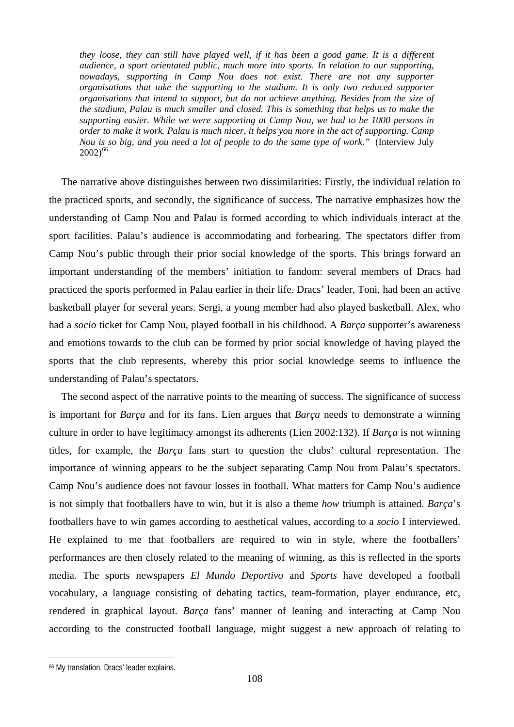*they loose, they can still have played well, if it has been a good game. It is a different audience, a sport orientated public, much more into sports. In relation to our supporting, nowadays, supporting in Camp Nou does not exist. There are not any supporter organisations that take the supporting to the stadium. It is only two reduced supporter organisations that intend to support, but do not achieve anything. Besides from the size of the stadium, Palau is much smaller and closed. This is something that helps us to make the supporting easier. While we were supporting at Camp Nou, we had to be 1000 persons in order to make it work. Palau is much nicer, it helps you more in the act of supporting. Camp Nou is so big, and you need a lot of people to do the same type of work."* (Interview July 2002)[66]

The narrative above distinguishes between two dissimilarities: Firstly, the individual relation to the practiced sports, and secondly, the significance of success. The narrative emphasizes how the understanding of Camp Nou and Palau is formed according to which individuals interact at the sport facilities. Palau's audience is accommodating and forbearing. The spectators differ from Camp Nou's public through their prior social knowledge of the sports. This brings forward an important understanding of the members' initiation to fandom: several members of Dracs had practiced the sports performed in Palau earlier in their life. Dracs' leader, Toni, had been an active basketball player for several years. Sergi, a young member had also played basketball. Alex, who had a *socio* ticket for Camp Nou, played football in his childhood. A *Barça* supporter's awareness and emotions towards to the club can be formed by prior social knowledge of having played the sports that the club represents, whereby this prior social knowledge seems to influence the understanding of Palau's spectators.

The second aspect of the narrative points to the meaning of success. The significance of success is important for *Barça* and for its fans. Lien argues that *Barça* needs to demonstrate a winning culture in order to have legitimacy amongst its adherents (Lien 2002:132). If *Barça* is not winning titles, for example, the *Barça* fans start to question the clubs' cultural representation. The importance of winning appears to be the subject separating Camp Nou from Palau's spectators. Camp Nou's audience does not favour losses in football. What matters for Camp Nou's audience is not simply that footballers have to win, but it is also a theme *how* triumph is attained. *Barça*'s footballers have to win games according to aesthetical values, according to a *socio* I interviewed. He explained to me that footballers are required to win in style, where the footballers' performances are then closely related to the meaning of winning, as this is reflected in the sports media. The sports newspapers *El Mundo Deportivo* and *Sports* have developed a football vocabulary, a language consisting of debating tactics, team-formation, player endurance, etc, rendered in graphical layout. *Barça* fans' manner of leaning and interacting at Camp Nou according to the constructed football language, might suggest a new approach of relating to

[66] My translation. Dracs' leader explains.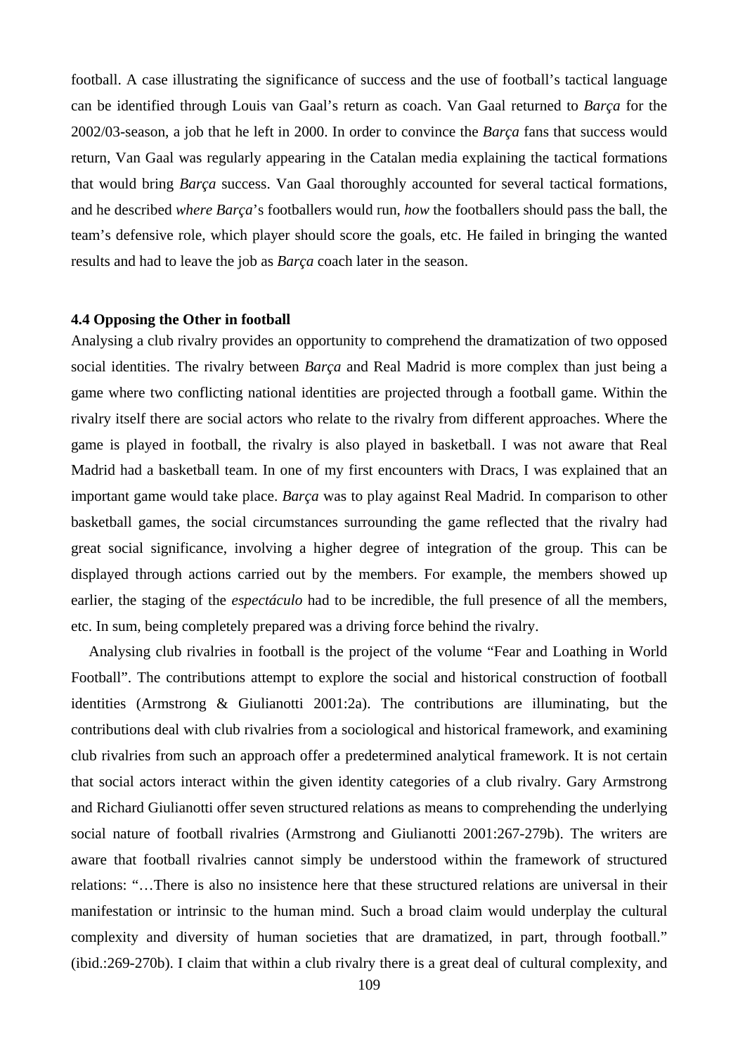football. A case illustrating the significance of success and the use of football's tactical language can be identified through Louis van Gaal's return as coach. Van Gaal returned to *Barça* for the 2002/03-season, a job that he left in 2000. In order to convince the *Barça* fans that success would return, Van Gaal was regularly appearing in the Catalan media explaining the tactical formations that would bring *Barça* success. Van Gaal thoroughly accounted for several tactical formations, and he described *where Barça*'s footballers would run, *how* the footballers should pass the ball, the team's defensive role, which player should score the goals, etc. He failed in bringing the wanted results and had to leave the job as *Barça* coach later in the season.

### 4.4 Opposing the Other in football

Analysing a club rivalry provides an opportunity to comprehend the dramatization of two opposed social identities. The rivalry between *Barça* and Real Madrid is more complex than just being a game where two conflicting national identities are projected through a football game. Within the rivalry itself there are social actors who relate to the rivalry from different approaches. Where the game is played in football, the rivalry is also played in basketball. I was not aware that Real Madrid had a basketball team. In one of my first encounters with Dracs, I was explained that an important game would take place. *Barça* was to play against Real Madrid. In comparison to other basketball games, the social circumstances surrounding the game reflected that the rivalry had great social significance, involving a higher degree of integration of the group. This can be displayed through actions carried out by the members. For example, the members showed up earlier, the staging of the *espectáculo* had to be incredible, the full presence of all the members, etc. In sum, being completely prepared was a driving force behind the rivalry.

Analysing club rivalries in football is the project of the volume "Fear and Loathing in World Football". The contributions attempt to explore the social and historical construction of football identities (Armstrong & Giulianotti 2001:2a). The contributions are illuminating, but the contributions deal with club rivalries from a sociological and historical framework, and examining club rivalries from such an approach offer a predetermined analytical framework. It is not certain that social actors interact within the given identity categories of a club rivalry. Gary Armstrong and Richard Giulianotti offer seven structured relations as means to comprehending the underlying social nature of football rivalries (Armstrong and Giulianotti 2001:267-279b). The writers are aware that football rivalries cannot simply be understood within the framework of structured relations: "…There is also no insistence here that these structured relations are universal in their manifestation or intrinsic to the human mind. Such a broad claim would underplay the cultural complexity and diversity of human societies that are dramatized, in part, through football." (ibid.:269-270b). I claim that within a club rivalry there is a great deal of cultural complexity, and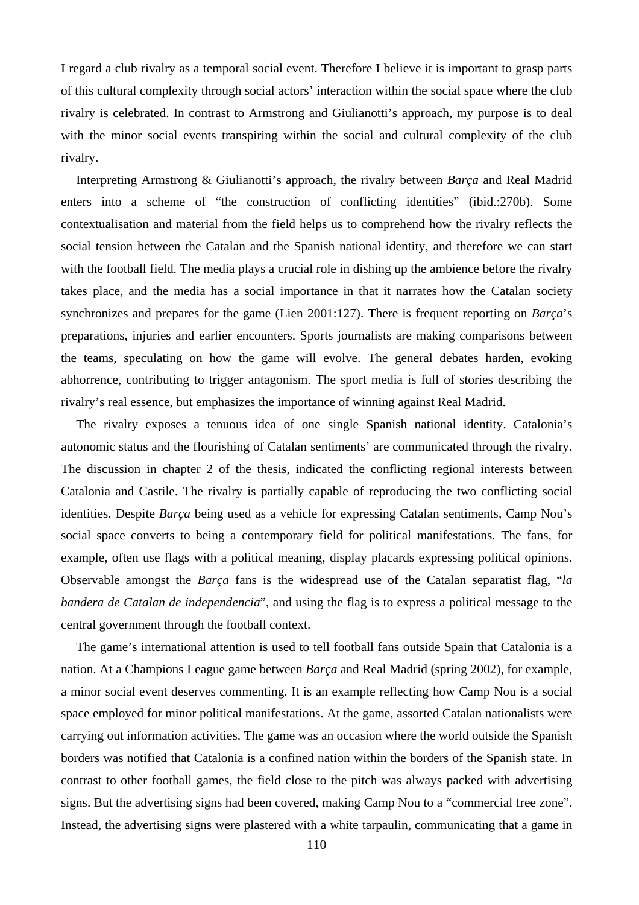I regard a club rivalry as a temporal social event. Therefore I believe it is important to grasp parts of this cultural complexity through social actors' interaction within the social space where the club rivalry is celebrated. In contrast to Armstrong and Giulianotti's approach, my purpose is to deal with the minor social events transpiring within the social and cultural complexity of the club rivalry.

Interpreting Armstrong & Giulianotti's approach, the rivalry between *Barça* and Real Madrid enters into a scheme of "the construction of conflicting identities" (ibid.:270b). Some contextualisation and material from the field helps us to comprehend how the rivalry reflects the social tension between the Catalan and the Spanish national identity, and therefore we can start with the football field. The media plays a crucial role in dishing up the ambience before the rivalry takes place, and the media has a social importance in that it narrates how the Catalan society synchronizes and prepares for the game (Lien 2001:127). There is frequent reporting on *Barça*'s preparations, injuries and earlier encounters. Sports journalists are making comparisons between the teams, speculating on how the game will evolve. The general debates harden, evoking abhorrence, contributing to trigger antagonism. The sport media is full of stories describing the rivalry's real essence, but emphasizes the importance of winning against Real Madrid.

The rivalry exposes a tenuous idea of one single Spanish national identity. Catalonia's autonomic status and the flourishing of Catalan sentiments' are communicated through the rivalry. The discussion in chapter 2 of the thesis, indicated the conflicting regional interests between Catalonia and Castile. The rivalry is partially capable of reproducing the two conflicting social identities. Despite *Barça* being used as a vehicle for expressing Catalan sentiments, Camp Nou's social space converts to being a contemporary field for political manifestations. The fans, for example, often use flags with a political meaning, display placards expressing political opinions. Observable amongst the *Barça* fans is the widespread use of the Catalan separatist flag, "*la bandera de Catalan de independencia*", and using the flag is to express a political message to the central government through the football context.

The game's international attention is used to tell football fans outside Spain that Catalonia is a nation. At a Champions League game between *Barça* and Real Madrid (spring 2002), for example, a minor social event deserves commenting. It is an example reflecting how Camp Nou is a social space employed for minor political manifestations. At the game, assorted Catalan nationalists were carrying out information activities. The game was an occasion where the world outside the Spanish borders was notified that Catalonia is a confined nation within the borders of the Spanish state. In contrast to other football games, the field close to the pitch was always packed with advertising signs. But the advertising signs had been covered, making Camp Nou to a "commercial free zone". Instead, the advertising signs were plastered with a white tarpaulin, communicating that a game in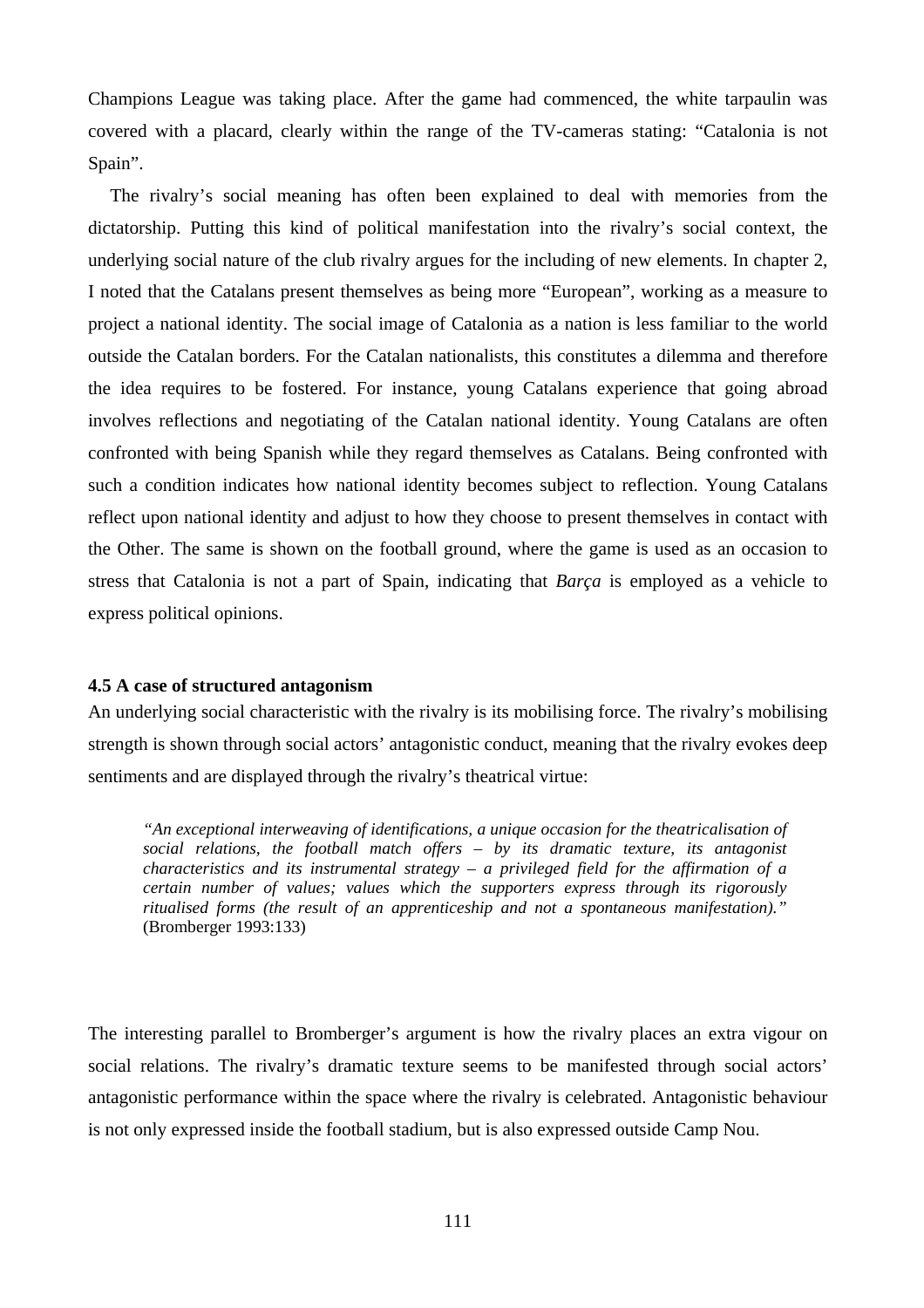Champions League was taking place. After the game had commenced, the white tarpaulin was covered with a placard, clearly within the range of the TV-cameras stating: "Catalonia is not Spain".

The rivalry's social meaning has often been explained to deal with memories from the dictatorship. Putting this kind of political manifestation into the rivalry's social context, the underlying social nature of the club rivalry argues for the including of new elements. In chapter 2, I noted that the Catalans present themselves as being more "European", working as a measure to project a national identity. The social image of Catalonia as a nation is less familiar to the world outside the Catalan borders. For the Catalan nationalists, this constitutes a dilemma and therefore the idea requires to be fostered. For instance, young Catalans experience that going abroad involves reflections and negotiating of the Catalan national identity. Young Catalans are often confronted with being Spanish while they regard themselves as Catalans. Being confronted with such a condition indicates how national identity becomes subject to reflection. Young Catalans reflect upon national identity and adjust to how they choose to present themselves in contact with the Other. The same is shown on the football ground, where the game is used as an occasion to stress that Catalonia is not a part of Spain, indicating that *Barça* is employed as a vehicle to express political opinions.

#### 4.5 A case of structured antagonism

An underlying social characteristic with the rivalry is its mobilising force. The rivalry's mobilising strength is shown through social actors' antagonistic conduct, meaning that the rivalry evokes deep sentiments and are displayed through the rivalry's theatrical virtue:

> *"An exceptional interweaving of identifications, a unique occasion for the theatricalisation of social relations, the football match offers – by its dramatic texture, its antagonist characteristics and its instrumental strategy – a privileged field for the affirmation of a certain number of values; values which the supporters express through its rigorously ritualised forms (the result of an apprenticeship and not a spontaneous manifestation)."* (Bromberger 1993:133)

The interesting parallel to Bromberger's argument is how the rivalry places an extra vigour on social relations. The rivalry's dramatic texture seems to be manifested through social actors' antagonistic performance within the space where the rivalry is celebrated. Antagonistic behaviour is not only expressed inside the football stadium, but is also expressed outside Camp Nou.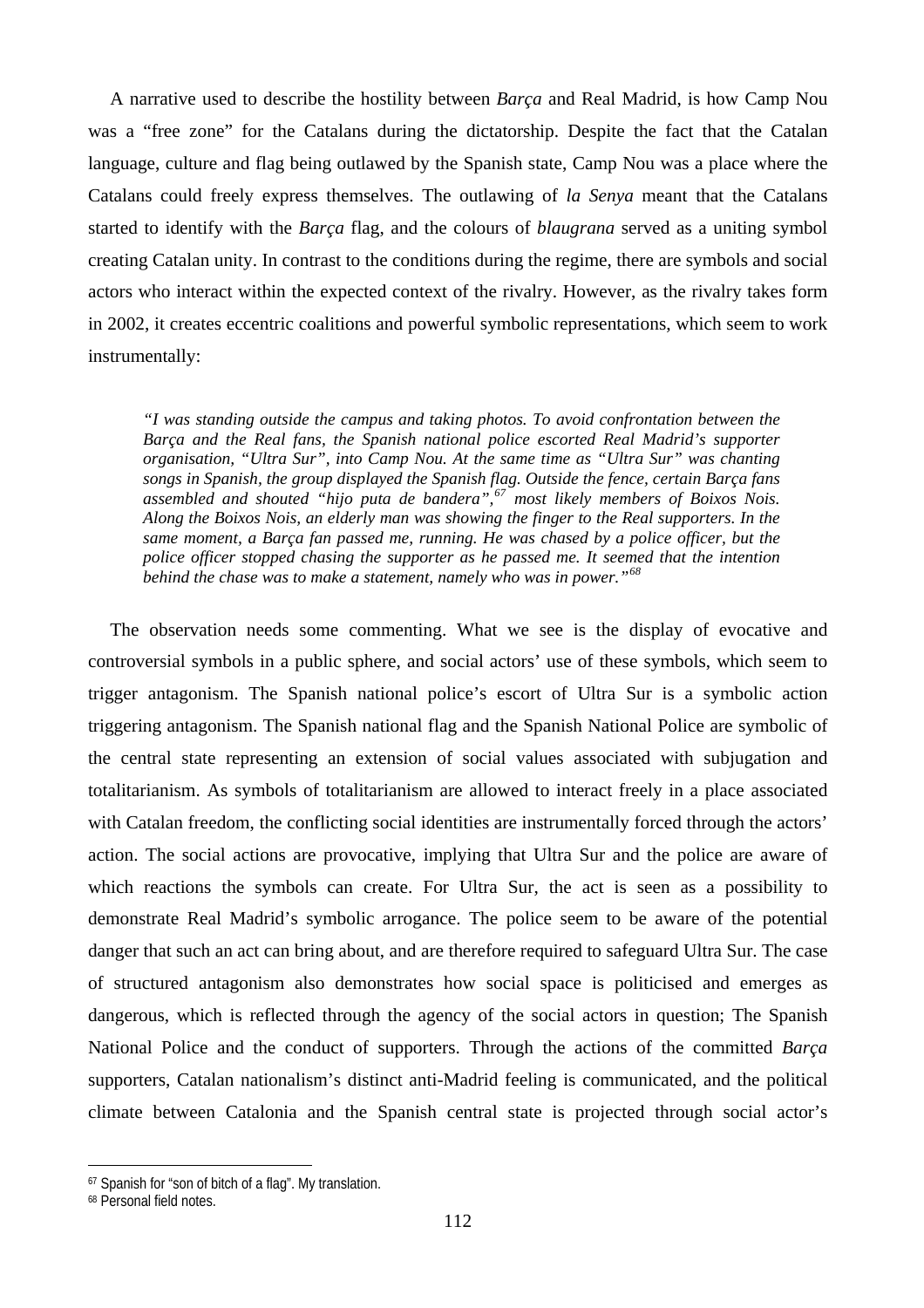A narrative used to describe the hostility between *Barça* and Real Madrid, is how Camp Nou was a "free zone" for the Catalans during the dictatorship. Despite the fact that the Catalan language, culture and flag being outlawed by the Spanish state, Camp Nou was a place where the Catalans could freely express themselves. The outlawing of *la Senya* meant that the Catalans started to identify with the *Barça* flag, and the colours of *blaugrana* served as a uniting symbol creating Catalan unity. In contrast to the conditions during the regime, there are symbols and social actors who interact within the expected context of the rivalry. However, as the rivalry takes form in 2002, it creates eccentric coalitions and powerful symbolic representations, which seem to work instrumentally:

> *"I was standing outside the campus and taking photos. To avoid confrontation between the Barça and the Real fans, the Spanish national police escorted Real Madrid's supporter organisation, "Ultra Sur", into Camp Nou. At the same time as "Ultra Sur" was chanting songs in Spanish, the group displayed the Spanish flag. Outside the fence, certain Barça fans assembled and shouted "hijo puta de bandera",[67] most likely members of Boixos Nois. Along the Boixos Nois, an elderly man was showing the finger to the Real supporters. In the same moment, a Barça fan passed me, running. He was chased by a police officer, but the police officer stopped chasing the supporter as he passed me. It seemed that the intention behind the chase was to make a statement, namely who was in power."[68]*

The observation needs some commenting. What we see is the display of evocative and controversial symbols in a public sphere, and social actors' use of these symbols, which seem to trigger antagonism. The Spanish national police's escort of Ultra Sur is a symbolic action triggering antagonism. The Spanish national flag and the Spanish National Police are symbolic of the central state representing an extension of social values associated with subjugation and totalitarianism. As symbols of totalitarianism are allowed to interact freely in a place associated with Catalan freedom, the conflicting social identities are instrumentally forced through the actors' action. The social actions are provocative, implying that Ultra Sur and the police are aware of which reactions the symbols can create. For Ultra Sur, the act is seen as a possibility to demonstrate Real Madrid's symbolic arrogance. The police seem to be aware of the potential danger that such an act can bring about, and are therefore required to safeguard Ultra Sur. The case of structured antagonism also demonstrates how social space is politicised and emerges as dangerous, which is reflected through the agency of the social actors in question; The Spanish National Police and the conduct of supporters. Through the actions of the committed *Barça* supporters, Catalan nationalism's distinct anti-Madrid feeling is communicated, and the political climate between Catalonia and the Spanish central state is projected through social actor's

---

[67] Spanish for "son of bitch of a flag". My translation.

[68] Personal field notes.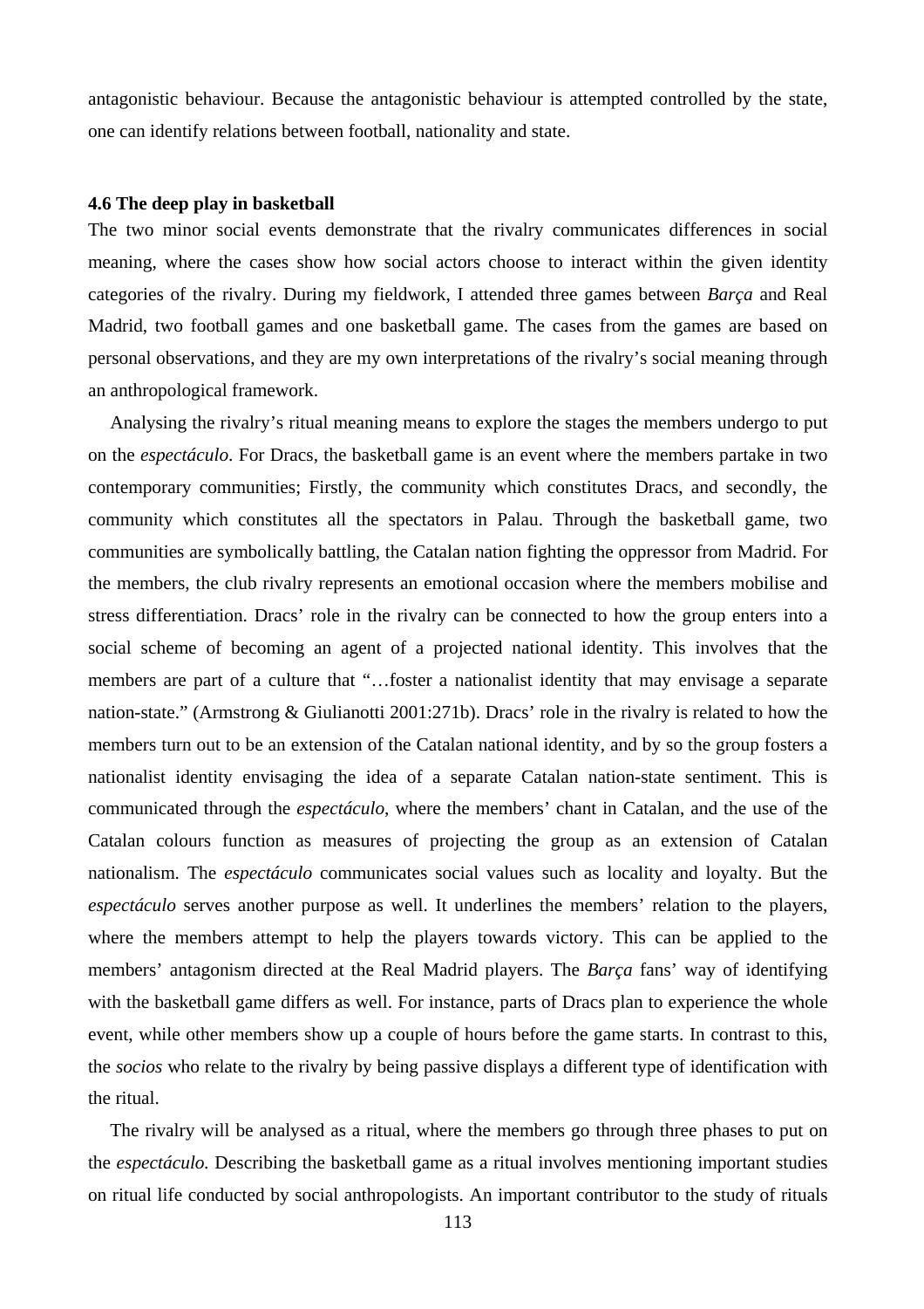antagonistic behaviour. Because the antagonistic behaviour is attempted controlled by the state, one can identify relations between football, nationality and state.

### 4.6 The deep play in basketball

The two minor social events demonstrate that the rivalry communicates differences in social meaning, where the cases show how social actors choose to interact within the given identity categories of the rivalry. During my fieldwork, I attended three games between *Barça* and Real Madrid, two football games and one basketball game. The cases from the games are based on personal observations, and they are my own interpretations of the rivalry's social meaning through an anthropological framework.

Analysing the rivalry's ritual meaning means to explore the stages the members undergo to put on the *espectáculo*. For Dracs, the basketball game is an event where the members partake in two contemporary communities; Firstly, the community which constitutes Dracs, and secondly, the community which constitutes all the spectators in Palau. Through the basketball game, two communities are symbolically battling, the Catalan nation fighting the oppressor from Madrid. For the members, the club rivalry represents an emotional occasion where the members mobilise and stress differentiation. Dracs' role in the rivalry can be connected to how the group enters into a social scheme of becoming an agent of a projected national identity. This involves that the members are part of a culture that "…foster a nationalist identity that may envisage a separate nation-state." (Armstrong & Giulianotti 2001:271b). Dracs' role in the rivalry is related to how the members turn out to be an extension of the Catalan national identity, and by so the group fosters a nationalist identity envisaging the idea of a separate Catalan nation-state sentiment. This is communicated through the *espectáculo*, where the members' chant in Catalan, and the use of the Catalan colours function as measures of projecting the group as an extension of Catalan nationalism. The *espectáculo* communicates social values such as locality and loyalty. But the *espectáculo* serves another purpose as well. It underlines the members' relation to the players, where the members attempt to help the players towards victory. This can be applied to the members' antagonism directed at the Real Madrid players. The *Barça* fans' way of identifying with the basketball game differs as well. For instance, parts of Dracs plan to experience the whole event, while other members show up a couple of hours before the game starts. In contrast to this, the *socios* who relate to the rivalry by being passive displays a different type of identification with the ritual.

The rivalry will be analysed as a ritual, where the members go through three phases to put on the *espectáculo.* Describing the basketball game as a ritual involves mentioning important studies on ritual life conducted by social anthropologists. An important contributor to the study of rituals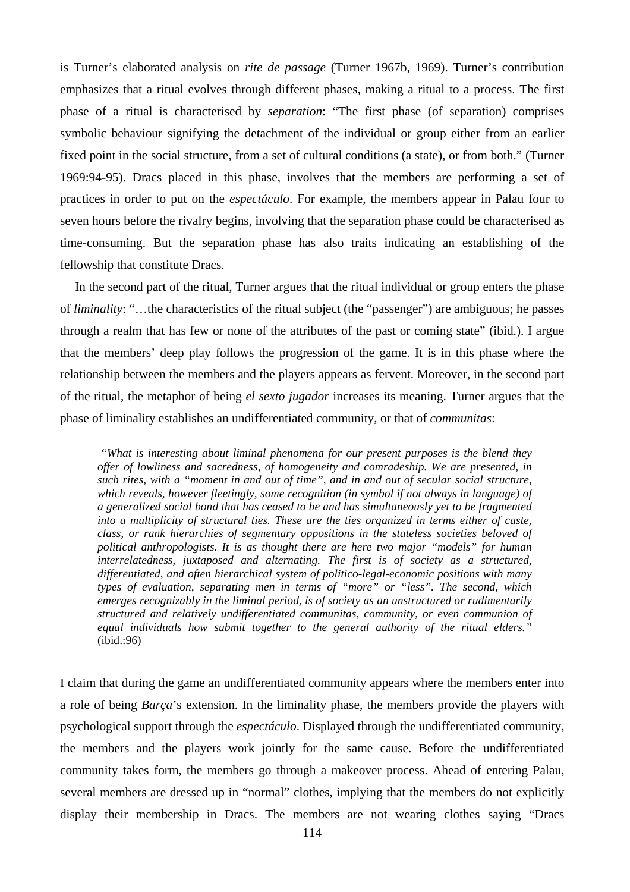is Turner's elaborated analysis on *rite de passage* (Turner 1967b, 1969). Turner's contribution emphasizes that a ritual evolves through different phases, making a ritual to a process. The first phase of a ritual is characterised by *separation*: "The first phase (of separation) comprises symbolic behaviour signifying the detachment of the individual or group either from an earlier fixed point in the social structure, from a set of cultural conditions (a state), or from both." (Turner 1969:94-95). Dracs placed in this phase, involves that the members are performing a set of practices in order to put on the *espectáculo*. For example, the members appear in Palau four to seven hours before the rivalry begins, involving that the separation phase could be characterised as time-consuming. But the separation phase has also traits indicating an establishing of the fellowship that constitute Dracs.

In the second part of the ritual, Turner argues that the ritual individual or group enters the phase of *liminality*: "…the characteristics of the ritual subject (the "passenger") are ambiguous; he passes through a realm that has few or none of the attributes of the past or coming state" (ibid.). I argue that the members' deep play follows the progression of the game. It is in this phase where the relationship between the members and the players appears as fervent. Moreover, in the second part of the ritual, the metaphor of being *el sexto jugador* increases its meaning. Turner argues that the phase of liminality establishes an undifferentiated community, or that of *communitas*:

> *"What is interesting about liminal phenomena for our present purposes is the blend they offer of lowliness and sacredness, of homogeneity and comradeship. We are presented, in such rites, with a "moment in and out of time", and in and out of secular social structure, which reveals, however fleetingly, some recognition (in symbol if not always in language) of a generalized social bond that has ceased to be and has simultaneously yet to be fragmented into a multiplicity of structural ties. These are the ties organized in terms either of caste, class, or rank hierarchies of segmentary oppositions in the stateless societies beloved of political anthropologists. It is as thought there are here two major "models" for human interrelatedness, juxtaposed and alternating. The first is of society as a structured, differentiated, and often hierarchical system of politico-legal-economic positions with many types of evaluation, separating men in terms of "more" or "less". The second, which emerges recognizably in the liminal period, is of society as an unstructured or rudimentarily structured and relatively undifferentiated communitas, community, or even communion of equal individuals how submit together to the general authority of the ritual elders."* (ibid.:96)

I claim that during the game an undifferentiated community appears where the members enter into a role of being *Barça*'s extension. In the liminality phase, the members provide the players with psychological support through the *espectáculo*. Displayed through the undifferentiated community, the members and the players work jointly for the same cause. Before the undifferentiated community takes form, the members go through a makeover process. Ahead of entering Palau, several members are dressed up in "normal" clothes, implying that the members do not explicitly display their membership in Dracs. The members are not wearing clothes saying "Dracs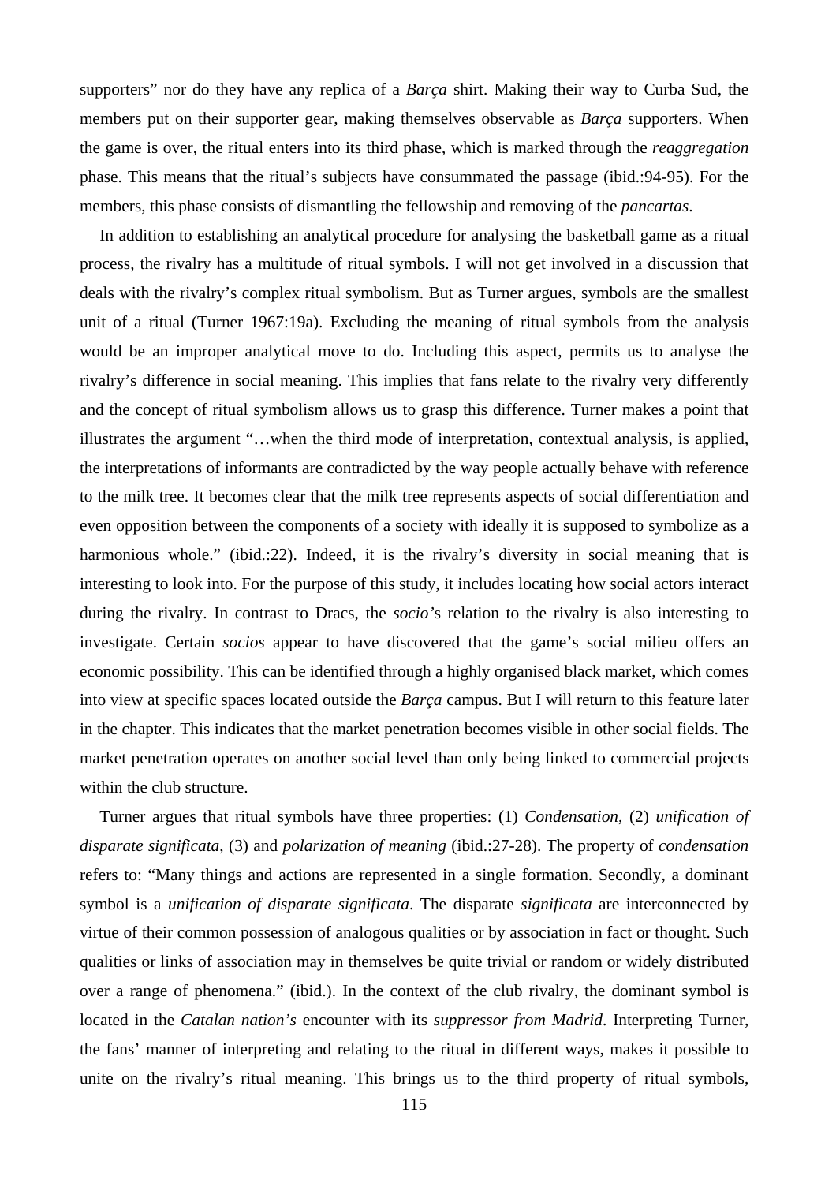supporters" nor do they have any replica of a *Barça* shirt. Making their way to Curba Sud, the members put on their supporter gear, making themselves observable as *Barça* supporters. When the game is over, the ritual enters into its third phase, which is marked through the *reaggregation* phase. This means that the ritual's subjects have consummated the passage (ibid.:94-95). For the members, this phase consists of dismantling the fellowship and removing of the *pancartas*.

In addition to establishing an analytical procedure for analysing the basketball game as a ritual process, the rivalry has a multitude of ritual symbols. I will not get involved in a discussion that deals with the rivalry's complex ritual symbolism. But as Turner argues, symbols are the smallest unit of a ritual (Turner 1967:19a). Excluding the meaning of ritual symbols from the analysis would be an improper analytical move to do. Including this aspect, permits us to analyse the rivalry's difference in social meaning. This implies that fans relate to the rivalry very differently and the concept of ritual symbolism allows us to grasp this difference. Turner makes a point that illustrates the argument "…when the third mode of interpretation, contextual analysis, is applied, the interpretations of informants are contradicted by the way people actually behave with reference to the milk tree. It becomes clear that the milk tree represents aspects of social differentiation and even opposition between the components of a society with ideally it is supposed to symbolize as a harmonious whole." (ibid.:22). Indeed, it is the rivalry's diversity in social meaning that is interesting to look into. For the purpose of this study, it includes locating how social actors interact during the rivalry. In contrast to Dracs, the *socio's* relation to the rivalry is also interesting to investigate. Certain *socios* appear to have discovered that the game's social milieu offers an economic possibility. This can be identified through a highly organised black market, which comes into view at specific spaces located outside the *Barça* campus. But I will return to this feature later in the chapter. This indicates that the market penetration becomes visible in other social fields. The market penetration operates on another social level than only being linked to commercial projects within the club structure.

Turner argues that ritual symbols have three properties: (1) *Condensation*, (2) *unification of disparate significata*, (3) and *polarization of meaning* (ibid.:27-28). The property of *condensation* refers to: "Many things and actions are represented in a single formation. Secondly, a dominant symbol is a *unification of disparate significata*. The disparate *significata* are interconnected by virtue of their common possession of analogous qualities or by association in fact or thought. Such qualities or links of association may in themselves be quite trivial or random or widely distributed over a range of phenomena." (ibid.). In the context of the club rivalry, the dominant symbol is located in the *Catalan nation's* encounter with its *suppressor from Madrid*. Interpreting Turner, the fans' manner of interpreting and relating to the ritual in different ways, makes it possible to unite on the rivalry's ritual meaning. This brings us to the third property of ritual symbols,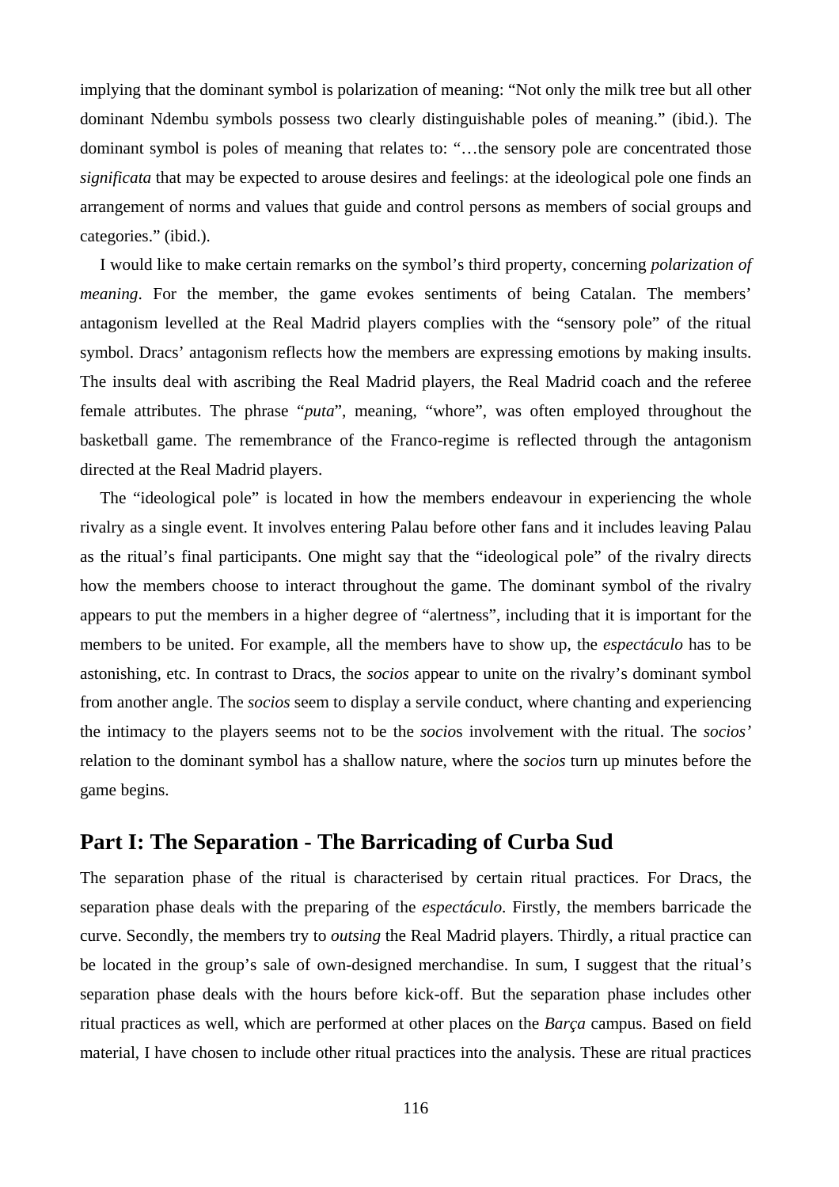implying that the dominant symbol is polarization of meaning: “Not only the milk tree but all other dominant Ndembu symbols possess two clearly distinguishable poles of meaning.” (ibid.). The dominant symbol is poles of meaning that relates to: “…the sensory pole are concentrated those *significata* that may be expected to arouse desires and feelings: at the ideological pole one finds an arrangement of norms and values that guide and control persons as members of social groups and categories.” (ibid.).

I would like to make certain remarks on the symbol’s third property, concerning *polarization of meaning*. For the member, the game evokes sentiments of being Catalan. The members’ antagonism levelled at the Real Madrid players complies with the “sensory pole” of the ritual symbol. Dracs’ antagonism reflects how the members are expressing emotions by making insults. The insults deal with ascribing the Real Madrid players, the Real Madrid coach and the referee female attributes. The phrase “*puta*”, meaning, “whore”, was often employed throughout the basketball game. The remembrance of the Franco-regime is reflected through the antagonism directed at the Real Madrid players.

The “ideological pole” is located in how the members endeavour in experiencing the whole rivalry as a single event. It involves entering Palau before other fans and it includes leaving Palau as the ritual’s final participants. One might say that the “ideological pole” of the rivalry directs how the members choose to interact throughout the game. The dominant symbol of the rivalry appears to put the members in a higher degree of “alertness”, including that it is important for the members to be united. For example, all the members have to show up, the *espectáculo* has to be astonishing, etc. In contrast to Dracs, the *socios* appear to unite on the rivalry’s dominant symbol from another angle. The *socios* seem to display a servile conduct, where chanting and experiencing the intimacy to the players seems not to be the *socio*s involvement with the ritual. The *socios’* relation to the dominant symbol has a shallow nature, where the *socios* turn up minutes before the game begins.

## Part I: The Separation - The Barricading of Curba Sud

The separation phase of the ritual is characterised by certain ritual practices. For Dracs, the separation phase deals with the preparing of the *espectáculo*. Firstly, the members barricade the curve. Secondly, the members try to *outsing* the Real Madrid players. Thirdly, a ritual practice can be located in the group’s sale of own-designed merchandise. In sum, I suggest that the ritual’s separation phase deals with the hours before kick-off. But the separation phase includes other ritual practices as well, which are performed at other places on the *Barça* campus. Based on field material, I have chosen to include other ritual practices into the analysis. These are ritual practices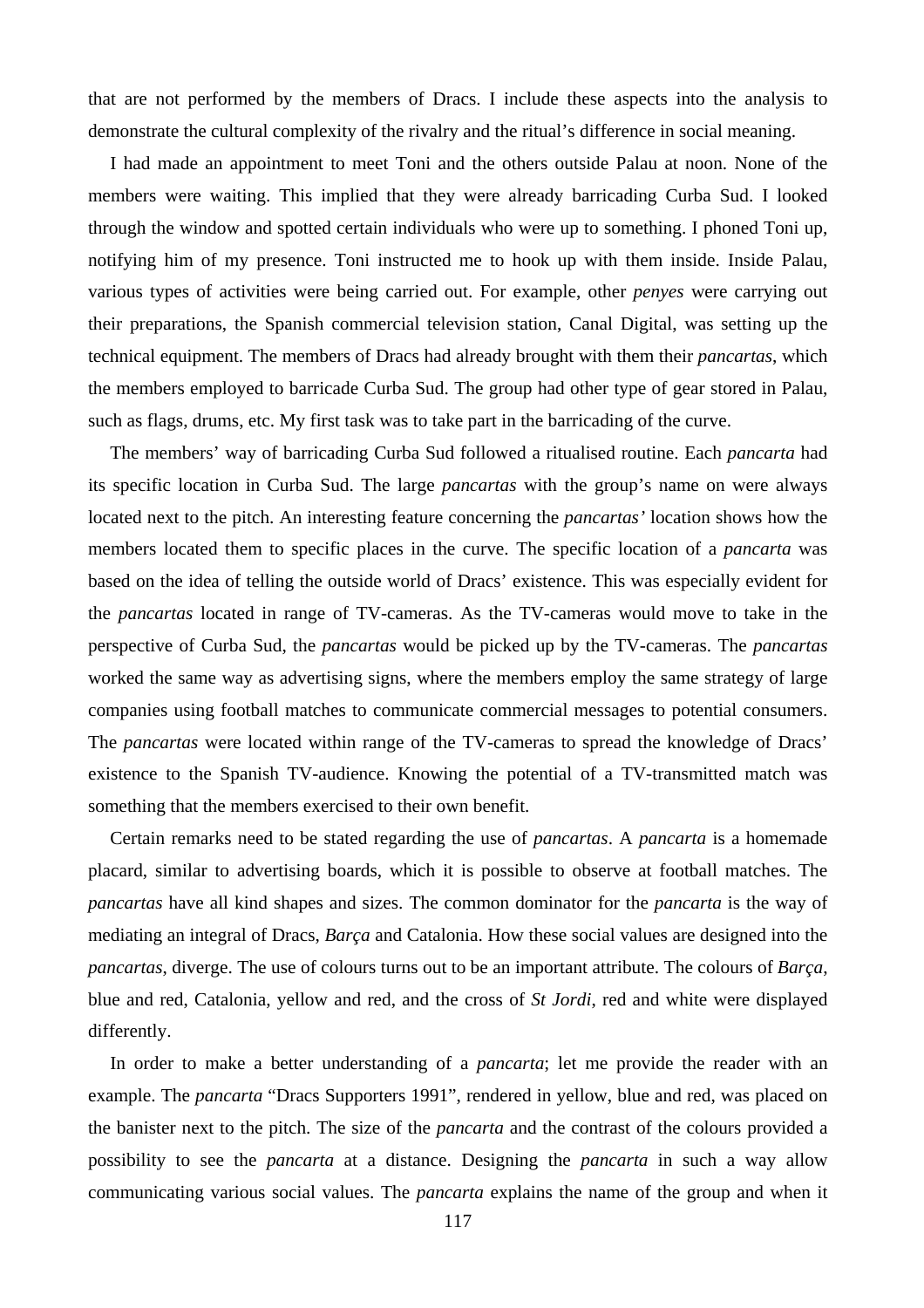that are not performed by the members of Dracs. I include these aspects into the analysis to demonstrate the cultural complexity of the rivalry and the ritual's difference in social meaning.

I had made an appointment to meet Toni and the others outside Palau at noon. None of the members were waiting. This implied that they were already barricading Curba Sud. I looked through the window and spotted certain individuals who were up to something. I phoned Toni up, notifying him of my presence. Toni instructed me to hook up with them inside. Inside Palau, various types of activities were being carried out. For example, other *penyes* were carrying out their preparations, the Spanish commercial television station, Canal Digital, was setting up the technical equipment. The members of Dracs had already brought with them their *pancartas*, which the members employed to barricade Curba Sud. The group had other type of gear stored in Palau, such as flags, drums, etc. My first task was to take part in the barricading of the curve.

The members' way of barricading Curba Sud followed a ritualised routine. Each *pancarta* had its specific location in Curba Sud. The large *pancartas* with the group's name on were always located next to the pitch. An interesting feature concerning the *pancartas'* location shows how the members located them to specific places in the curve. The specific location of a *pancarta* was based on the idea of telling the outside world of Dracs' existence. This was especially evident for the *pancartas* located in range of TV-cameras. As the TV-cameras would move to take in the perspective of Curba Sud, the *pancartas* would be picked up by the TV-cameras. The *pancartas* worked the same way as advertising signs, where the members employ the same strategy of large companies using football matches to communicate commercial messages to potential consumers. The *pancartas* were located within range of the TV-cameras to spread the knowledge of Dracs' existence to the Spanish TV-audience. Knowing the potential of a TV-transmitted match was something that the members exercised to their own benefit.

Certain remarks need to be stated regarding the use of *pancartas*. A *pancarta* is a homemade placard, similar to advertising boards, which it is possible to observe at football matches. The *pancartas* have all kind shapes and sizes. The common dominator for the *pancarta* is the way of mediating an integral of Dracs, *Barça* and Catalonia. How these social values are designed into the *pancartas*, diverge. The use of colours turns out to be an important attribute. The colours of *Barça*, blue and red, Catalonia, yellow and red, and the cross of *St Jordi*, red and white were displayed differently.

In order to make a better understanding of a *pancarta*; let me provide the reader with an example. The *pancarta* "Dracs Supporters 1991", rendered in yellow, blue and red, was placed on the banister next to the pitch. The size of the *pancarta* and the contrast of the colours provided a possibility to see the *pancarta* at a distance. Designing the *pancarta* in such a way allow communicating various social values. The *pancarta* explains the name of the group and when it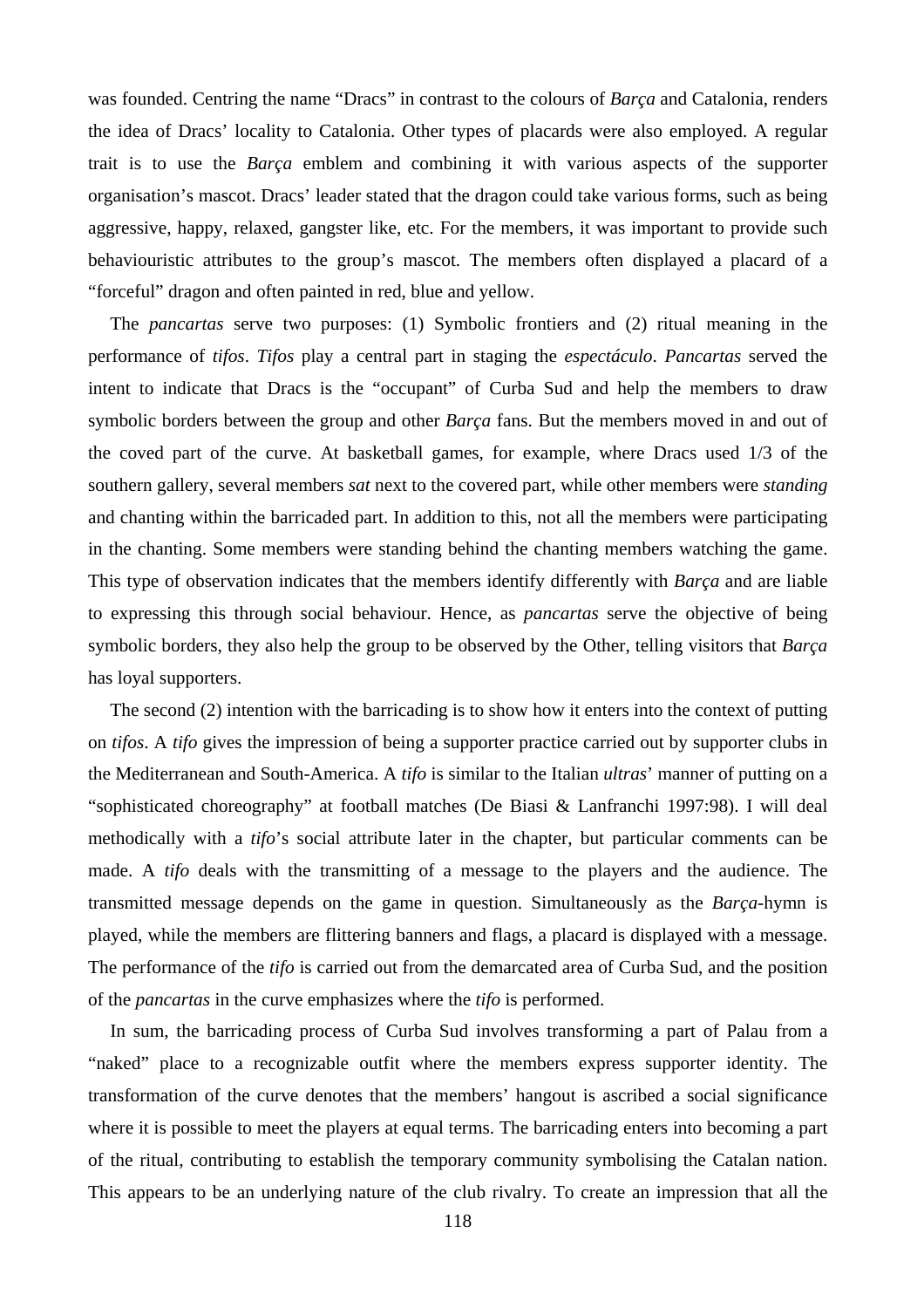was founded. Centring the name "Dracs" in contrast to the colours of *Barça* and Catalonia, renders the idea of Dracs' locality to Catalonia. Other types of placards were also employed. A regular trait is to use the *Barça* emblem and combining it with various aspects of the supporter organisation's mascot. Dracs' leader stated that the dragon could take various forms, such as being aggressive, happy, relaxed, gangster like, etc. For the members, it was important to provide such behaviouristic attributes to the group's mascot. The members often displayed a placard of a "forceful" dragon and often painted in red, blue and yellow.

The *pancartas* serve two purposes: (1) Symbolic frontiers and (2) ritual meaning in the performance of *tifos*. *Tifos* play a central part in staging the *espectáculo*. *Pancartas* served the intent to indicate that Dracs is the "occupant" of Curba Sud and help the members to draw symbolic borders between the group and other *Barça* fans. But the members moved in and out of the coved part of the curve. At basketball games, for example, where Dracs used 1/3 of the southern gallery, several members *sat* next to the covered part, while other members were *standing* and chanting within the barricaded part. In addition to this, not all the members were participating in the chanting. Some members were standing behind the chanting members watching the game. This type of observation indicates that the members identify differently with *Barça* and are liable to expressing this through social behaviour. Hence, as *pancartas* serve the objective of being symbolic borders, they also help the group to be observed by the Other, telling visitors that *Barça* has loyal supporters.

The second (2) intention with the barricading is to show how it enters into the context of putting on *tifos*. A *tifo* gives the impression of being a supporter practice carried out by supporter clubs in the Mediterranean and South-America. A *tifo* is similar to the Italian *ultras*' manner of putting on a "sophisticated choreography" at football matches (De Biasi & Lanfranchi 1997:98). I will deal methodically with a *tifo*'s social attribute later in the chapter, but particular comments can be made. A *tifo* deals with the transmitting of a message to the players and the audience. The transmitted message depends on the game in question. Simultaneously as the *Barça*-hymn is played, while the members are flittering banners and flags, a placard is displayed with a message. The performance of the *tifo* is carried out from the demarcated area of Curba Sud, and the position of the *pancartas* in the curve emphasizes where the *tifo* is performed.

In sum, the barricading process of Curba Sud involves transforming a part of Palau from a "naked" place to a recognizable outfit where the members express supporter identity. The transformation of the curve denotes that the members' hangout is ascribed a social significance where it is possible to meet the players at equal terms. The barricading enters into becoming a part of the ritual, contributing to establish the temporary community symbolising the Catalan nation. This appears to be an underlying nature of the club rivalry. To create an impression that all the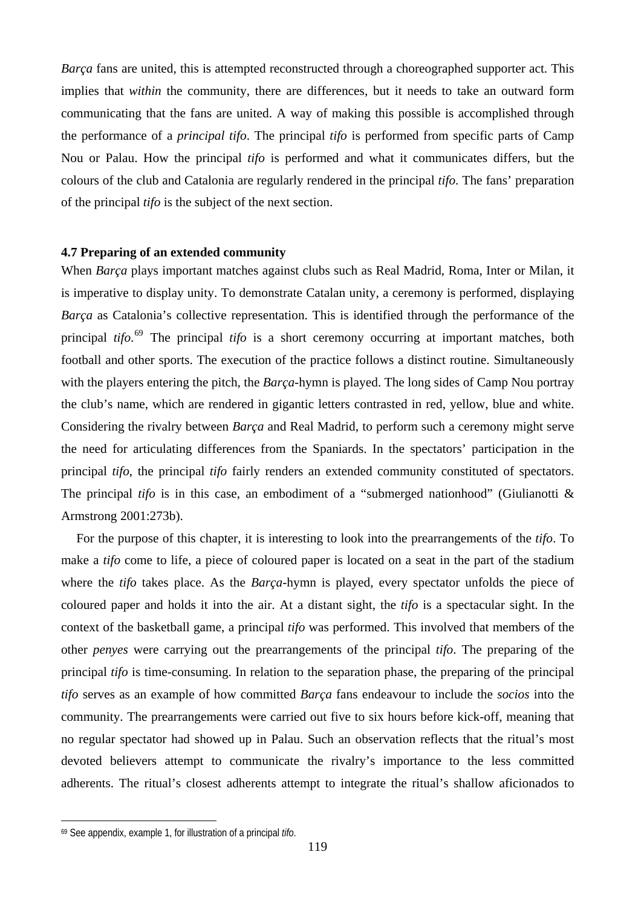*Barça* fans are united, this is attempted reconstructed through a choreographed supporter act. This implies that *within* the community, there are differences, but it needs to take an outward form communicating that the fans are united. A way of making this possible is accomplished through the performance of a *principal tifo*. The principal *tifo* is performed from specific parts of Camp Nou or Palau. How the principal *tifo* is performed and what it communicates differs, but the colours of the club and Catalonia are regularly rendered in the principal *tifo*. The fans' preparation of the principal *tifo* is the subject of the next section.

### 4.7 Preparing of an extended community

When *Barça* plays important matches against clubs such as Real Madrid, Roma, Inter or Milan, it is imperative to display unity. To demonstrate Catalan unity, a ceremony is performed, displaying *Barça* as Catalonia's collective representation. This is identified through the performance of the principal *tifo*.[69] The principal *tifo* is a short ceremony occurring at important matches, both football and other sports. The execution of the practice follows a distinct routine. Simultaneously with the players entering the pitch, the *Barça*-hymn is played. The long sides of Camp Nou portray the club's name, which are rendered in gigantic letters contrasted in red, yellow, blue and white. Considering the rivalry between *Barça* and Real Madrid, to perform such a ceremony might serve the need for articulating differences from the Spaniards. In the spectators' participation in the principal *tifo*, the principal *tifo* fairly renders an extended community constituted of spectators. The principal *tifo* is in this case, an embodiment of a "submerged nationhood" (Giulianotti & Armstrong 2001:273b).

For the purpose of this chapter, it is interesting to look into the prearrangements of the *tifo*. To make a *tifo* come to life, a piece of coloured paper is located on a seat in the part of the stadium where the *tifo* takes place. As the *Barça*-hymn is played, every spectator unfolds the piece of coloured paper and holds it into the air. At a distant sight, the *tifo* is a spectacular sight. In the context of the basketball game, a principal *tifo* was performed. This involved that members of the other *penyes* were carrying out the prearrangements of the principal *tifo*. The preparing of the principal *tifo* is time-consuming. In relation to the separation phase, the preparing of the principal *tifo* serves as an example of how committed *Barça* fans endeavour to include the *socios* into the community. The prearrangements were carried out five to six hours before kick-off, meaning that no regular spectator had showed up in Palau. Such an observation reflects that the ritual's most devoted believers attempt to communicate the rivalry's importance to the less committed adherents. The ritual's closest adherents attempt to integrate the ritual's shallow aficionados to

---

[69] See appendix, example 1, for illustration of a principal *tifo*.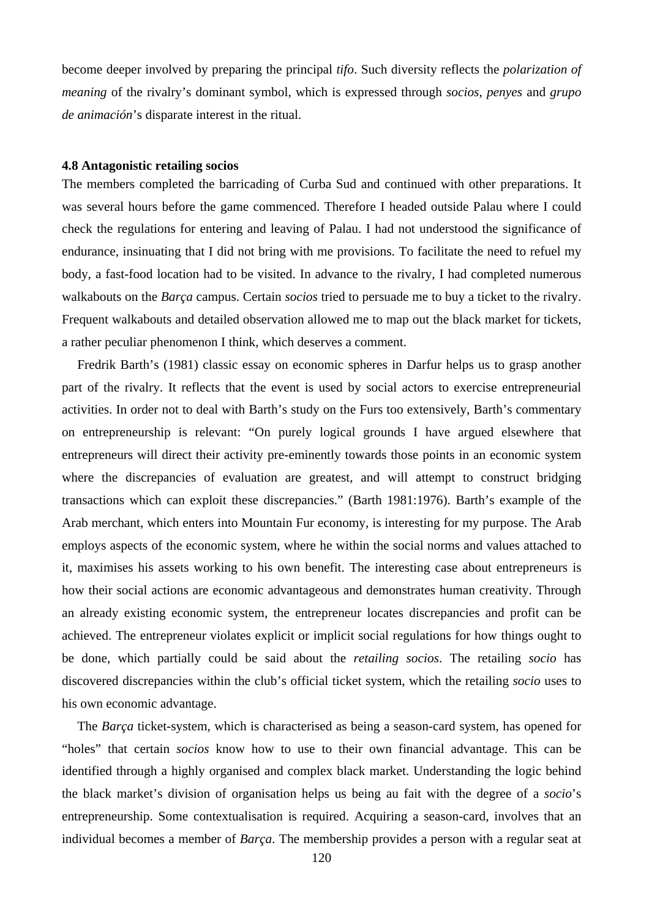become deeper involved by preparing the principal *tifo*. Such diversity reflects the *polarization of meaning* of the rivalry's dominant symbol, which is expressed through *socios*, *penyes* and *grupo de animación*'s disparate interest in the ritual.

### 4.8 Antagonistic retailing socios

The members completed the barricading of Curba Sud and continued with other preparations. It was several hours before the game commenced. Therefore I headed outside Palau where I could check the regulations for entering and leaving of Palau. I had not understood the significance of endurance, insinuating that I did not bring with me provisions. To facilitate the need to refuel my body, a fast-food location had to be visited. In advance to the rivalry, I had completed numerous walkabouts on the *Barça* campus. Certain *socios* tried to persuade me to buy a ticket to the rivalry. Frequent walkabouts and detailed observation allowed me to map out the black market for tickets, a rather peculiar phenomenon I think, which deserves a comment.

Fredrik Barth's (1981) classic essay on economic spheres in Darfur helps us to grasp another part of the rivalry. It reflects that the event is used by social actors to exercise entrepreneurial activities. In order not to deal with Barth's study on the Furs too extensively, Barth's commentary on entrepreneurship is relevant: "On purely logical grounds I have argued elsewhere that entrepreneurs will direct their activity pre-eminently towards those points in an economic system where the discrepancies of evaluation are greatest, and will attempt to construct bridging transactions which can exploit these discrepancies." (Barth 1981:1976). Barth's example of the Arab merchant, which enters into Mountain Fur economy, is interesting for my purpose. The Arab employs aspects of the economic system, where he within the social norms and values attached to it, maximises his assets working to his own benefit. The interesting case about entrepreneurs is how their social actions are economic advantageous and demonstrates human creativity. Through an already existing economic system, the entrepreneur locates discrepancies and profit can be achieved. The entrepreneur violates explicit or implicit social regulations for how things ought to be done, which partially could be said about the *retailing socios*. The retailing *socio* has discovered discrepancies within the club's official ticket system, which the retailing *socio* uses to his own economic advantage.

The *Barça* ticket-system, which is characterised as being a season-card system, has opened for "holes" that certain *socios* know how to use to their own financial advantage. This can be identified through a highly organised and complex black market. Understanding the logic behind the black market's division of organisation helps us being au fait with the degree of a *socio*'s entrepreneurship. Some contextualisation is required. Acquiring a season-card, involves that an individual becomes a member of *Barça*. The membership provides a person with a regular seat at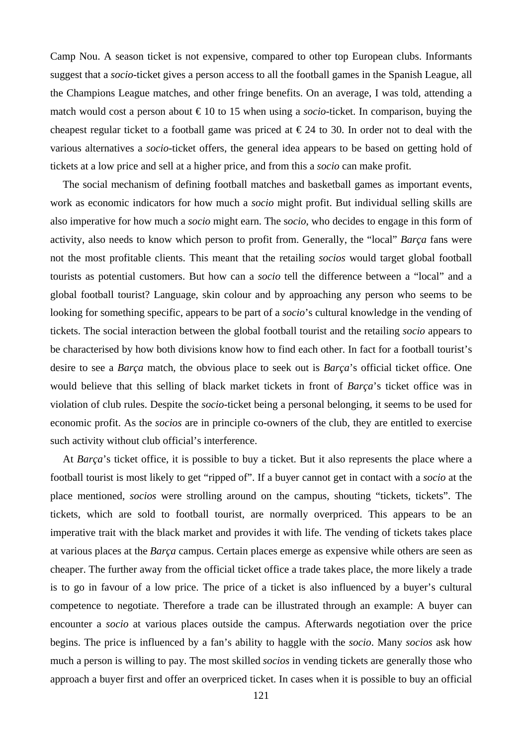Camp Nou. A season ticket is not expensive, compared to other top European clubs. Informants suggest that a *socio*-ticket gives a person access to all the football games in the Spanish League, all the Champions League matches, and other fringe benefits. On an average, I was told, attending a match would cost a person about € 10 to 15 when using a *socio*-ticket. In comparison, buying the cheapest regular ticket to a football game was priced at € 24 to 30. In order not to deal with the various alternatives a *socio*-ticket offers, the general idea appears to be based on getting hold of tickets at a low price and sell at a higher price, and from this a *socio* can make profit.

The social mechanism of defining football matches and basketball games as important events, work as economic indicators for how much a *socio* might profit. But individual selling skills are also imperative for how much a *socio* might earn. The s*ocio*, who decides to engage in this form of activity, also needs to know which person to profit from. Generally, the "local" *Barça* fans were not the most profitable clients. This meant that the retailing *socios* would target global football tourists as potential customers. But how can a *socio* tell the difference between a "local" and a global football tourist? Language, skin colour and by approaching any person who seems to be looking for something specific, appears to be part of a *socio*'s cultural knowledge in the vending of tickets. The social interaction between the global football tourist and the retailing *socio* appears to be characterised by how both divisions know how to find each other. In fact for a football tourist's desire to see a *Barça* match, the obvious place to seek out is *Barça*'s official ticket office. One would believe that this selling of black market tickets in front of *Barça*'s ticket office was in violation of club rules. Despite the *socio*-ticket being a personal belonging, it seems to be used for economic profit. As the *socios* are in principle co-owners of the club, they are entitled to exercise such activity without club official's interference.

At *Barça*'s ticket office, it is possible to buy a ticket. But it also represents the place where a football tourist is most likely to get "ripped of". If a buyer cannot get in contact with a *socio* at the place mentioned, *socios* were strolling around on the campus, shouting "tickets, tickets". The tickets, which are sold to football tourist, are normally overpriced. This appears to be an imperative trait with the black market and provides it with life. The vending of tickets takes place at various places at the *Barça* campus. Certain places emerge as expensive while others are seen as cheaper. The further away from the official ticket office a trade takes place, the more likely a trade is to go in favour of a low price. The price of a ticket is also influenced by a buyer's cultural competence to negotiate. Therefore a trade can be illustrated through an example: A buyer can encounter a *socio* at various places outside the campus. Afterwards negotiation over the price begins. The price is influenced by a fan's ability to haggle with the *socio*. Many *socios* ask how much a person is willing to pay. The most skilled *socios* in vending tickets are generally those who approach a buyer first and offer an overpriced ticket. In cases when it is possible to buy an official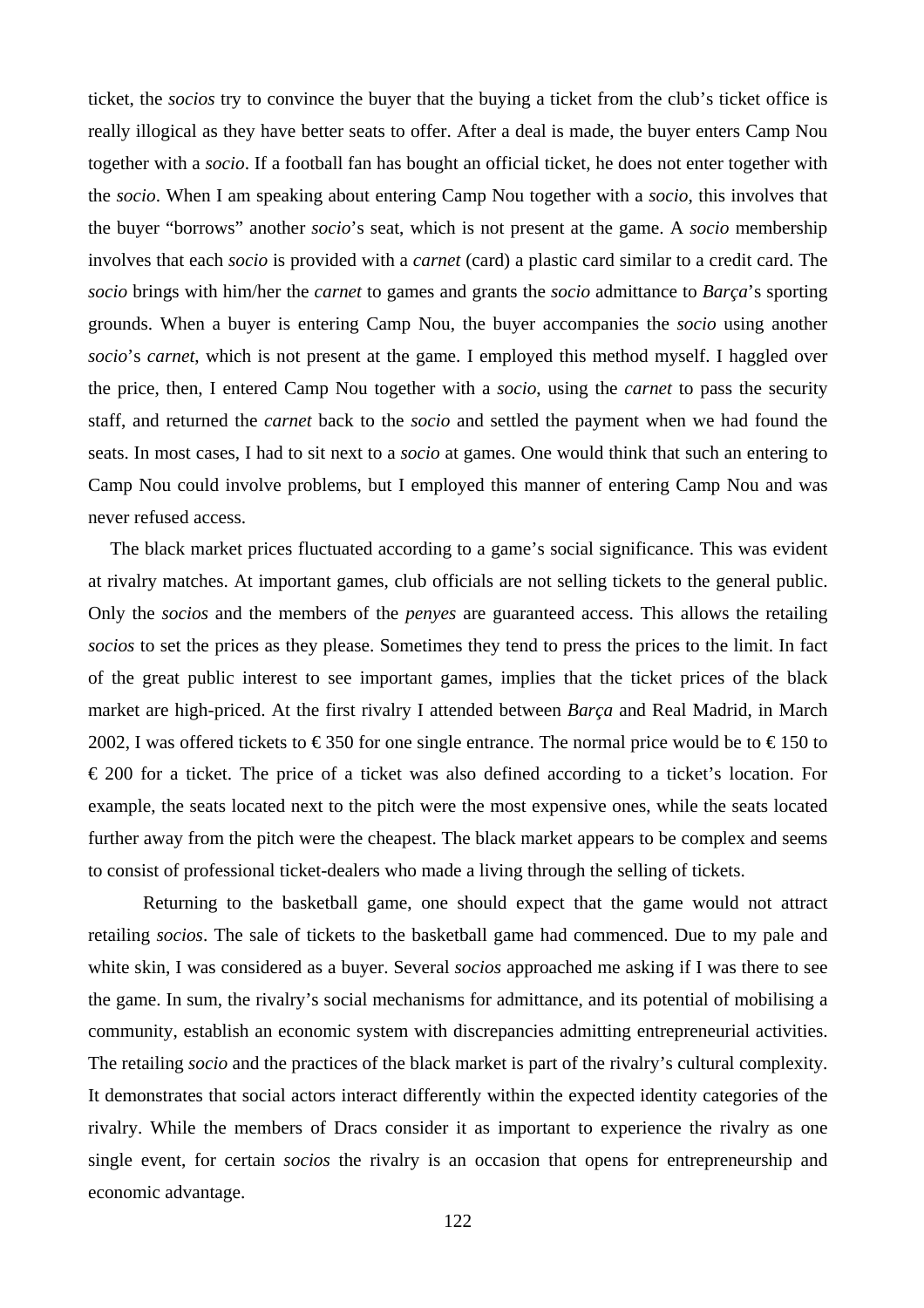ticket, the *socios* try to convince the buyer that the buying a ticket from the club's ticket office is really illogical as they have better seats to offer. After a deal is made, the buyer enters Camp Nou together with a *socio*. If a football fan has bought an official ticket, he does not enter together with the *socio*. When I am speaking about entering Camp Nou together with a *socio*, this involves that the buyer "borrows" another *socio*'s seat, which is not present at the game. A *socio* membership involves that each *socio* is provided with a *carnet* (card) a plastic card similar to a credit card. The *socio* brings with him/her the *carnet* to games and grants the *socio* admittance to *Barça*'s sporting grounds. When a buyer is entering Camp Nou, the buyer accompanies the *socio* using another *socio*'s *carnet*, which is not present at the game. I employed this method myself. I haggled over the price, then, I entered Camp Nou together with a *socio*, using the *carnet* to pass the security staff, and returned the *carnet* back to the *socio* and settled the payment when we had found the seats. In most cases, I had to sit next to a *socio* at games. One would think that such an entering to Camp Nou could involve problems, but I employed this manner of entering Camp Nou and was never refused access.

The black market prices fluctuated according to a game's social significance. This was evident at rivalry matches. At important games, club officials are not selling tickets to the general public. Only the *socios* and the members of the *penyes* are guaranteed access. This allows the retailing *socios* to set the prices as they please. Sometimes they tend to press the prices to the limit. In fact of the great public interest to see important games, implies that the ticket prices of the black market are high-priced. At the first rivalry I attended between *Barça* and Real Madrid, in March 2002, I was offered tickets to € 350 for one single entrance. The normal price would be to € 150 to € 200 for a ticket. The price of a ticket was also defined according to a ticket's location. For example, the seats located next to the pitch were the most expensive ones, while the seats located further away from the pitch were the cheapest. The black market appears to be complex and seems to consist of professional ticket-dealers who made a living through the selling of tickets.

Returning to the basketball game, one should expect that the game would not attract retailing *socios*. The sale of tickets to the basketball game had commenced. Due to my pale and white skin, I was considered as a buyer. Several *socios* approached me asking if I was there to see the game. In sum, the rivalry's social mechanisms for admittance, and its potential of mobilising a community, establish an economic system with discrepancies admitting entrepreneurial activities. The retailing *socio* and the practices of the black market is part of the rivalry's cultural complexity. It demonstrates that social actors interact differently within the expected identity categories of the rivalry. While the members of Dracs consider it as important to experience the rivalry as one single event, for certain *socios* the rivalry is an occasion that opens for entrepreneurship and economic advantage.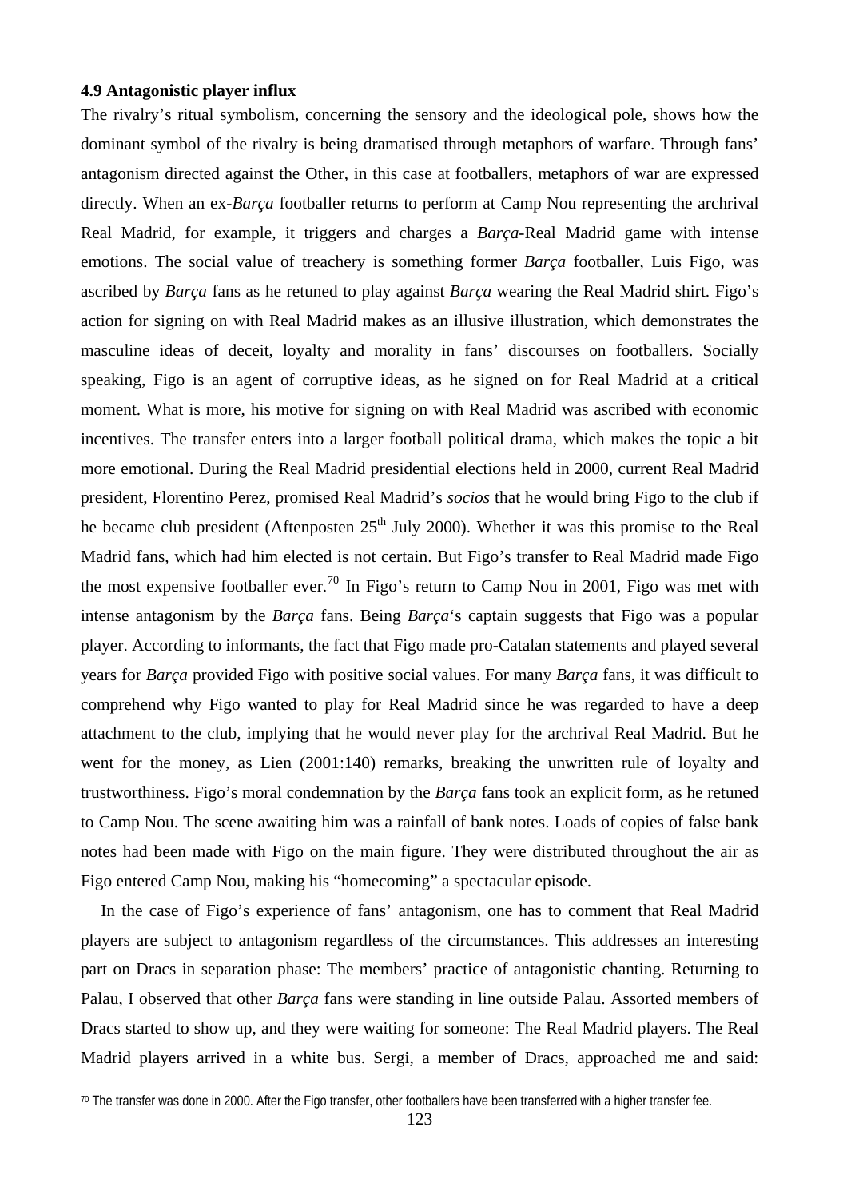### 4.9 Antagonistic player influx

The rivalry's ritual symbolism, concerning the sensory and the ideological pole, shows how the dominant symbol of the rivalry is being dramatised through metaphors of warfare. Through fans' antagonism directed against the Other, in this case at footballers, metaphors of war are expressed directly. When an ex-*Barça* footballer returns to perform at Camp Nou representing the archrival Real Madrid, for example, it triggers and charges a *Barça*-Real Madrid game with intense emotions. The social value of treachery is something former *Barça* footballer, Luis Figo, was ascribed by *Barça* fans as he retuned to play against *Barça* wearing the Real Madrid shirt. Figo's action for signing on with Real Madrid makes as an illusive illustration, which demonstrates the masculine ideas of deceit, loyalty and morality in fans' discourses on footballers. Socially speaking, Figo is an agent of corruptive ideas, as he signed on for Real Madrid at a critical moment. What is more, his motive for signing on with Real Madrid was ascribed with economic incentives. The transfer enters into a larger football political drama, which makes the topic a bit more emotional. During the Real Madrid presidential elections held in 2000, current Real Madrid president, Florentino Perez, promised Real Madrid's *socios* that he would bring Figo to the club if he became club president (Aftenposten 25th July 2000). Whether it was this promise to the Real Madrid fans, which had him elected is not certain. But Figo's transfer to Real Madrid made Figo the most expensive footballer ever.[70] In Figo's return to Camp Nou in 2001, Figo was met with intense antagonism by the *Barça* fans. Being *Barça*'s captain suggests that Figo was a popular player. According to informants, the fact that Figo made pro-Catalan statements and played several years for *Barça* provided Figo with positive social values. For many *Barça* fans, it was difficult to comprehend why Figo wanted to play for Real Madrid since he was regarded to have a deep attachment to the club, implying that he would never play for the archrival Real Madrid. But he went for the money, as Lien (2001:140) remarks, breaking the unwritten rule of loyalty and trustworthiness. Figo's moral condemnation by the *Barça* fans took an explicit form, as he retuned to Camp Nou. The scene awaiting him was a rainfall of bank notes. Loads of copies of false bank notes had been made with Figo on the main figure. They were distributed throughout the air as Figo entered Camp Nou, making his "homecoming" a spectacular episode.

In the case of Figo's experience of fans' antagonism, one has to comment that Real Madrid players are subject to antagonism regardless of the circumstances. This addresses an interesting part on Dracs in separation phase: The members' practice of antagonistic chanting. Returning to Palau, I observed that other *Barça* fans were standing in line outside Palau. Assorted members of Dracs started to show up, and they were waiting for someone: The Real Madrid players. The Real Madrid players arrived in a white bus. Sergi, a member of Dracs, approached me and said:

---

[70] The transfer was done in 2000. After the Figo transfer, other footballers have been transferred with a higher transfer fee.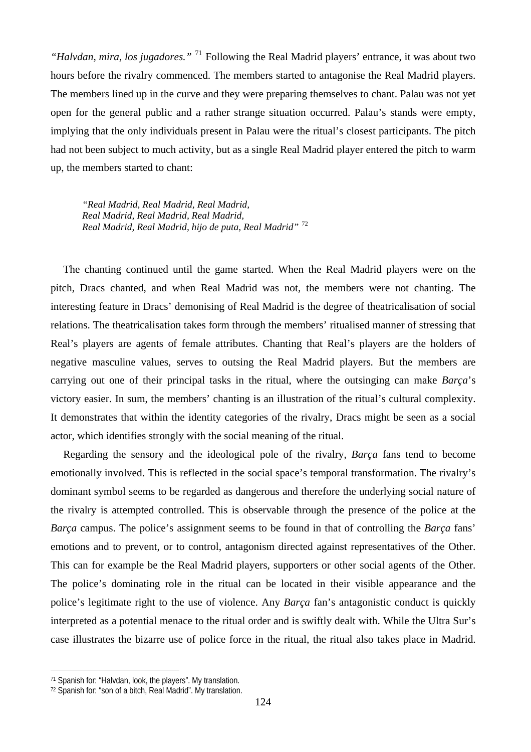*"Halvdan, mira, los jugadores."* [71] Following the Real Madrid players' entrance, it was about two hours before the rivalry commenced. The members started to antagonise the Real Madrid players. The members lined up in the curve and they were preparing themselves to chant. Palau was not yet open for the general public and a rather strange situation occurred. Palau's stands were empty, implying that the only individuals present in Palau were the ritual's closest participants. The pitch had not been subject to much activity, but as a single Real Madrid player entered the pitch to warm up, the members started to chant:

> *"Real Madrid, Real Madrid, Real Madrid,*
> *Real Madrid, Real Madrid, Real Madrid,*
> *Real Madrid, Real Madrid, hijo de puta, Real Madrid"* [72]

The chanting continued until the game started. When the Real Madrid players were on the pitch, Dracs chanted, and when Real Madrid was not, the members were not chanting. The interesting feature in Dracs' demonising of Real Madrid is the degree of theatricalisation of social relations. The theatricalisation takes form through the members' ritualised manner of stressing that Real's players are agents of female attributes. Chanting that Real's players are the holders of negative masculine values, serves to outsing the Real Madrid players. But the members are carrying out one of their principal tasks in the ritual, where the outsinging can make *Barça*'s victory easier. In sum, the members' chanting is an illustration of the ritual's cultural complexity. It demonstrates that within the identity categories of the rivalry, Dracs might be seen as a social actor, which identifies strongly with the social meaning of the ritual.

Regarding the sensory and the ideological pole of the rivalry, *Barça* fans tend to become emotionally involved. This is reflected in the social space's temporal transformation. The rivalry's dominant symbol seems to be regarded as dangerous and therefore the underlying social nature of the rivalry is attempted controlled. This is observable through the presence of the police at the *Barça* campus. The police's assignment seems to be found in that of controlling the *Barça* fans' emotions and to prevent, or to control, antagonism directed against representatives of the Other. This can for example be the Real Madrid players, supporters or other social agents of the Other. The police's dominating role in the ritual can be located in their visible appearance and the police's legitimate right to the use of violence. Any *Barça* fan's antagonistic conduct is quickly interpreted as a potential menace to the ritual order and is swiftly dealt with. While the Ultra Sur's case illustrates the bizarre use of police force in the ritual, the ritual also takes place in Madrid.

---

[71] Spanish for: "Halvdan, look, the players". My translation.

[72] Spanish for: "son of a bitch, Real Madrid". My translation.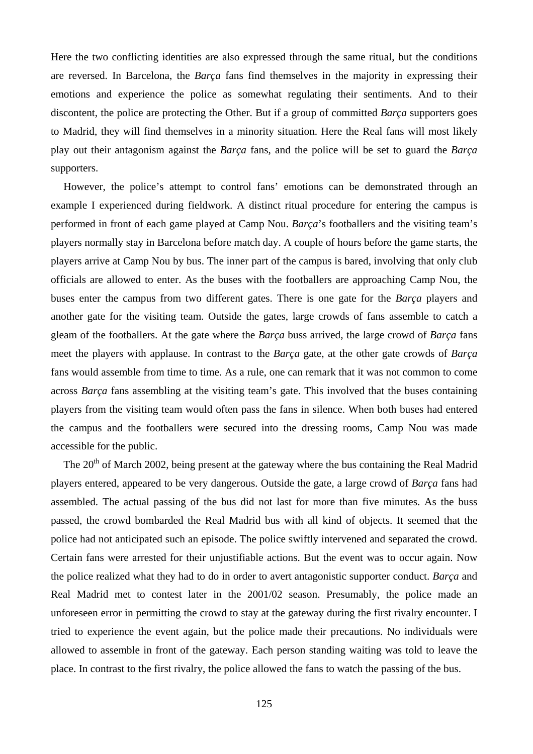Here the two conflicting identities are also expressed through the same ritual, but the conditions are reversed. In Barcelona, the *Barça* fans find themselves in the majority in expressing their emotions and experience the police as somewhat regulating their sentiments. And to their discontent, the police are protecting the Other. But if a group of committed *Barça* supporters goes to Madrid, they will find themselves in a minority situation. Here the Real fans will most likely play out their antagonism against the *Barça* fans, and the police will be set to guard the *Barça* supporters.

However, the police's attempt to control fans' emotions can be demonstrated through an example I experienced during fieldwork. A distinct ritual procedure for entering the campus is performed in front of each game played at Camp Nou. *Barça*'s footballers and the visiting team's players normally stay in Barcelona before match day. A couple of hours before the game starts, the players arrive at Camp Nou by bus. The inner part of the campus is bared, involving that only club officials are allowed to enter. As the buses with the footballers are approaching Camp Nou, the buses enter the campus from two different gates. There is one gate for the *Barça* players and another gate for the visiting team. Outside the gates, large crowds of fans assemble to catch a gleam of the footballers. At the gate where the *Barça* buss arrived, the large crowd of *Barça* fans meet the players with applause. In contrast to the *Barça* gate, at the other gate crowds of *Barça* fans would assemble from time to time. As a rule, one can remark that it was not common to come across *Barça* fans assembling at the visiting team's gate. This involved that the buses containing players from the visiting team would often pass the fans in silence. When both buses had entered the campus and the footballers were secured into the dressing rooms, Camp Nou was made accessible for the public.

The 20th of March 2002, being present at the gateway where the bus containing the Real Madrid players entered, appeared to be very dangerous. Outside the gate, a large crowd of *Barça* fans had assembled. The actual passing of the bus did not last for more than five minutes. As the buss passed, the crowd bombarded the Real Madrid bus with all kind of objects. It seemed that the police had not anticipated such an episode. The police swiftly intervened and separated the crowd. Certain fans were arrested for their unjustifiable actions. But the event was to occur again. Now the police realized what they had to do in order to avert antagonistic supporter conduct. *Barça* and Real Madrid met to contest later in the 2001/02 season. Presumably, the police made an unforeseen error in permitting the crowd to stay at the gateway during the first rivalry encounter. I tried to experience the event again, but the police made their precautions. No individuals were allowed to assemble in front of the gateway. Each person standing waiting was told to leave the place. In contrast to the first rivalry, the police allowed the fans to watch the passing of the bus.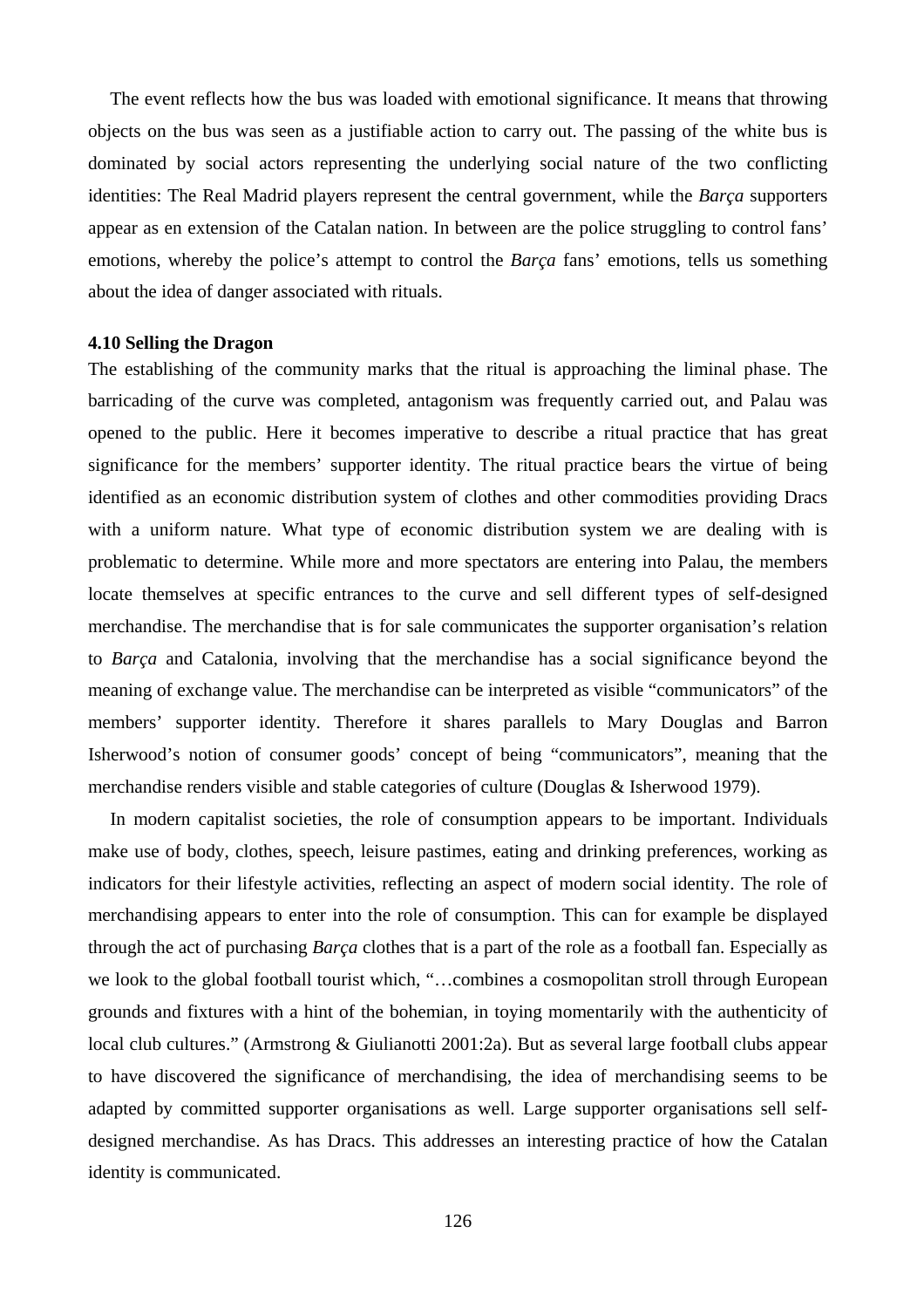The event reflects how the bus was loaded with emotional significance. It means that throwing objects on the bus was seen as a justifiable action to carry out. The passing of the white bus is dominated by social actors representing the underlying social nature of the two conflicting identities: The Real Madrid players represent the central government, while the *Barça* supporters appear as en extension of the Catalan nation. In between are the police struggling to control fans' emotions, whereby the police's attempt to control the *Barça* fans' emotions, tells us something about the idea of danger associated with rituals.

**4.10 Selling the Dragon**

The establishing of the community marks that the ritual is approaching the liminal phase. The barricading of the curve was completed, antagonism was frequently carried out, and Palau was opened to the public. Here it becomes imperative to describe a ritual practice that has great significance for the members' supporter identity. The ritual practice bears the virtue of being identified as an economic distribution system of clothes and other commodities providing Dracs with a uniform nature. What type of economic distribution system we are dealing with is problematic to determine. While more and more spectators are entering into Palau, the members locate themselves at specific entrances to the curve and sell different types of self-designed merchandise. The merchandise that is for sale communicates the supporter organisation's relation to *Barça* and Catalonia, involving that the merchandise has a social significance beyond the meaning of exchange value. The merchandise can be interpreted as visible "communicators" of the members' supporter identity. Therefore it shares parallels to Mary Douglas and Barron Isherwood's notion of consumer goods' concept of being "communicators", meaning that the merchandise renders visible and stable categories of culture (Douglas & Isherwood 1979).

In modern capitalist societies, the role of consumption appears to be important. Individuals make use of body, clothes, speech, leisure pastimes, eating and drinking preferences, working as indicators for their lifestyle activities, reflecting an aspect of modern social identity. The role of merchandising appears to enter into the role of consumption. This can for example be displayed through the act of purchasing *Barça* clothes that is a part of the role as a football fan. Especially as we look to the global football tourist which, "…combines a cosmopolitan stroll through European grounds and fixtures with a hint of the bohemian, in toying momentarily with the authenticity of local club cultures." (Armstrong & Giulianotti 2001:2a). But as several large football clubs appear to have discovered the significance of merchandising, the idea of merchandising seems to be adapted by committed supporter organisations as well. Large supporter organisations sell self-designed merchandise. As has Dracs. This addresses an interesting practice of how the Catalan identity is communicated.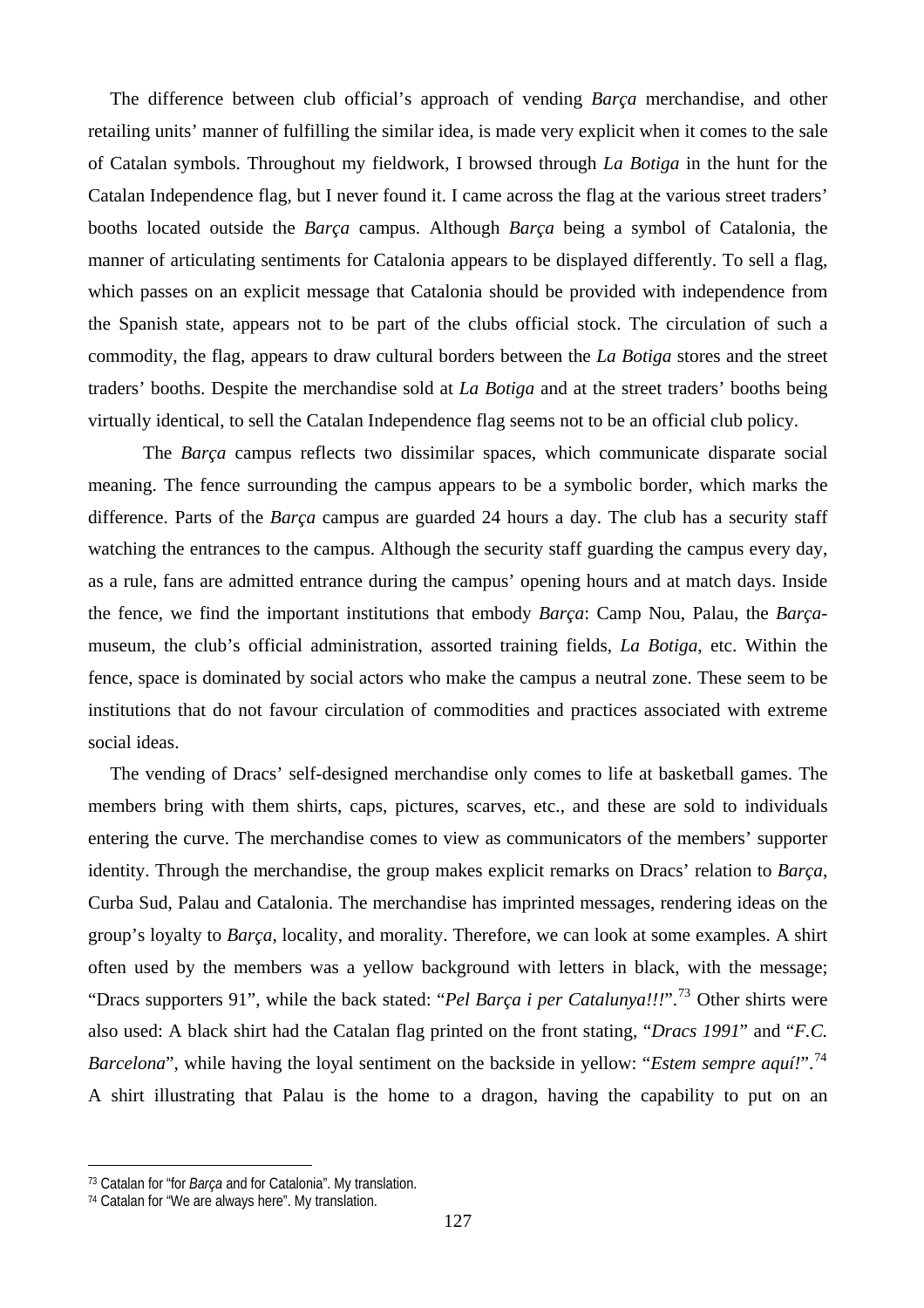The difference between club official's approach of vending *Barça* merchandise, and other retailing units' manner of fulfilling the similar idea, is made very explicit when it comes to the sale of Catalan symbols. Throughout my fieldwork, I browsed through *La Botiga* in the hunt for the Catalan Independence flag, but I never found it. I came across the flag at the various street traders' booths located outside the *Barça* campus. Although *Barça* being a symbol of Catalonia, the manner of articulating sentiments for Catalonia appears to be displayed differently. To sell a flag, which passes on an explicit message that Catalonia should be provided with independence from the Spanish state, appears not to be part of the clubs official stock. The circulation of such a commodity, the flag, appears to draw cultural borders between the *La Botiga* stores and the street traders' booths. Despite the merchandise sold at *La Botiga* and at the street traders' booths being virtually identical, to sell the Catalan Independence flag seems not to be an official club policy.

The *Barça* campus reflects two dissimilar spaces, which communicate disparate social meaning. The fence surrounding the campus appears to be a symbolic border, which marks the difference. Parts of the *Barça* campus are guarded 24 hours a day. The club has a security staff watching the entrances to the campus. Although the security staff guarding the campus every day, as a rule, fans are admitted entrance during the campus' opening hours and at match days. Inside the fence, we find the important institutions that embody *Barça*: Camp Nou, Palau, the *Barça*-museum, the club's official administration, assorted training fields, *La Botiga*, etc. Within the fence, space is dominated by social actors who make the campus a neutral zone. These seem to be institutions that do not favour circulation of commodities and practices associated with extreme social ideas.

The vending of Dracs' self-designed merchandise only comes to life at basketball games. The members bring with them shirts, caps, pictures, scarves, etc., and these are sold to individuals entering the curve. The merchandise comes to view as communicators of the members' supporter identity. Through the merchandise, the group makes explicit remarks on Dracs' relation to *Barça*, Curba Sud, Palau and Catalonia. The merchandise has imprinted messages, rendering ideas on the group's loyalty to *Barça*, locality, and morality. Therefore, we can look at some examples. A shirt often used by the members was a yellow background with letters in black, with the message; "Dracs supporters 91", while the back stated: "*Pel Barça i per Catalunya!!!*".[73] Other shirts were also used: A black shirt had the Catalan flag printed on the front stating, "*Dracs 1991*" and "*F.C. Barcelona*", while having the loyal sentiment on the backside in yellow: "*Estem sempre aquí!*".[74] A shirt illustrating that Palau is the home to a dragon, having the capability to put on an

---

[73] Catalan for "for *Barça* and for Catalonia". My translation.

[74] Catalan for "We are always here". My translation.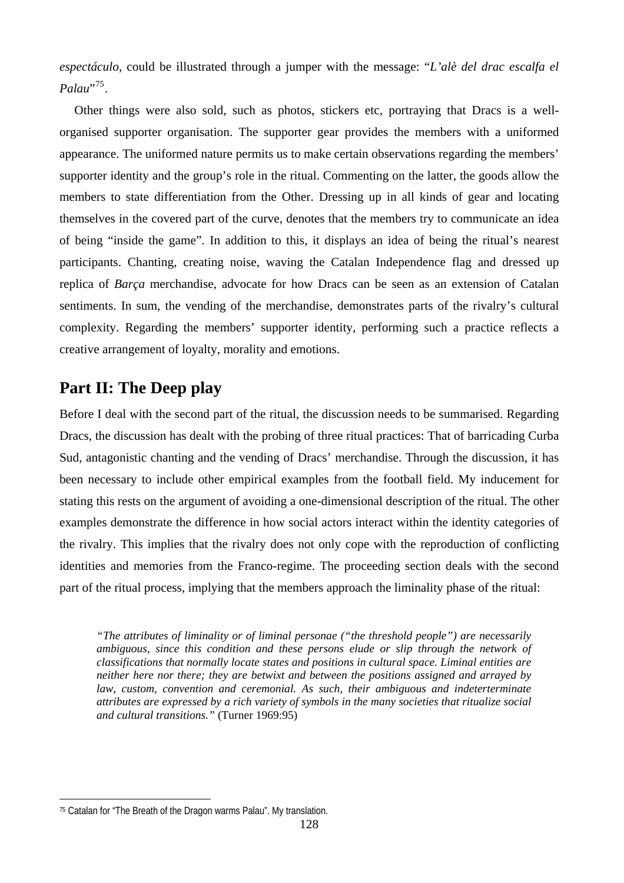*espectáculo*, could be illustrated through a jumper with the message: "*L'alè del drac escalfa el Palau*"[75].

Other things were also sold, such as photos, stickers etc, portraying that Dracs is a well-organised supporter organisation. The supporter gear provides the members with a uniformed appearance. The uniformed nature permits us to make certain observations regarding the members' supporter identity and the group's role in the ritual. Commenting on the latter, the goods allow the members to state differentiation from the Other. Dressing up in all kinds of gear and locating themselves in the covered part of the curve, denotes that the members try to communicate an idea of being "inside the game". In addition to this, it displays an idea of being the ritual's nearest participants. Chanting, creating noise, waving the Catalan Independence flag and dressed up replica of *Barça* merchandise, advocate for how Dracs can be seen as an extension of Catalan sentiments. In sum, the vending of the merchandise, demonstrates parts of the rivalry's cultural complexity. Regarding the members' supporter identity, performing such a practice reflects a creative arrangement of loyalty, morality and emotions.

## Part II: The Deep play

Before I deal with the second part of the ritual, the discussion needs to be summarised. Regarding Dracs, the discussion has dealt with the probing of three ritual practices: That of barricading Curba Sud, antagonistic chanting and the vending of Dracs' merchandise. Through the discussion, it has been necessary to include other empirical examples from the football field. My inducement for stating this rests on the argument of avoiding a one-dimensional description of the ritual. The other examples demonstrate the difference in how social actors interact within the identity categories of the rivalry. This implies that the rivalry does not only cope with the reproduction of conflicting identities and memories from the Franco-regime. The proceeding section deals with the second part of the ritual process, implying that the members approach the liminality phase of the ritual:

> *"The attributes of liminality or of liminal personae ("the threshold people") are necessarily ambiguous, since this condition and these persons elude or slip through the network of classifications that normally locate states and positions in cultural space. Liminal entities are neither here nor there; they are betwixt and between the positions assigned and arrayed by law, custom, convention and ceremonial. As such, their ambiguous and indeteterminate attributes are expressed by a rich variety of symbols in the many societies that ritualize social and cultural transitions."* (Turner 1969:95)

---

[75] Catalan for "The Breath of the Dragon warms Palau". My translation.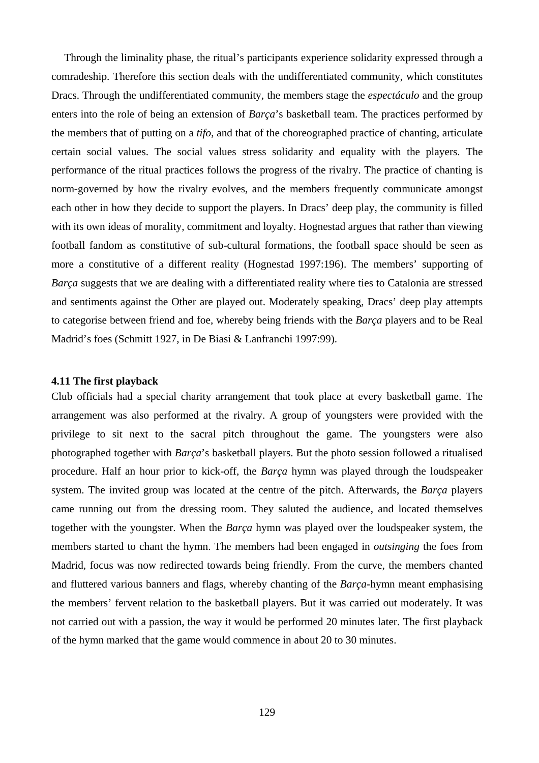Through the liminality phase, the ritual's participants experience solidarity expressed through a comradeship. Therefore this section deals with the undifferentiated community, which constitutes Dracs. Through the undifferentiated community, the members stage the *espectáculo* and the group enters into the role of being an extension of *Barça*'s basketball team. The practices performed by the members that of putting on a *tifo*, and that of the choreographed practice of chanting, articulate certain social values. The social values stress solidarity and equality with the players. The performance of the ritual practices follows the progress of the rivalry. The practice of chanting is norm-governed by how the rivalry evolves, and the members frequently communicate amongst each other in how they decide to support the players. In Dracs' deep play, the community is filled with its own ideas of morality, commitment and loyalty. Hognestad argues that rather than viewing football fandom as constitutive of sub-cultural formations, the football space should be seen as more a constitutive of a different reality (Hognestad 1997:196). The members' supporting of *Barça* suggests that we are dealing with a differentiated reality where ties to Catalonia are stressed and sentiments against the Other are played out. Moderately speaking, Dracs' deep play attempts to categorise between friend and foe, whereby being friends with the *Barça* players and to be Real Madrid's foes (Schmitt 1927, in De Biasi & Lanfranchi 1997:99).

#### 4.11 The first playback

Club officials had a special charity arrangement that took place at every basketball game. The arrangement was also performed at the rivalry. A group of youngsters were provided with the privilege to sit next to the sacral pitch throughout the game. The youngsters were also photographed together with *Barça*'s basketball players. But the photo session followed a ritualised procedure. Half an hour prior to kick-off, the *Barça* hymn was played through the loudspeaker system. The invited group was located at the centre of the pitch. Afterwards, the *Barça* players came running out from the dressing room. They saluted the audience, and located themselves together with the youngster. When the *Barça* hymn was played over the loudspeaker system, the members started to chant the hymn. The members had been engaged in *outsinging* the foes from Madrid, focus was now redirected towards being friendly. From the curve, the members chanted and fluttered various banners and flags, whereby chanting of the *Barça*-hymn meant emphasising the members' fervent relation to the basketball players. But it was carried out moderately. It was not carried out with a passion, the way it would be performed 20 minutes later. The first playback of the hymn marked that the game would commence in about 20 to 30 minutes.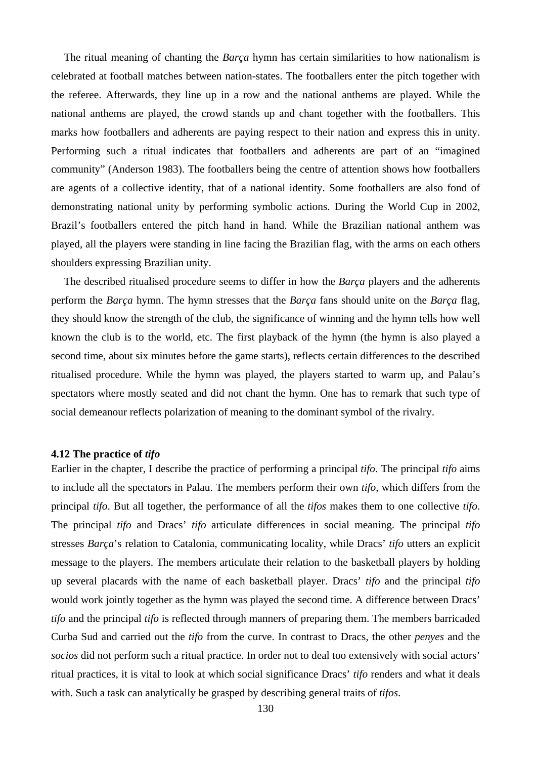The ritual meaning of chanting the *Barça* hymn has certain similarities to how nationalism is celebrated at football matches between nation-states. The footballers enter the pitch together with the referee. Afterwards, they line up in a row and the national anthems are played. While the national anthems are played, the crowd stands up and chant together with the footballers. This marks how footballers and adherents are paying respect to their nation and express this in unity. Performing such a ritual indicates that footballers and adherents are part of an "imagined community" (Anderson 1983). The footballers being the centre of attention shows how footballers are agents of a collective identity, that of a national identity. Some footballers are also fond of demonstrating national unity by performing symbolic actions. During the World Cup in 2002, Brazil's footballers entered the pitch hand in hand. While the Brazilian national anthem was played, all the players were standing in line facing the Brazilian flag, with the arms on each others shoulders expressing Brazilian unity.

The described ritualised procedure seems to differ in how the *Barça* players and the adherents perform the *Barça* hymn. The hymn stresses that the *Barça* fans should unite on the *Barça* flag, they should know the strength of the club, the significance of winning and the hymn tells how well known the club is to the world, etc. The first playback of the hymn (the hymn is also played a second time, about six minutes before the game starts), reflects certain differences to the described ritualised procedure. While the hymn was played, the players started to warm up, and Palau's spectators where mostly seated and did not chant the hymn. One has to remark that such type of social demeanour reflects polarization of meaning to the dominant symbol of the rivalry.

### 4.12 The practice of *tifo*

Earlier in the chapter, I describe the practice of performing a principal *tifo*. The principal *tifo* aims to include all the spectators in Palau. The members perform their own *tifo*, which differs from the principal *tifo*. But all together, the performance of all the *tifos* makes them to one collective *tifo*. The principal *tifo* and Dracs' *tifo* articulate differences in social meaning. The principal *tifo* stresses *Barça*'s relation to Catalonia, communicating locality, while Dracs' *tifo* utters an explicit message to the players. The members articulate their relation to the basketball players by holding up several placards with the name of each basketball player. Dracs' *tifo* and the principal *tifo* would work jointly together as the hymn was played the second time. A difference between Dracs' *tifo* and the principal *tifo* is reflected through manners of preparing them. The members barricaded Curba Sud and carried out the *tifo* from the curve. In contrast to Dracs, the other *penyes* and the *socios* did not perform such a ritual practice. In order not to deal too extensively with social actors' ritual practices, it is vital to look at which social significance Dracs' *tifo* renders and what it deals with. Such a task can analytically be grasped by describing general traits of *tifos*.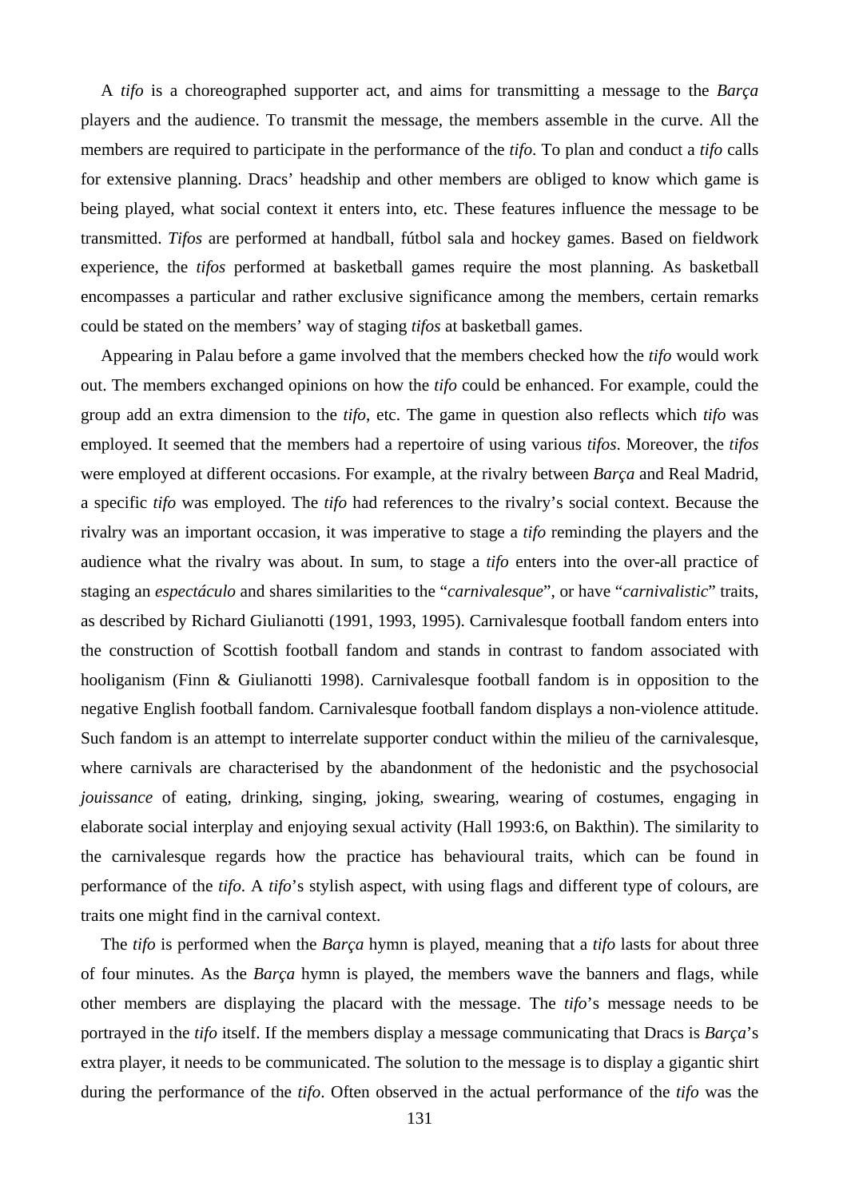A *tifo* is a choreographed supporter act, and aims for transmitting a message to the *Barça* players and the audience. To transmit the message, the members assemble in the curve. All the members are required to participate in the performance of the *tifo*. To plan and conduct a *tifo* calls for extensive planning. Dracs' headship and other members are obliged to know which game is being played, what social context it enters into, etc. These features influence the message to be transmitted. *Tifos* are performed at handball, fútbol sala and hockey games. Based on fieldwork experience, the *tifos* performed at basketball games require the most planning. As basketball encompasses a particular and rather exclusive significance among the members, certain remarks could be stated on the members' way of staging *tifos* at basketball games.

Appearing in Palau before a game involved that the members checked how the *tifo* would work out. The members exchanged opinions on how the *tifo* could be enhanced. For example, could the group add an extra dimension to the *tifo*, etc. The game in question also reflects which *tifo* was employed. It seemed that the members had a repertoire of using various *tifos*. Moreover, the *tifos* were employed at different occasions. For example, at the rivalry between *Barça* and Real Madrid, a specific *tifo* was employed. The *tifo* had references to the rivalry's social context. Because the rivalry was an important occasion, it was imperative to stage a *tifo* reminding the players and the audience what the rivalry was about. In sum, to stage a *tifo* enters into the over-all practice of staging an *espectáculo* and shares similarities to the "*carnivalesque*", or have "*carnivalistic*" traits, as described by Richard Giulianotti (1991, 1993, 1995). Carnivalesque football fandom enters into the construction of Scottish football fandom and stands in contrast to fandom associated with hooliganism (Finn & Giulianotti 1998). Carnivalesque football fandom is in opposition to the negative English football fandom. Carnivalesque football fandom displays a non-violence attitude. Such fandom is an attempt to interrelate supporter conduct within the milieu of the carnivalesque, where carnivals are characterised by the abandonment of the hedonistic and the psychosocial *jouissance* of eating, drinking, singing, joking, swearing, wearing of costumes, engaging in elaborate social interplay and enjoying sexual activity (Hall 1993:6, on Bakthin). The similarity to the carnivalesque regards how the practice has behavioural traits, which can be found in performance of the *tifo*. A *tifo*'s stylish aspect, with using flags and different type of colours, are traits one might find in the carnival context.

The *tifo* is performed when the *Barça* hymn is played, meaning that a *tifo* lasts for about three of four minutes. As the *Barça* hymn is played, the members wave the banners and flags, while other members are displaying the placard with the message. The *tifo*'s message needs to be portrayed in the *tifo* itself. If the members display a message communicating that Dracs is *Barça*'s extra player, it needs to be communicated. The solution to the message is to display a gigantic shirt during the performance of the *tifo*. Often observed in the actual performance of the *tifo* was the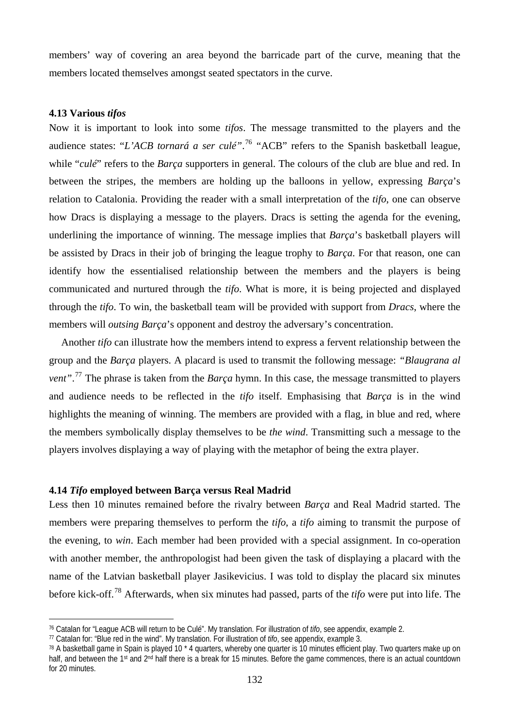members' way of covering an area beyond the barricade part of the curve, meaning that the members located themselves amongst seated spectators in the curve.

### 4.13 Various *tifos*

Now it is important to look into some *tifos*. The message transmitted to the players and the audience states: "*L'ACB tornará a ser culé*".[76] "ACB" refers to the Spanish basketball league, while "*culé*" refers to the *Barça* supporters in general. The colours of the club are blue and red. In between the stripes, the members are holding up the balloons in yellow, expressing *Barça*'s relation to Catalonia. Providing the reader with a small interpretation of the *tifo*, one can observe how Dracs is displaying a message to the players. Dracs is setting the agenda for the evening, underlining the importance of winning. The message implies that *Barça*'s basketball players will be assisted by Dracs in their job of bringing the league trophy to *Barça*. For that reason, one can identify how the essentialised relationship between the members and the players is being communicated and nurtured through the *tifo*. What is more, it is being projected and displayed through the *tifo*. To win, the basketball team will be provided with support from *Dracs*, where the members will *outsing Barça*'s opponent and destroy the adversary's concentration.

Another *tifo* can illustrate how the members intend to express a fervent relationship between the group and the *Barça* players. A placard is used to transmit the following message: "*Blaugrana al vent*".[77] The phrase is taken from the *Barça* hymn. In this case, the message transmitted to players and audience needs to be reflected in the *tifo* itself. Emphasising that *Barça* is in the wind highlights the meaning of winning. The members are provided with a flag, in blue and red, where the members symbolically display themselves to be *the wind*. Transmitting such a message to the players involves displaying a way of playing with the metaphor of being the extra player.

### 4.14 *Tifo* employed between Barça versus Real Madrid

Less then 10 minutes remained before the rivalry between *Barça* and Real Madrid started. The members were preparing themselves to perform the *tifo*, a *tifo* aiming to transmit the purpose of the evening, to *win*. Each member had been provided with a special assignment. In co-operation with another member, the anthropologist had been given the task of displaying a placard with the name of the Latvian basketball player Jasikevicius. I was told to display the placard six minutes before kick-off.[78] Afterwards, when six minutes had passed, parts of the *tifo* were put into life. The

---

[76] Catalan for "League ACB will return to be Culé". My translation. For illustration of *tifo*, see appendix, example 2.

[77] Catalan for: "Blue red in the wind". My translation. For illustration of *tifo*, see appendix, example 3.

[78] A basketball game in Spain is played 10 * 4 quarters, whereby one quarter is 10 minutes efficient play. Two quarters make up on half, and between the 1st and 2nd half there is a break for 15 minutes. Before the game commences, there is an actual countdown for 20 minutes.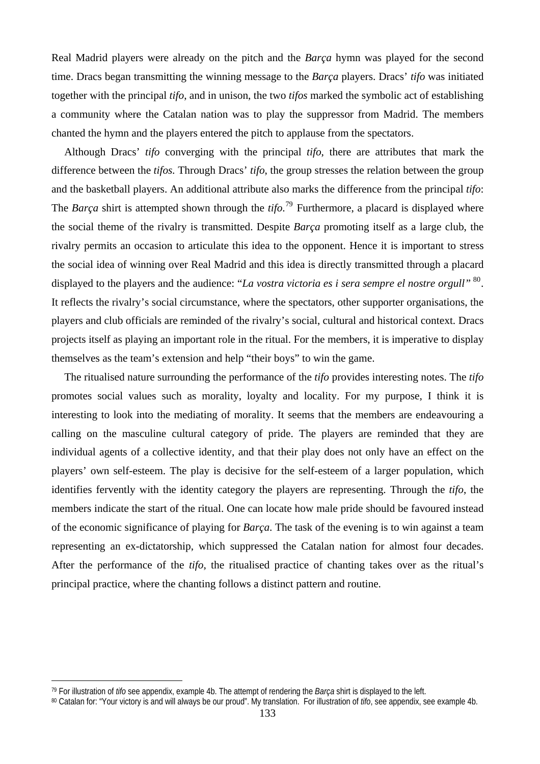Real Madrid players were already on the pitch and the *Barça* hymn was played for the second time. Dracs began transmitting the winning message to the *Barça* players. Dracs' *tifo* was initiated together with the principal *tifo*, and in unison, the two *tifos* marked the symbolic act of establishing a community where the Catalan nation was to play the suppressor from Madrid. The members chanted the hymn and the players entered the pitch to applause from the spectators.

Although Dracs' *tifo* converging with the principal *tifo*, there are attributes that mark the difference between the *tifos*. Through Dracs' *tifo*, the group stresses the relation between the group and the basketball players. An additional attribute also marks the difference from the principal *tifo*: The *Barça* shirt is attempted shown through the *tifo*.[79] Furthermore, a placard is displayed where the social theme of the rivalry is transmitted. Despite *Barça* promoting itself as a large club, the rivalry permits an occasion to articulate this idea to the opponent. Hence it is important to stress the social idea of winning over Real Madrid and this idea is directly transmitted through a placard displayed to the players and the audience: "*La vostra victoria es i sera sempre el nostre orgull*"[80]. It reflects the rivalry's social circumstance, where the spectators, other supporter organisations, the players and club officials are reminded of the rivalry's social, cultural and historical context. Dracs projects itself as playing an important role in the ritual. For the members, it is imperative to display themselves as the team's extension and help "their boys" to win the game.

The ritualised nature surrounding the performance of the *tifo* provides interesting notes. The *tifo* promotes social values such as morality, loyalty and locality. For my purpose, I think it is interesting to look into the mediating of morality. It seems that the members are endeavouring a calling on the masculine cultural category of pride. The players are reminded that they are individual agents of a collective identity, and that their play does not only have an effect on the players' own self-esteem. The play is decisive for the self-esteem of a larger population, which identifies fervently with the identity category the players are representing. Through the *tifo*, the members indicate the start of the ritual. One can locate how male pride should be favoured instead of the economic significance of playing for *Barça*. The task of the evening is to win against a team representing an ex-dictatorship, which suppressed the Catalan nation for almost four decades. After the performance of the *tifo*, the ritualised practice of chanting takes over as the ritual's principal practice, where the chanting follows a distinct pattern and routine.

---

[79] For illustration of *tifo* see appendix, example 4b. The attempt of rendering the *Barça* shirt is displayed to the left.

[80] Catalan for: "Your victory is and will always be our proud". My translation. For illustration of *tifo*, see appendix, see example 4b.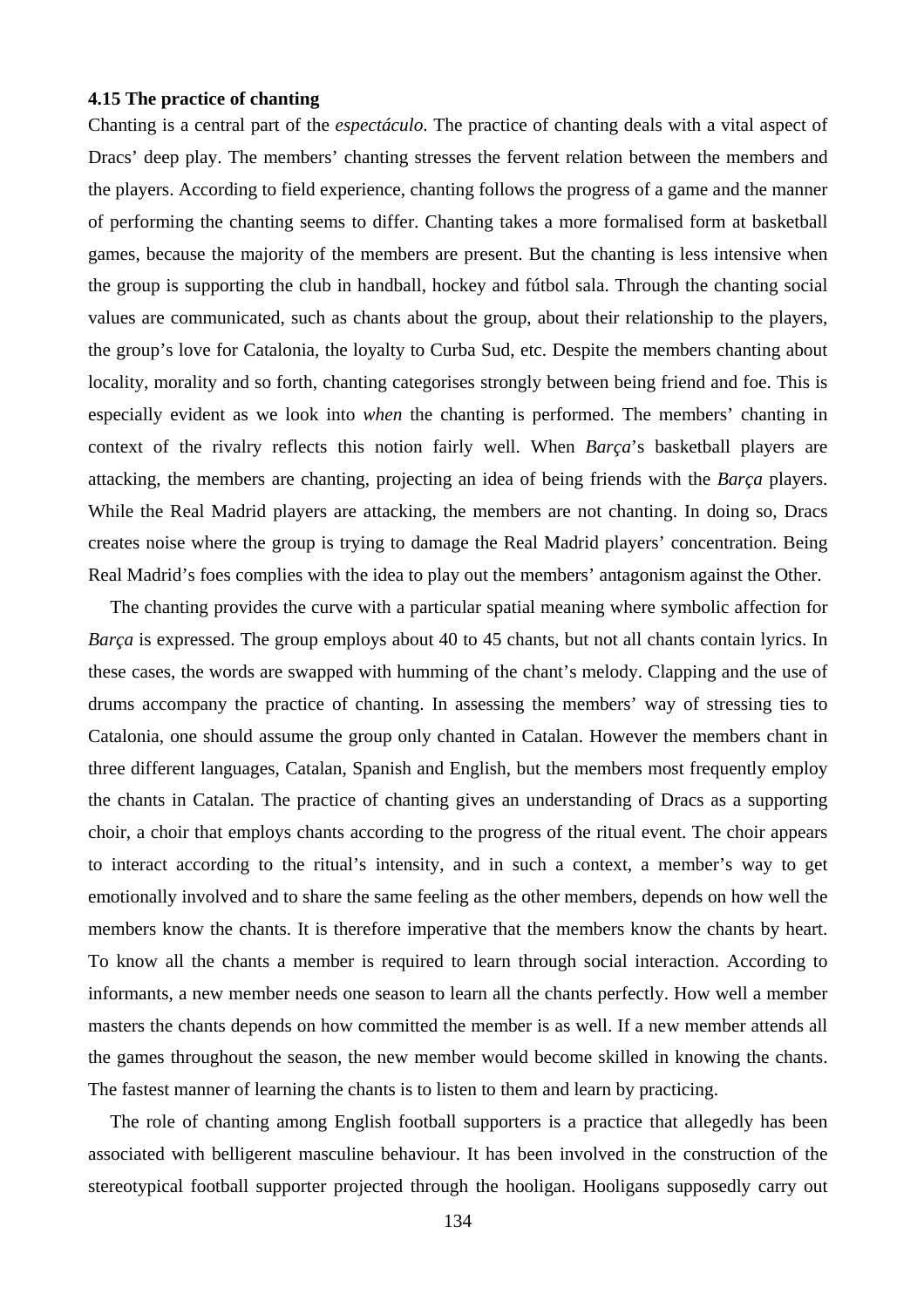### 4.15 The practice of chanting

Chanting is a central part of the *espectáculo*. The practice of chanting deals with a vital aspect of Dracs' deep play. The members' chanting stresses the fervent relation between the members and the players. According to field experience, chanting follows the progress of a game and the manner of performing the chanting seems to differ. Chanting takes a more formalised form at basketball games, because the majority of the members are present. But the chanting is less intensive when the group is supporting the club in handball, hockey and fútbol sala. Through the chanting social values are communicated, such as chants about the group, about their relationship to the players, the group's love for Catalonia, the loyalty to Curba Sud, etc. Despite the members chanting about locality, morality and so forth, chanting categorises strongly between being friend and foe. This is especially evident as we look into *when* the chanting is performed. The members' chanting in context of the rivalry reflects this notion fairly well. When *Barça*'s basketball players are attacking, the members are chanting, projecting an idea of being friends with the *Barça* players. While the Real Madrid players are attacking, the members are not chanting. In doing so, Dracs creates noise where the group is trying to damage the Real Madrid players' concentration. Being Real Madrid's foes complies with the idea to play out the members' antagonism against the Other.

The chanting provides the curve with a particular spatial meaning where symbolic affection for *Barça* is expressed. The group employs about 40 to 45 chants, but not all chants contain lyrics. In these cases, the words are swapped with humming of the chant's melody. Clapping and the use of drums accompany the practice of chanting. In assessing the members' way of stressing ties to Catalonia, one should assume the group only chanted in Catalan. However the members chant in three different languages, Catalan, Spanish and English, but the members most frequently employ the chants in Catalan. The practice of chanting gives an understanding of Dracs as a supporting choir, a choir that employs chants according to the progress of the ritual event. The choir appears to interact according to the ritual's intensity, and in such a context, a member's way to get emotionally involved and to share the same feeling as the other members, depends on how well the members know the chants. It is therefore imperative that the members know the chants by heart. To know all the chants a member is required to learn through social interaction. According to informants, a new member needs one season to learn all the chants perfectly. How well a member masters the chants depends on how committed the member is as well. If a new member attends all the games throughout the season, the new member would become skilled in knowing the chants. The fastest manner of learning the chants is to listen to them and learn by practicing.

The role of chanting among English football supporters is a practice that allegedly has been associated with belligerent masculine behaviour. It has been involved in the construction of the stereotypical football supporter projected through the hooligan. Hooligans supposedly carry out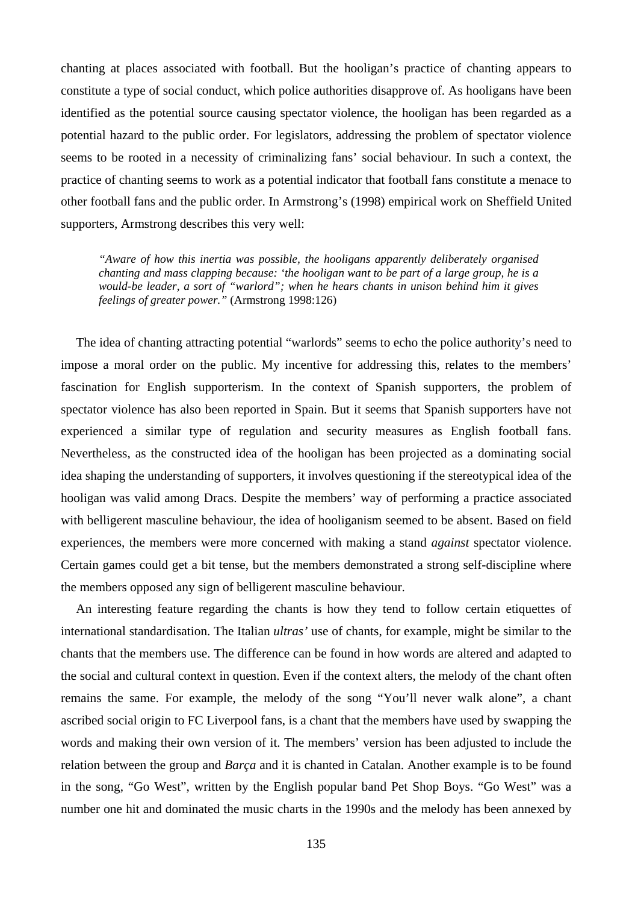chanting at places associated with football. But the hooligan's practice of chanting appears to constitute a type of social conduct, which police authorities disapprove of. As hooligans have been identified as the potential source causing spectator violence, the hooligan has been regarded as a potential hazard to the public order. For legislators, addressing the problem of spectator violence seems to be rooted in a necessity of criminalizing fans' social behaviour. In such a context, the practice of chanting seems to work as a potential indicator that football fans constitute a menace to other football fans and the public order. In Armstrong's (1998) empirical work on Sheffield United supporters, Armstrong describes this very well:

> *"Aware of how this inertia was possible, the hooligans apparently deliberately organised chanting and mass clapping because: 'the hooligan want to be part of a large group, he is a would-be leader, a sort of "warlord"; when he hears chants in unison behind him it gives feelings of greater power."* (Armstrong 1998:126)

The idea of chanting attracting potential "warlords" seems to echo the police authority's need to impose a moral order on the public. My incentive for addressing this, relates to the members' fascination for English supporterism. In the context of Spanish supporters, the problem of spectator violence has also been reported in Spain. But it seems that Spanish supporters have not experienced a similar type of regulation and security measures as English football fans. Nevertheless, as the constructed idea of the hooligan has been projected as a dominating social idea shaping the understanding of supporters, it involves questioning if the stereotypical idea of the hooligan was valid among Dracs. Despite the members' way of performing a practice associated with belligerent masculine behaviour, the idea of hooliganism seemed to be absent. Based on field experiences, the members were more concerned with making a stand *against* spectator violence. Certain games could get a bit tense, but the members demonstrated a strong self-discipline where the members opposed any sign of belligerent masculine behaviour.

An interesting feature regarding the chants is how they tend to follow certain etiquettes of international standardisation. The Italian *ultras'* use of chants, for example, might be similar to the chants that the members use. The difference can be found in how words are altered and adapted to the social and cultural context in question. Even if the context alters, the melody of the chant often remains the same. For example, the melody of the song "You'll never walk alone", a chant ascribed social origin to FC Liverpool fans, is a chant that the members have used by swapping the words and making their own version of it. The members' version has been adjusted to include the relation between the group and *Barça* and it is chanted in Catalan. Another example is to be found in the song, "Go West", written by the English popular band Pet Shop Boys. "Go West" was a number one hit and dominated the music charts in the 1990s and the melody has been annexed by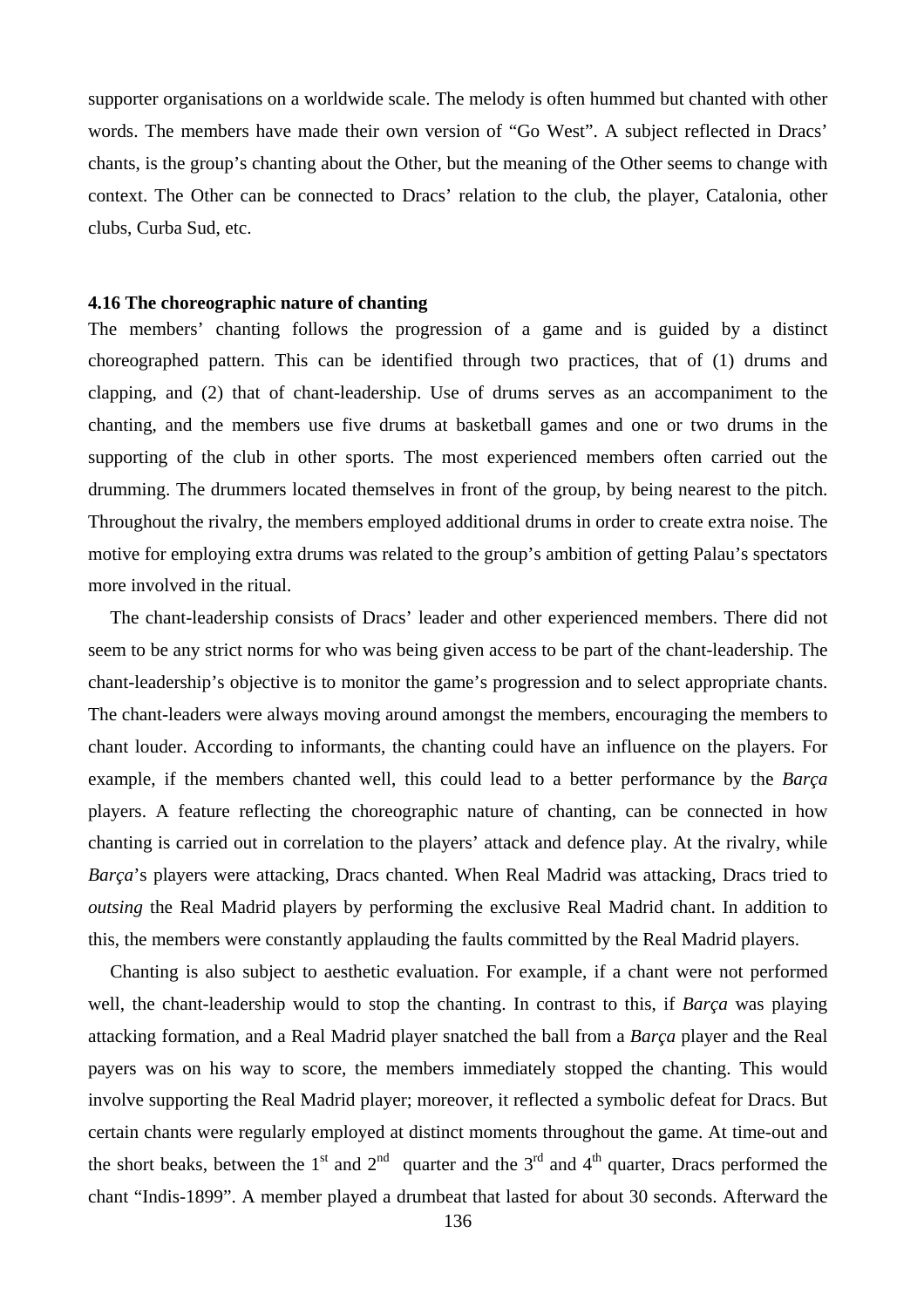supporter organisations on a worldwide scale. The melody is often hummed but chanted with other words. The members have made their own version of "Go West". A subject reflected in Dracs' chants, is the group's chanting about the Other, but the meaning of the Other seems to change with context. The Other can be connected to Dracs' relation to the club, the player, Catalonia, other clubs, Curba Sud, etc.

### 4.16 The choreographic nature of chanting

The members' chanting follows the progression of a game and is guided by a distinct choreographed pattern. This can be identified through two practices, that of (1) drums and clapping, and (2) that of chant-leadership. Use of drums serves as an accompaniment to the chanting, and the members use five drums at basketball games and one or two drums in the supporting of the club in other sports. The most experienced members often carried out the drumming. The drummers located themselves in front of the group, by being nearest to the pitch. Throughout the rivalry, the members employed additional drums in order to create extra noise. The motive for employing extra drums was related to the group's ambition of getting Palau's spectators more involved in the ritual.

The chant-leadership consists of Dracs' leader and other experienced members. There did not seem to be any strict norms for who was being given access to be part of the chant-leadership. The chant-leadership's objective is to monitor the game's progression and to select appropriate chants. The chant-leaders were always moving around amongst the members, encouraging the members to chant louder. According to informants, the chanting could have an influence on the players. For example, if the members chanted well, this could lead to a better performance by the *Barça* players. A feature reflecting the choreographic nature of chanting, can be connected in how chanting is carried out in correlation to the players' attack and defence play. At the rivalry, while *Barça*'s players were attacking, Dracs chanted. When Real Madrid was attacking, Dracs tried to *outsing* the Real Madrid players by performing the exclusive Real Madrid chant. In addition to this, the members were constantly applauding the faults committed by the Real Madrid players.

Chanting is also subject to aesthetic evaluation. For example, if a chant were not performed well, the chant-leadership would to stop the chanting. In contrast to this, if *Barça* was playing attacking formation, and a Real Madrid player snatched the ball from a *Barça* player and the Real payers was on his way to score, the members immediately stopped the chanting. This would involve supporting the Real Madrid player; moreover, it reflected a symbolic defeat for Dracs. But certain chants were regularly employed at distinct moments throughout the game. At time-out and the short beaks, between the 1st and 2nd quarter and the 3rd and 4th quarter, Dracs performed the chant "Indis-1899". A member played a drumbeat that lasted for about 30 seconds. Afterward the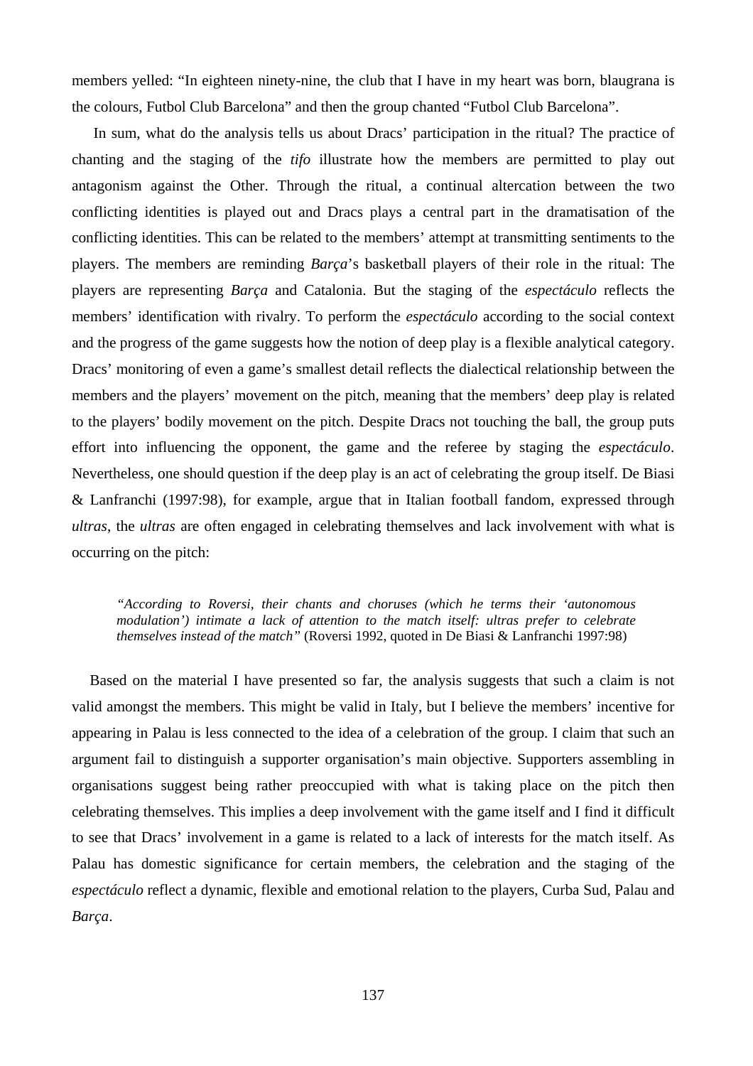members yelled: "In eighteen ninety-nine, the club that I have in my heart was born, blaugrana is the colours, Futbol Club Barcelona" and then the group chanted "Futbol Club Barcelona".

In sum, what do the analysis tells us about Dracs' participation in the ritual? The practice of chanting and the staging of the *tifo* illustrate how the members are permitted to play out antagonism against the Other. Through the ritual, a continual altercation between the two conflicting identities is played out and Dracs plays a central part in the dramatisation of the conflicting identities. This can be related to the members' attempt at transmitting sentiments to the players. The members are reminding *Barça*'s basketball players of their role in the ritual: The players are representing *Barça* and Catalonia. But the staging of the *espectáculo* reflects the members' identification with rivalry. To perform the *espectáculo* according to the social context and the progress of the game suggests how the notion of deep play is a flexible analytical category. Dracs' monitoring of even a game's smallest detail reflects the dialectical relationship between the members and the players' movement on the pitch, meaning that the members' deep play is related to the players' bodily movement on the pitch. Despite Dracs not touching the ball, the group puts effort into influencing the opponent, the game and the referee by staging the *espectáculo*. Nevertheless, one should question if the deep play is an act of celebrating the group itself. De Biasi & Lanfranchi (1997:98), for example, argue that in Italian football fandom, expressed through *ultras*, the *ultras* are often engaged in celebrating themselves and lack involvement with what is occurring on the pitch:

> *"According to Roversi, their chants and choruses (which he terms their 'autonomous modulation') intimate a lack of attention to the match itself: ultras prefer to celebrate themselves instead of the match"* (Roversi 1992, quoted in De Biasi & Lanfranchi 1997:98)

Based on the material I have presented so far, the analysis suggests that such a claim is not valid amongst the members. This might be valid in Italy, but I believe the members' incentive for appearing in Palau is less connected to the idea of a celebration of the group. I claim that such an argument fail to distinguish a supporter organisation's main objective. Supporters assembling in organisations suggest being rather preoccupied with what is taking place on the pitch then celebrating themselves. This implies a deep involvement with the game itself and I find it difficult to see that Dracs' involvement in a game is related to a lack of interests for the match itself. As Palau has domestic significance for certain members, the celebration and the staging of the *espectáculo* reflect a dynamic, flexible and emotional relation to the players, Curba Sud, Palau and *Barça*.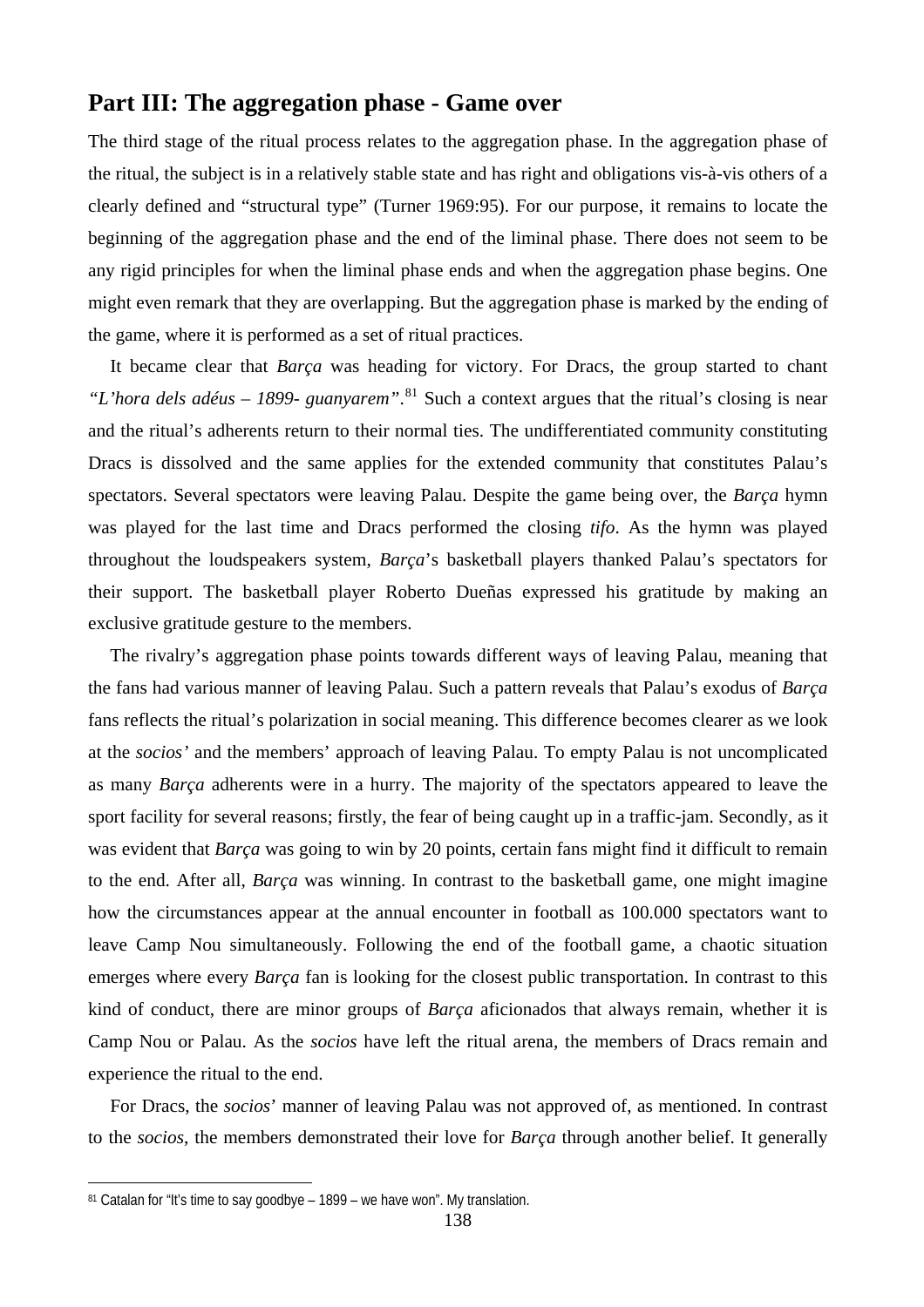## Part III: The aggregation phase - Game over

The third stage of the ritual process relates to the aggregation phase. In the aggregation phase of the ritual, the subject is in a relatively stable state and has right and obligations vis-à-vis others of a clearly defined and "structural type" (Turner 1969:95). For our purpose, it remains to locate the beginning of the aggregation phase and the end of the liminal phase. There does not seem to be any rigid principles for when the liminal phase ends and when the aggregation phase begins. One might even remark that they are overlapping. But the aggregation phase is marked by the ending of the game, where it is performed as a set of ritual practices.

It became clear that *Barça* was heading for victory. For Dracs, the group started to chant *"L'hora dels adéus – 1899- guanyarem"*.[81] Such a context argues that the ritual's closing is near and the ritual's adherents return to their normal ties. The undifferentiated community constituting Dracs is dissolved and the same applies for the extended community that constitutes Palau's spectators. Several spectators were leaving Palau. Despite the game being over, the *Barça* hymn was played for the last time and Dracs performed the closing *tifo*. As the hymn was played throughout the loudspeakers system, *Barça*'s basketball players thanked Palau's spectators for their support. The basketball player Roberto Dueñas expressed his gratitude by making an exclusive gratitude gesture to the members.

The rivalry's aggregation phase points towards different ways of leaving Palau, meaning that the fans had various manner of leaving Palau. Such a pattern reveals that Palau's exodus of *Barça* fans reflects the ritual's polarization in social meaning. This difference becomes clearer as we look at the *socios'* and the members' approach of leaving Palau. To empty Palau is not uncomplicated as many *Barça* adherents were in a hurry. The majority of the spectators appeared to leave the sport facility for several reasons; firstly, the fear of being caught up in a traffic-jam. Secondly, as it was evident that *Barça* was going to win by 20 points, certain fans might find it difficult to remain to the end. After all, *Barça* was winning. In contrast to the basketball game, one might imagine how the circumstances appear at the annual encounter in football as 100.000 spectators want to leave Camp Nou simultaneously. Following the end of the football game, a chaotic situation emerges where every *Barça* fan is looking for the closest public transportation. In contrast to this kind of conduct, there are minor groups of *Barça* aficionados that always remain, whether it is Camp Nou or Palau. As the *socios* have left the ritual arena, the members of Dracs remain and experience the ritual to the end.

For Dracs, the *socios*' manner of leaving Palau was not approved of, as mentioned. In contrast to the *socios*, the members demonstrated their love for *Barça* through another belief. It generally

[81] Catalan for "It's time to say goodbye – 1899 – we have won". My translation.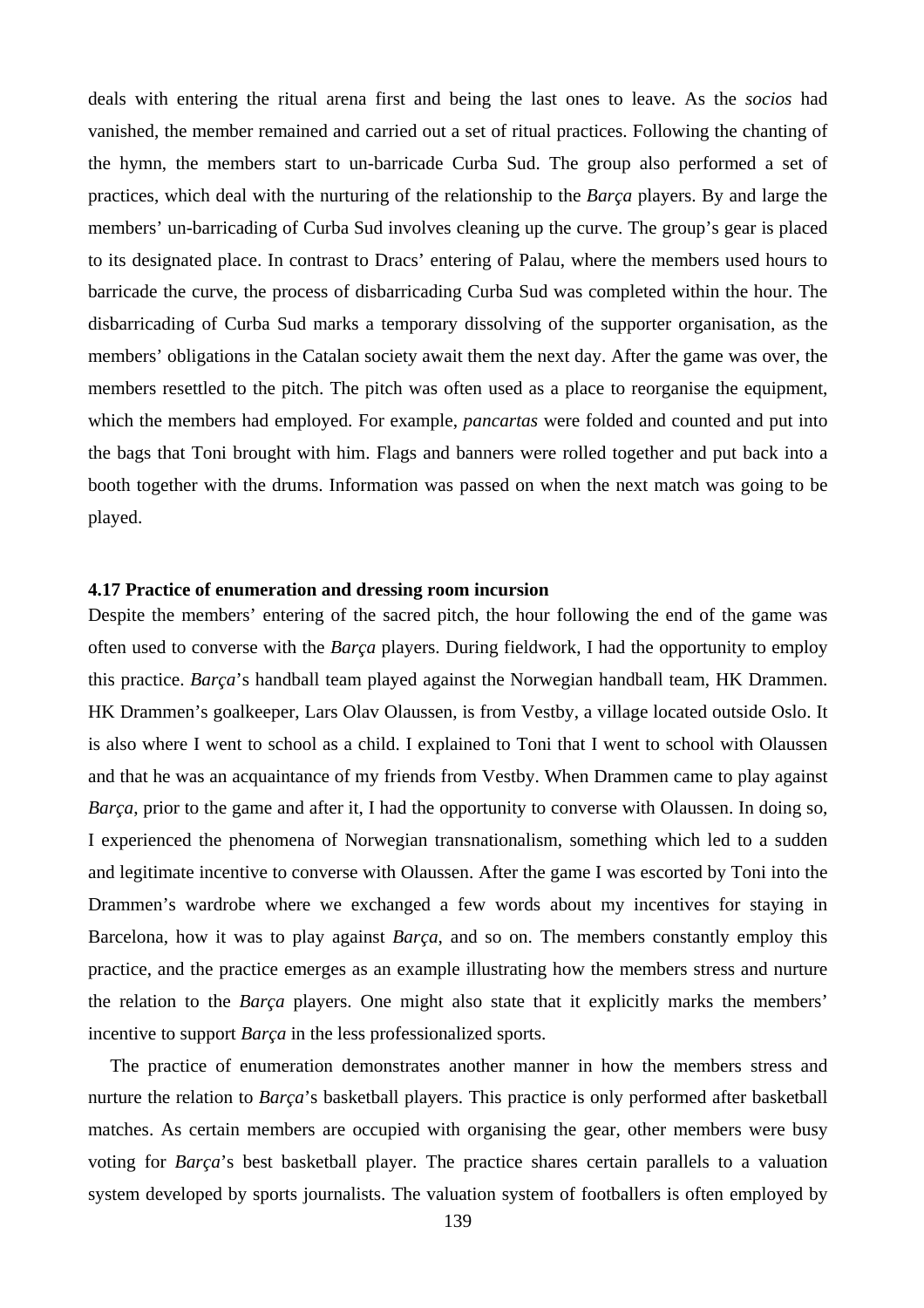deals with entering the ritual arena first and being the last ones to leave. As the *socios* had vanished, the member remained and carried out a set of ritual practices. Following the chanting of the hymn, the members start to un-barricade Curba Sud. The group also performed a set of practices, which deal with the nurturing of the relationship to the *Barça* players. By and large the members' un-barricading of Curba Sud involves cleaning up the curve. The group's gear is placed to its designated place. In contrast to Dracs' entering of Palau, where the members used hours to barricade the curve, the process of disbarricading Curba Sud was completed within the hour. The disbarricading of Curba Sud marks a temporary dissolving of the supporter organisation, as the members' obligations in the Catalan society await them the next day. After the game was over, the members resettled to the pitch. The pitch was often used as a place to reorganise the equipment, which the members had employed. For example, *pancartas* were folded and counted and put into the bags that Toni brought with him. Flags and banners were rolled together and put back into a booth together with the drums. Information was passed on when the next match was going to be played.

### 4.17 Practice of enumeration and dressing room incursion

Despite the members' entering of the sacred pitch, the hour following the end of the game was often used to converse with the *Barça* players. During fieldwork, I had the opportunity to employ this practice. *Barça*'s handball team played against the Norwegian handball team, HK Drammen. HK Drammen's goalkeeper, Lars Olav Olaussen, is from Vestby, a village located outside Oslo. It is also where I went to school as a child. I explained to Toni that I went to school with Olaussen and that he was an acquaintance of my friends from Vestby. When Drammen came to play against *Barça*, prior to the game and after it, I had the opportunity to converse with Olaussen. In doing so, I experienced the phenomena of Norwegian transnationalism, something which led to a sudden and legitimate incentive to converse with Olaussen. After the game I was escorted by Toni into the Drammen's wardrobe where we exchanged a few words about my incentives for staying in Barcelona, how it was to play against *Barça*, and so on. The members constantly employ this practice, and the practice emerges as an example illustrating how the members stress and nurture the relation to the *Barça* players. One might also state that it explicitly marks the members' incentive to support *Barça* in the less professionalized sports.

The practice of enumeration demonstrates another manner in how the members stress and nurture the relation to *Barça*'s basketball players. This practice is only performed after basketball matches. As certain members are occupied with organising the gear, other members were busy voting for *Barça*'s best basketball player. The practice shares certain parallels to a valuation system developed by sports journalists. The valuation system of footballers is often employed by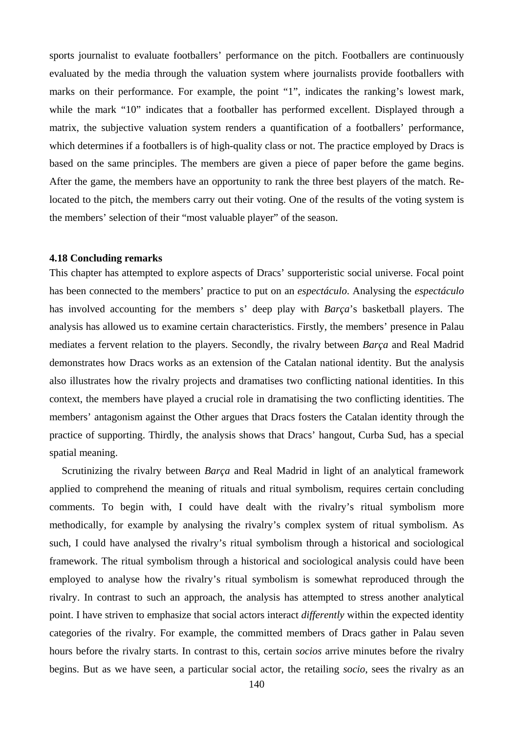sports journalist to evaluate footballers' performance on the pitch. Footballers are continuously evaluated by the media through the valuation system where journalists provide footballers with marks on their performance. For example, the point "1", indicates the ranking's lowest mark, while the mark "10" indicates that a footballer has performed excellent. Displayed through a matrix, the subjective valuation system renders a quantification of a footballers' performance, which determines if a footballers is of high-quality class or not. The practice employed by Dracs is based on the same principles. The members are given a piece of paper before the game begins. After the game, the members have an opportunity to rank the three best players of the match. Re-located to the pitch, the members carry out their voting. One of the results of the voting system is the members' selection of their "most valuable player" of the season.

### 4.18 Concluding remarks

This chapter has attempted to explore aspects of Dracs' supporteristic social universe. Focal point has been connected to the members' practice to put on an *espectáculo*. Analysing the *espectáculo* has involved accounting for the members s' deep play with *Barça*'s basketball players. The analysis has allowed us to examine certain characteristics. Firstly, the members' presence in Palau mediates a fervent relation to the players. Secondly, the rivalry between *Barça* and Real Madrid demonstrates how Dracs works as an extension of the Catalan national identity. But the analysis also illustrates how the rivalry projects and dramatises two conflicting national identities. In this context, the members have played a crucial role in dramatising the two conflicting identities. The members' antagonism against the Other argues that Dracs fosters the Catalan identity through the practice of supporting. Thirdly, the analysis shows that Dracs' hangout, Curba Sud, has a special spatial meaning.

Scrutinizing the rivalry between *Barça* and Real Madrid in light of an analytical framework applied to comprehend the meaning of rituals and ritual symbolism, requires certain concluding comments. To begin with, I could have dealt with the rivalry's ritual symbolism more methodically, for example by analysing the rivalry's complex system of ritual symbolism. As such, I could have analysed the rivalry's ritual symbolism through a historical and sociological framework. The ritual symbolism through a historical and sociological analysis could have been employed to analyse how the rivalry's ritual symbolism is somewhat reproduced through the rivalry. In contrast to such an approach, the analysis has attempted to stress another analytical point. I have striven to emphasize that social actors interact *differently* within the expected identity categories of the rivalry. For example, the committed members of Dracs gather in Palau seven hours before the rivalry starts. In contrast to this, certain *socios* arrive minutes before the rivalry begins. But as we have seen, a particular social actor, the retailing *socio*, sees the rivalry as an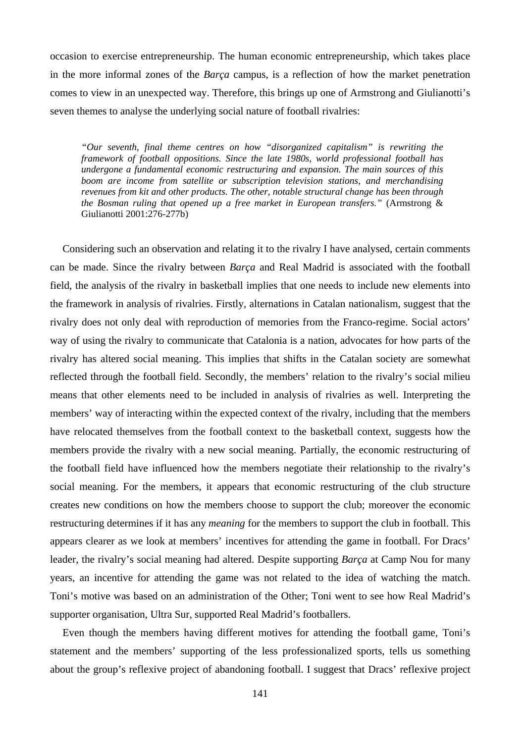occasion to exercise entrepreneurship. The human economic entrepreneurship, which takes place in the more informal zones of the *Barça* campus, is a reflection of how the market penetration comes to view in an unexpected way. Therefore, this brings up one of Armstrong and Giulianotti's seven themes to analyse the underlying social nature of football rivalries:

> *"Our seventh, final theme centres on how "disorganized capitalism" is rewriting the framework of football oppositions. Since the late 1980s, world professional football has undergone a fundamental economic restructuring and expansion. The main sources of this boom are income from satellite or subscription television stations, and merchandising revenues from kit and other products. The other, notable structural change has been through the Bosman ruling that opened up a free market in European transfers."* (Armstrong & Giulianotti 2001:276-277b)

Considering such an observation and relating it to the rivalry I have analysed, certain comments can be made. Since the rivalry between *Barça* and Real Madrid is associated with the football field, the analysis of the rivalry in basketball implies that one needs to include new elements into the framework in analysis of rivalries. Firstly, alternations in Catalan nationalism, suggest that the rivalry does not only deal with reproduction of memories from the Franco-regime. Social actors' way of using the rivalry to communicate that Catalonia is a nation, advocates for how parts of the rivalry has altered social meaning. This implies that shifts in the Catalan society are somewhat reflected through the football field. Secondly, the members' relation to the rivalry's social milieu means that other elements need to be included in analysis of rivalries as well. Interpreting the members' way of interacting within the expected context of the rivalry, including that the members have relocated themselves from the football context to the basketball context, suggests how the members provide the rivalry with a new social meaning. Partially, the economic restructuring of the football field have influenced how the members negotiate their relationship to the rivalry's social meaning. For the members, it appears that economic restructuring of the club structure creates new conditions on how the members choose to support the club; moreover the economic restructuring determines if it has any *meaning* for the members to support the club in football. This appears clearer as we look at members' incentives for attending the game in football. For Dracs' leader, the rivalry's social meaning had altered. Despite supporting *Barça* at Camp Nou for many years, an incentive for attending the game was not related to the idea of watching the match. Toni's motive was based on an administration of the Other; Toni went to see how Real Madrid's supporter organisation, Ultra Sur, supported Real Madrid's footballers.

Even though the members having different motives for attending the football game, Toni's statement and the members' supporting of the less professionalized sports, tells us something about the group's reflexive project of abandoning football. I suggest that Dracs' reflexive project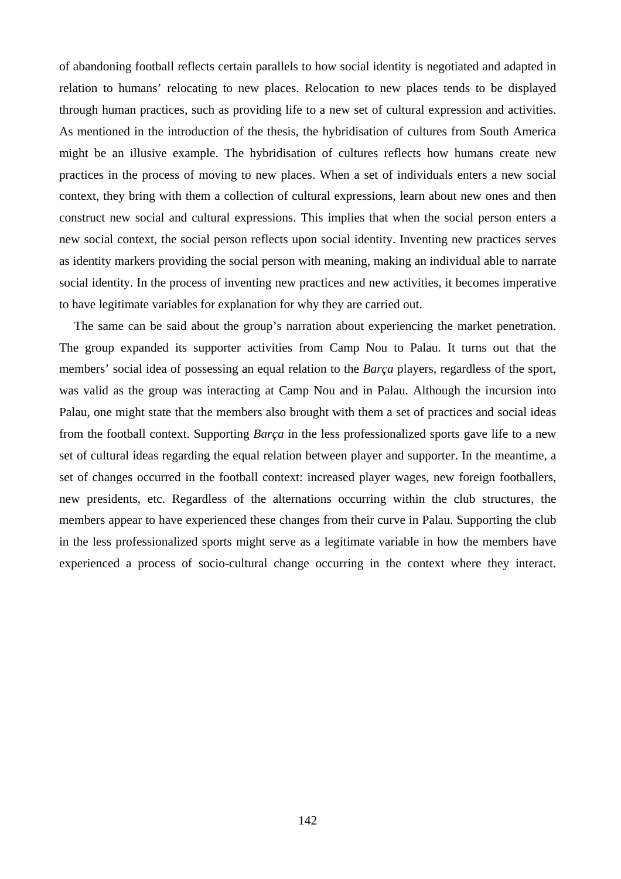of abandoning football reflects certain parallels to how social identity is negotiated and adapted in relation to humans' relocating to new places. Relocation to new places tends to be displayed through human practices, such as providing life to a new set of cultural expression and activities. As mentioned in the introduction of the thesis, the hybridisation of cultures from South America might be an illusive example. The hybridisation of cultures reflects how humans create new practices in the process of moving to new places. When a set of individuals enters a new social context, they bring with them a collection of cultural expressions, learn about new ones and then construct new social and cultural expressions. This implies that when the social person enters a new social context, the social person reflects upon social identity. Inventing new practices serves as identity markers providing the social person with meaning, making an individual able to narrate social identity. In the process of inventing new practices and new activities, it becomes imperative to have legitimate variables for explanation for why they are carried out.

The same can be said about the group's narration about experiencing the market penetration. The group expanded its supporter activities from Camp Nou to Palau. It turns out that the members' social idea of possessing an equal relation to the *Barça* players, regardless of the sport, was valid as the group was interacting at Camp Nou and in Palau. Although the incursion into Palau, one might state that the members also brought with them a set of practices and social ideas from the football context. Supporting *Barça* in the less professionalized sports gave life to a new set of cultural ideas regarding the equal relation between player and supporter. In the meantime, a set of changes occurred in the football context: increased player wages, new foreign footballers, new presidents, etc. Regardless of the alternations occurring within the club structures, the members appear to have experienced these changes from their curve in Palau. Supporting the club in the less professionalized sports might serve as a legitimate variable in how the members have experienced a process of socio-cultural change occurring in the context where they interact.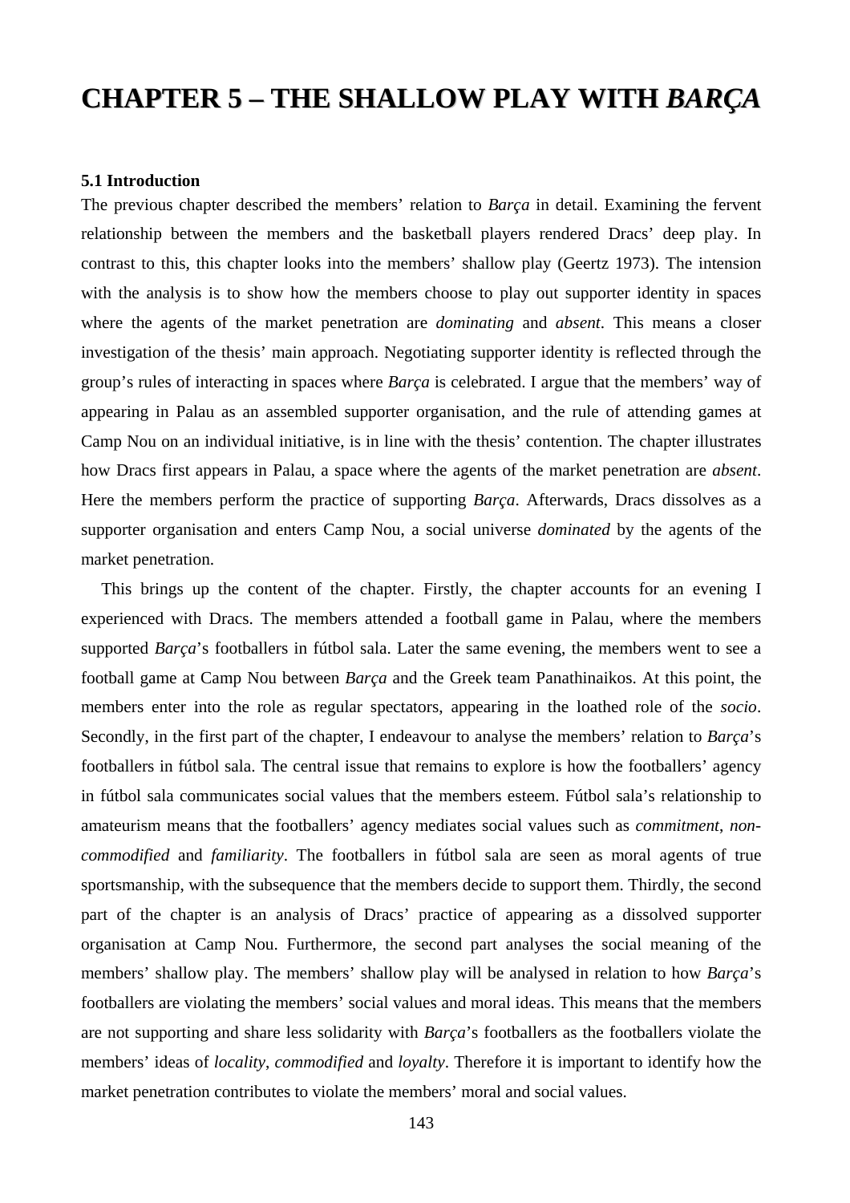# CHAPTER 5 – THE SHALLOW PLAY WITH *BARÇA*

### 5.1 Introduction

The previous chapter described the members' relation to *Barça* in detail. Examining the fervent relationship between the members and the basketball players rendered Dracs' deep play. In contrast to this, this chapter looks into the members' shallow play (Geertz 1973). The intension with the analysis is to show how the members choose to play out supporter identity in spaces where the agents of the market penetration are *dominating* and *absent*. This means a closer investigation of the thesis' main approach. Negotiating supporter identity is reflected through the group's rules of interacting in spaces where *Barça* is celebrated. I argue that the members' way of appearing in Palau as an assembled supporter organisation, and the rule of attending games at Camp Nou on an individual initiative, is in line with the thesis' contention. The chapter illustrates how Dracs first appears in Palau, a space where the agents of the market penetration are *absent*. Here the members perform the practice of supporting *Barça*. Afterwards, Dracs dissolves as a supporter organisation and enters Camp Nou, a social universe *dominated* by the agents of the market penetration.

This brings up the content of the chapter. Firstly, the chapter accounts for an evening I experienced with Dracs. The members attended a football game in Palau, where the members supported *Barça*'s footballers in fútbol sala. Later the same evening, the members went to see a football game at Camp Nou between *Barça* and the Greek team Panathinaikos. At this point, the members enter into the role as regular spectators, appearing in the loathed role of the *socio*. Secondly, in the first part of the chapter, I endeavour to analyse the members' relation to *Barça*'s footballers in fútbol sala. The central issue that remains to explore is how the footballers' agency in fútbol sala communicates social values that the members esteem. Fútbol sala's relationship to amateurism means that the footballers' agency mediates social values such as *commitment*, *non-commodified* and *familiarity*. The footballers in fútbol sala are seen as moral agents of true sportsmanship, with the subsequence that the members decide to support them. Thirdly, the second part of the chapter is an analysis of Dracs' practice of appearing as a dissolved supporter organisation at Camp Nou. Furthermore, the second part analyses the social meaning of the members' shallow play. The members' shallow play will be analysed in relation to how *Barça*'s footballers are violating the members' social values and moral ideas. This means that the members are not supporting and share less solidarity with *Barça*'s footballers as the footballers violate the members' ideas of *locality*, *commodified* and *loyalty*. Therefore it is important to identify how the market penetration contributes to violate the members' moral and social values.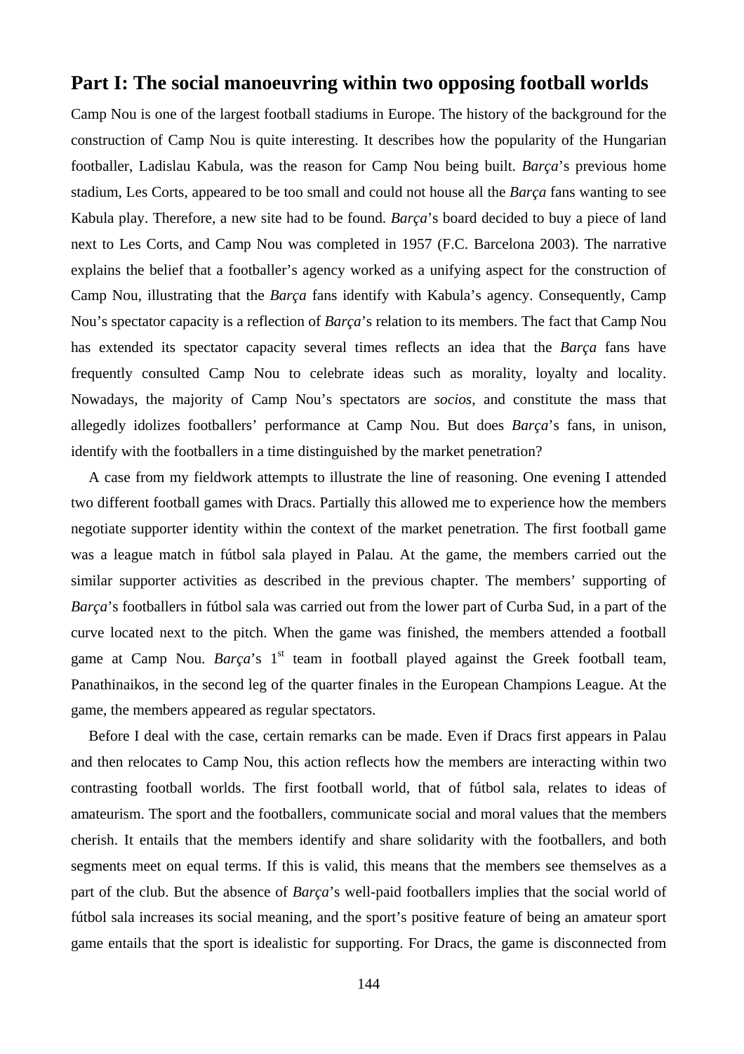## Part I: The social manoeuvring within two opposing football worlds

Camp Nou is one of the largest football stadiums in Europe. The history of the background for the construction of Camp Nou is quite interesting. It describes how the popularity of the Hungarian footballer, Ladislau Kabula, was the reason for Camp Nou being built. *Barça*'s previous home stadium, Les Corts, appeared to be too small and could not house all the *Barça* fans wanting to see Kabula play. Therefore, a new site had to be found. *Barça*'s board decided to buy a piece of land next to Les Corts, and Camp Nou was completed in 1957 (F.C. Barcelona 2003). The narrative explains the belief that a footballer's agency worked as a unifying aspect for the construction of Camp Nou, illustrating that the *Barça* fans identify with Kabula's agency. Consequently, Camp Nou's spectator capacity is a reflection of *Barça*'s relation to its members. The fact that Camp Nou has extended its spectator capacity several times reflects an idea that the *Barça* fans have frequently consulted Camp Nou to celebrate ideas such as morality, loyalty and locality. Nowadays, the majority of Camp Nou's spectators are *socios*, and constitute the mass that allegedly idolizes footballers' performance at Camp Nou. But does *Barça*'s fans, in unison, identify with the footballers in a time distinguished by the market penetration?

A case from my fieldwork attempts to illustrate the line of reasoning. One evening I attended two different football games with Dracs. Partially this allowed me to experience how the members negotiate supporter identity within the context of the market penetration. The first football game was a league match in fútbol sala played in Palau. At the game, the members carried out the similar supporter activities as described in the previous chapter. The members' supporting of *Barça*'s footballers in fútbol sala was carried out from the lower part of Curba Sud, in a part of the curve located next to the pitch. When the game was finished, the members attended a football game at Camp Nou. *Barça*'s 1st team in football played against the Greek football team, Panathinaikos, in the second leg of the quarter finales in the European Champions League. At the game, the members appeared as regular spectators.

Before I deal with the case, certain remarks can be made. Even if Dracs first appears in Palau and then relocates to Camp Nou, this action reflects how the members are interacting within two contrasting football worlds. The first football world, that of fútbol sala, relates to ideas of amateurism. The sport and the footballers, communicate social and moral values that the members cherish. It entails that the members identify and share solidarity with the footballers, and both segments meet on equal terms. If this is valid, this means that the members see themselves as a part of the club. But the absence of *Barça*'s well-paid footballers implies that the social world of fútbol sala increases its social meaning, and the sport's positive feature of being an amateur sport game entails that the sport is idealistic for supporting. For Dracs, the game is disconnected from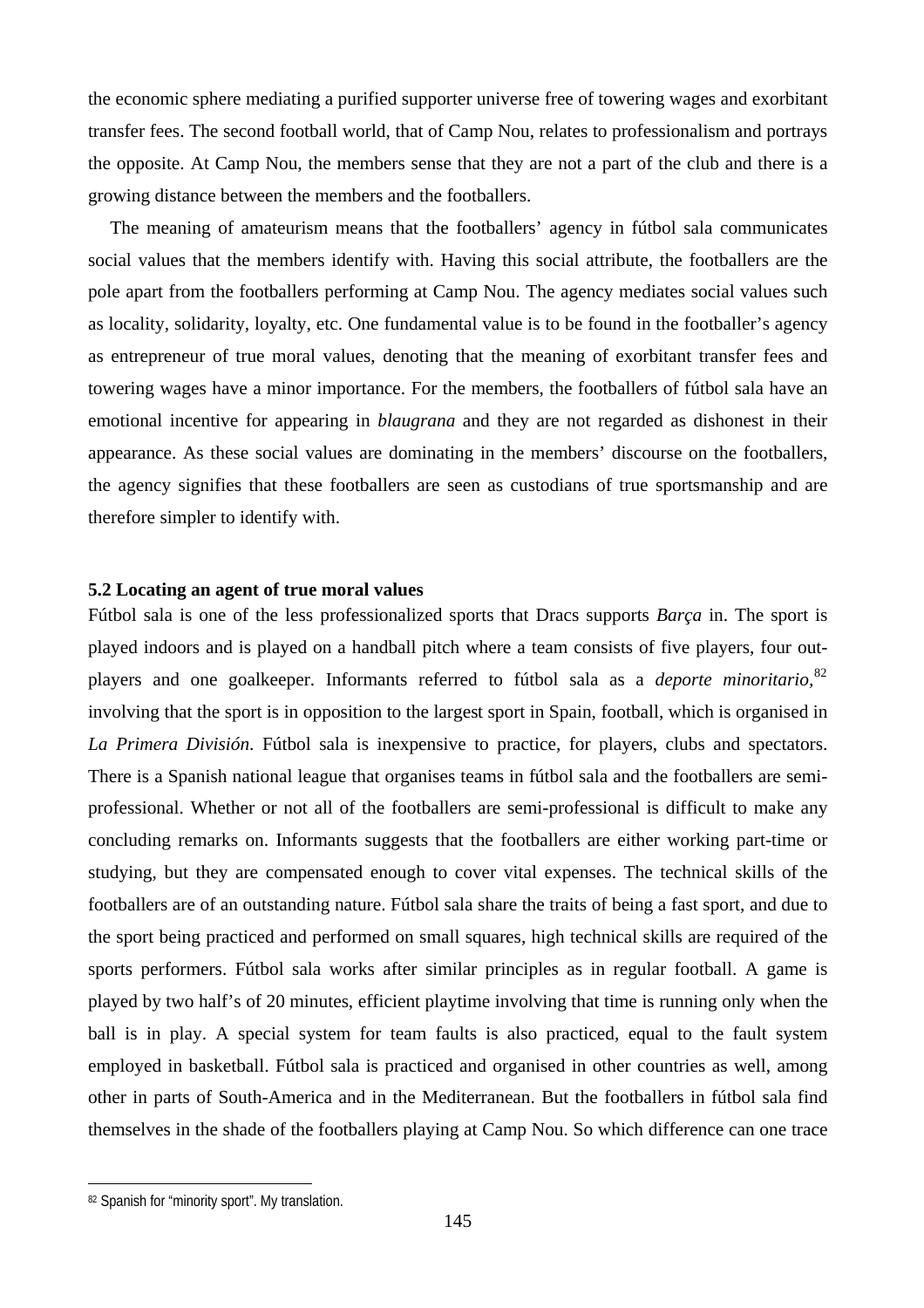the economic sphere mediating a purified supporter universe free of towering wages and exorbitant transfer fees. The second football world, that of Camp Nou, relates to professionalism and portrays the opposite. At Camp Nou, the members sense that they are not a part of the club and there is a growing distance between the members and the footballers.

The meaning of amateurism means that the footballers' agency in fútbol sala communicates social values that the members identify with. Having this social attribute, the footballers are the pole apart from the footballers performing at Camp Nou. The agency mediates social values such as locality, solidarity, loyalty, etc. One fundamental value is to be found in the footballer's agency as entrepreneur of true moral values, denoting that the meaning of exorbitant transfer fees and towering wages have a minor importance. For the members, the footballers of fútbol sala have an emotional incentive for appearing in *blaugrana* and they are not regarded as dishonest in their appearance. As these social values are dominating in the members' discourse on the footballers, the agency signifies that these footballers are seen as custodians of true sportsmanship and are therefore simpler to identify with.

### 5.2 Locating an agent of true moral values

Fútbol sala is one of the less professionalized sports that Dracs supports *Barça* in. The sport is played indoors and is played on a handball pitch where a team consists of five players, four out-players and one goalkeeper. Informants referred to fútbol sala as a *deporte minoritario*,[82] involving that the sport is in opposition to the largest sport in Spain, football, which is organised in *La Primera División*. Fútbol sala is inexpensive to practice, for players, clubs and spectators. There is a Spanish national league that organises teams in fútbol sala and the footballers are semi-professional. Whether or not all of the footballers are semi-professional is difficult to make any concluding remarks on. Informants suggests that the footballers are either working part-time or studying, but they are compensated enough to cover vital expenses. The technical skills of the footballers are of an outstanding nature. Fútbol sala share the traits of being a fast sport, and due to the sport being practiced and performed on small squares, high technical skills are required of the sports performers. Fútbol sala works after similar principles as in regular football. A game is played by two half's of 20 minutes, efficient playtime involving that time is running only when the ball is in play. A special system for team faults is also practiced, equal to the fault system employed in basketball. Fútbol sala is practiced and organised in other countries as well, among other in parts of South-America and in the Mediterranean. But the footballers in fútbol sala find themselves in the shade of the footballers playing at Camp Nou. So which difference can one trace

[82] Spanish for "minority sport". My translation.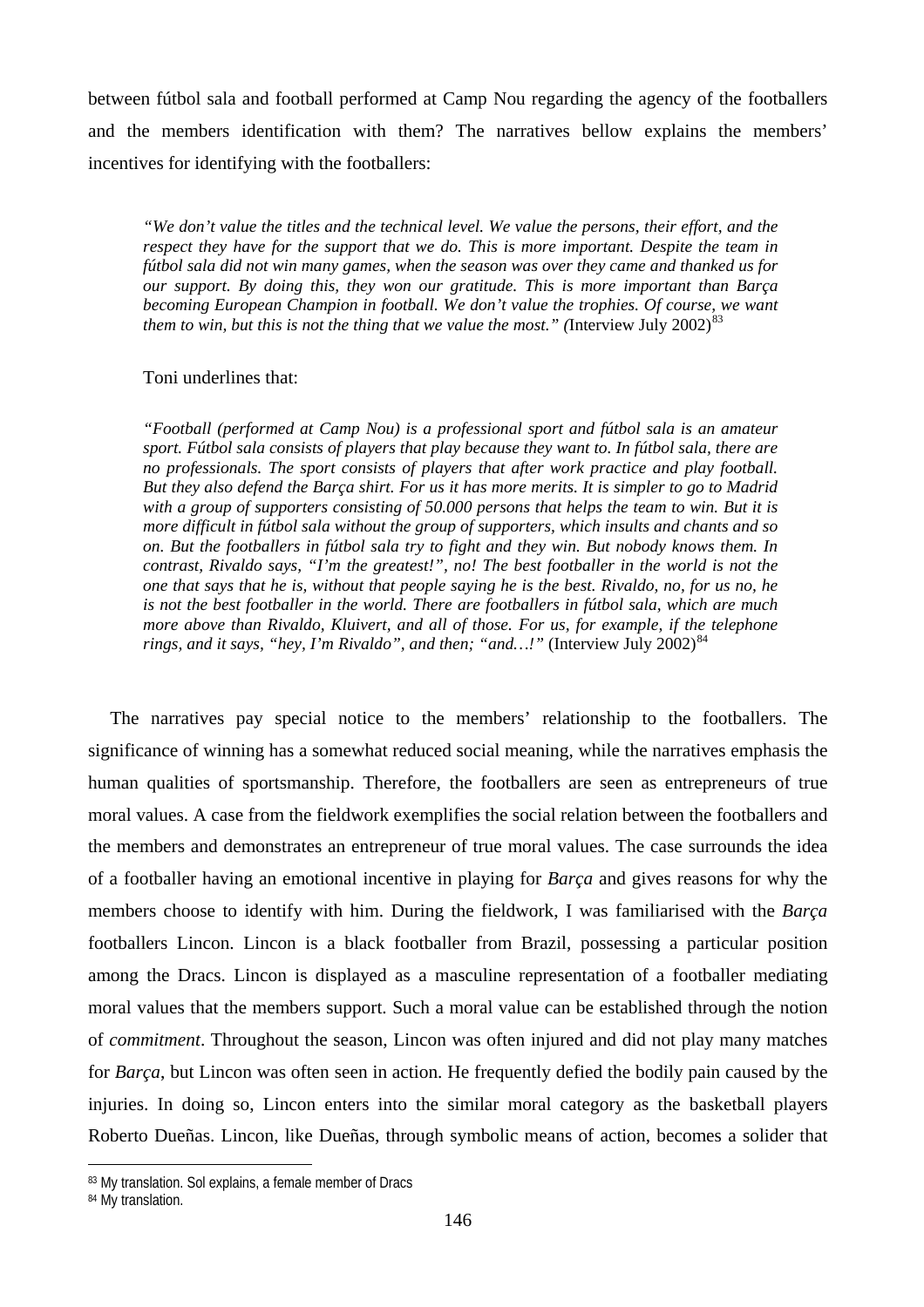between fútbol sala and football performed at Camp Nou regarding the agency of the footballers and the members identification with them? The narratives bellow explains the members' incentives for identifying with the footballers:

> *"We don't value the titles and the technical level. We value the persons, their effort, and the respect they have for the support that we do. This is more important. Despite the team in fútbol sala did not win many games, when the season was over they came and thanked us for our support. By doing this, they won our gratitude. This is more important than Barça becoming European Champion in football. We don't value the trophies. Of course, we want them to win, but this is not the thing that we value the most." (*Interview July 2002)[83]

> Toni underlines that:

> *"Football (performed at Camp Nou) is a professional sport and fútbol sala is an amateur sport. Fútbol sala consists of players that play because they want to. In fútbol sala, there are no professionals. The sport consists of players that after work practice and play football. But they also defend the Barça shirt. For us it has more merits. It is simpler to go to Madrid with a group of supporters consisting of 50.000 persons that helps the team to win. But it is more difficult in fútbol sala without the group of supporters, which insults and chants and so on. But the footballers in fútbol sala try to fight and they win. But nobody knows them. In contrast, Rivaldo says, "I'm the greatest!", no! The best footballer in the world is not the one that says that he is, without that people saying he is the best. Rivaldo, no, for us no, he is not the best footballer in the world. There are footballers in fútbol sala, which are much more above than Rivaldo, Kluivert, and all of those. For us, for example, if the telephone rings, and it says, "hey, I'm Rivaldo", and then; "and…!"* (Interview July 2002)[84]

The narratives pay special notice to the members' relationship to the footballers. The significance of winning has a somewhat reduced social meaning, while the narratives emphasis the human qualities of sportsmanship. Therefore, the footballers are seen as entrepreneurs of true moral values. A case from the fieldwork exemplifies the social relation between the footballers and the members and demonstrates an entrepreneur of true moral values. The case surrounds the idea of a footballer having an emotional incentive in playing for *Barça* and gives reasons for why the members choose to identify with him. During the fieldwork, I was familiarised with the *Barça* footballers Lincon. Lincon is a black footballer from Brazil, possessing a particular position among the Dracs. Lincon is displayed as a masculine representation of a footballer mediating moral values that the members support. Such a moral value can be established through the notion of *commitment*. Throughout the season, Lincon was often injured and did not play many matches for *Barça*, but Lincon was often seen in action. He frequently defied the bodily pain caused by the injuries. In doing so, Lincon enters into the similar moral category as the basketball players Roberto Dueñas. Lincon, like Dueñas, through symbolic means of action, becomes a solider that

---

[83] My translation. Sol explains, a female member of Dracs

[84] My translation.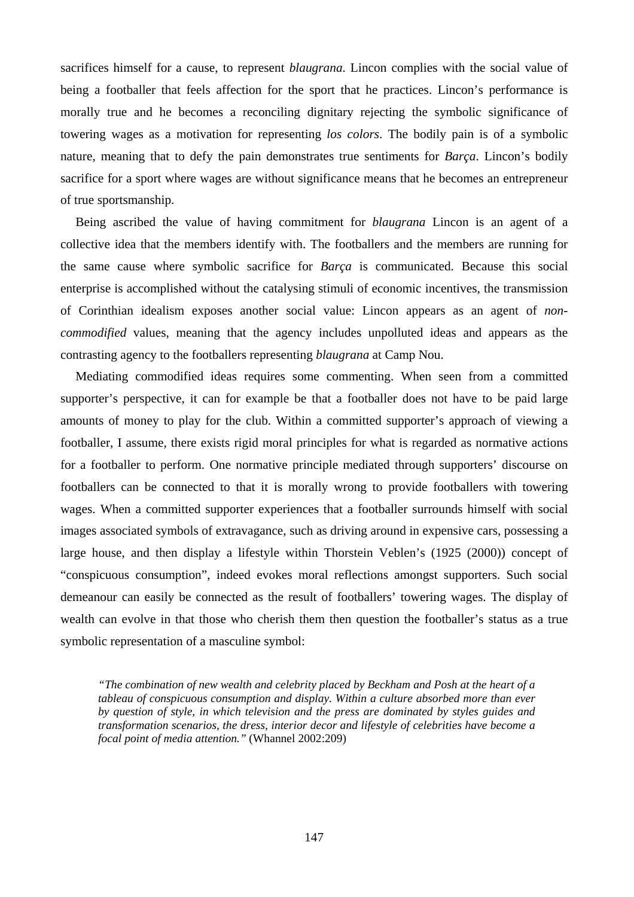sacrifices himself for a cause, to represent *blaugrana*. Lincon complies with the social value of being a footballer that feels affection for the sport that he practices. Lincon's performance is morally true and he becomes a reconciling dignitary rejecting the symbolic significance of towering wages as a motivation for representing *los colors*. The bodily pain is of a symbolic nature, meaning that to defy the pain demonstrates true sentiments for *Barça*. Lincon's bodily sacrifice for a sport where wages are without significance means that he becomes an entrepreneur of true sportsmanship.

Being ascribed the value of having commitment for *blaugrana* Lincon is an agent of a collective idea that the members identify with. The footballers and the members are running for the same cause where symbolic sacrifice for *Barça* is communicated. Because this social enterprise is accomplished without the catalysing stimuli of economic incentives, the transmission of Corinthian idealism exposes another social value: Lincon appears as an agent of *non-commodified* values, meaning that the agency includes unpolluted ideas and appears as the contrasting agency to the footballers representing *blaugrana* at Camp Nou.

Mediating commodified ideas requires some commenting. When seen from a committed supporter's perspective, it can for example be that a footballer does not have to be paid large amounts of money to play for the club. Within a committed supporter's approach of viewing a footballer, I assume, there exists rigid moral principles for what is regarded as normative actions for a footballer to perform. One normative principle mediated through supporters' discourse on footballers can be connected to that it is morally wrong to provide footballers with towering wages. When a committed supporter experiences that a footballer surrounds himself with social images associated symbols of extravagance, such as driving around in expensive cars, possessing a large house, and then display a lifestyle within Thorstein Veblen's (1925 (2000)) concept of "conspicuous consumption", indeed evokes moral reflections amongst supporters. Such social demeanour can easily be connected as the result of footballers' towering wages. The display of wealth can evolve in that those who cherish them then question the footballer's status as a true symbolic representation of a masculine symbol:

> *"The combination of new wealth and celebrity placed by Beckham and Posh at the heart of a tableau of conspicuous consumption and display. Within a culture absorbed more than ever by question of style, in which television and the press are dominated by styles guides and transformation scenarios, the dress, interior decor and lifestyle of celebrities have become a focal point of media attention."* (Whannel 2002:209)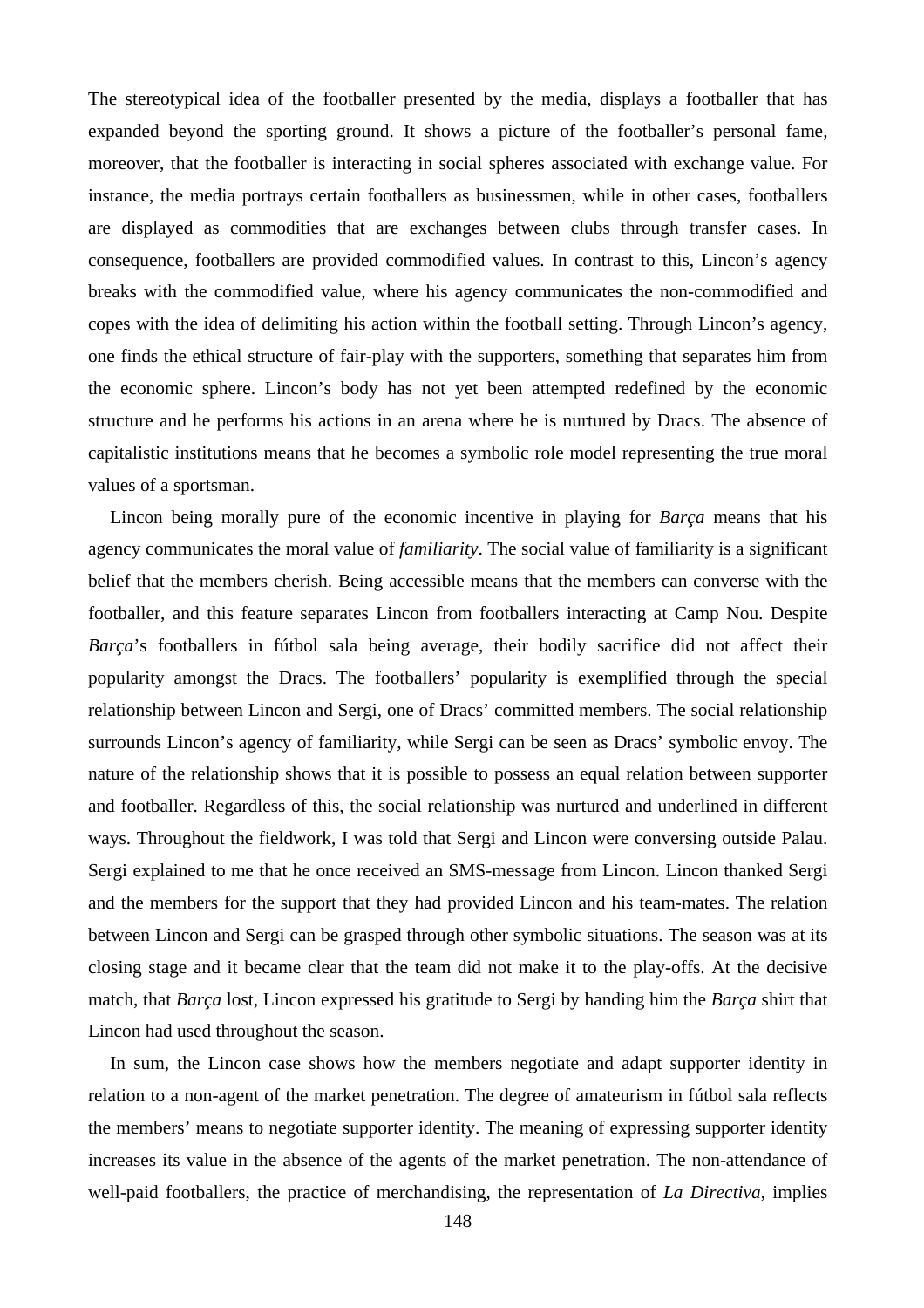The stereotypical idea of the footballer presented by the media, displays a footballer that has expanded beyond the sporting ground. It shows a picture of the footballer's personal fame, moreover, that the footballer is interacting in social spheres associated with exchange value. For instance, the media portrays certain footballers as businessmen, while in other cases, footballers are displayed as commodities that are exchanges between clubs through transfer cases. In consequence, footballers are provided commodified values. In contrast to this, Lincon's agency breaks with the commodified value, where his agency communicates the non-commodified and copes with the idea of delimiting his action within the football setting. Through Lincon's agency, one finds the ethical structure of fair-play with the supporters, something that separates him from the economic sphere. Lincon's body has not yet been attempted redefined by the economic structure and he performs his actions in an arena where he is nurtured by Dracs. The absence of capitalistic institutions means that he becomes a symbolic role model representing the true moral values of a sportsman.

Lincon being morally pure of the economic incentive in playing for *Barça* means that his agency communicates the moral value of *familiarity*. The social value of familiarity is a significant belief that the members cherish. Being accessible means that the members can converse with the footballer, and this feature separates Lincon from footballers interacting at Camp Nou. Despite *Barça*'s footballers in fútbol sala being average, their bodily sacrifice did not affect their popularity amongst the Dracs. The footballers' popularity is exemplified through the special relationship between Lincon and Sergi, one of Dracs' committed members. The social relationship surrounds Lincon's agency of familiarity, while Sergi can be seen as Dracs' symbolic envoy. The nature of the relationship shows that it is possible to possess an equal relation between supporter and footballer. Regardless of this, the social relationship was nurtured and underlined in different ways. Throughout the fieldwork, I was told that Sergi and Lincon were conversing outside Palau. Sergi explained to me that he once received an SMS-message from Lincon. Lincon thanked Sergi and the members for the support that they had provided Lincon and his team-mates. The relation between Lincon and Sergi can be grasped through other symbolic situations. The season was at its closing stage and it became clear that the team did not make it to the play-offs. At the decisive match, that *Barça* lost, Lincon expressed his gratitude to Sergi by handing him the *Barça* shirt that Lincon had used throughout the season.

In sum, the Lincon case shows how the members negotiate and adapt supporter identity in relation to a non-agent of the market penetration. The degree of amateurism in fútbol sala reflects the members' means to negotiate supporter identity. The meaning of expressing supporter identity increases its value in the absence of the agents of the market penetration. The non-attendance of well-paid footballers, the practice of merchandising, the representation of *La Directiva*, implies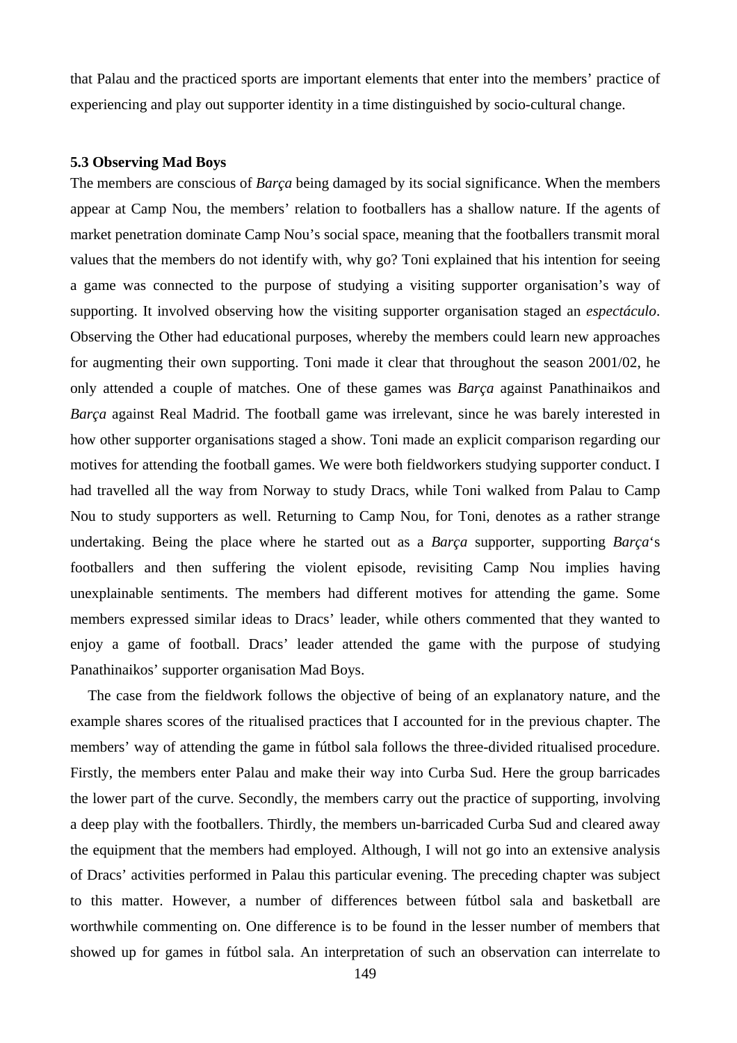that Palau and the practiced sports are important elements that enter into the members' practice of experiencing and play out supporter identity in a time distinguished by socio-cultural change.

### 5.3 Observing Mad Boys

The members are conscious of *Barça* being damaged by its social significance. When the members appear at Camp Nou, the members' relation to footballers has a shallow nature. If the agents of market penetration dominate Camp Nou's social space, meaning that the footballers transmit moral values that the members do not identify with, why go? Toni explained that his intention for seeing a game was connected to the purpose of studying a visiting supporter organisation's way of supporting. It involved observing how the visiting supporter organisation staged an *espectáculo*. Observing the Other had educational purposes, whereby the members could learn new approaches for augmenting their own supporting. Toni made it clear that throughout the season 2001/02, he only attended a couple of matches. One of these games was *Barça* against Panathinaikos and *Barça* against Real Madrid. The football game was irrelevant, since he was barely interested in how other supporter organisations staged a show. Toni made an explicit comparison regarding our motives for attending the football games. We were both fieldworkers studying supporter conduct. I had travelled all the way from Norway to study Dracs, while Toni walked from Palau to Camp Nou to study supporters as well. Returning to Camp Nou, for Toni, denotes as a rather strange undertaking. Being the place where he started out as a *Barça* supporter, supporting *Barça*'s footballers and then suffering the violent episode, revisiting Camp Nou implies having unexplainable sentiments. The members had different motives for attending the game. Some members expressed similar ideas to Dracs' leader, while others commented that they wanted to enjoy a game of football. Dracs' leader attended the game with the purpose of studying Panathinaikos' supporter organisation Mad Boys.

The case from the fieldwork follows the objective of being of an explanatory nature, and the example shares scores of the ritualised practices that I accounted for in the previous chapter. The members' way of attending the game in fútbol sala follows the three-divided ritualised procedure. Firstly, the members enter Palau and make their way into Curba Sud. Here the group barricades the lower part of the curve. Secondly, the members carry out the practice of supporting, involving a deep play with the footballers. Thirdly, the members un-barricaded Curba Sud and cleared away the equipment that the members had employed. Although, I will not go into an extensive analysis of Dracs' activities performed in Palau this particular evening. The preceding chapter was subject to this matter. However, a number of differences between fútbol sala and basketball are worthwhile commenting on. One difference is to be found in the lesser number of members that showed up for games in fútbol sala. An interpretation of such an observation can interrelate to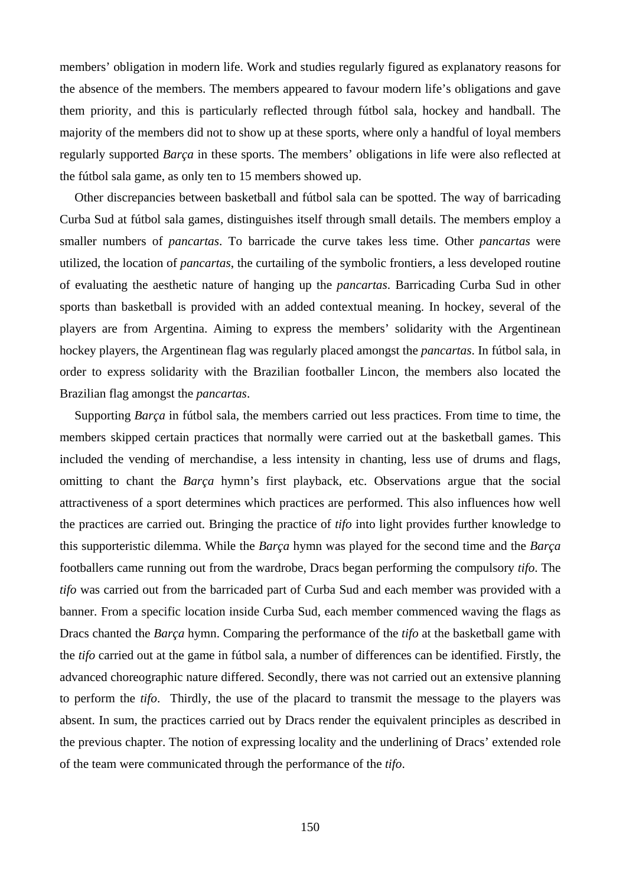members' obligation in modern life. Work and studies regularly figured as explanatory reasons for the absence of the members. The members appeared to favour modern life's obligations and gave them priority, and this is particularly reflected through fútbol sala, hockey and handball. The majority of the members did not to show up at these sports, where only a handful of loyal members regularly supported *Barça* in these sports. The members' obligations in life were also reflected at the fútbol sala game, as only ten to 15 members showed up.

Other discrepancies between basketball and fútbol sala can be spotted. The way of barricading Curba Sud at fútbol sala games, distinguishes itself through small details. The members employ a smaller numbers of *pancartas*. To barricade the curve takes less time. Other *pancartas* were utilized, the location of *pancartas*, the curtailing of the symbolic frontiers, a less developed routine of evaluating the aesthetic nature of hanging up the *pancartas*. Barricading Curba Sud in other sports than basketball is provided with an added contextual meaning. In hockey, several of the players are from Argentina. Aiming to express the members' solidarity with the Argentinean hockey players, the Argentinean flag was regularly placed amongst the *pancartas*. In fútbol sala, in order to express solidarity with the Brazilian footballer Lincon, the members also located the Brazilian flag amongst the *pancartas*.

Supporting *Barça* in fútbol sala, the members carried out less practices. From time to time, the members skipped certain practices that normally were carried out at the basketball games. This included the vending of merchandise, a less intensity in chanting, less use of drums and flags, omitting to chant the *Barça* hymn's first playback, etc. Observations argue that the social attractiveness of a sport determines which practices are performed. This also influences how well the practices are carried out. Bringing the practice of *tifo* into light provides further knowledge to this supporteristic dilemma. While the *Barça* hymn was played for the second time and the *Barça* footballers came running out from the wardrobe, Dracs began performing the compulsory *tifo*. The *tifo* was carried out from the barricaded part of Curba Sud and each member was provided with a banner. From a specific location inside Curba Sud, each member commenced waving the flags as Dracs chanted the *Barça* hymn. Comparing the performance of the *tifo* at the basketball game with the *tifo* carried out at the game in fútbol sala, a number of differences can be identified. Firstly, the advanced choreographic nature differed. Secondly, there was not carried out an extensive planning to perform the *tifo*. Thirdly, the use of the placard to transmit the message to the players was absent. In sum, the practices carried out by Dracs render the equivalent principles as described in the previous chapter. The notion of expressing locality and the underlining of Dracs' extended role of the team were communicated through the performance of the *tifo*.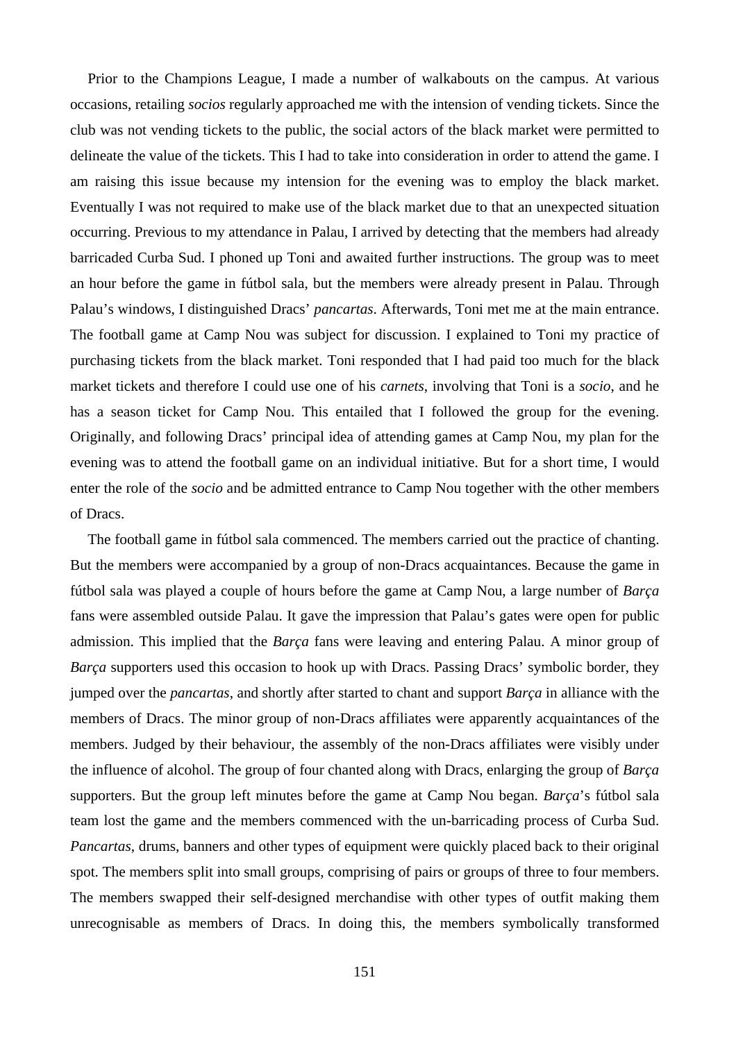Prior to the Champions League, I made a number of walkabouts on the campus. At various occasions, retailing *socios* regularly approached me with the intension of vending tickets. Since the club was not vending tickets to the public, the social actors of the black market were permitted to delineate the value of the tickets. This I had to take into consideration in order to attend the game. I am raising this issue because my intension for the evening was to employ the black market. Eventually I was not required to make use of the black market due to that an unexpected situation occurring. Previous to my attendance in Palau, I arrived by detecting that the members had already barricaded Curba Sud. I phoned up Toni and awaited further instructions. The group was to meet an hour before the game in fútbol sala, but the members were already present in Palau. Through Palau's windows, I distinguished Dracs' *pancartas*. Afterwards, Toni met me at the main entrance. The football game at Camp Nou was subject for discussion. I explained to Toni my practice of purchasing tickets from the black market. Toni responded that I had paid too much for the black market tickets and therefore I could use one of his *carnets*, involving that Toni is a *socio*, and he has a season ticket for Camp Nou. This entailed that I followed the group for the evening. Originally, and following Dracs' principal idea of attending games at Camp Nou, my plan for the evening was to attend the football game on an individual initiative. But for a short time, I would enter the role of the *socio* and be admitted entrance to Camp Nou together with the other members of Dracs.

The football game in fútbol sala commenced. The members carried out the practice of chanting. But the members were accompanied by a group of non-Dracs acquaintances. Because the game in fútbol sala was played a couple of hours before the game at Camp Nou, a large number of *Barça* fans were assembled outside Palau. It gave the impression that Palau's gates were open for public admission. This implied that the *Barça* fans were leaving and entering Palau. A minor group of *Barça* supporters used this occasion to hook up with Dracs. Passing Dracs' symbolic border, they jumped over the *pancartas*, and shortly after started to chant and support *Barça* in alliance with the members of Dracs. The minor group of non-Dracs affiliates were apparently acquaintances of the members. Judged by their behaviour, the assembly of the non-Dracs affiliates were visibly under the influence of alcohol. The group of four chanted along with Dracs, enlarging the group of *Barça* supporters. But the group left minutes before the game at Camp Nou began. *Barça*'s fútbol sala team lost the game and the members commenced with the un-barricading process of Curba Sud. *Pancartas*, drums, banners and other types of equipment were quickly placed back to their original spot. The members split into small groups, comprising of pairs or groups of three to four members. The members swapped their self-designed merchandise with other types of outfit making them unrecognisable as members of Dracs. In doing this, the members symbolically transformed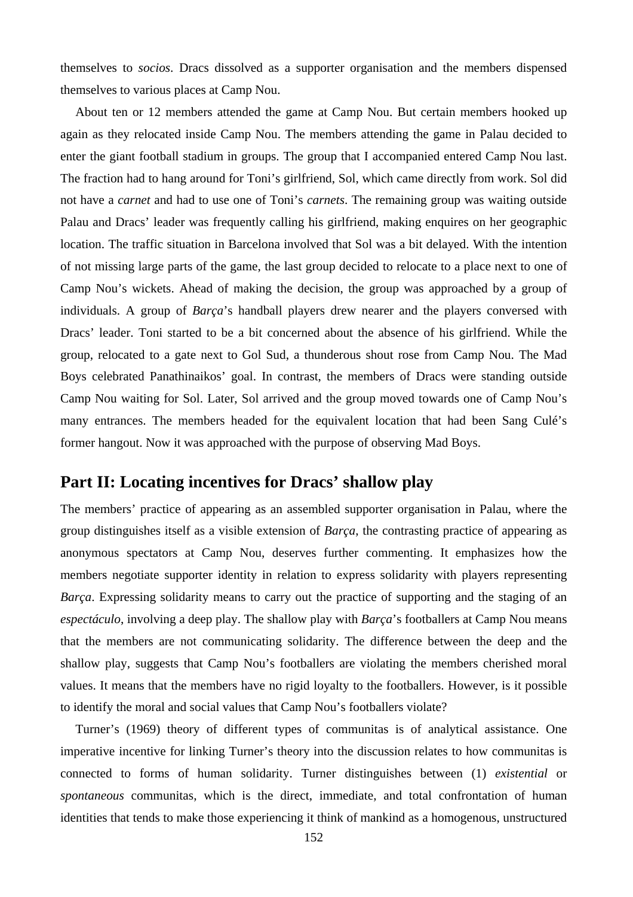themselves to *socios*. Dracs dissolved as a supporter organisation and the members dispensed themselves to various places at Camp Nou.

About ten or 12 members attended the game at Camp Nou. But certain members hooked up again as they relocated inside Camp Nou. The members attending the game in Palau decided to enter the giant football stadium in groups. The group that I accompanied entered Camp Nou last. The fraction had to hang around for Toni's girlfriend, Sol, which came directly from work. Sol did not have a *carnet* and had to use one of Toni's *carnets*. The remaining group was waiting outside Palau and Dracs' leader was frequently calling his girlfriend, making enquires on her geographic location. The traffic situation in Barcelona involved that Sol was a bit delayed. With the intention of not missing large parts of the game, the last group decided to relocate to a place next to one of Camp Nou's wickets. Ahead of making the decision, the group was approached by a group of individuals. A group of *Barça*'s handball players drew nearer and the players conversed with Dracs' leader. Toni started to be a bit concerned about the absence of his girlfriend. While the group, relocated to a gate next to Gol Sud, a thunderous shout rose from Camp Nou. The Mad Boys celebrated Panathinaikos' goal. In contrast, the members of Dracs were standing outside Camp Nou waiting for Sol. Later, Sol arrived and the group moved towards one of Camp Nou's many entrances. The members headed for the equivalent location that had been Sang Culé's former hangout. Now it was approached with the purpose of observing Mad Boys.

## Part II: Locating incentives for Dracs' shallow play

The members' practice of appearing as an assembled supporter organisation in Palau, where the group distinguishes itself as a visible extension of *Barça*, the contrasting practice of appearing as anonymous spectators at Camp Nou, deserves further commenting. It emphasizes how the members negotiate supporter identity in relation to express solidarity with players representing *Barça*. Expressing solidarity means to carry out the practice of supporting and the staging of an *espectáculo*, involving a deep play. The shallow play with *Barça*'s footballers at Camp Nou means that the members are not communicating solidarity. The difference between the deep and the shallow play, suggests that Camp Nou's footballers are violating the members cherished moral values. It means that the members have no rigid loyalty to the footballers. However, is it possible to identify the moral and social values that Camp Nou's footballers violate?

Turner's (1969) theory of different types of communitas is of analytical assistance. One imperative incentive for linking Turner's theory into the discussion relates to how communitas is connected to forms of human solidarity. Turner distinguishes between (1) *existential* or *spontaneous* communitas, which is the direct, immediate, and total confrontation of human identities that tends to make those experiencing it think of mankind as a homogenous, unstructured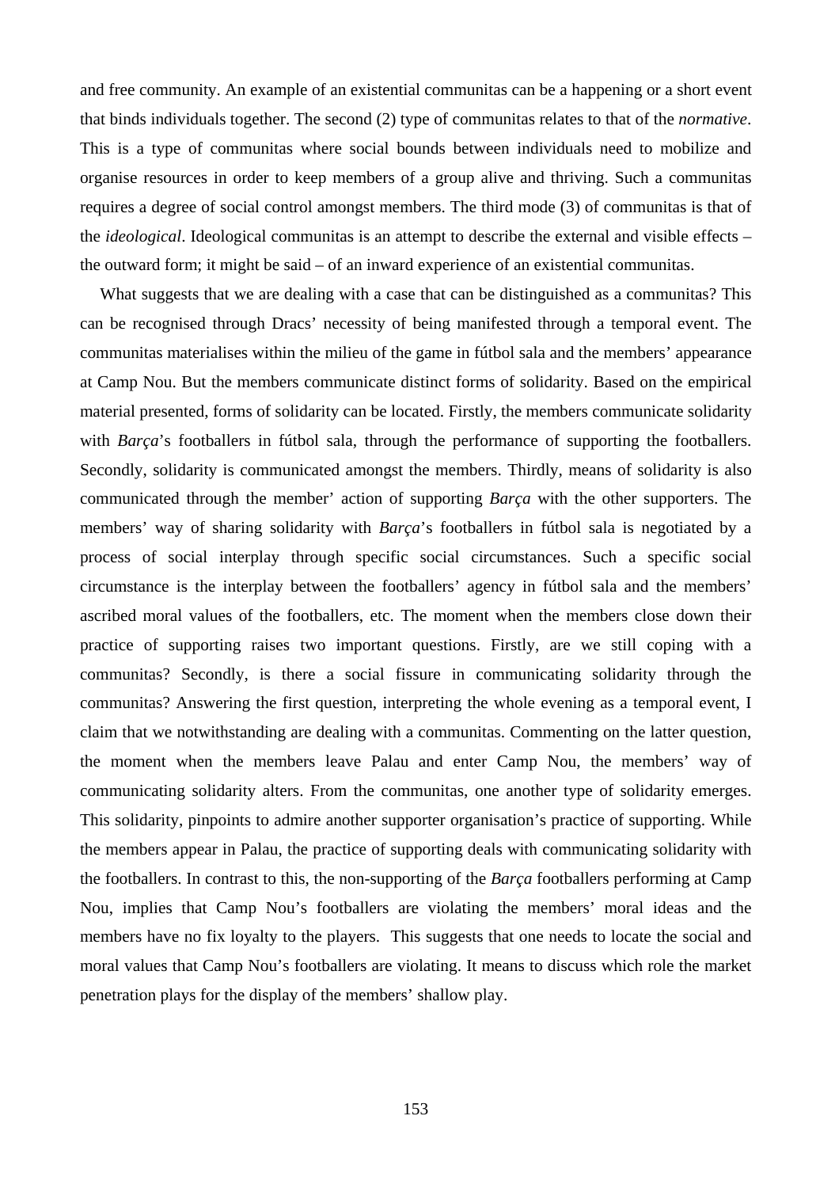and free community. An example of an existential communitas can be a happening or a short event that binds individuals together. The second (2) type of communitas relates to that of the *normative*. This is a type of communitas where social bounds between individuals need to mobilize and organise resources in order to keep members of a group alive and thriving. Such a communitas requires a degree of social control amongst members. The third mode (3) of communitas is that of the *ideological*. Ideological communitas is an attempt to describe the external and visible effects – the outward form; it might be said – of an inward experience of an existential communitas.

What suggests that we are dealing with a case that can be distinguished as a communitas? This can be recognised through Dracs' necessity of being manifested through a temporal event. The communitas materialises within the milieu of the game in fútbol sala and the members' appearance at Camp Nou. But the members communicate distinct forms of solidarity. Based on the empirical material presented, forms of solidarity can be located. Firstly, the members communicate solidarity with *Barça*'s footballers in fútbol sala, through the performance of supporting the footballers. Secondly, solidarity is communicated amongst the members. Thirdly, means of solidarity is also communicated through the member' action of supporting *Barça* with the other supporters. The members' way of sharing solidarity with *Barça*'s footballers in fútbol sala is negotiated by a process of social interplay through specific social circumstances. Such a specific social circumstance is the interplay between the footballers' agency in fútbol sala and the members' ascribed moral values of the footballers, etc. The moment when the members close down their practice of supporting raises two important questions. Firstly, are we still coping with a communitas? Secondly, is there a social fissure in communicating solidarity through the communitas? Answering the first question, interpreting the whole evening as a temporal event, I claim that we notwithstanding are dealing with a communitas. Commenting on the latter question, the moment when the members leave Palau and enter Camp Nou, the members' way of communicating solidarity alters. From the communitas, one another type of solidarity emerges. This solidarity, pinpoints to admire another supporter organisation's practice of supporting. While the members appear in Palau, the practice of supporting deals with communicating solidarity with the footballers. In contrast to this, the non-supporting of the *Barça* footballers performing at Camp Nou, implies that Camp Nou's footballers are violating the members' moral ideas and the members have no fix loyalty to the players. This suggests that one needs to locate the social and moral values that Camp Nou's footballers are violating. It means to discuss which role the market penetration plays for the display of the members' shallow play.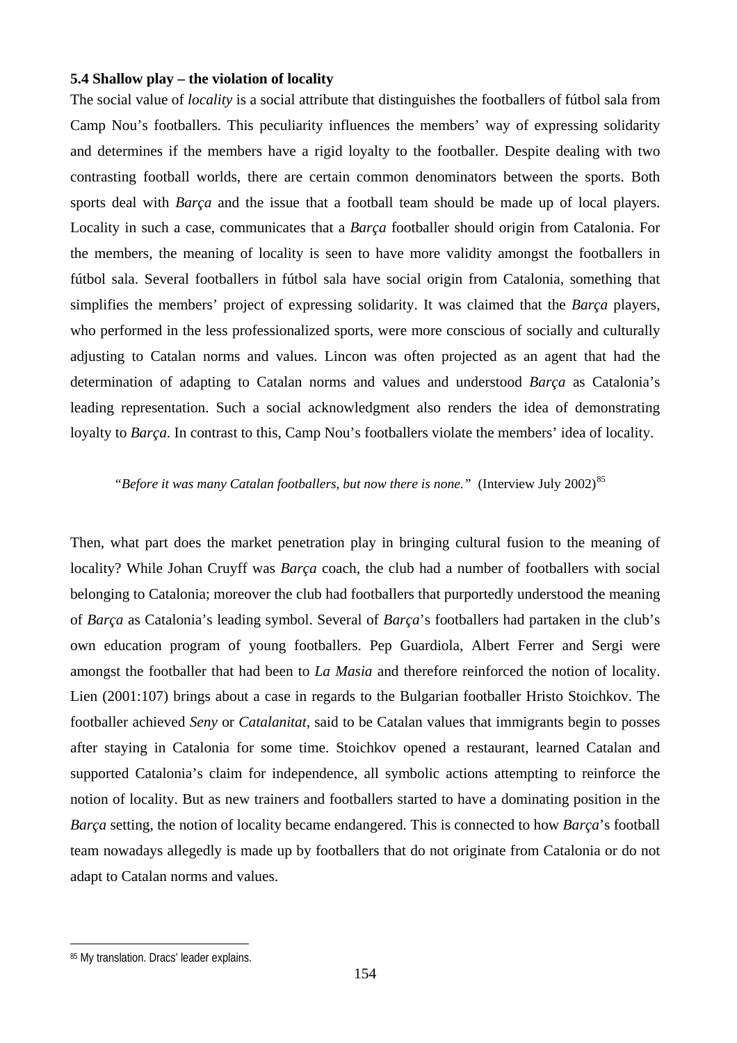### 5.4 Shallow play – the violation of locality

The social value of *locality* is a social attribute that distinguishes the footballers of fútbol sala from Camp Nou's footballers. This peculiarity influences the members' way of expressing solidarity and determines if the members have a rigid loyalty to the footballer. Despite dealing with two contrasting football worlds, there are certain common denominators between the sports. Both sports deal with *Barça* and the issue that a football team should be made up of local players. Locality in such a case, communicates that a *Barça* footballer should origin from Catalonia. For the members, the meaning of locality is seen to have more validity amongst the footballers in fútbol sala. Several footballers in fútbol sala have social origin from Catalonia, something that simplifies the members' project of expressing solidarity. It was claimed that the *Barça* players, who performed in the less professionalized sports, were more conscious of socially and culturally adjusting to Catalan norms and values. Lincon was often projected as an agent that had the determination of adapting to Catalan norms and values and understood *Barça* as Catalonia's leading representation. Such a social acknowledgment also renders the idea of demonstrating loyalty to *Barça*. In contrast to this, Camp Nou's footballers violate the members' idea of locality.

> *"Before it was many Catalan footballers, but now there is none."* (Interview July 2002)[85]

Then, what part does the market penetration play in bringing cultural fusion to the meaning of locality? While Johan Cruyff was *Barça* coach, the club had a number of footballers with social belonging to Catalonia; moreover the club had footballers that purportedly understood the meaning of *Barça* as Catalonia's leading symbol. Several of *Barça*'s footballers had partaken in the club's own education program of young footballers. Pep Guardiola, Albert Ferrer and Sergi were amongst the footballer that had been to *La Masia* and therefore reinforced the notion of locality. Lien (2001:107) brings about a case in regards to the Bulgarian footballer Hristo Stoichkov. The footballer achieved *Seny* or *Catalanitat*, said to be Catalan values that immigrants begin to posses after staying in Catalonia for some time. Stoichkov opened a restaurant, learned Catalan and supported Catalonia's claim for independence, all symbolic actions attempting to reinforce the notion of locality. But as new trainers and footballers started to have a dominating position in the *Barça* setting, the notion of locality became endangered. This is connected to how *Barça*'s football team nowadays allegedly is made up by footballers that do not originate from Catalonia or do not adapt to Catalan norms and values.

---

[85] My translation. Dracs' leader explains.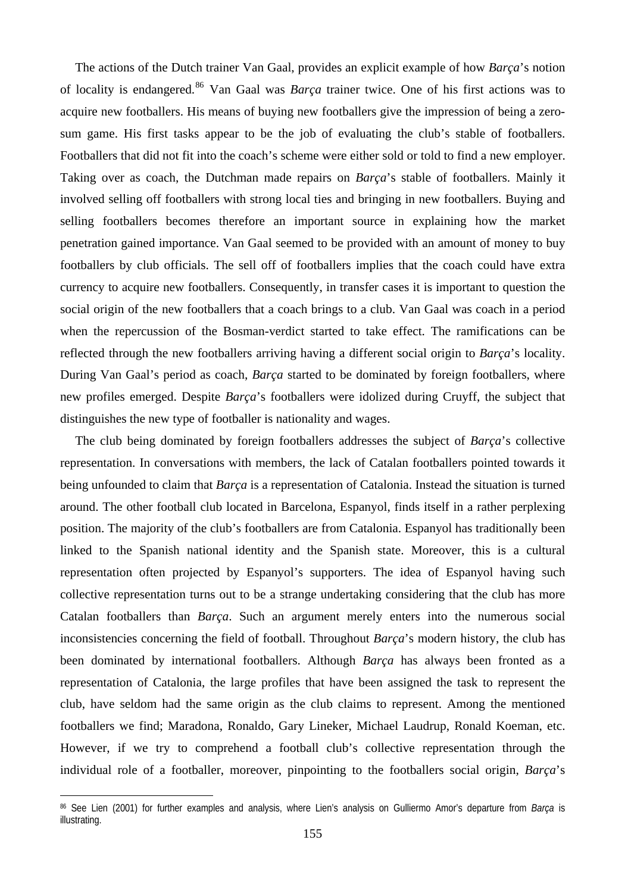The actions of the Dutch trainer Van Gaal, provides an explicit example of how *Barça*'s notion of locality is endangered.[86] Van Gaal was *Barça* trainer twice. One of his first actions was to acquire new footballers. His means of buying new footballers give the impression of being a zero-sum game. His first tasks appear to be the job of evaluating the club's stable of footballers. Footballers that did not fit into the coach's scheme were either sold or told to find a new employer. Taking over as coach, the Dutchman made repairs on *Barça*'s stable of footballers. Mainly it involved selling off footballers with strong local ties and bringing in new footballers. Buying and selling footballers becomes therefore an important source in explaining how the market penetration gained importance. Van Gaal seemed to be provided with an amount of money to buy footballers by club officials. The sell off of footballers implies that the coach could have extra currency to acquire new footballers. Consequently, in transfer cases it is important to question the social origin of the new footballers that a coach brings to a club. Van Gaal was coach in a period when the repercussion of the Bosman-verdict started to take effect. The ramifications can be reflected through the new footballers arriving having a different social origin to *Barça*'s locality. During Van Gaal's period as coach, *Barça* started to be dominated by foreign footballers, where new profiles emerged. Despite *Barça*'s footballers were idolized during Cruyff, the subject that distinguishes the new type of footballer is nationality and wages.

The club being dominated by foreign footballers addresses the subject of *Barça*'s collective representation. In conversations with members, the lack of Catalan footballers pointed towards it being unfounded to claim that *Barça* is a representation of Catalonia. Instead the situation is turned around. The other football club located in Barcelona, Espanyol, finds itself in a rather perplexing position. The majority of the club's footballers are from Catalonia. Espanyol has traditionally been linked to the Spanish national identity and the Spanish state. Moreover, this is a cultural representation often projected by Espanyol's supporters. The idea of Espanyol having such collective representation turns out to be a strange undertaking considering that the club has more Catalan footballers than *Barça*. Such an argument merely enters into the numerous social inconsistencies concerning the field of football. Throughout *Barça*'s modern history, the club has been dominated by international footballers. Although *Barça* has always been fronted as a representation of Catalonia, the large profiles that have been assigned the task to represent the club, have seldom had the same origin as the club claims to represent. Among the mentioned footballers we find; Maradona, Ronaldo, Gary Lineker, Michael Laudrup, Ronald Koeman, etc. However, if we try to comprehend a football club's collective representation through the individual role of a footballer, moreover, pinpointing to the footballers social origin, *Barça*'s

[86] See Lien (2001) for further examples and analysis, where Lien's analysis on Gulliermo Amor's departure from *Barça* is illustrating.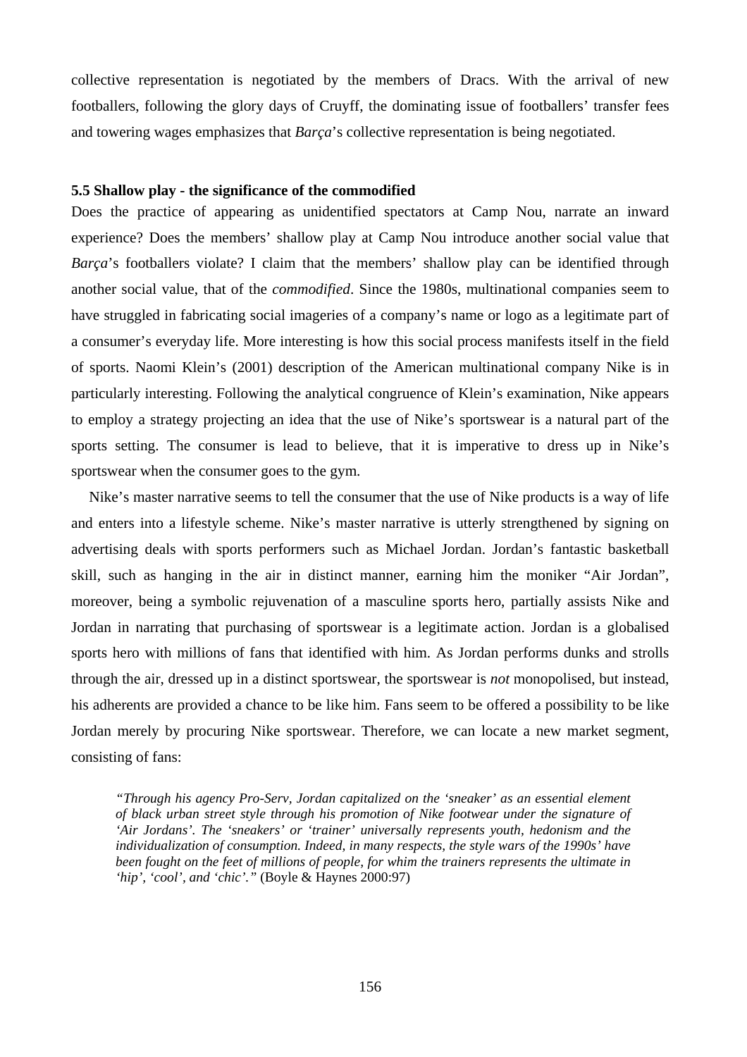collective representation is negotiated by the members of Dracs. With the arrival of new footballers, following the glory days of Cruyff, the dominating issue of footballers' transfer fees and towering wages emphasizes that *Barça*'s collective representation is being negotiated.

### 5.5 Shallow play - the significance of the commodified

Does the practice of appearing as unidentified spectators at Camp Nou, narrate an inward experience? Does the members' shallow play at Camp Nou introduce another social value that *Barça*'s footballers violate? I claim that the members' shallow play can be identified through another social value, that of the *commodified*. Since the 1980s, multinational companies seem to have struggled in fabricating social imageries of a company's name or logo as a legitimate part of a consumer's everyday life. More interesting is how this social process manifests itself in the field of sports. Naomi Klein's (2001) description of the American multinational company Nike is in particularly interesting. Following the analytical congruence of Klein's examination, Nike appears to employ a strategy projecting an idea that the use of Nike's sportswear is a natural part of the sports setting. The consumer is lead to believe, that it is imperative to dress up in Nike's sportswear when the consumer goes to the gym.

Nike's master narrative seems to tell the consumer that the use of Nike products is a way of life and enters into a lifestyle scheme. Nike's master narrative is utterly strengthened by signing on advertising deals with sports performers such as Michael Jordan. Jordan's fantastic basketball skill, such as hanging in the air in distinct manner, earning him the moniker "Air Jordan", moreover, being a symbolic rejuvenation of a masculine sports hero, partially assists Nike and Jordan in narrating that purchasing of sportswear is a legitimate action. Jordan is a globalised sports hero with millions of fans that identified with him. As Jordan performs dunks and strolls through the air, dressed up in a distinct sportswear, the sportswear is *not* monopolised, but instead, his adherents are provided a chance to be like him. Fans seem to be offered a possibility to be like Jordan merely by procuring Nike sportswear. Therefore, we can locate a new market segment, consisting of fans:

> *"Through his agency Pro-Serv, Jordan capitalized on the 'sneaker' as an essential element of black urban street style through his promotion of Nike footwear under the signature of 'Air Jordans'. The 'sneakers' or 'trainer' universally represents youth, hedonism and the individualization of consumption. Indeed, in many respects, the style wars of the 1990s' have been fought on the feet of millions of people, for whim the trainers represents the ultimate in 'hip', 'cool', and 'chic'."* (Boyle & Haynes 2000:97)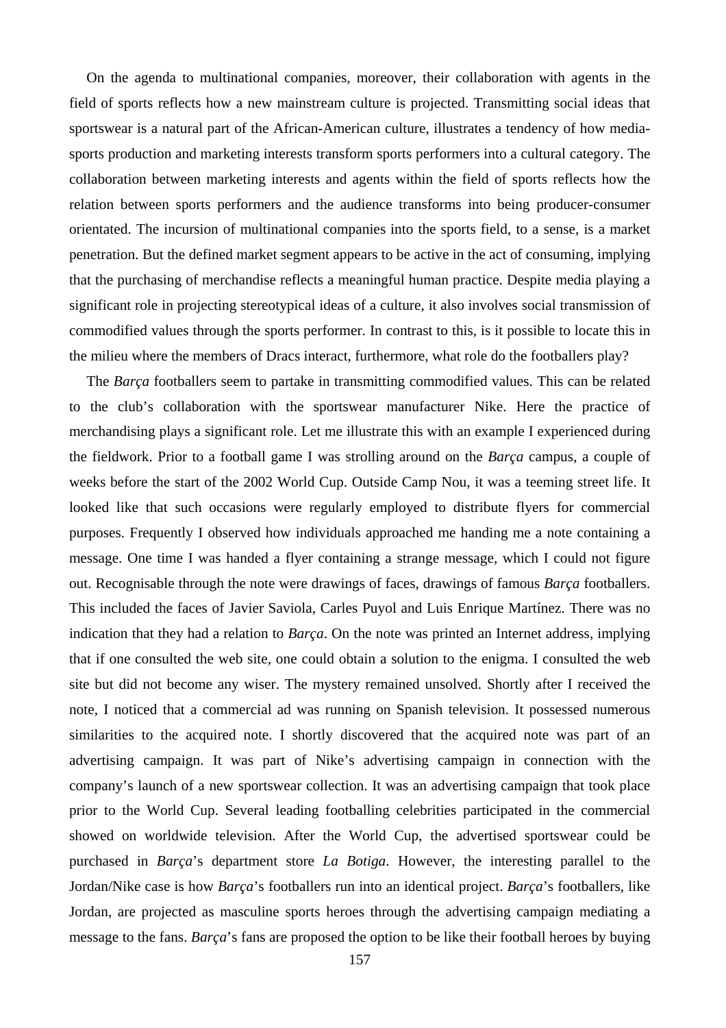On the agenda to multinational companies, moreover, their collaboration with agents in the field of sports reflects how a new mainstream culture is projected. Transmitting social ideas that sportswear is a natural part of the African-American culture, illustrates a tendency of how media-sports production and marketing interests transform sports performers into a cultural category. The collaboration between marketing interests and agents within the field of sports reflects how the relation between sports performers and the audience transforms into being producer-consumer orientated. The incursion of multinational companies into the sports field, to a sense, is a market penetration. But the defined market segment appears to be active in the act of consuming, implying that the purchasing of merchandise reflects a meaningful human practice. Despite media playing a significant role in projecting stereotypical ideas of a culture, it also involves social transmission of commodified values through the sports performer. In contrast to this, is it possible to locate this in the milieu where the members of Dracs interact, furthermore, what role do the footballers play?

The *Barça* footballers seem to partake in transmitting commodified values. This can be related to the club's collaboration with the sportswear manufacturer Nike. Here the practice of merchandising plays a significant role. Let me illustrate this with an example I experienced during the fieldwork. Prior to a football game I was strolling around on the *Barça* campus, a couple of weeks before the start of the 2002 World Cup. Outside Camp Nou, it was a teeming street life. It looked like that such occasions were regularly employed to distribute flyers for commercial purposes. Frequently I observed how individuals approached me handing me a note containing a message. One time I was handed a flyer containing a strange message, which I could not figure out. Recognisable through the note were drawings of faces, drawings of famous *Barça* footballers. This included the faces of Javier Saviola, Carles Puyol and Luis Enrique Martínez. There was no indication that they had a relation to *Barça*. On the note was printed an Internet address, implying that if one consulted the web site, one could obtain a solution to the enigma. I consulted the web site but did not become any wiser. The mystery remained unsolved. Shortly after I received the note, I noticed that a commercial ad was running on Spanish television. It possessed numerous similarities to the acquired note. I shortly discovered that the acquired note was part of an advertising campaign. It was part of Nike's advertising campaign in connection with the company's launch of a new sportswear collection. It was an advertising campaign that took place prior to the World Cup. Several leading footballing celebrities participated in the commercial showed on worldwide television. After the World Cup, the advertised sportswear could be purchased in *Barça*'s department store *La Botiga*. However, the interesting parallel to the Jordan/Nike case is how *Barça*'s footballers run into an identical project. *Barça*'s footballers, like Jordan, are projected as masculine sports heroes through the advertising campaign mediating a message to the fans. *Barça*'s fans are proposed the option to be like their football heroes by buying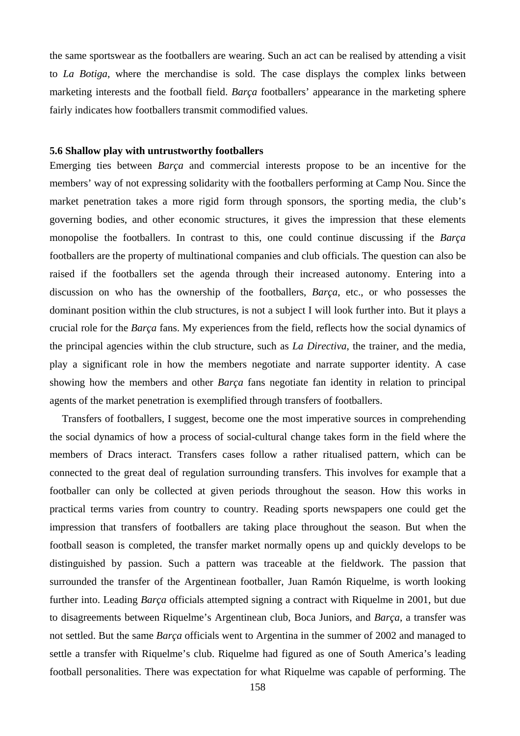the same sportswear as the footballers are wearing. Such an act can be realised by attending a visit to *La Botiga*, where the merchandise is sold. The case displays the complex links between marketing interests and the football field. *Barça* footballers' appearance in the marketing sphere fairly indicates how footballers transmit commodified values.

### 5.6 Shallow play with untrustworthy footballers

Emerging ties between *Barça* and commercial interests propose to be an incentive for the members' way of not expressing solidarity with the footballers performing at Camp Nou. Since the market penetration takes a more rigid form through sponsors, the sporting media, the club's governing bodies, and other economic structures, it gives the impression that these elements monopolise the footballers. In contrast to this, one could continue discussing if the *Barça* footballers are the property of multinational companies and club officials. The question can also be raised if the footballers set the agenda through their increased autonomy. Entering into a discussion on who has the ownership of the footballers, *Barça*, etc., or who possesses the dominant position within the club structures, is not a subject I will look further into. But it plays a crucial role for the *Barça* fans. My experiences from the field, reflects how the social dynamics of the principal agencies within the club structure, such as *La Directiva*, the trainer, and the media, play a significant role in how the members negotiate and narrate supporter identity. A case showing how the members and other *Barça* fans negotiate fan identity in relation to principal agents of the market penetration is exemplified through transfers of footballers.

Transfers of footballers, I suggest, become one the most imperative sources in comprehending the social dynamics of how a process of social-cultural change takes form in the field where the members of Dracs interact. Transfers cases follow a rather ritualised pattern, which can be connected to the great deal of regulation surrounding transfers. This involves for example that a footballer can only be collected at given periods throughout the season. How this works in practical terms varies from country to country. Reading sports newspapers one could get the impression that transfers of footballers are taking place throughout the season. But when the football season is completed, the transfer market normally opens up and quickly develops to be distinguished by passion. Such a pattern was traceable at the fieldwork. The passion that surrounded the transfer of the Argentinean footballer, Juan Ramón Riquelme, is worth looking further into. Leading *Barça* officials attempted signing a contract with Riquelme in 2001, but due to disagreements between Riquelme's Argentinean club, Boca Juniors, and *Barça*, a transfer was not settled. But the same *Barça* officials went to Argentina in the summer of 2002 and managed to settle a transfer with Riquelme's club. Riquelme had figured as one of South America's leading football personalities. There was expectation for what Riquelme was capable of performing. The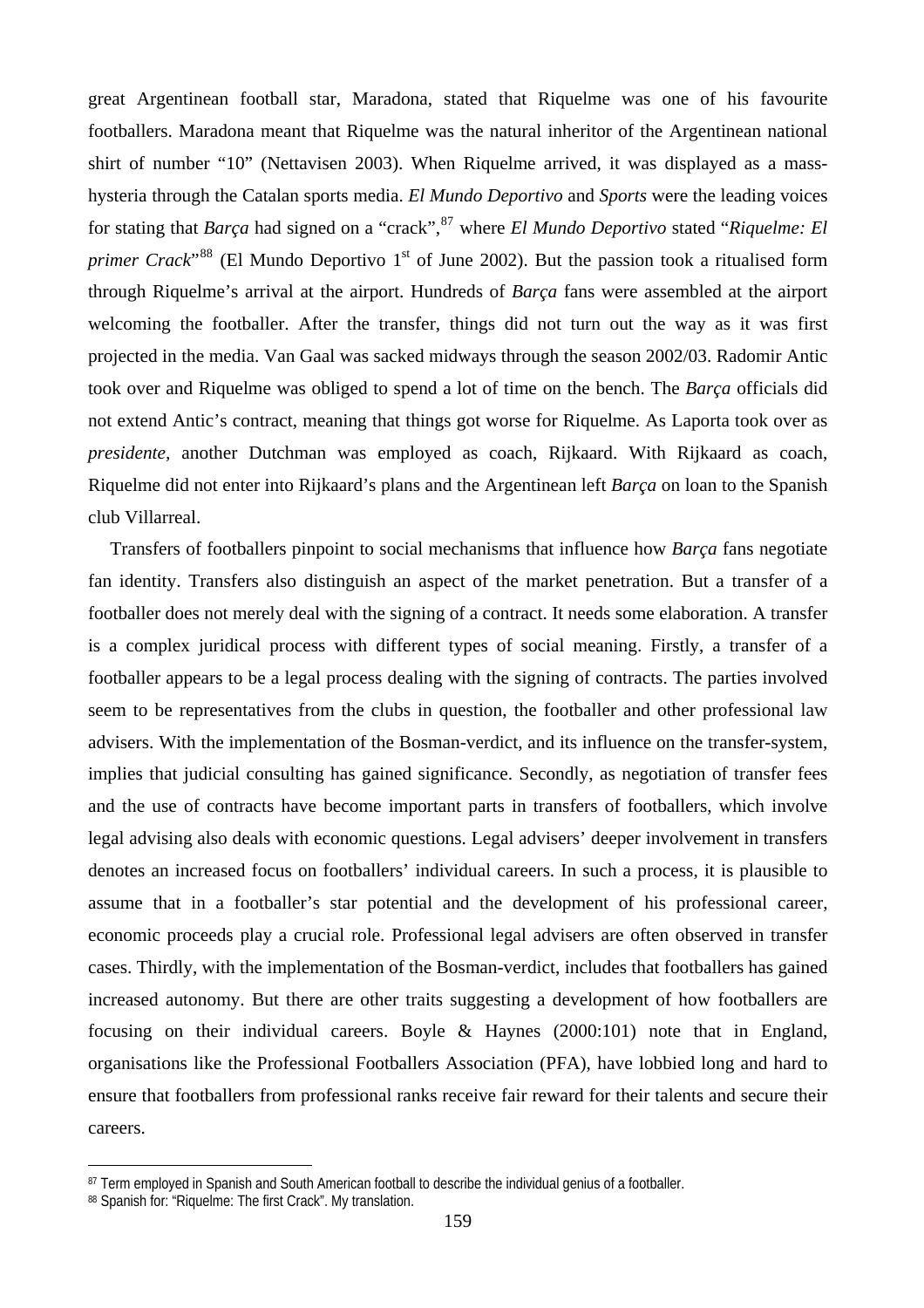great Argentinean football star, Maradona, stated that Riquelme was one of his favourite footballers. Maradona meant that Riquelme was the natural inheritor of the Argentinean national shirt of number "10" (Nettavisen 2003). When Riquelme arrived, it was displayed as a mass-hysteria through the Catalan sports media. *El Mundo Deportivo* and *Sports* were the leading voices for stating that *Barça* had signed on a "crack",[87] where *El Mundo Deportivo* stated "*Riquelme: El primer Crack*"[88] (El Mundo Deportivo 1st of June 2002). But the passion took a ritualised form through Riquelme's arrival at the airport. Hundreds of *Barça* fans were assembled at the airport welcoming the footballer. After the transfer, things did not turn out the way as it was first projected in the media. Van Gaal was sacked midways through the season 2002/03. Radomir Antic took over and Riquelme was obliged to spend a lot of time on the bench. The *Barça* officials did not extend Antic's contract, meaning that things got worse for Riquelme. As Laporta took over as *presidente,* another Dutchman was employed as coach, Rijkaard. With Rijkaard as coach, Riquelme did not enter into Rijkaard's plans and the Argentinean left *Barça* on loan to the Spanish club Villarreal.

Transfers of footballers pinpoint to social mechanisms that influence how *Barça* fans negotiate fan identity. Transfers also distinguish an aspect of the market penetration. But a transfer of a footballer does not merely deal with the signing of a contract. It needs some elaboration. A transfer is a complex juridical process with different types of social meaning. Firstly, a transfer of a footballer appears to be a legal process dealing with the signing of contracts. The parties involved seem to be representatives from the clubs in question, the footballer and other professional law advisers. With the implementation of the Bosman-verdict, and its influence on the transfer-system, implies that judicial consulting has gained significance. Secondly, as negotiation of transfer fees and the use of contracts have become important parts in transfers of footballers, which involve legal advising also deals with economic questions. Legal advisers' deeper involvement in transfers denotes an increased focus on footballers' individual careers. In such a process, it is plausible to assume that in a footballer's star potential and the development of his professional career, economic proceeds play a crucial role. Professional legal advisers are often observed in transfer cases. Thirdly, with the implementation of the Bosman-verdict, includes that footballers has gained increased autonomy. But there are other traits suggesting a development of how footballers are focusing on their individual careers. Boyle & Haynes (2000:101) note that in England, organisations like the Professional Footballers Association (PFA), have lobbied long and hard to ensure that footballers from professional ranks receive fair reward for their talents and secure their careers.

---

[87] Term employed in Spanish and South American football to describe the individual genius of a footballer.

[88] Spanish for: "Riquelme: The first Crack". My translation.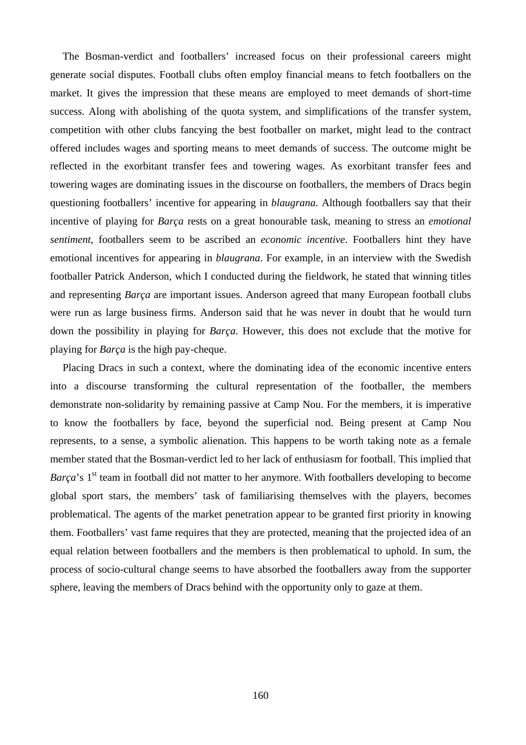The Bosman-verdict and footballers' increased focus on their professional careers might generate social disputes. Football clubs often employ financial means to fetch footballers on the market. It gives the impression that these means are employed to meet demands of short-time success. Along with abolishing of the quota system, and simplifications of the transfer system, competition with other clubs fancying the best footballer on market, might lead to the contract offered includes wages and sporting means to meet demands of success. The outcome might be reflected in the exorbitant transfer fees and towering wages. As exorbitant transfer fees and towering wages are dominating issues in the discourse on footballers, the members of Dracs begin questioning footballers' incentive for appearing in *blaugrana*. Although footballers say that their incentive of playing for *Barça* rests on a great honourable task, meaning to stress an *emotional sentiment*, footballers seem to be ascribed an *economic incentive*. Footballers hint they have emotional incentives for appearing in *blaugrana*. For example, in an interview with the Swedish footballer Patrick Anderson, which I conducted during the fieldwork, he stated that winning titles and representing *Barça* are important issues. Anderson agreed that many European football clubs were run as large business firms. Anderson said that he was never in doubt that he would turn down the possibility in playing for *Barça*. However, this does not exclude that the motive for playing for *Barça* is the high pay-cheque.

Placing Dracs in such a context, where the dominating idea of the economic incentive enters into a discourse transforming the cultural representation of the footballer, the members demonstrate non-solidarity by remaining passive at Camp Nou. For the members, it is imperative to know the footballers by face, beyond the superficial nod. Being present at Camp Nou represents, to a sense, a symbolic alienation. This happens to be worth taking note as a female member stated that the Bosman-verdict led to her lack of enthusiasm for football. This implied that *Barça*'s 1st team in football did not matter to her anymore. With footballers developing to become global sport stars, the members' task of familiarising themselves with the players, becomes problematical. The agents of the market penetration appear to be granted first priority in knowing them. Footballers' vast fame requires that they are protected, meaning that the projected idea of an equal relation between footballers and the members is then problematical to uphold. In sum, the process of socio-cultural change seems to have absorbed the footballers away from the supporter sphere, leaving the members of Dracs behind with the opportunity only to gaze at them.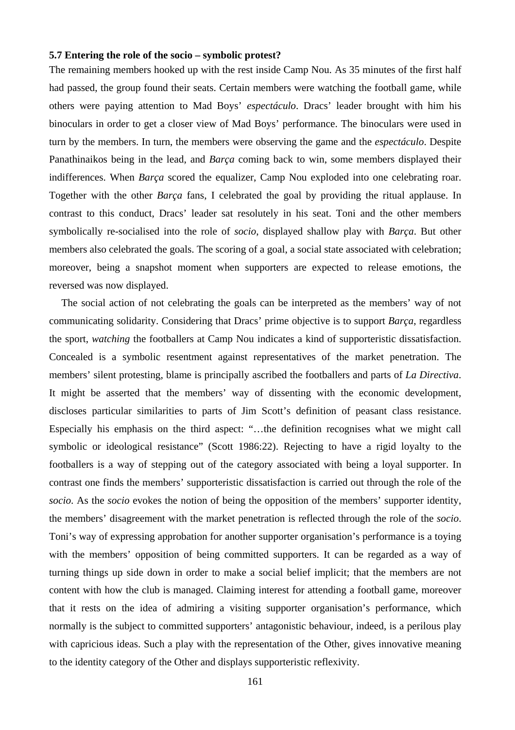**5.7 Entering the role of the socio – symbolic protest?**

The remaining members hooked up with the rest inside Camp Nou. As 35 minutes of the first half had passed, the group found their seats. Certain members were watching the football game, while others were paying attention to Mad Boys' *espectáculo*. Dracs' leader brought with him his binoculars in order to get a closer view of Mad Boys' performance. The binoculars were used in turn by the members. In turn, the members were observing the game and the *espectáculo*. Despite Panathinaikos being in the lead, and *Barça* coming back to win, some members displayed their indifferences. When *Barça* scored the equalizer, Camp Nou exploded into one celebrating roar. Together with the other *Barça* fans, I celebrated the goal by providing the ritual applause. In contrast to this conduct, Dracs' leader sat resolutely in his seat. Toni and the other members symbolically re-socialised into the role of *socio*, displayed shallow play with *Barça*. But other members also celebrated the goals. The scoring of a goal, a social state associated with celebration; moreover, being a snapshot moment when supporters are expected to release emotions, the reversed was now displayed.

The social action of not celebrating the goals can be interpreted as the members' way of not communicating solidarity. Considering that Dracs' prime objective is to support *Barça*, regardless the sport, *watching* the footballers at Camp Nou indicates a kind of supporteristic dissatisfaction. Concealed is a symbolic resentment against representatives of the market penetration. The members' silent protesting, blame is principally ascribed the footballers and parts of *La Directiva*. It might be asserted that the members' way of dissenting with the economic development, discloses particular similarities to parts of Jim Scott's definition of peasant class resistance. Especially his emphasis on the third aspect: "…the definition recognises what we might call symbolic or ideological resistance" (Scott 1986:22). Rejecting to have a rigid loyalty to the footballers is a way of stepping out of the category associated with being a loyal supporter. In contrast one finds the members' supporteristic dissatisfaction is carried out through the role of the *socio*. As the *socio* evokes the notion of being the opposition of the members' supporter identity, the members' disagreement with the market penetration is reflected through the role of the *socio*. Toni's way of expressing approbation for another supporter organisation's performance is a toying with the members' opposition of being committed supporters. It can be regarded as a way of turning things up side down in order to make a social belief implicit; that the members are not content with how the club is managed. Claiming interest for attending a football game, moreover that it rests on the idea of admiring a visiting supporter organisation's performance, which normally is the subject to committed supporters' antagonistic behaviour, indeed, is a perilous play with capricious ideas. Such a play with the representation of the Other, gives innovative meaning to the identity category of the Other and displays supporteristic reflexivity.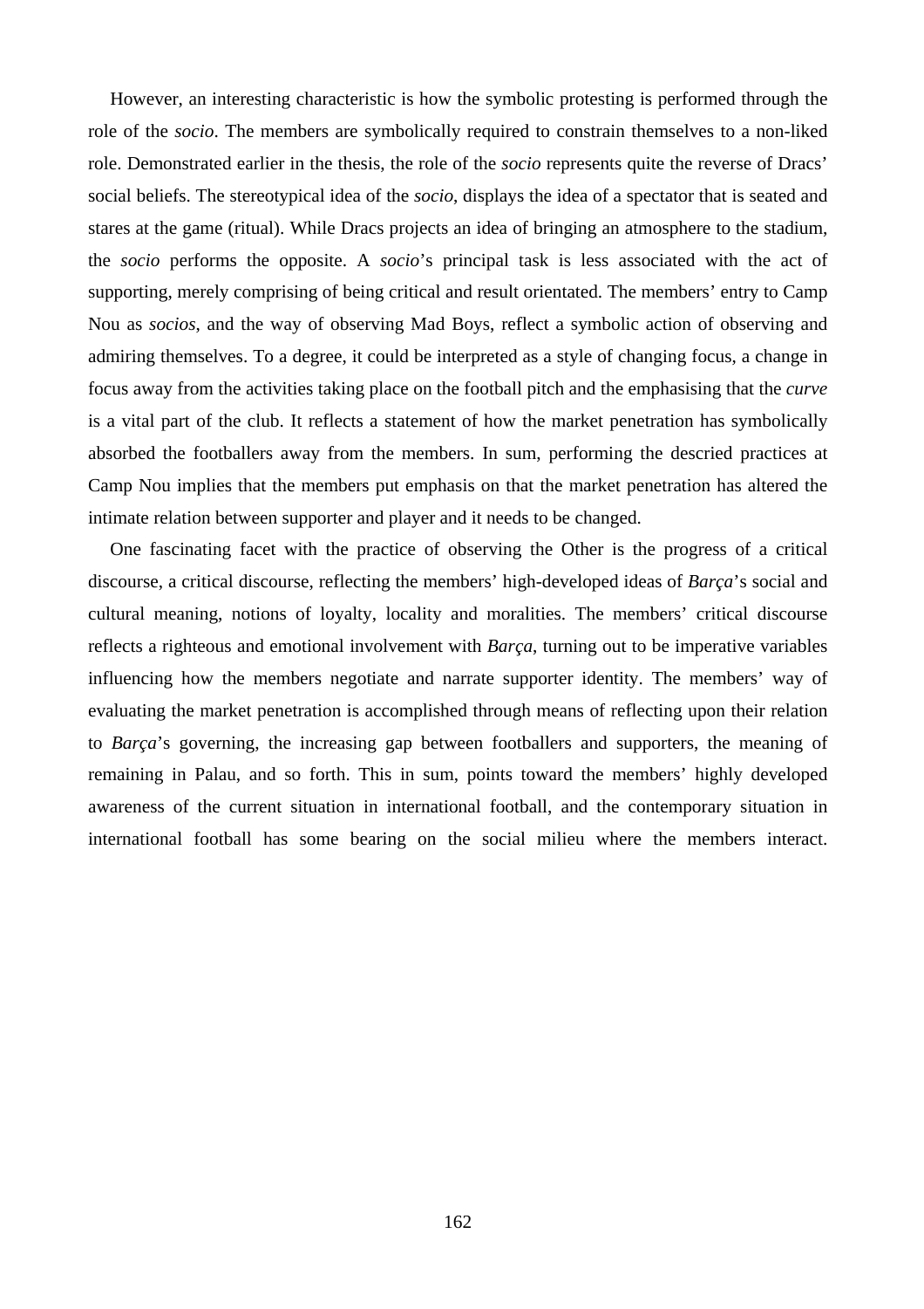However, an interesting characteristic is how the symbolic protesting is performed through the role of the *socio*. The members are symbolically required to constrain themselves to a non-liked role. Demonstrated earlier in the thesis, the role of the *socio* represents quite the reverse of Dracs' social beliefs. The stereotypical idea of the *socio*, displays the idea of a spectator that is seated and stares at the game (ritual). While Dracs projects an idea of bringing an atmosphere to the stadium, the *socio* performs the opposite. A *socio*'s principal task is less associated with the act of supporting, merely comprising of being critical and result orientated. The members' entry to Camp Nou as *socios*, and the way of observing Mad Boys, reflect a symbolic action of observing and admiring themselves. To a degree, it could be interpreted as a style of changing focus, a change in focus away from the activities taking place on the football pitch and the emphasising that the *curve* is a vital part of the club. It reflects a statement of how the market penetration has symbolically absorbed the footballers away from the members. In sum, performing the descried practices at Camp Nou implies that the members put emphasis on that the market penetration has altered the intimate relation between supporter and player and it needs to be changed.

One fascinating facet with the practice of observing the Other is the progress of a critical discourse, a critical discourse, reflecting the members' high-developed ideas of *Barça*'s social and cultural meaning, notions of loyalty, locality and moralities. The members' critical discourse reflects a righteous and emotional involvement with *Barça*, turning out to be imperative variables influencing how the members negotiate and narrate supporter identity. The members' way of evaluating the market penetration is accomplished through means of reflecting upon their relation to *Barça*'s governing, the increasing gap between footballers and supporters, the meaning of remaining in Palau, and so forth. This in sum, points toward the members' highly developed awareness of the current situation in international football, and the contemporary situation in international football has some bearing on the social milieu where the members interact.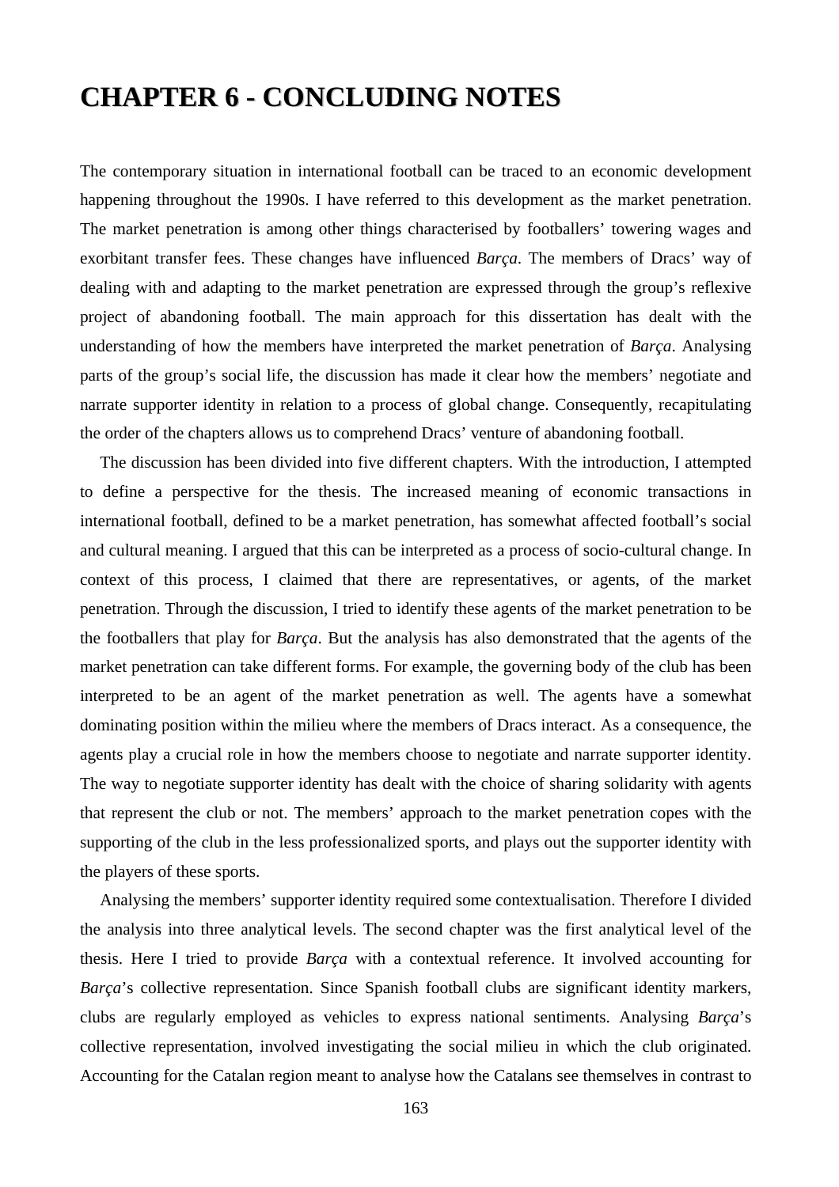# CHAPTER 6 - CONCLUDING NOTES

The contemporary situation in international football can be traced to an economic development happening throughout the 1990s. I have referred to this development as the market penetration. The market penetration is among other things characterised by footballers' towering wages and exorbitant transfer fees. These changes have influenced *Barça*. The members of Dracs' way of dealing with and adapting to the market penetration are expressed through the group's reflexive project of abandoning football. The main approach for this dissertation has dealt with the understanding of how the members have interpreted the market penetration of *Barça*. Analysing parts of the group's social life, the discussion has made it clear how the members' negotiate and narrate supporter identity in relation to a process of global change. Consequently, recapitulating the order of the chapters allows us to comprehend Dracs' venture of abandoning football.

The discussion has been divided into five different chapters. With the introduction, I attempted to define a perspective for the thesis. The increased meaning of economic transactions in international football, defined to be a market penetration, has somewhat affected football's social and cultural meaning. I argued that this can be interpreted as a process of socio-cultural change. In context of this process, I claimed that there are representatives, or agents, of the market penetration. Through the discussion, I tried to identify these agents of the market penetration to be the footballers that play for *Barça*. But the analysis has also demonstrated that the agents of the market penetration can take different forms. For example, the governing body of the club has been interpreted to be an agent of the market penetration as well. The agents have a somewhat dominating position within the milieu where the members of Dracs interact. As a consequence, the agents play a crucial role in how the members choose to negotiate and narrate supporter identity. The way to negotiate supporter identity has dealt with the choice of sharing solidarity with agents that represent the club or not. The members' approach to the market penetration copes with the supporting of the club in the less professionalized sports, and plays out the supporter identity with the players of these sports.

Analysing the members' supporter identity required some contextualisation. Therefore I divided the analysis into three analytical levels. The second chapter was the first analytical level of the thesis. Here I tried to provide *Barça* with a contextual reference. It involved accounting for *Barça*'s collective representation. Since Spanish football clubs are significant identity markers, clubs are regularly employed as vehicles to express national sentiments. Analysing *Barça*'s collective representation, involved investigating the social milieu in which the club originated. Accounting for the Catalan region meant to analyse how the Catalans see themselves in contrast to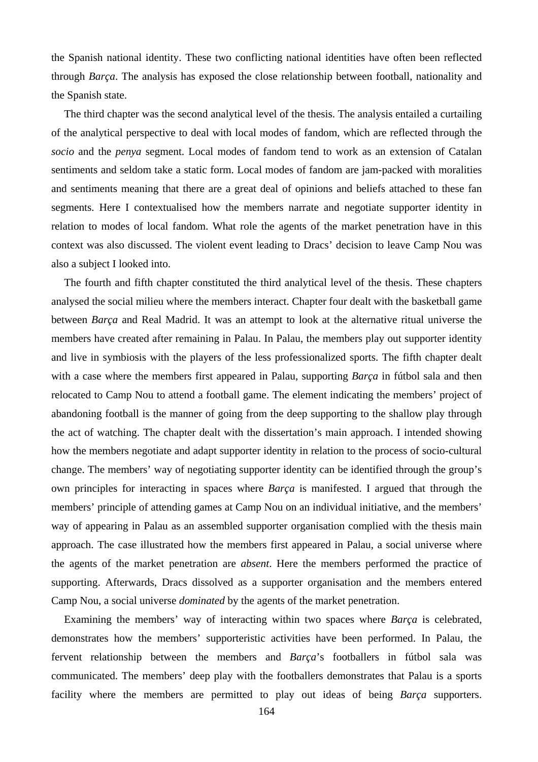the Spanish national identity. These two conflicting national identities have often been reflected through *Barça*. The analysis has exposed the close relationship between football, nationality and the Spanish state.

The third chapter was the second analytical level of the thesis. The analysis entailed a curtailing of the analytical perspective to deal with local modes of fandom, which are reflected through the *socio* and the *penya* segment. Local modes of fandom tend to work as an extension of Catalan sentiments and seldom take a static form. Local modes of fandom are jam-packed with moralities and sentiments meaning that there are a great deal of opinions and beliefs attached to these fan segments. Here I contextualised how the members narrate and negotiate supporter identity in relation to modes of local fandom. What role the agents of the market penetration have in this context was also discussed. The violent event leading to Dracs' decision to leave Camp Nou was also a subject I looked into.

The fourth and fifth chapter constituted the third analytical level of the thesis. These chapters analysed the social milieu where the members interact. Chapter four dealt with the basketball game between *Barça* and Real Madrid. It was an attempt to look at the alternative ritual universe the members have created after remaining in Palau. In Palau, the members play out supporter identity and live in symbiosis with the players of the less professionalized sports. The fifth chapter dealt with a case where the members first appeared in Palau, supporting *Barça* in fútbol sala and then relocated to Camp Nou to attend a football game. The element indicating the members' project of abandoning football is the manner of going from the deep supporting to the shallow play through the act of watching. The chapter dealt with the dissertation's main approach. I intended showing how the members negotiate and adapt supporter identity in relation to the process of socio-cultural change. The members' way of negotiating supporter identity can be identified through the group's own principles for interacting in spaces where *Barça* is manifested. I argued that through the members' principle of attending games at Camp Nou on an individual initiative, and the members' way of appearing in Palau as an assembled supporter organisation complied with the thesis main approach. The case illustrated how the members first appeared in Palau, a social universe where the agents of the market penetration are *absent*. Here the members performed the practice of supporting. Afterwards, Dracs dissolved as a supporter organisation and the members entered Camp Nou, a social universe *dominated* by the agents of the market penetration.

Examining the members' way of interacting within two spaces where *Barça* is celebrated, demonstrates how the members' supporteristic activities have been performed. In Palau, the fervent relationship between the members and *Barça*'s footballers in fútbol sala was communicated. The members' deep play with the footballers demonstrates that Palau is a sports facility where the members are permitted to play out ideas of being *Barça* supporters.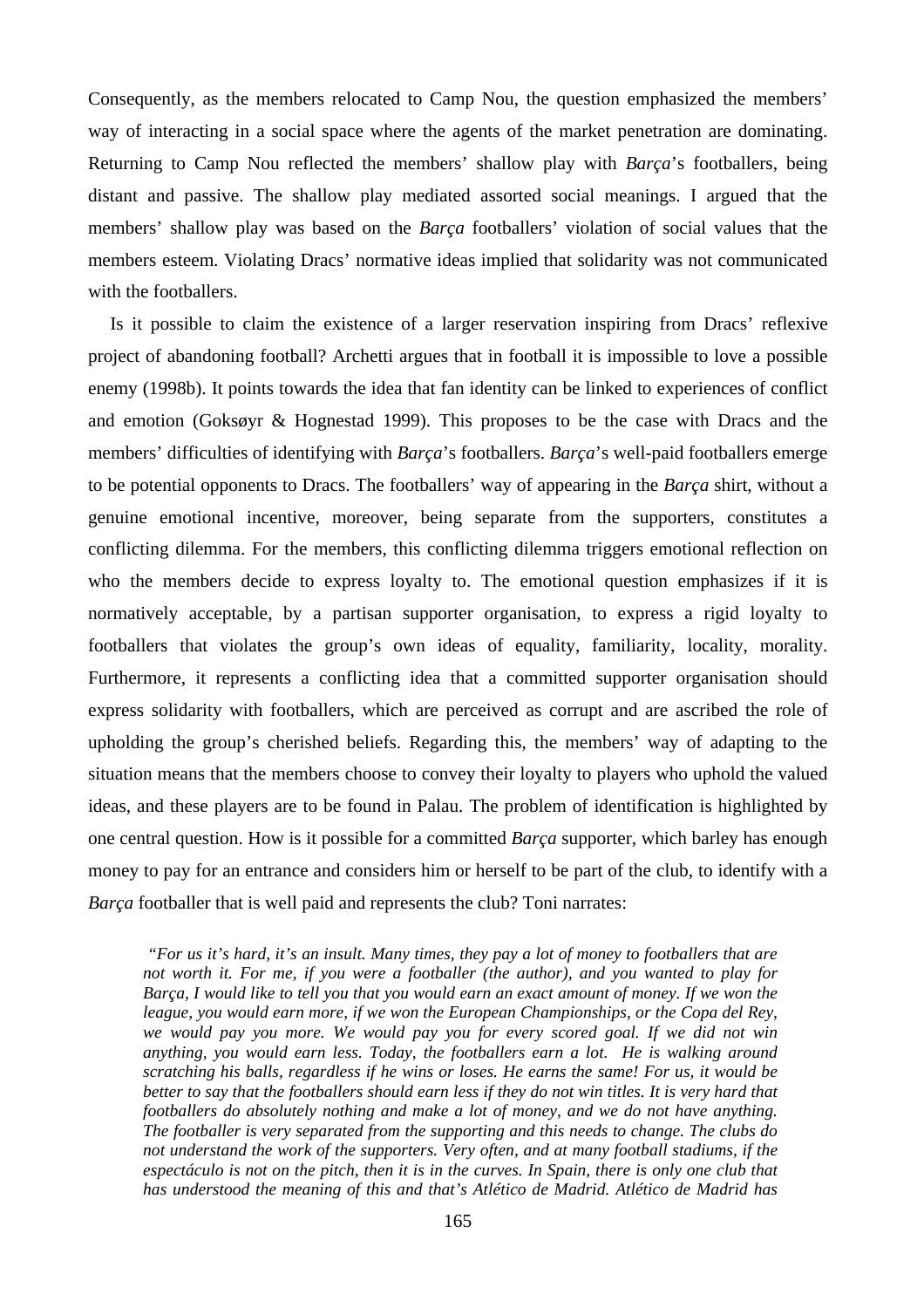Consequently, as the members relocated to Camp Nou, the question emphasized the members' way of interacting in a social space where the agents of the market penetration are dominating. Returning to Camp Nou reflected the members' shallow play with *Barça*'s footballers, being distant and passive. The shallow play mediated assorted social meanings. I argued that the members' shallow play was based on the *Barça* footballers' violation of social values that the members esteem. Violating Dracs' normative ideas implied that solidarity was not communicated with the footballers.

Is it possible to claim the existence of a larger reservation inspiring from Dracs' reflexive project of abandoning football? Archetti argues that in football it is impossible to love a possible enemy (1998b). It points towards the idea that fan identity can be linked to experiences of conflict and emotion (Goksøyr & Hognestad 1999). This proposes to be the case with Dracs and the members' difficulties of identifying with *Barça*'s footballers. *Barça*'s well-paid footballers emerge to be potential opponents to Dracs. The footballers' way of appearing in the *Barça* shirt, without a genuine emotional incentive, moreover, being separate from the supporters, constitutes a conflicting dilemma. For the members, this conflicting dilemma triggers emotional reflection on who the members decide to express loyalty to. The emotional question emphasizes if it is normatively acceptable, by a partisan supporter organisation, to express a rigid loyalty to footballers that violates the group's own ideas of equality, familiarity, locality, morality. Furthermore, it represents a conflicting idea that a committed supporter organisation should express solidarity with footballers, which are perceived as corrupt and are ascribed the role of upholding the group's cherished beliefs. Regarding this, the members' way of adapting to the situation means that the members choose to convey their loyalty to players who uphold the valued ideas, and these players are to be found in Palau. The problem of identification is highlighted by one central question. How is it possible for a committed *Barça* supporter, which barley has enough money to pay for an entrance and considers him or herself to be part of the club, to identify with a *Barça* footballer that is well paid and represents the club? Toni narrates:

> *"For us it's hard, it's an insult. Many times, they pay a lot of money to footballers that are not worth it. For me, if you were a footballer (the author), and you wanted to play for Barça, I would like to tell you that you would earn an exact amount of money. If we won the league, you would earn more, if we won the European Championships, or the Copa del Rey, we would pay you more. We would pay you for every scored goal. If we did not win anything, you would earn less. Today, the footballers earn a lot. He is walking around scratching his balls, regardless if he wins or loses. He earns the same! For us, it would be better to say that the footballers should earn less if they do not win titles. It is very hard that footballers do absolutely nothing and make a lot of money, and we do not have anything. The footballer is very separated from the supporting and this needs to change. The clubs do not understand the work of the supporters. Very often, and at many football stadiums, if the espectáculo is not on the pitch, then it is in the curves. In Spain, there is only one club that has understood the meaning of this and that's Atlético de Madrid. Atlético de Madrid has*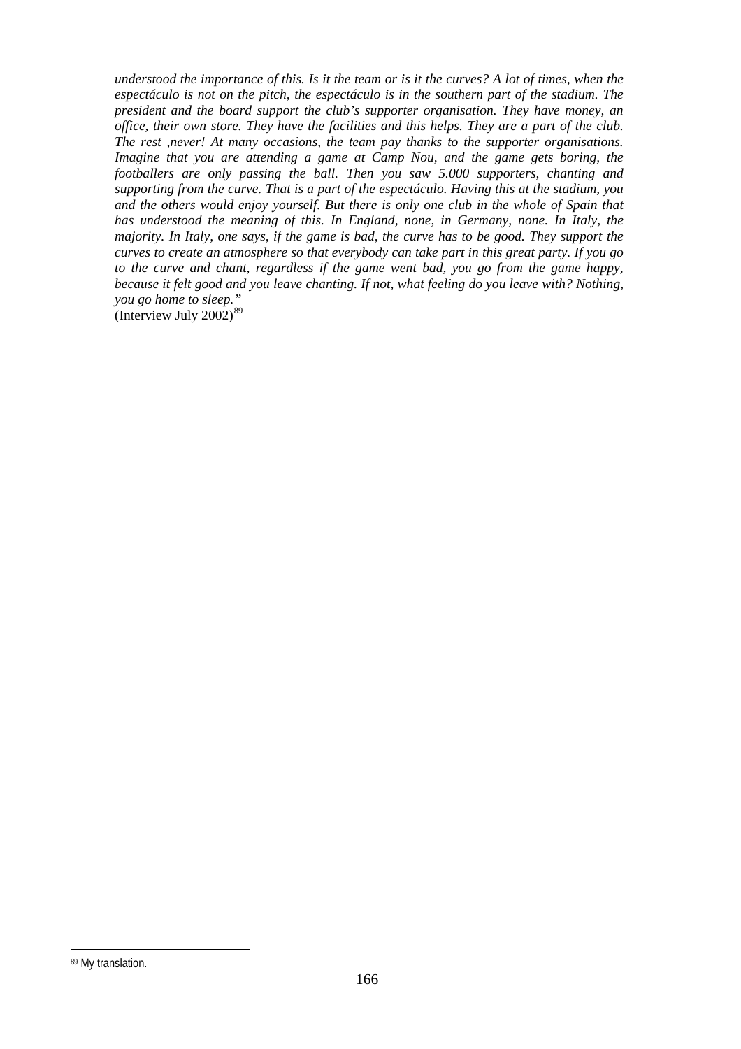*understood the importance of this. Is it the team or is it the curves? A lot of times, when the espectáculo is not on the pitch, the espectáculo is in the southern part of the stadium. The president and the board support the club's supporter organisation. They have money, an office, their own store. They have the facilities and this helps. They are a part of the club. The rest ,never! At many occasions, the team pay thanks to the supporter organisations. Imagine that you are attending a game at Camp Nou, and the game gets boring, the footballers are only passing the ball. Then you saw 5.000 supporters, chanting and supporting from the curve. That is a part of the espectáculo. Having this at the stadium, you and the others would enjoy yourself. But there is only one club in the whole of Spain that has understood the meaning of this. In England, none, in Germany, none. In Italy, the majority. In Italy, one says, if the game is bad, the curve has to be good. They support the curves to create an atmosphere so that everybody can take part in this great party. If you go to the curve and chant, regardless if the game went bad, you go from the game happy, because it felt good and you leave chanting. If not, what feeling do you leave with? Nothing, you go home to sleep."*
(Interview July 2002)[89]

---

[89] My translation.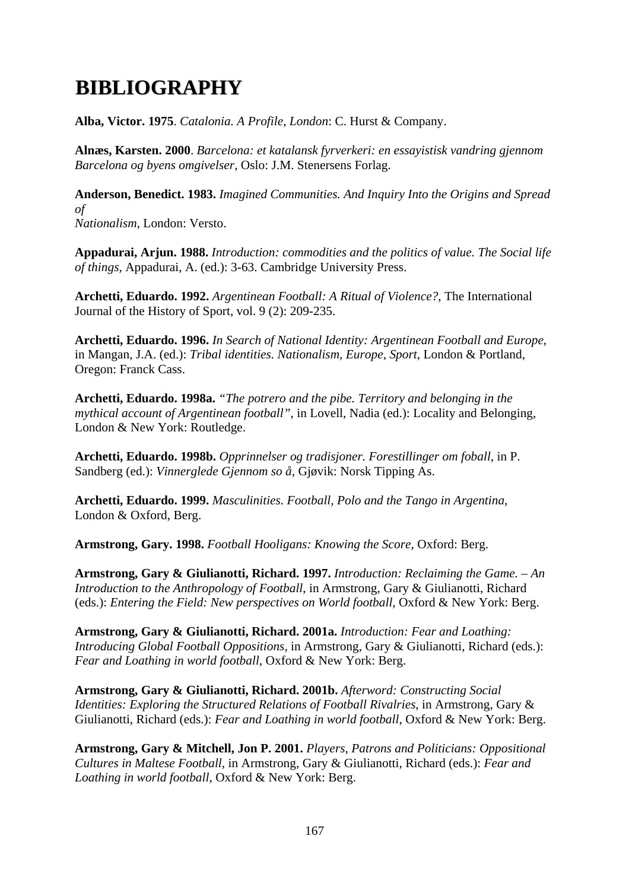# BIBLIOGRAPHY

**Alba, Victor. 1975**. *Catalonia. A Profile, London*: C. Hurst & Company.

**Alnæs, Karsten. 2000**. *Barcelona: et katalansk fyrverkeri: en essayistisk vandring gjennom Barcelona og byens omgivelser*, Oslo: J.M. Stenersens Forlag.

**Anderson, Benedict. 1983.** *Imagined Communities. And Inquiry Into the Origins and Spread of Nationalism*, London: Versto.

**Appadurai, Arjun. 1988.** *Introduction: commodities and the politics of value. The Social life of things*, Appadurai, A. (ed.): 3-63. Cambridge University Press.

**Archetti, Eduardo. 1992.** *Argentinean Football: A Ritual of Violence?*, The International Journal of the History of Sport, vol. 9 (2): 209-235.

**Archetti, Eduardo. 1996.** *In Search of National Identity: Argentinean Football and Europe*, in Mangan, J.A. (ed.): *Tribal identities. Nationalism, Europe, Sport*, London & Portland, Oregon: Franck Cass.

**Archetti, Eduardo. 1998a.** *"The potrero and the pibe. Territory and belonging in the mythical account of Argentinean football"*, in Lovell, Nadia (ed.): Locality and Belonging, London & New York: Routledge.

**Archetti, Eduardo. 1998b.** *Opprinnelser og tradisjoner. Forestillinger om foball*, in P. Sandberg (ed.): *Vinnerglede Gjennom so å*, Gjøvik: Norsk Tipping As.

**Archetti, Eduardo. 1999.** *Masculinities. Football, Polo and the Tango in Argentina*, London & Oxford, Berg.

**Armstrong, Gary. 1998.** *Football Hooligans: Knowing the Score*, Oxford: Berg.

**Armstrong, Gary & Giulianotti, Richard. 1997.** *Introduction: Reclaiming the Game. – An Introduction to the Anthropology of Football*, in Armstrong, Gary & Giulianotti, Richard (eds.): *Entering the Field: New perspectives on World football*, Oxford & New York: Berg.

**Armstrong, Gary & Giulianotti, Richard. 2001a.** *Introduction: Fear and Loathing: Introducing Global Football Oppositions*, in Armstrong, Gary & Giulianotti, Richard (eds.): *Fear and Loathing in world football*, Oxford & New York: Berg.

**Armstrong, Gary & Giulianotti, Richard. 2001b.** *Afterword: Constructing Social Identities: Exploring the Structured Relations of Football Rivalries*, in Armstrong, Gary & Giulianotti, Richard (eds.): *Fear and Loathing in world football*, Oxford & New York: Berg.

**Armstrong, Gary & Mitchell, Jon P. 2001.** *Players, Patrons and Politicians: Oppositional Cultures in Maltese Football*, in Armstrong, Gary & Giulianotti, Richard (eds.): *Fear and Loathing in world football*, Oxford & New York: Berg.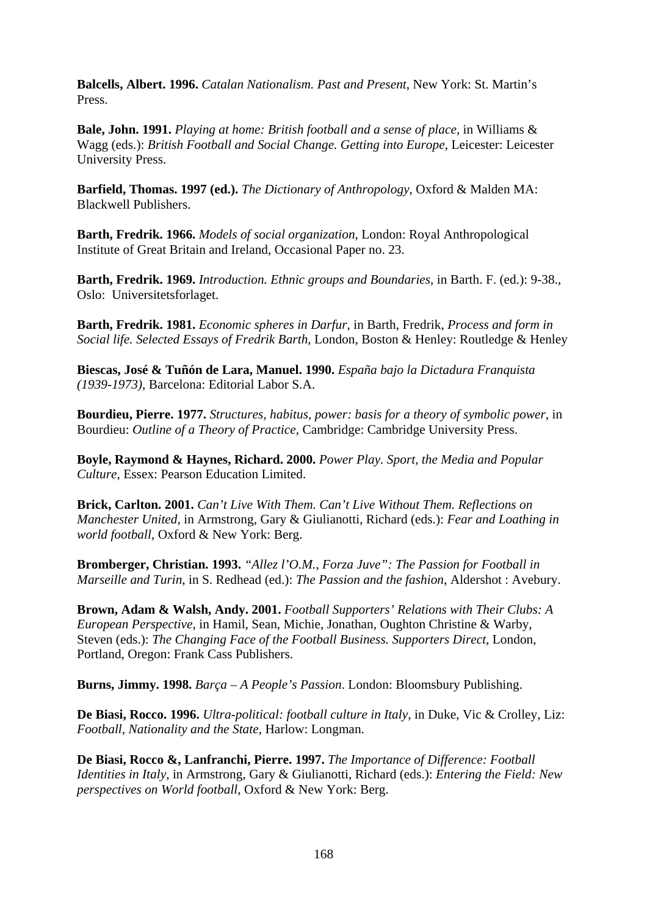**Balcells, Albert. 1996.** *Catalan Nationalism. Past and Present*, New York: St. Martin's Press.

**Bale, John. 1991.** *Playing at home: British football and a sense of place*, in Williams & Wagg (eds.): *British Football and Social Change. Getting into Europe*, Leicester: Leicester University Press.

**Barfield, Thomas. 1997 (ed.).** *The Dictionary of Anthropology*, Oxford & Malden MA: Blackwell Publishers.

**Barth, Fredrik. 1966.** *Models of social organization*, London: Royal Anthropological Institute of Great Britain and Ireland, Occasional Paper no. 23.

**Barth, Fredrik. 1969.** *Introduction. Ethnic groups and Boundaries*, in Barth. F. (ed.): 9-38., Oslo: Universitetsforlaget.

**Barth, Fredrik. 1981.** *Economic spheres in Darfur*, in Barth, Fredrik, *Process and form in Social life. Selected Essays of Fredrik Barth*, London, Boston & Henley: Routledge & Henley

**Biescas, José & Tuñón de Lara, Manuel. 1990.** *España bajo la Dictadura Franquista (1939-1973)*, Barcelona: Editorial Labor S.A.

**Bourdieu, Pierre. 1977.** *Structures, habitus, power: basis for a theory of symbolic power*, in Bourdieu: *Outline of a Theory of Practice*, Cambridge: Cambridge University Press.

**Boyle, Raymond & Haynes, Richard. 2000.** *Power Play. Sport, the Media and Popular Culture*, Essex: Pearson Education Limited.

**Brick, Carlton. 2001.** *Can't Live With Them. Can't Live Without Them. Reflections on Manchester United*, in Armstrong, Gary & Giulianotti, Richard (eds.): *Fear and Loathing in world football*, Oxford & New York: Berg.

**Bromberger, Christian. 1993.** *"Allez l'O.M., Forza Juve": The Passion for Football in Marseille and Turin*, in S. Redhead (ed.): *The Passion and the fashion*, Aldershot : Avebury.

**Brown, Adam & Walsh, Andy. 2001.** *Football Supporters' Relations with Their Clubs: A European Perspective*, in Hamil, Sean, Michie, Jonathan, Oughton Christine & Warby, Steven (eds.): *The Changing Face of the Football Business. Supporters Direct*, London, Portland, Oregon: Frank Cass Publishers.

**Burns, Jimmy. 1998.** *Barça – A People's Passion*. London: Bloomsbury Publishing.

**De Biasi, Rocco. 1996.** *Ultra-political: football culture in Italy*, in Duke, Vic & Crolley, Liz: *Football, Nationality and the State*, Harlow: Longman.

**De Biasi, Rocco &, Lanfranchi, Pierre. 1997.** *The Importance of Difference: Football Identities in Italy*, in Armstrong, Gary & Giulianotti, Richard (eds.): *Entering the Field: New perspectives on World football*, Oxford & New York: Berg.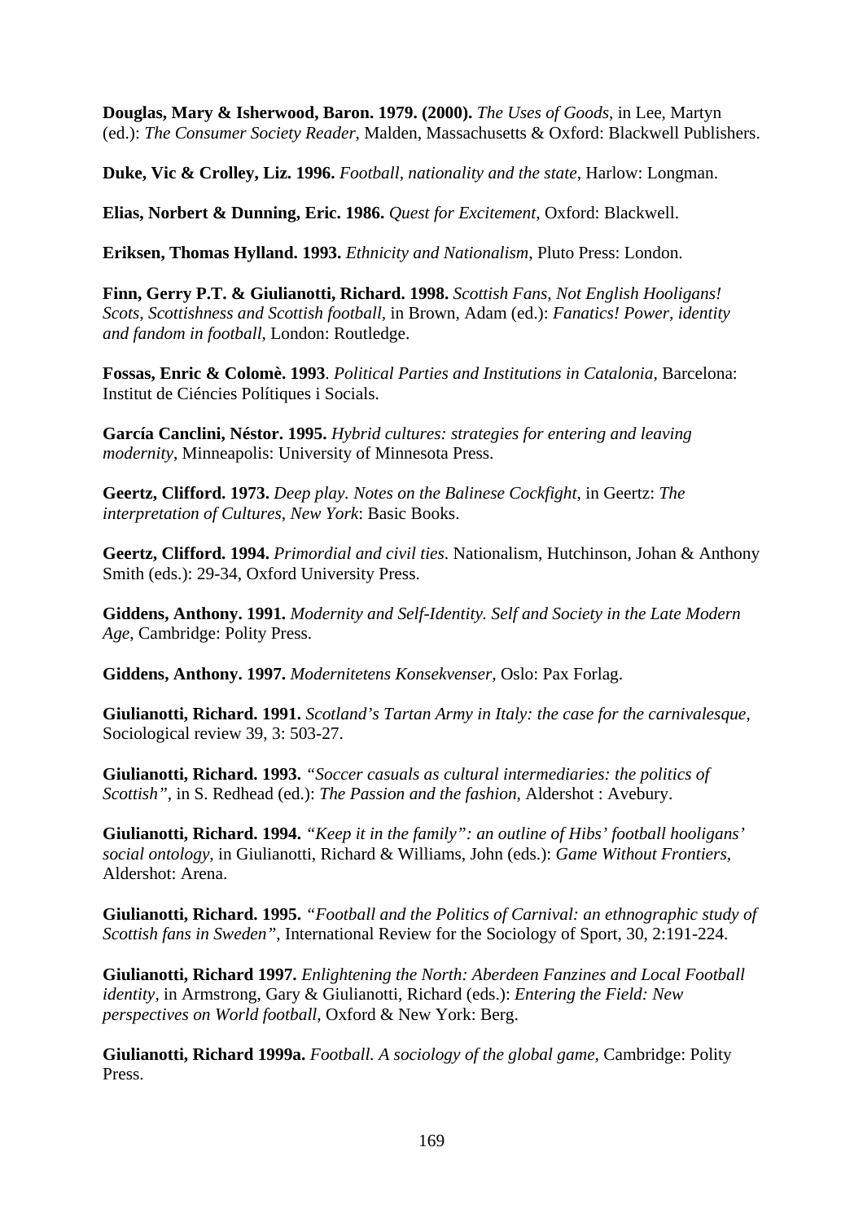**Douglas, Mary & Isherwood, Baron. 1979. (2000).** *The Uses of Goods*, in Lee, Martyn (ed.): *The Consumer Society Reader*, Malden, Massachusetts & Oxford: Blackwell Publishers.

**Duke, Vic & Crolley, Liz. 1996.** *Football, nationality and the state*, Harlow: Longman.

**Elias, Norbert & Dunning, Eric. 1986.** *Quest for Excitement*, Oxford: Blackwell.

**Eriksen, Thomas Hylland. 1993.** *Ethnicity and Nationalism*, Pluto Press: London.

**Finn, Gerry P.T. & Giulianotti, Richard. 1998.** *Scottish Fans, Not English Hooligans! Scots, Scottishness and Scottish football*, in Brown, Adam (ed.): *Fanatics! Power, identity and fandom in football*, London: Routledge.

**Fossas, Enric & Colomè. 1993**. *Political Parties and Institutions in Catalonia*, Barcelona: Institut de Ciéncies Polítiques i Socials.

**García Canclini, Néstor. 1995.** *Hybrid cultures: strategies for entering and leaving modernity*, Minneapolis: University of Minnesota Press.

**Geertz, Clifford. 1973.** *Deep play. Notes on the Balinese Cockfight*, in Geertz: *The interpretation of Cultures, New York*: Basic Books.

**Geertz, Clifford. 1994.** *Primordial and civil ties*. Nationalism, Hutchinson, Johan & Anthony Smith (eds.): 29-34, Oxford University Press.

**Giddens, Anthony. 1991.** *Modernity and Self-Identity. Self and Society in the Late Modern Age*, Cambridge: Polity Press.

**Giddens, Anthony. 1997.** *Modernitetens Konsekvenser*, Oslo: Pax Forlag.

**Giulianotti, Richard. 1991.** *Scotland's Tartan Army in Italy: the case for the carnivalesque*, Sociological review 39, 3: 503-27.

**Giulianotti, Richard. 1993.** *"Soccer casuals as cultural intermediaries: the politics of Scottish"*, in S. Redhead (ed.): *The Passion and the fashion*, Aldershot : Avebury.

**Giulianotti, Richard. 1994.** *"Keep it in the family": an outline of Hibs' football hooligans' social ontology*, in Giulianotti, Richard & Williams, John (eds.): *Game Without Frontiers*, Aldershot: Arena.

**Giulianotti, Richard. 1995.** *"Football and the Politics of Carnival: an ethnographic study of Scottish fans in Sweden"*, International Review for the Sociology of Sport, 30, 2:191-224.

**Giulianotti, Richard 1997.** *Enlightening the North: Aberdeen Fanzines and Local Football identity*, in Armstrong, Gary & Giulianotti, Richard (eds.): *Entering the Field: New perspectives on World football*, Oxford & New York: Berg.

**Giulianotti, Richard 1999a.** *Football. A sociology of the global game*, Cambridge: Polity Press.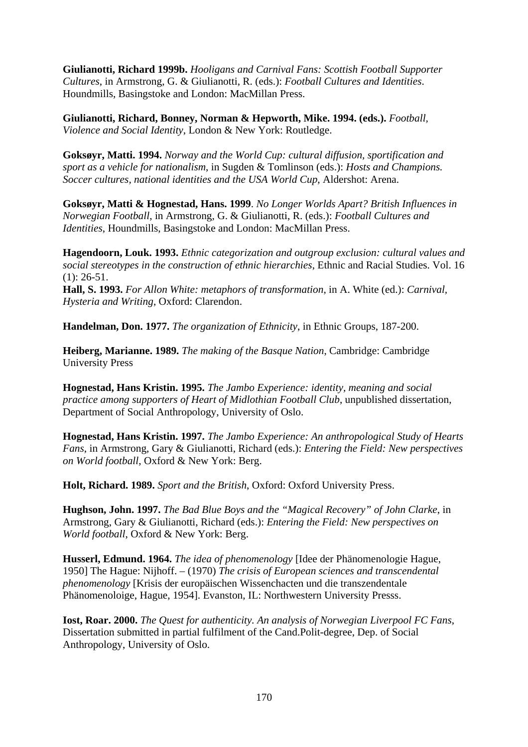**Giulianotti, Richard 1999b.** *Hooligans and Carnival Fans: Scottish Football Supporter Cultures*, in Armstrong, G. & Giulianotti, R. (eds.): *Football Cultures and Identities*. Houndmills, Basingstoke and London: MacMillan Press.

**Giulianotti, Richard, Bonney, Norman & Hepworth, Mike. 1994. (eds.).** *Football, Violence and Social Identity*, London & New York: Routledge.

**Goksøyr, Matti. 1994.** *Norway and the World Cup: cultural diffusion, sportification and sport as a vehicle for nationalism*, in Sugden & Tomlinson (eds.): *Hosts and Champions. Soccer cultures, national identities and the USA World Cup*, Aldershot: Arena.

**Goksøyr, Matti & Hognestad, Hans. 1999**. *No Longer Worlds Apart? British Influences in Norwegian Football*, in Armstrong, G. & Giulianotti, R. (eds.): *Football Cultures and Identities*, Houndmills, Basingstoke and London: MacMillan Press.

**Hagendoorn, Louk. 1993.** *Ethnic categorization and outgroup exclusion: cultural values and social stereotypes in the construction of ethnic hierarchies*, Ethnic and Racial Studies. Vol. 16 (1): 26-51.
**Hall, S. 1993.** *For Allon White: metaphors of transformation*, in A. White (ed.): *Carnival, Hysteria and Writing*, Oxford: Clarendon.

**Handelman, Don. 1977.** *The organization of Ethnicity*, in Ethnic Groups, 187-200.

**Heiberg, Marianne. 1989.** *The making of the Basque Nation*, Cambridge: Cambridge University Press

**Hognestad, Hans Kristin. 1995.** *The Jambo Experience: identity, meaning and social practice among supporters of Heart of Midlothian Football Club*, unpublished dissertation, Department of Social Anthropology, University of Oslo.

**Hognestad, Hans Kristin. 1997.** *The Jambo Experience: An anthropological Study of Hearts Fans*, in Armstrong, Gary & Giulianotti, Richard (eds.): *Entering the Field: New perspectives on World football*, Oxford & New York: Berg.

**Holt, Richard. 1989.** *Sport and the British*, Oxford: Oxford University Press.

**Hughson, John. 1997.** *The Bad Blue Boys and the "Magical Recovery" of John Clarke*, in Armstrong, Gary & Giulianotti, Richard (eds.): *Entering the Field: New perspectives on World football*, Oxford & New York: Berg.

**Husserl, Edmund. 1964.** *The idea of phenomenology* [Idee der Phänomenologie Hague, 1950] The Hague: Nijhoff. – (1970) *The crisis of European sciences and transcendental phenomenology* [Krisis der europäischen Wissenchacten und die transzendentale Phänomenoloige, Hague, 1954]. Evanston, IL: Northwestern University Presss.

**Iost, Roar. 2000.** *The Quest for authenticity. An analysis of Norwegian Liverpool FC Fans*, Dissertation submitted in partial fulfilment of the Cand.Polit-degree, Dep. of Social Anthropology, University of Oslo.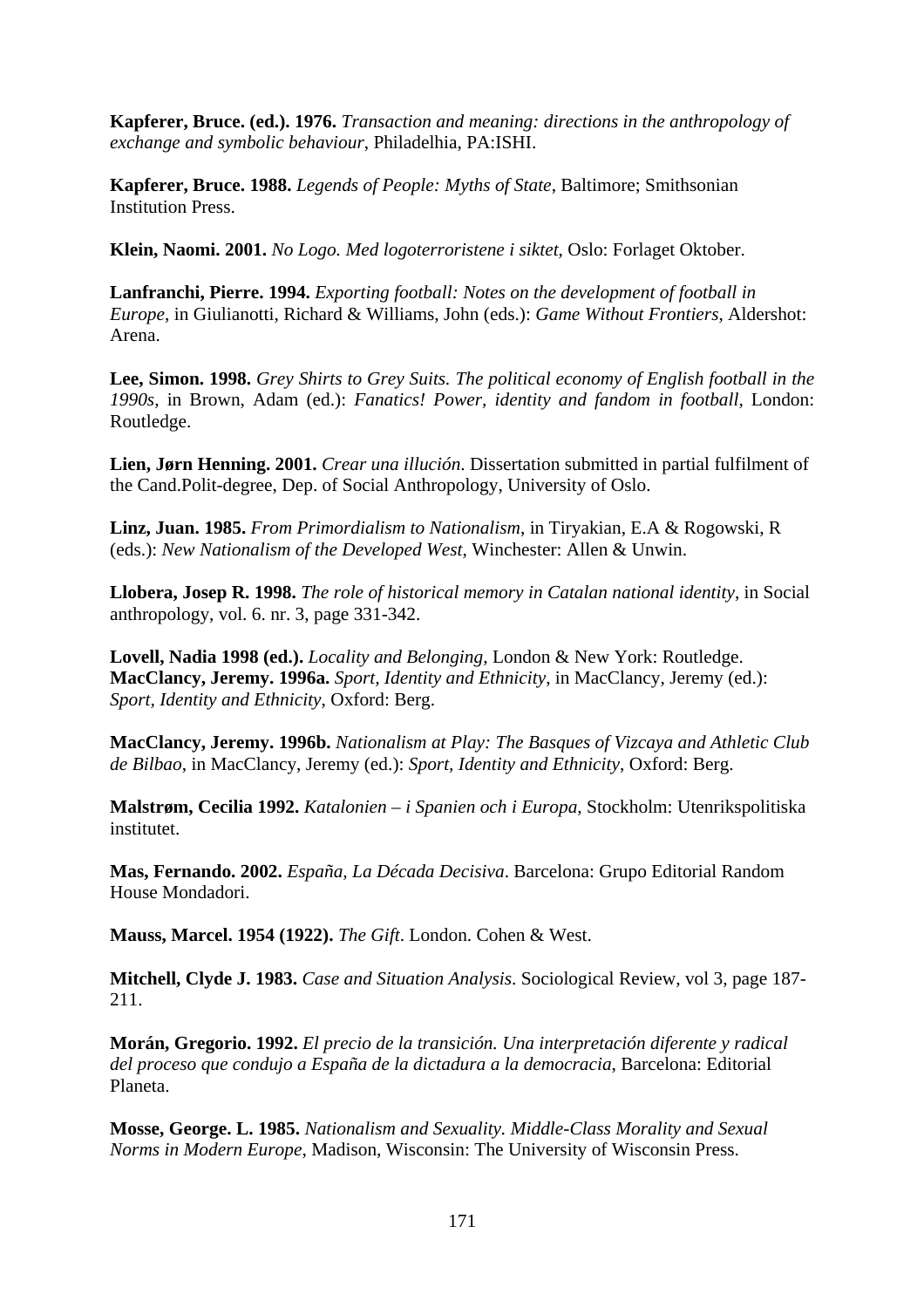**Kapferer, Bruce. (ed.). 1976.** *Transaction and meaning: directions in the anthropology of exchange and symbolic behaviour*, Philadelhia, PA:ISHI.

**Kapferer, Bruce. 1988.** *Legends of People: Myths of State*, Baltimore; Smithsonian Institution Press.

**Klein, Naomi. 2001.** *No Logo. Med logoterroristene i siktet*, Oslo: Forlaget Oktober.

**Lanfranchi, Pierre. 1994.** *Exporting football: Notes on the development of football in Europe*, in Giulianotti, Richard & Williams, John (eds.): *Game Without Frontiers*, Aldershot: Arena.

**Lee, Simon. 1998.** *Grey Shirts to Grey Suits. The political economy of English football in the 1990s*, in Brown, Adam (ed.): *Fanatics! Power, identity and fandom in football*, London: Routledge.

**Lien, Jørn Henning. 2001.** *Crear una illución*. Dissertation submitted in partial fulfilment of the Cand.Polit-degree, Dep. of Social Anthropology, University of Oslo.

**Linz, Juan. 1985.** *From Primordialism to Nationalism*, in Tiryakian, E.A & Rogowski, R (eds.): *New Nationalism of the Developed West*, Winchester: Allen & Unwin.

**Llobera, Josep R. 1998.** *The role of historical memory in Catalan national identity*, in Social anthropology, vol. 6. nr. 3, page 331-342.

**Lovell, Nadia 1998 (ed.).** *Locality and Belonging*, London & New York: Routledge.
**MacClancy, Jeremy. 1996a.** *Sport, Identity and Ethnicity*, in MacClancy, Jeremy (ed.): *Sport, Identity and Ethnicity*, Oxford: Berg.

**MacClancy, Jeremy. 1996b.** *Nationalism at Play: The Basques of Vizcaya and Athletic Club de Bilbao*, in MacClancy, Jeremy (ed.): *Sport, Identity and Ethnicity*, Oxford: Berg.

**Malstrøm, Cecilia 1992.** *Katalonien – i Spanien och i Europa*, Stockholm: Utenrikspolitiska institutet.

**Mas, Fernando. 2002.** *España, La Década Decisiva*. Barcelona: Grupo Editorial Random House Mondadori.

**Mauss, Marcel. 1954 (1922).** *The Gift*. London. Cohen & West.

**Mitchell, Clyde J. 1983.** *Case and Situation Analysis*. Sociological Review, vol 3, page 187-211.

**Morán, Gregorio. 1992.** *El precio de la transición. Una interpretación diferente y radical del proceso que condujo a España de la dictadura a la democracia*, Barcelona: Editorial Planeta.

**Mosse, George. L. 1985.** *Nationalism and Sexuality. Middle-Class Morality and Sexual Norms in Modern Europe*, Madison, Wisconsin: The University of Wisconsin Press.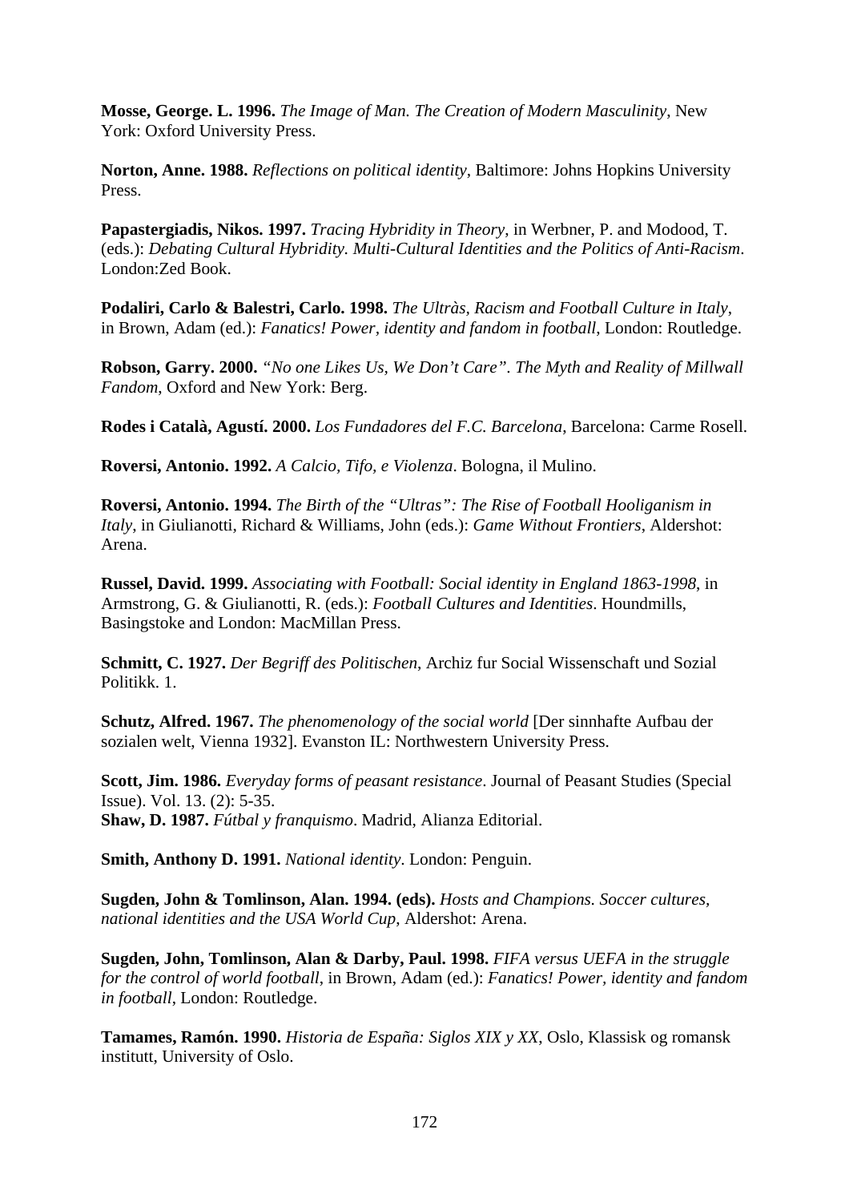**Mosse, George. L. 1996.** *The Image of Man. The Creation of Modern Masculinity*, New York: Oxford University Press.

**Norton, Anne. 1988.** *Reflections on political identity*, Baltimore: Johns Hopkins University Press.

**Papastergiadis, Nikos. 1997.** *Tracing Hybridity in Theory*, in Werbner, P. and Modood, T. (eds.): *Debating Cultural Hybridity. Multi-Cultural Identities and the Politics of Anti-Racism*. London:Zed Book.

**Podaliri, Carlo & Balestri, Carlo. 1998.** *The Ultràs, Racism and Football Culture in Italy*, in Brown, Adam (ed.): *Fanatics! Power, identity and fandom in football*, London: Routledge.

**Robson, Garry. 2000.** *"No one Likes Us, We Don't Care". The Myth and Reality of Millwall Fandom*, Oxford and New York: Berg.

**Rodes i Català, Agustí. 2000.** *Los Fundadores del F.C. Barcelona*, Barcelona: Carme Rosell.

**Roversi, Antonio. 1992.** *A Calcio, Tifo, e Violenza*. Bologna, il Mulino.

**Roversi, Antonio. 1994.** *The Birth of the "Ultras": The Rise of Football Hooliganism in Italy*, in Giulianotti, Richard & Williams, John (eds.): *Game Without Frontiers*, Aldershot: Arena.

**Russel, David. 1999.** *Associating with Football: Social identity in England 1863-1998*, in Armstrong, G. & Giulianotti, R. (eds.): *Football Cultures and Identities*. Houndmills, Basingstoke and London: MacMillan Press.

**Schmitt, C. 1927.** *Der Begriff des Politischen*, Archiz fur Social Wissenschaft und Sozial Politikk. 1.

**Schutz, Alfred. 1967.** *The phenomenology of the social world* [Der sinnhafte Aufbau der sozialen welt, Vienna 1932]. Evanston IL: Northwestern University Press.

**Scott, Jim. 1986.** *Everyday forms of peasant resistance*. Journal of Peasant Studies (Special Issue). Vol. 13. (2): 5-35.
**Shaw, D. 1987.** *Fútbal y franquismo*. Madrid, Alianza Editorial.

**Smith, Anthony D. 1991.** *National identity*. London: Penguin.

**Sugden, John & Tomlinson, Alan. 1994. (eds).** *Hosts and Champions. Soccer cultures, national identities and the USA World Cup*, Aldershot: Arena.

**Sugden, John, Tomlinson, Alan & Darby, Paul. 1998.** *FIFA versus UEFA in the struggle for the control of world football*, in Brown, Adam (ed.): *Fanatics! Power, identity and fandom in football*, London: Routledge.

**Tamames, Ramón. 1990.** *Historia de España: Siglos XIX y XX*, Oslo, Klassisk og romansk institutt, University of Oslo.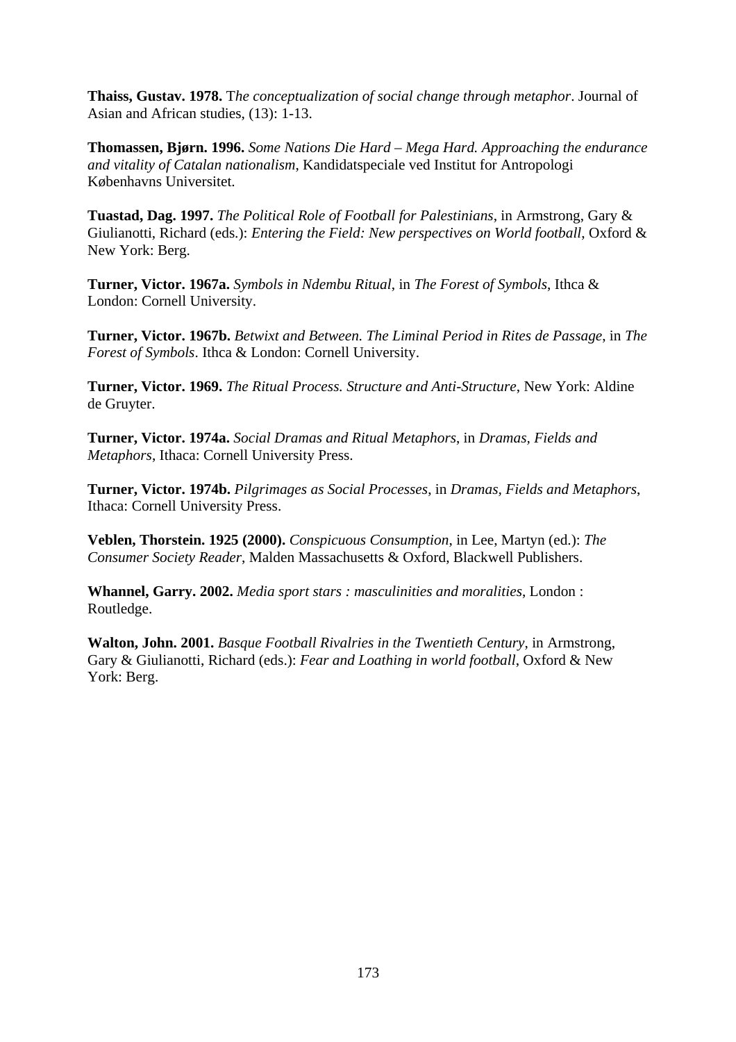**Thaiss, Gustav. 1978.** T*he conceptualization of social change through metaphor*. Journal of Asian and African studies, (13): 1-13.

**Thomassen, Bjørn. 1996.** *Some Nations Die Hard – Mega Hard. Approaching the endurance and vitality of Catalan nationalism*, Kandidatspeciale ved Institut for Antropologi Københavns Universitet.

**Tuastad, Dag. 1997.** *The Political Role of Football for Palestinians*, in Armstrong, Gary & Giulianotti, Richard (eds.): *Entering the Field: New perspectives on World football*, Oxford & New York: Berg.

**Turner, Victor. 1967a.** *Symbols in Ndembu Ritual*, in *The Forest of Symbols*, Ithca & London: Cornell University.

**Turner, Victor. 1967b.** *Betwixt and Between. The Liminal Period in Rites de Passage*, in *The Forest of Symbols*. Ithca & London: Cornell University.

**Turner, Victor. 1969.** *The Ritual Process. Structure and Anti-Structure*, New York: Aldine de Gruyter.

**Turner, Victor. 1974a.** *Social Dramas and Ritual Metaphors*, in *Dramas, Fields and Metaphors*, Ithaca: Cornell University Press.

**Turner, Victor. 1974b.** *Pilgrimages as Social Processes*, in *Dramas, Fields and Metaphors*, Ithaca: Cornell University Press.

**Veblen, Thorstein. 1925 (2000).** *Conspicuous Consumption*, in Lee, Martyn (ed.): *The Consumer Society Reader*, Malden Massachusetts & Oxford, Blackwell Publishers.

**Whannel, Garry. 2002.** *Media sport stars : masculinities and moralities*, London : Routledge.

**Walton, John. 2001.** *Basque Football Rivalries in the Twentieth Century*, in Armstrong, Gary & Giulianotti, Richard (eds.): *Fear and Loathing in world football*, Oxford & New York: Berg.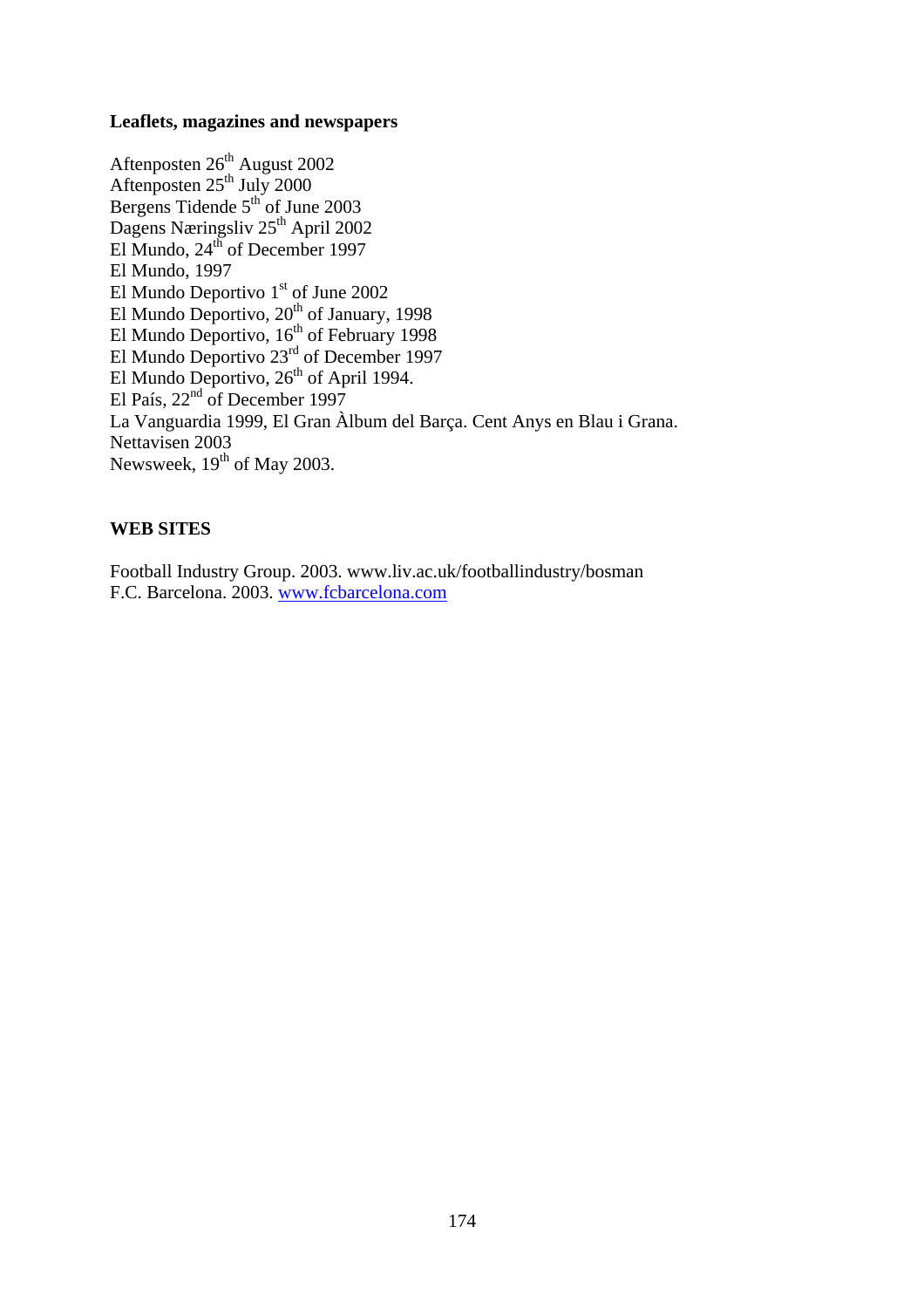**Leaflets, magazines and newspapers**

Aftenposten 26th August 2002
Aftenposten 25th July 2000
Bergens Tidende 5th of June 2003
Dagens Næringsliv 25th April 2002
El Mundo, 24th of December 1997
El Mundo, 1997
El Mundo Deportivo 1st of June 2002
El Mundo Deportivo, 20th of January, 1998
El Mundo Deportivo, 16th of February 1998
El Mundo Deportivo 23rd of December 1997
El Mundo Deportivo, 26th of April 1994.
El País, 22nd of December 1997
La Vanguardia 1999, El Gran Àlbum del Barça. Cent Anys en Blau i Grana.
Nettavisen 2003
Newsweek, 19th of May 2003.

**WEB SITES**

Football Industry Group. 2003. www.liv.ac.uk/footballindustry/bosman
F.C. Barcelona. 2003. www.fcbarcelona.com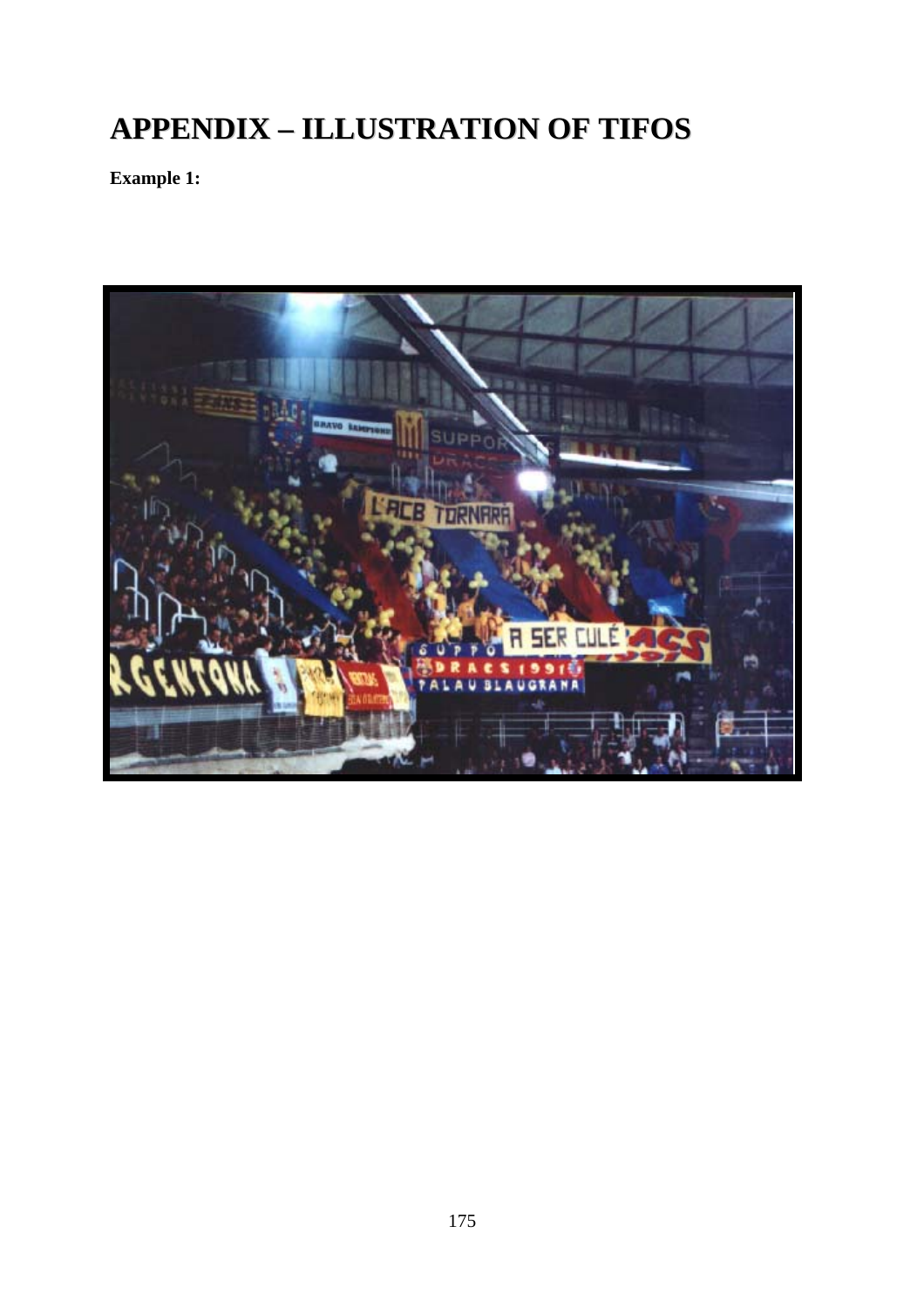# APPENDIX – ILLUSTRATION OF TIFOS

**Example 1:**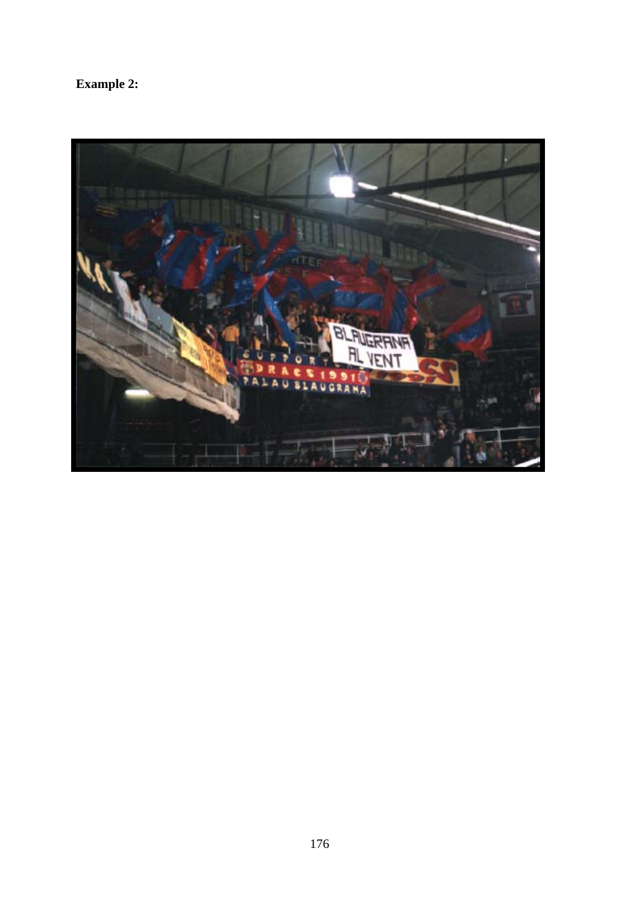**Example 2:**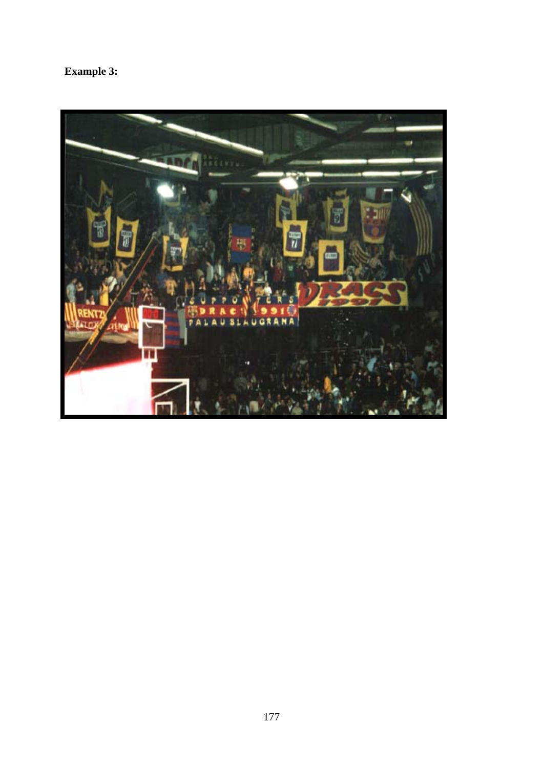**Example 3:**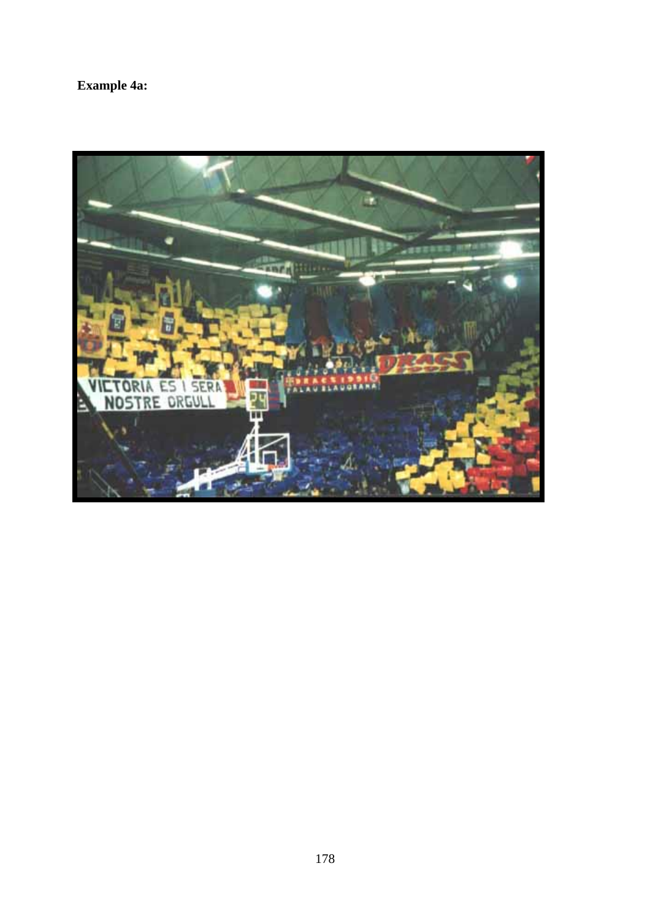**Example 4a:**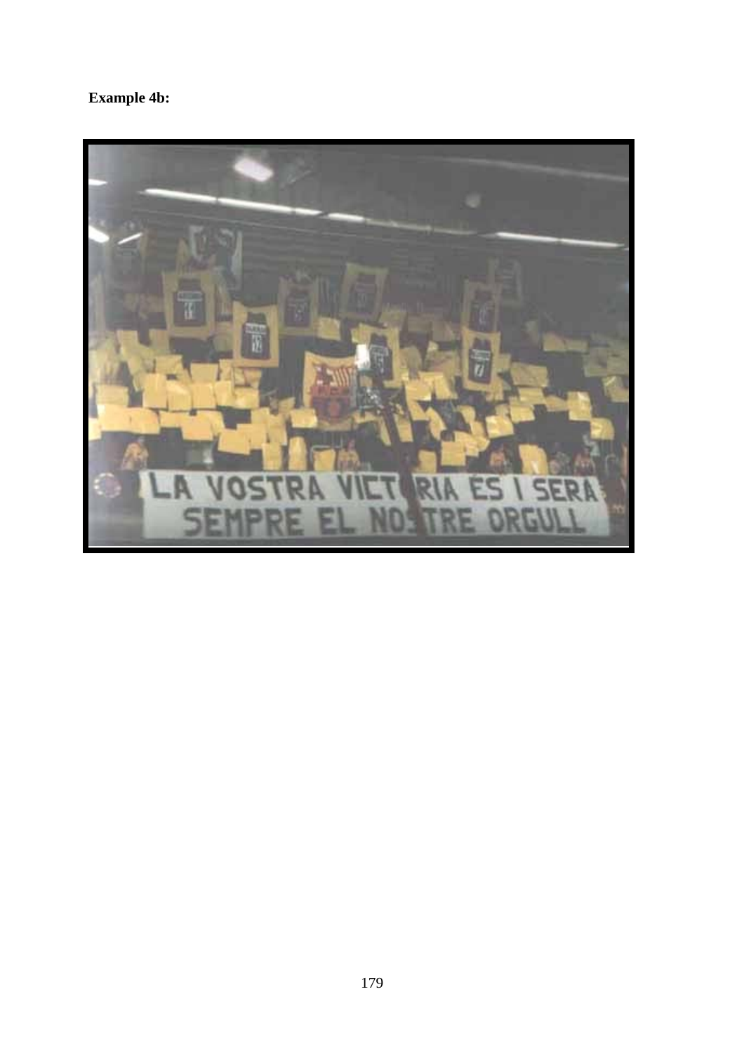**Example 4b:**